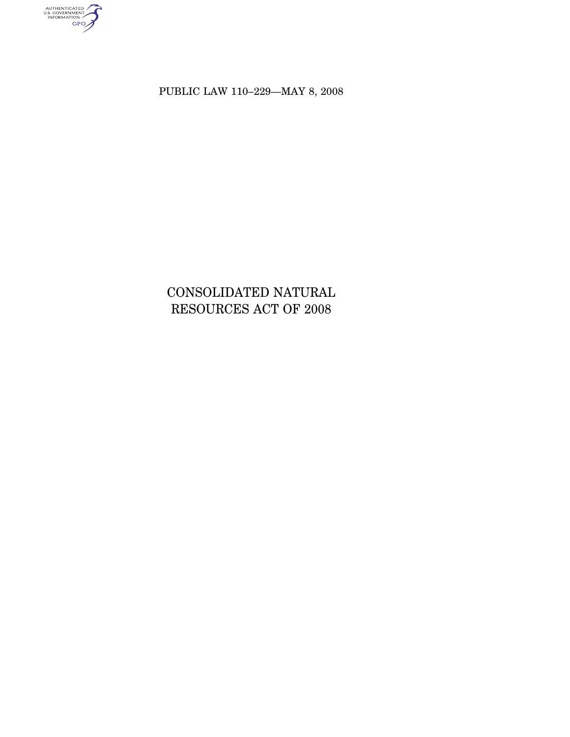PUBLIC LAW 110–229—MAY 8, 2008

# CONSOLIDATED NATURAL RESOURCES ACT OF 2008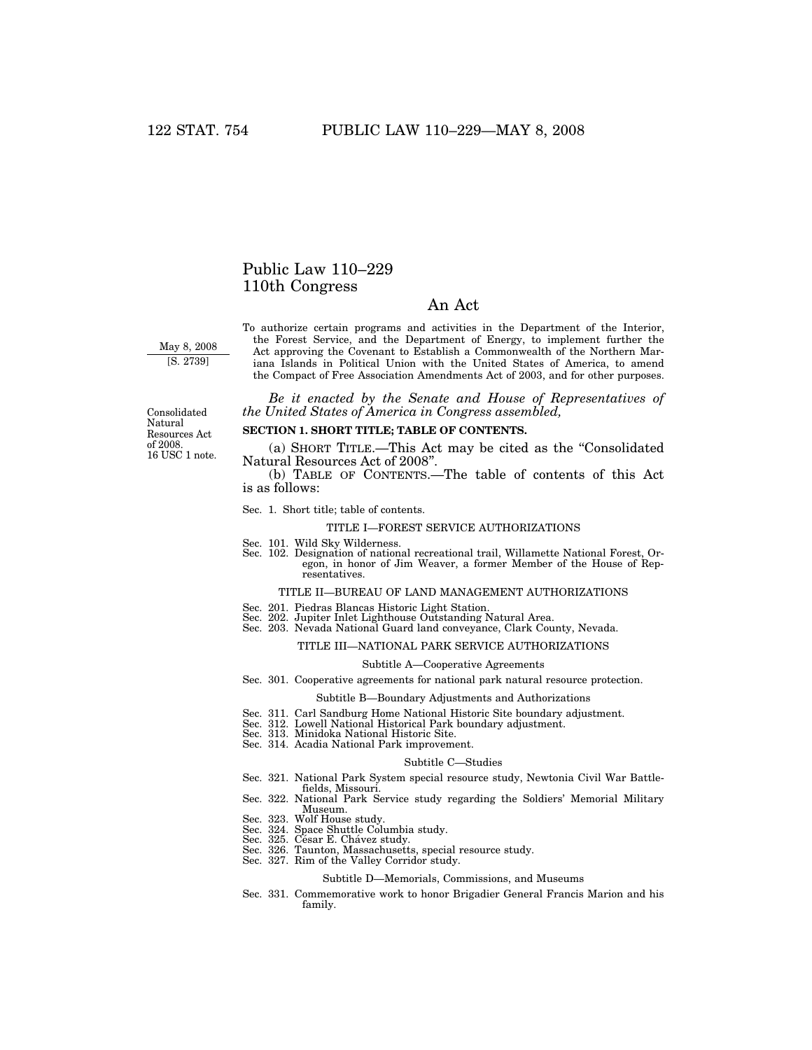# Public Law 110–229
# 110th Congress

## An Act

May 8, 2008
[S. 2739]

To authorize certain programs and activities in the Department of the Interior, the Forest Service, and the Department of Energy, to implement further the Act approving the Covenant to Establish a Commonwealth of the Northern Mariana Islands in Political Union with the United States of America, to amend the Compact of Free Association Amendments Act of 2003, and for other purposes.

*Be it enacted by the Senate and House of Representatives of the United States of America in Congress assembled,*

Consolidated Natural Resources Act of 2008.
16 USC 1 note.

**SECTION 1. SHORT TITLE; TABLE OF CONTENTS.**

(a) SHORT TITLE.—This Act may be cited as the "Consolidated Natural Resources Act of 2008".

(b) TABLE OF CONTENTS.—The table of contents of this Act is as follows:

Sec. 1. Short title; table of contents.

TITLE I—FOREST SERVICE AUTHORIZATIONS

Sec. 101. Wild Sky Wilderness.
Sec. 102. Designation of national recreational trail, Willamette National Forest, Oregon, in honor of Jim Weaver, a former Member of the House of Representatives.

TITLE II—BUREAU OF LAND MANAGEMENT AUTHORIZATIONS

Sec. 201. Piedras Blancas Historic Light Station.
Sec. 202. Jupiter Inlet Lighthouse Outstanding Natural Area.
Sec. 203. Nevada National Guard land conveyance, Clark County, Nevada.

TITLE III—NATIONAL PARK SERVICE AUTHORIZATIONS

Subtitle A—Cooperative Agreements

Sec. 301. Cooperative agreements for national park natural resource protection.

Subtitle B—Boundary Adjustments and Authorizations

Sec. 311. Carl Sandburg Home National Historic Site boundary adjustment.
Sec. 312. Lowell National Historical Park boundary adjustment.
Sec. 313. Minidoka National Historic Site.
Sec. 314. Acadia National Park improvement.

Subtitle C—Studies

Sec. 321. National Park System special resource study, Newtonia Civil War Battlefields, Missouri.
Sec. 322. National Park Service study regarding the Soldiers' Memorial Military Museum.
Sec. 323. Wolf House study.
Sec. 324. Space Shuttle Columbia study.
Sec. 325. César E. Chávez study.
Sec. 326. Taunton, Massachusetts, special resource study.
Sec. 327. Rim of the Valley Corridor study.

Subtitle D—Memorials, Commissions, and Museums

Sec. 331. Commemorative work to honor Brigadier General Francis Marion and his family.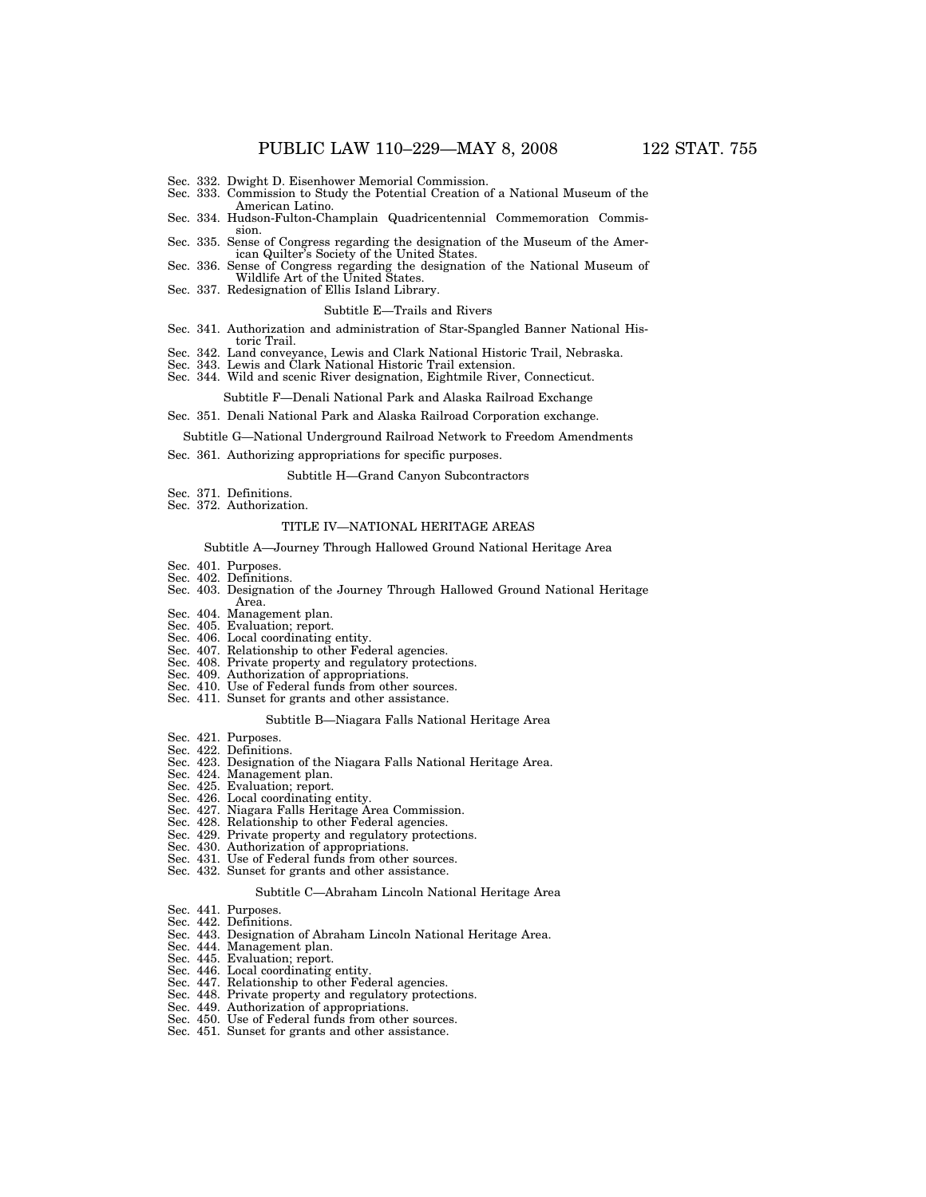Sec. 332. Dwight D. Eisenhower Memorial Commission.
Sec. 333. Commission to Study the Potential Creation of a National Museum of the American Latino.
Sec. 334. Hudson-Fulton-Champlain Quadricentennial Commemoration Commission.
Sec. 335. Sense of Congress regarding the designation of the Museum of the American Quilter's Society of the United States.
Sec. 336. Sense of Congress regarding the designation of the National Museum of Wildlife Art of the United States.
Sec. 337. Redesignation of Ellis Island Library.

### Subtitle E—Trails and Rivers

Sec. 341. Authorization and administration of Star-Spangled Banner National Historic Trail.
Sec. 342. Land conveyance, Lewis and Clark National Historic Trail, Nebraska.
Sec. 343. Lewis and Clark National Historic Trail extension.
Sec. 344. Wild and scenic River designation, Eightmile River, Connecticut.

### Subtitle F—Denali National Park and Alaska Railroad Exchange

Sec. 351. Denali National Park and Alaska Railroad Corporation exchange.

### Subtitle G—National Underground Railroad Network to Freedom Amendments

Sec. 361. Authorizing appropriations for specific purposes.

### Subtitle H—Grand Canyon Subcontractors

Sec. 371. Definitions.
Sec. 372. Authorization.

## TITLE IV—NATIONAL HERITAGE AREAS

### Subtitle A—Journey Through Hallowed Ground National Heritage Area

Sec. 401. Purposes.
Sec. 402. Definitions.
Sec. 403. Designation of the Journey Through Hallowed Ground National Heritage Area.
Sec. 404. Management plan.
Sec. 405. Evaluation; report.
Sec. 406. Local coordinating entity.
Sec. 407. Relationship to other Federal agencies.
Sec. 408. Private property and regulatory protections.
Sec. 409. Authorization of appropriations.
Sec. 410. Use of Federal funds from other sources.
Sec. 411. Sunset for grants and other assistance.

### Subtitle B—Niagara Falls National Heritage Area

Sec. 421. Purposes.
Sec. 422. Definitions.
Sec. 423. Designation of the Niagara Falls National Heritage Area.
Sec. 424. Management plan.
Sec. 425. Evaluation; report.
Sec. 426. Local coordinating entity.
Sec. 427. Niagara Falls Heritage Area Commission.
Sec. 428. Relationship to other Federal agencies.
Sec. 429. Private property and regulatory protections.
Sec. 430. Authorization of appropriations.
Sec. 431. Use of Federal funds from other sources.
Sec. 432. Sunset for grants and other assistance.

### Subtitle C—Abraham Lincoln National Heritage Area

Sec. 441. Purposes.
Sec. 442. Definitions.
Sec. 443. Designation of Abraham Lincoln National Heritage Area.
Sec. 444. Management plan.
Sec. 445. Evaluation; report.
Sec. 446. Local coordinating entity.
Sec. 447. Relationship to other Federal agencies.
Sec. 448. Private property and regulatory protections.
Sec. 449. Authorization of appropriations.
Sec. 450. Use of Federal funds from other sources.
Sec. 451. Sunset for grants and other assistance.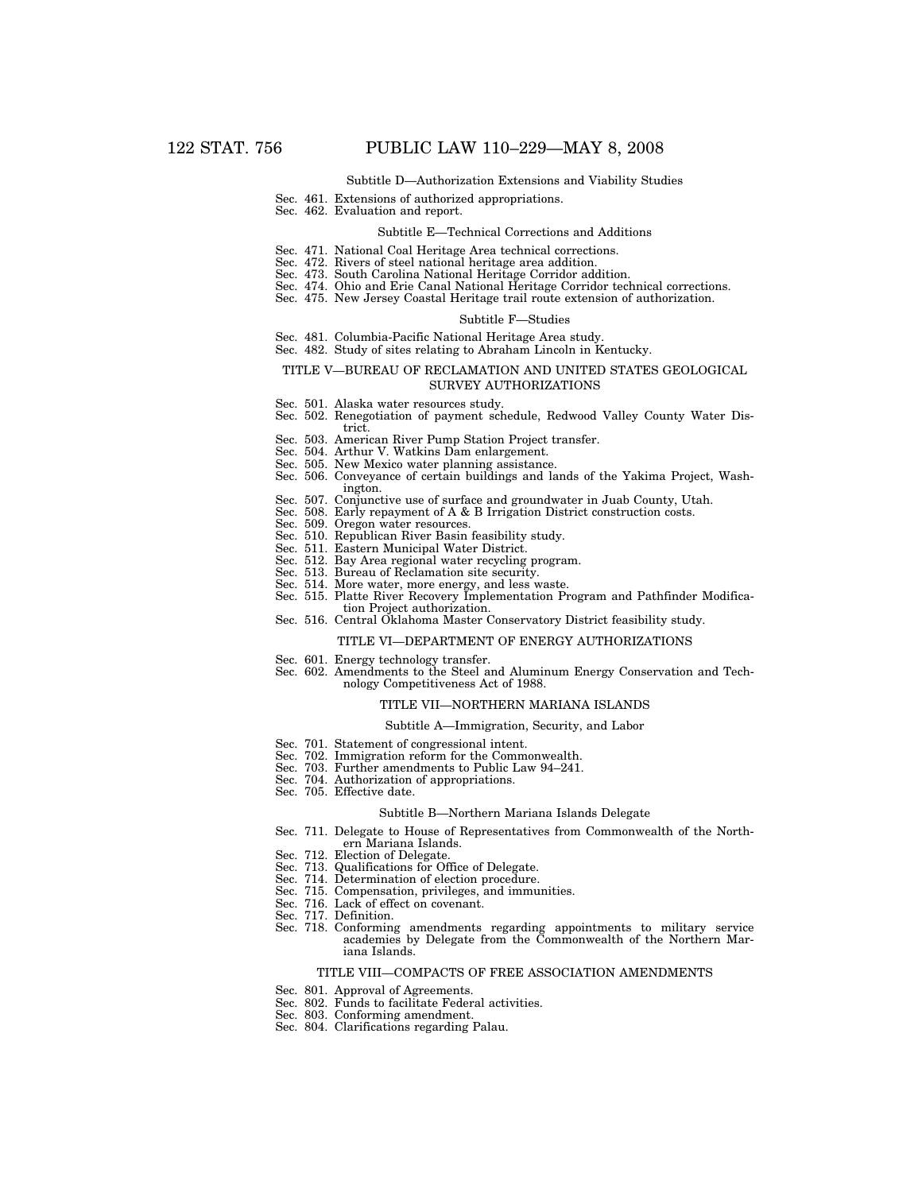Subtitle D—Authorization Extensions and Viability Studies

Sec. 461. Extensions of authorized appropriations.
Sec. 462. Evaluation and report.

Subtitle E—Technical Corrections and Additions

Sec. 471. National Coal Heritage Area technical corrections.
Sec. 472. Rivers of steel national heritage area addition.
Sec. 473. South Carolina National Heritage Corridor addition.
Sec. 474. Ohio and Erie Canal National Heritage Corridor technical corrections.
Sec. 475. New Jersey Coastal Heritage trail route extension of authorization.

Subtitle F—Studies

Sec. 481. Columbia-Pacific National Heritage Area study.
Sec. 482. Study of sites relating to Abraham Lincoln in Kentucky.

TITLE V—BUREAU OF RECLAMATION AND UNITED STATES GEOLOGICAL SURVEY AUTHORIZATIONS

Sec. 501. Alaska water resources study.
Sec. 502. Renegotiation of payment schedule, Redwood Valley County Water District.
Sec. 503. American River Pump Station Project transfer.
Sec. 504. Arthur V. Watkins Dam enlargement.
Sec. 505. New Mexico water planning assistance.
Sec. 506. Conveyance of certain buildings and lands of the Yakima Project, Washington.
Sec. 507. Conjunctive use of surface and groundwater in Juab County, Utah.
Sec. 508. Early repayment of A & B Irrigation District construction costs.
Sec. 509. Oregon water resources.
Sec. 510. Republican River Basin feasibility study.
Sec. 511. Eastern Municipal Water District.
Sec. 512. Bay Area regional water recycling program.
Sec. 513. Bureau of Reclamation site security.
Sec. 514. More water, more energy, and less waste.
Sec. 515. Platte River Recovery Implementation Program and Pathfinder Modification Project authorization.
Sec. 516. Central Oklahoma Master Conservatory District feasibility study.

TITLE VI—DEPARTMENT OF ENERGY AUTHORIZATIONS

Sec. 601. Energy technology transfer.
Sec. 602. Amendments to the Steel and Aluminum Energy Conservation and Technology Competitiveness Act of 1988.

TITLE VII—NORTHERN MARIANA ISLANDS

Subtitle A—Immigration, Security, and Labor

Sec. 701. Statement of congressional intent.
Sec. 702. Immigration reform for the Commonwealth.
Sec. 703. Further amendments to Public Law 94–241.
Sec. 704. Authorization of appropriations.
Sec. 705. Effective date.

Subtitle B—Northern Mariana Islands Delegate

Sec. 711. Delegate to House of Representatives from Commonwealth of the Northern Mariana Islands.
Sec. 712. Election of Delegate.
Sec. 713. Qualifications for Office of Delegate.
Sec. 714. Determination of election procedure.
Sec. 715. Compensation, privileges, and immunities.
Sec. 716. Lack of effect on covenant.
Sec. 717. Definition.
Sec. 718. Conforming amendments regarding appointments to military service academies by Delegate from the Commonwealth of the Northern Mariana Islands.

TITLE VIII—COMPACTS OF FREE ASSOCIATION AMENDMENTS

Sec. 801. Approval of Agreements.
Sec. 802. Funds to facilitate Federal activities.
Sec. 803. Conforming amendment.
Sec. 804. Clarifications regarding Palau.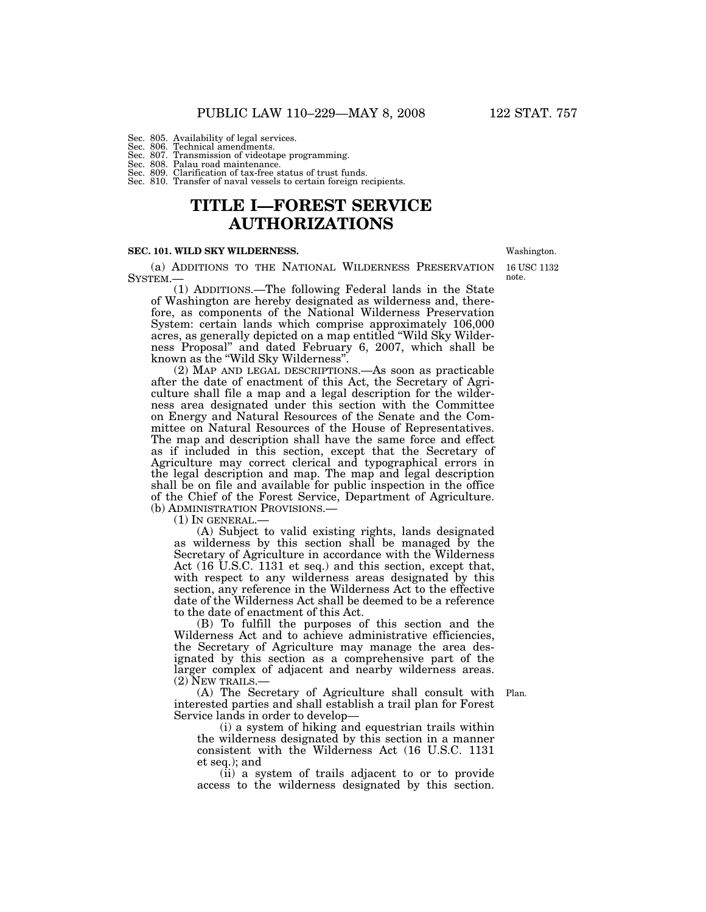Sec. 805. Availability of legal services.
Sec. 806. Technical amendments.
Sec. 807. Transmission of videotape programming.
Sec. 808. Palau road maintenance.
Sec. 809. Clarification of tax-free status of trust funds.
Sec. 810. Transfer of naval vessels to certain foreign recipients.

# TITLE I—FOREST SERVICE AUTHORIZATIONS

### SEC. 101. WILD SKY WILDERNESS.

Washington.

16 USC 1132 note.

(a) ADDITIONS TO THE NATIONAL WILDERNESS PRESERVATION SYSTEM.—

(1) ADDITIONS.—The following Federal lands in the State of Washington are hereby designated as wilderness and, therefore, as components of the National Wilderness Preservation System: certain lands which comprise approximately 106,000 acres, as generally depicted on a map entitled "Wild Sky Wilderness Proposal" and dated February 6, 2007, which shall be known as the "Wild Sky Wilderness".

(2) MAP AND LEGAL DESCRIPTIONS.—As soon as practicable after the date of enactment of this Act, the Secretary of Agriculture shall file a map and a legal description for the wilderness area designated under this section with the Committee on Energy and Natural Resources of the Senate and the Committee on Natural Resources of the House of Representatives. The map and description shall have the same force and effect as if included in this section, except that the Secretary of Agriculture may correct clerical and typographical errors in the legal description and map. The map and legal description shall be on file and available for public inspection in the office of the Chief of the Forest Service, Department of Agriculture.

(b) ADMINISTRATION PROVISIONS.—

(1) IN GENERAL.—

(A) Subject to valid existing rights, lands designated as wilderness by this section shall be managed by the Secretary of Agriculture in accordance with the Wilderness Act (16 U.S.C. 1131 et seq.) and this section, except that, with respect to any wilderness areas designated by this section, any reference in the Wilderness Act to the effective date of the Wilderness Act shall be deemed to be a reference to the date of enactment of this Act.

(B) To fulfill the purposes of this section and the Wilderness Act and to achieve administrative efficiencies, the Secretary of Agriculture may manage the area designated by this section as a comprehensive part of the larger complex of adjacent and nearby wilderness areas.

(2) NEW TRAILS.—

Plan.

(A) The Secretary of Agriculture shall consult with interested parties and shall establish a trail plan for Forest Service lands in order to develop—

(i) a system of hiking and equestrian trails within the wilderness designated by this section in a manner consistent with the Wilderness Act (16 U.S.C. 1131 et seq.); and

(ii) a system of trails adjacent to or to provide access to the wilderness designated by this section.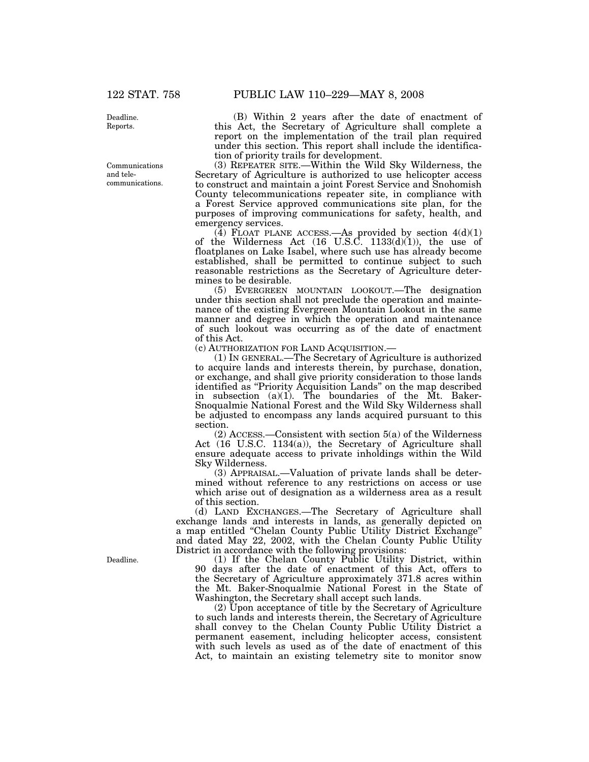(B) Within 2 years after the date of enactment of this Act, the Secretary of Agriculture shall complete a report on the implementation of the trail plan required under this section. This report shall include the identification of priority trails for development.

(3) REPEATER SITE.—Within the Wild Sky Wilderness, the Secretary of Agriculture is authorized to use helicopter access to construct and maintain a joint Forest Service and Snohomish County telecommunications repeater site, in compliance with a Forest Service approved communications site plan, for the purposes of improving communications for safety, health, and emergency services.

(4) FLOAT PLANE ACCESS.—As provided by section 4(d)(1) of the Wilderness Act (16 U.S.C. 1133(d)(1)), the use of floatplanes on Lake Isabel, where such use has already become established, shall be permitted to continue subject to such reasonable restrictions as the Secretary of Agriculture determines to be desirable.

(5) EVERGREEN MOUNTAIN LOOKOUT.—The designation under this section shall not preclude the operation and maintenance of the existing Evergreen Mountain Lookout in the same manner and degree in which the operation and maintenance of such lookout was occurring as of the date of enactment of this Act.

(c) AUTHORIZATION FOR LAND ACQUISITION.—

(1) IN GENERAL.—The Secretary of Agriculture is authorized to acquire lands and interests therein, by purchase, donation, or exchange, and shall give priority consideration to those lands identified as "Priority Acquisition Lands" on the map described in subsection (a)(1). The boundaries of the Mt. Baker-Snoqualmie National Forest and the Wild Sky Wilderness shall be adjusted to encompass any lands acquired pursuant to this section.

(2) ACCESS.—Consistent with section 5(a) of the Wilderness Act (16 U.S.C. 1134(a)), the Secretary of Agriculture shall ensure adequate access to private inholdings within the Wild Sky Wilderness.

(3) APPRAISAL.—Valuation of private lands shall be determined without reference to any restrictions on access or use which arise out of designation as a wilderness area as a result of this section.

(d) LAND EXCHANGES.—The Secretary of Agriculture shall exchange lands and interests in lands, as generally depicted on a map entitled "Chelan County Public Utility District Exchange" and dated May 22, 2002, with the Chelan County Public Utility District in accordance with the following provisions:

(1) If the Chelan County Public Utility District, within 90 days after the date of enactment of this Act, offers to the Secretary of Agriculture approximately 371.8 acres within the Mt. Baker-Snoqualmie National Forest in the State of Washington, the Secretary shall accept such lands.

(2) Upon acceptance of title by the Secretary of Agriculture to such lands and interests therein, the Secretary of Agriculture shall convey to the Chelan County Public Utility District a permanent easement, including helicopter access, consistent with such levels as used as of the date of enactment of this Act, to maintain an existing telemetry site to monitor snow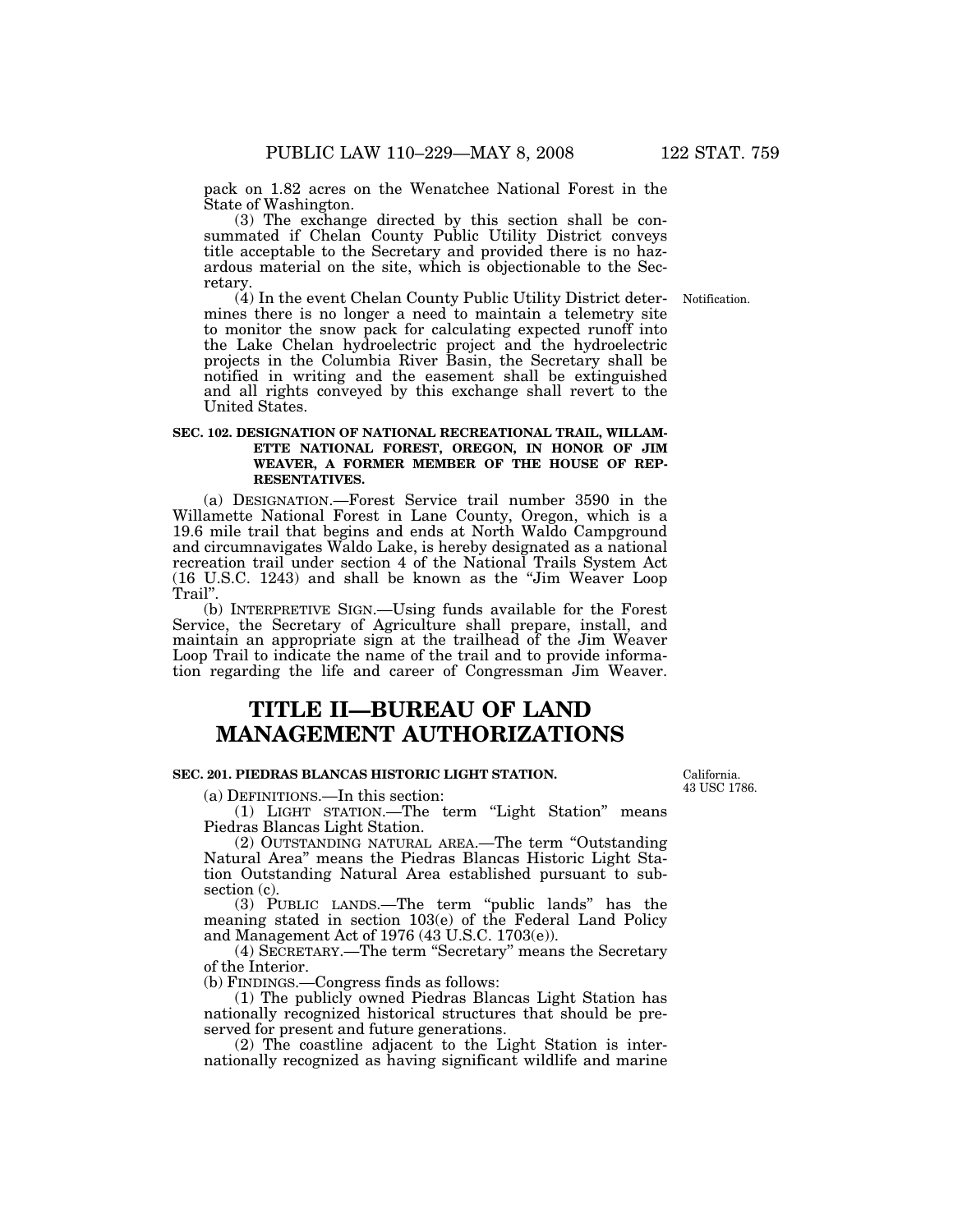pack on 1.82 acres on the Wenatchee National Forest in the State of Washington.

(3) The exchange directed by this section shall be consummated if Chelan County Public Utility District conveys title acceptable to the Secretary and provided there is no hazardous material on the site, which is objectionable to the Secretary.

Notification.

(4) In the event Chelan County Public Utility District determines there is no longer a need to maintain a telemetry site to monitor the snow pack for calculating expected runoff into the Lake Chelan hydroelectric project and the hydroelectric projects in the Columbia River Basin, the Secretary shall be notified in writing and the easement shall be extinguished and all rights conveyed by this exchange shall revert to the United States.

**SEC. 102. DESIGNATION OF NATIONAL RECREATIONAL TRAIL, WILLAMETTE NATIONAL FOREST, OREGON, IN HONOR OF JIM WEAVER, A FORMER MEMBER OF THE HOUSE OF REPRESENTATIVES.**

(a) DESIGNATION.—Forest Service trail number 3590 in the Willamette National Forest in Lane County, Oregon, which is a 19.6 mile trail that begins and ends at North Waldo Campground and circumnavigates Waldo Lake, is hereby designated as a national recreation trail under section 4 of the National Trails System Act (16 U.S.C. 1243) and shall be known as the "Jim Weaver Loop Trail".

(b) INTERPRETIVE SIGN.—Using funds available for the Forest Service, the Secretary of Agriculture shall prepare, install, and maintain an appropriate sign at the trailhead of the Jim Weaver Loop Trail to indicate the name of the trail and to provide information regarding the life and career of Congressman Jim Weaver.

# TITLE II—BUREAU OF LAND MANAGEMENT AUTHORIZATIONS

**SEC. 201. PIEDRAS BLANCAS HISTORIC LIGHT STATION.**

California.
43 USC 1786.

(a) DEFINITIONS.—In this section:

(1) LIGHT STATION.—The term "Light Station" means Piedras Blancas Light Station.

(2) OUTSTANDING NATURAL AREA.—The term "Outstanding Natural Area" means the Piedras Blancas Historic Light Station Outstanding Natural Area established pursuant to subsection (c).

(3) PUBLIC LANDS.—The term "public lands" has the meaning stated in section 103(e) of the Federal Land Policy and Management Act of 1976 (43 U.S.C. 1703(e)).

(4) SECRETARY.—The term "Secretary" means the Secretary of the Interior.

(b) FINDINGS.—Congress finds as follows:

(1) The publicly owned Piedras Blancas Light Station has nationally recognized historical structures that should be preserved for present and future generations.

(2) The coastline adjacent to the Light Station is internationally recognized as having significant wildlife and marine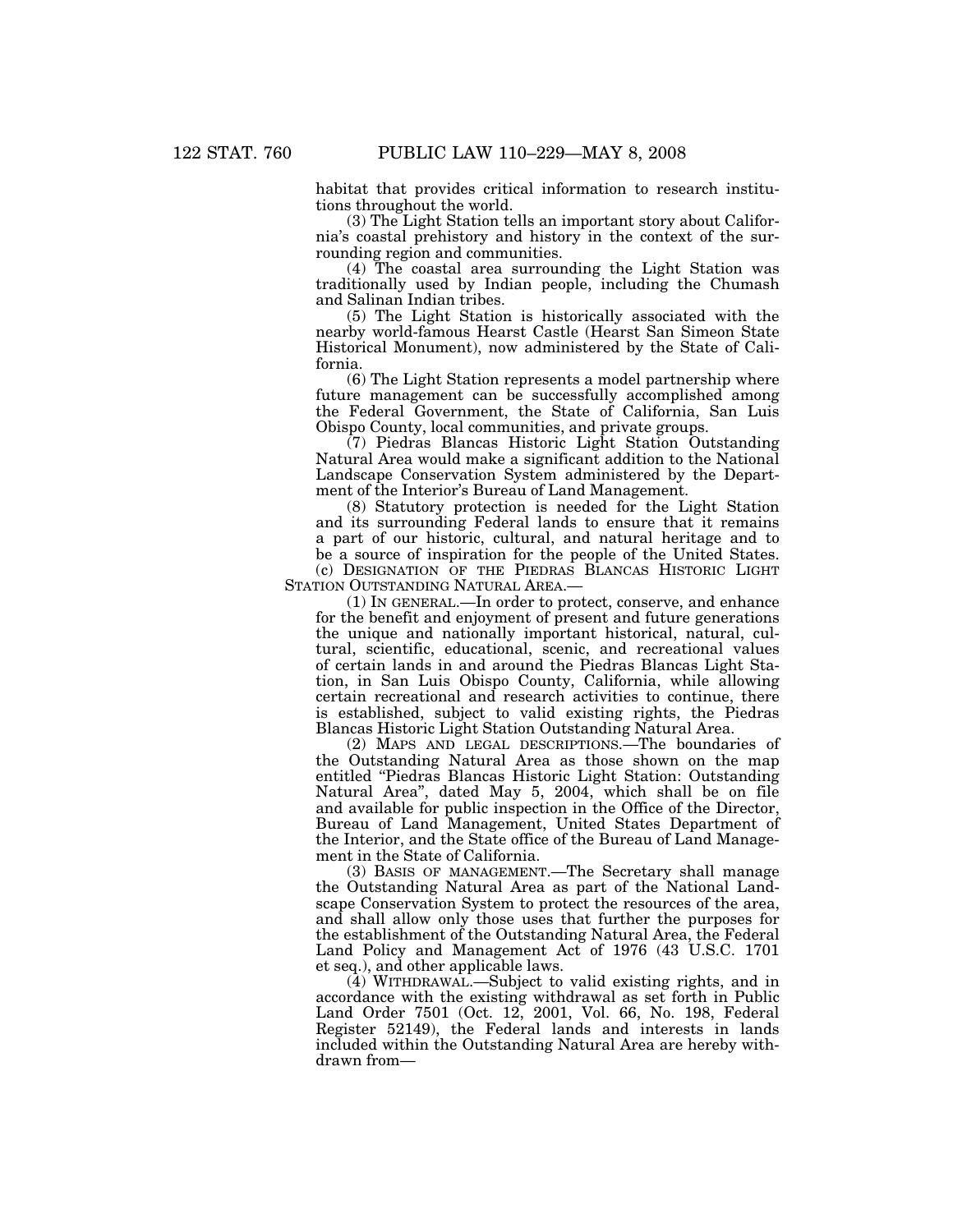habitat that provides critical information to research institutions throughout the world.

(3) The Light Station tells an important story about California's coastal prehistory and history in the context of the surrounding region and communities.

(4) The coastal area surrounding the Light Station was traditionally used by Indian people, including the Chumash and Salinan Indian tribes.

(5) The Light Station is historically associated with the nearby world-famous Hearst Castle (Hearst San Simeon State Historical Monument), now administered by the State of California.

(6) The Light Station represents a model partnership where future management can be successfully accomplished among the Federal Government, the State of California, San Luis Obispo County, local communities, and private groups.

(7) Piedras Blancas Historic Light Station Outstanding Natural Area would make a significant addition to the National Landscape Conservation System administered by the Department of the Interior's Bureau of Land Management.

(8) Statutory protection is needed for the Light Station and its surrounding Federal lands to ensure that it remains a part of our historic, cultural, and natural heritage and to be a source of inspiration for the people of the United States.

(c) DESIGNATION OF THE PIEDRAS BLANCAS HISTORIC LIGHT STATION OUTSTANDING NATURAL AREA.—

(1) IN GENERAL.—In order to protect, conserve, and enhance for the benefit and enjoyment of present and future generations the unique and nationally important historical, natural, cultural, scientific, educational, scenic, and recreational values of certain lands in and around the Piedras Blancas Light Station, in San Luis Obispo County, California, while allowing certain recreational and research activities to continue, there is established, subject to valid existing rights, the Piedras Blancas Historic Light Station Outstanding Natural Area.

(2) MAPS AND LEGAL DESCRIPTIONS.—The boundaries of the Outstanding Natural Area as those shown on the map entitled "Piedras Blancas Historic Light Station: Outstanding Natural Area", dated May 5, 2004, which shall be on file and available for public inspection in the Office of the Director, Bureau of Land Management, United States Department of the Interior, and the State office of the Bureau of Land Management in the State of California.

(3) BASIS OF MANAGEMENT.—The Secretary shall manage the Outstanding Natural Area as part of the National Landscape Conservation System to protect the resources of the area, and shall allow only those uses that further the purposes for the establishment of the Outstanding Natural Area, the Federal Land Policy and Management Act of 1976 (43 U.S.C. 1701 et seq.), and other applicable laws.

(4) WITHDRAWAL.—Subject to valid existing rights, and in accordance with the existing withdrawal as set forth in Public Land Order 7501 (Oct. 12, 2001, Vol. 66, No. 198, Federal Register 52149), the Federal lands and interests in lands included within the Outstanding Natural Area are hereby withdrawn from—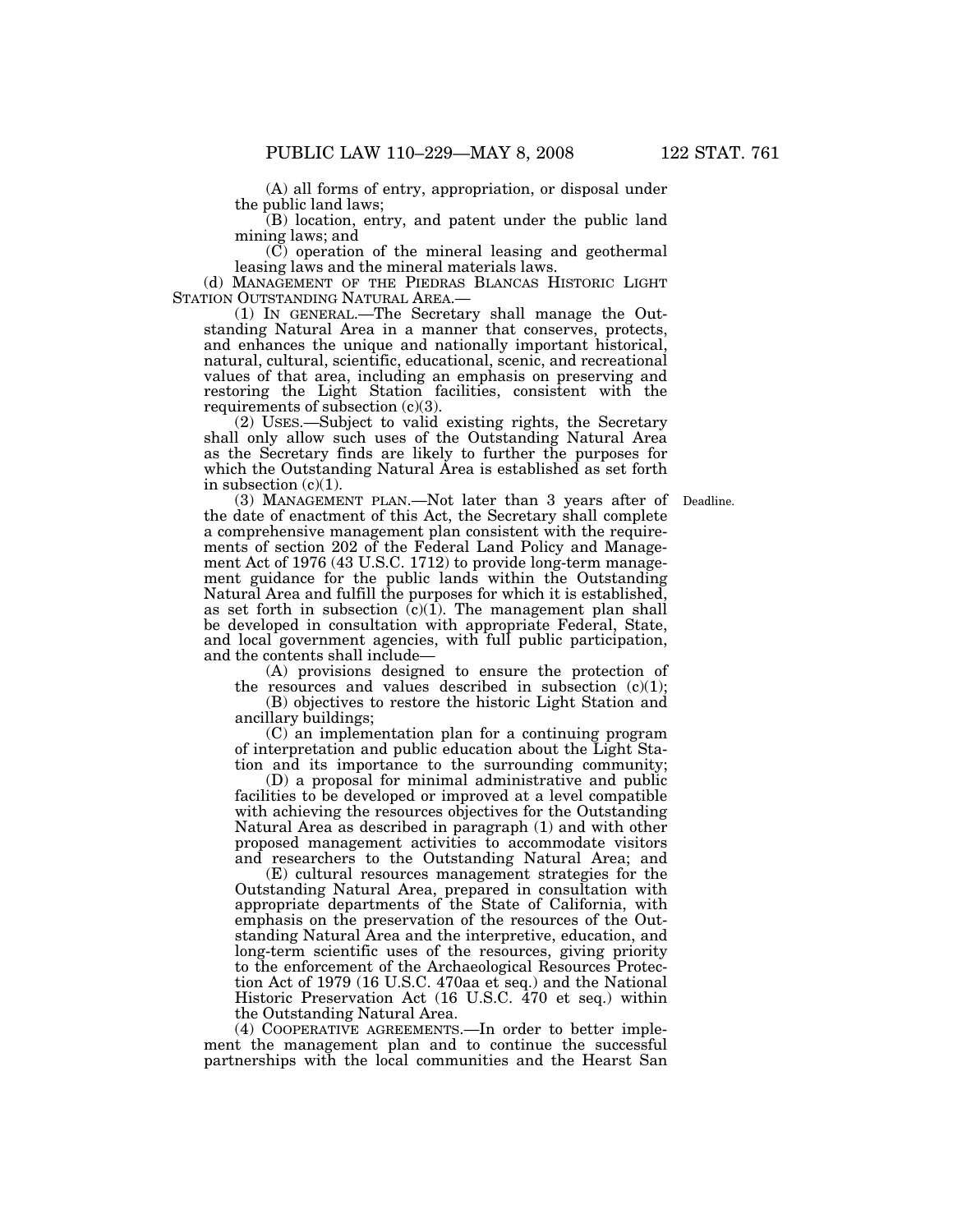(A) all forms of entry, appropriation, or disposal under the public land laws;

(B) location, entry, and patent under the public land mining laws; and

(C) operation of the mineral leasing and geothermal leasing laws and the mineral materials laws.

(d) MANAGEMENT OF THE PIEDRAS BLANCAS HISTORIC LIGHT STATION OUTSTANDING NATURAL AREA.—

(1) IN GENERAL.—The Secretary shall manage the Outstanding Natural Area in a manner that conserves, protects, and enhances the unique and nationally important historical, natural, cultural, scientific, educational, scenic, and recreational values of that area, including an emphasis on preserving and restoring the Light Station facilities, consistent with the requirements of subsection (c)(3).

(2) USES.—Subject to valid existing rights, the Secretary shall only allow such uses of the Outstanding Natural Area as the Secretary finds are likely to further the purposes for which the Outstanding Natural Area is established as set forth in subsection (c)(1).

(3) MANAGEMENT PLAN.—Not later than 3 years after of the date of enactment of this Act, the Secretary shall complete a comprehensive management plan consistent with the requirements of section 202 of the Federal Land Policy and Management Act of 1976 (43 U.S.C. 1712) to provide long-term management guidance for the public lands within the Outstanding Natural Area and fulfill the purposes for which it is established, as set forth in subsection (c)(1). The management plan shall be developed in consultation with appropriate Federal, State, and local government agencies, with full public participation, and the contents shall include—

Deadline.

(A) provisions designed to ensure the protection of the resources and values described in subsection (c)(1);

(B) objectives to restore the historic Light Station and ancillary buildings;

(C) an implementation plan for a continuing program of interpretation and public education about the Light Station and its importance to the surrounding community;

(D) a proposal for minimal administrative and public facilities to be developed or improved at a level compatible with achieving the resources objectives for the Outstanding Natural Area as described in paragraph (1) and with other proposed management activities to accommodate visitors and researchers to the Outstanding Natural Area; and

(E) cultural resources management strategies for the Outstanding Natural Area, prepared in consultation with appropriate departments of the State of California, with emphasis on the preservation of the resources of the Outstanding Natural Area and the interpretive, education, and long-term scientific uses of the resources, giving priority to the enforcement of the Archaeological Resources Protection Act of 1979 (16 U.S.C. 470aa et seq.) and the National Historic Preservation Act (16 U.S.C. 470 et seq.) within the Outstanding Natural Area.

(4) COOPERATIVE AGREEMENTS.—In order to better implement the management plan and to continue the successful partnerships with the local communities and the Hearst San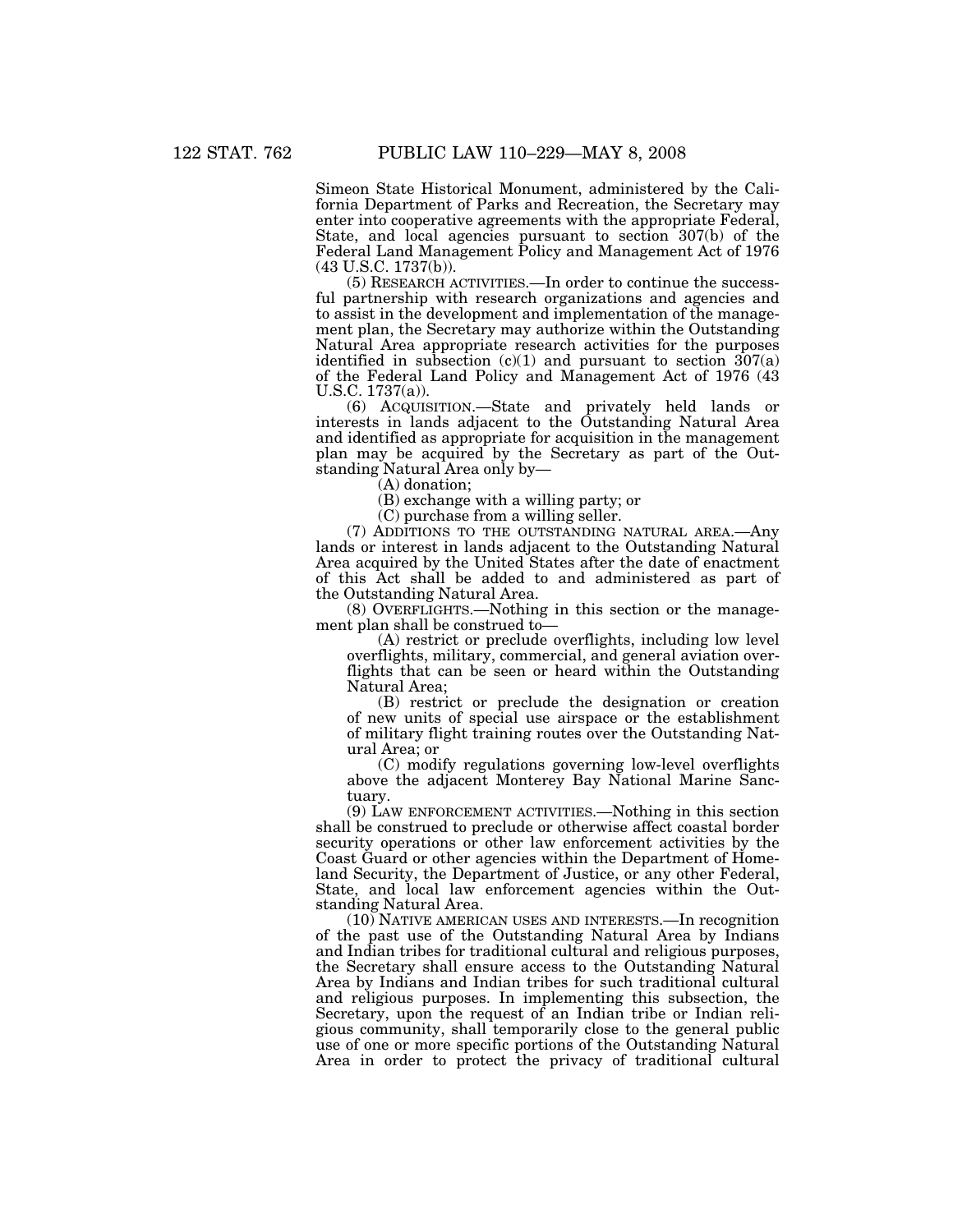Simeon State Historical Monument, administered by the California Department of Parks and Recreation, the Secretary may enter into cooperative agreements with the appropriate Federal, State, and local agencies pursuant to section 307(b) of the Federal Land Management Policy and Management Act of 1976 (43 U.S.C. 1737(b)).

(5) RESEARCH ACTIVITIES.—In order to continue the successful partnership with research organizations and agencies and to assist in the development and implementation of the management plan, the Secretary may authorize within the Outstanding Natural Area appropriate research activities for the purposes identified in subsection (c)(1) and pursuant to section 307(a) of the Federal Land Policy and Management Act of 1976 (43 U.S.C. 1737(a)).

(6) ACQUISITION.—State and privately held lands or interests in lands adjacent to the Outstanding Natural Area and identified as appropriate for acquisition in the management plan may be acquired by the Secretary as part of the Outstanding Natural Area only by—

(A) donation;

(B) exchange with a willing party; or

(C) purchase from a willing seller.

(7) ADDITIONS TO THE OUTSTANDING NATURAL AREA.—Any lands or interest in lands adjacent to the Outstanding Natural Area acquired by the United States after the date of enactment of this Act shall be added to and administered as part of the Outstanding Natural Area.

(8) OVERFLIGHTS.—Nothing in this section or the management plan shall be construed to—

(A) restrict or preclude overflights, including low level overflights, military, commercial, and general aviation overflights that can be seen or heard within the Outstanding Natural Area;

(B) restrict or preclude the designation or creation of new units of special use airspace or the establishment of military flight training routes over the Outstanding Natural Area; or

(C) modify regulations governing low-level overflights above the adjacent Monterey Bay National Marine Sanctuary.

(9) LAW ENFORCEMENT ACTIVITIES.—Nothing in this section shall be construed to preclude or otherwise affect coastal border security operations or other law enforcement activities by the Coast Guard or other agencies within the Department of Homeland Security, the Department of Justice, or any other Federal, State, and local law enforcement agencies within the Outstanding Natural Area.

(10) NATIVE AMERICAN USES AND INTERESTS.—In recognition of the past use of the Outstanding Natural Area by Indians and Indian tribes for traditional cultural and religious purposes, the Secretary shall ensure access to the Outstanding Natural Area by Indians and Indian tribes for such traditional cultural and religious purposes. In implementing this subsection, the Secretary, upon the request of an Indian tribe or Indian religious community, shall temporarily close to the general public use of one or more specific portions of the Outstanding Natural Area in order to protect the privacy of traditional cultural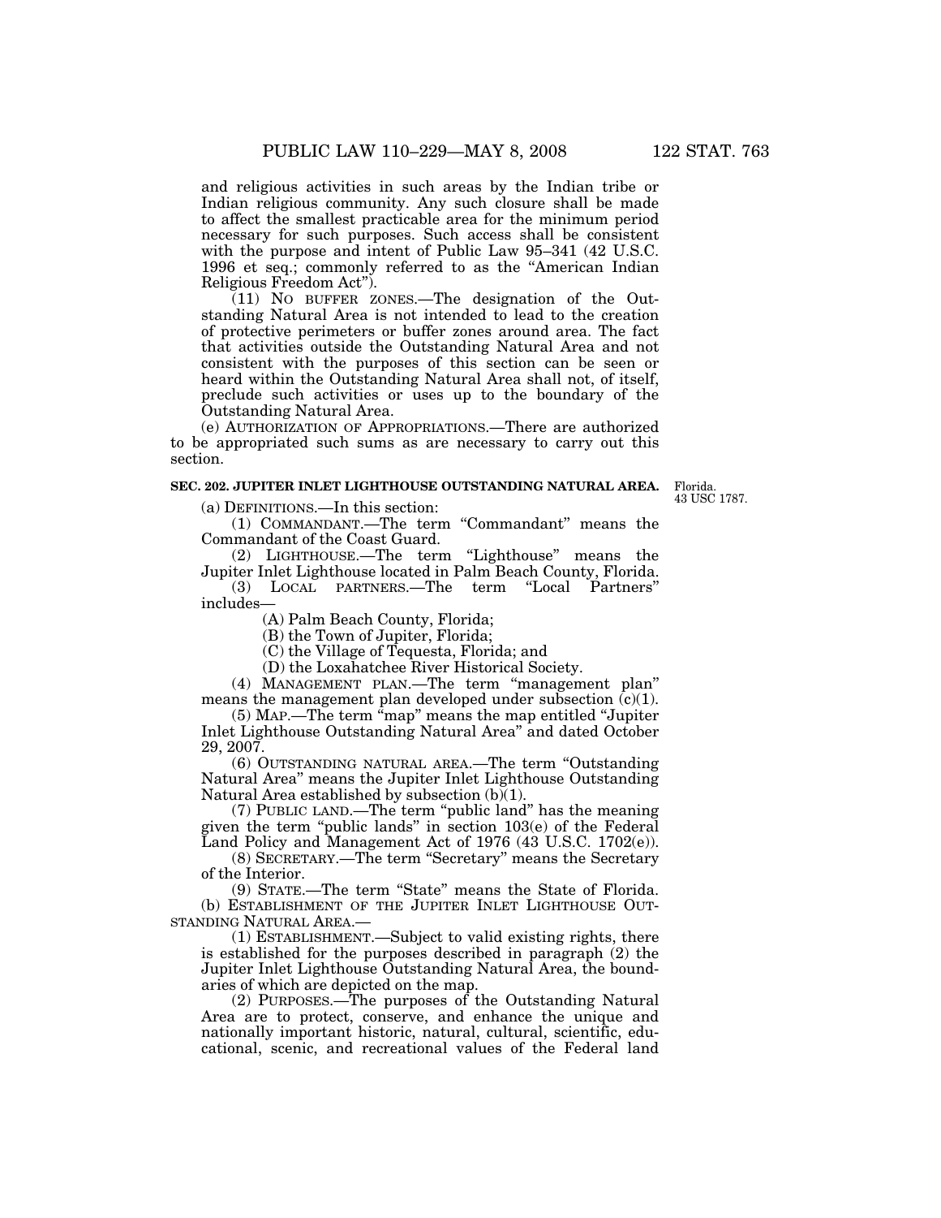and religious activities in such areas by the Indian tribe or Indian religious community. Any such closure shall be made to affect the smallest practicable area for the minimum period necessary for such purposes. Such access shall be consistent with the purpose and intent of Public Law 95–341 (42 U.S.C. 1996 et seq.; commonly referred to as the "American Indian Religious Freedom Act").

(11) NO BUFFER ZONES.—The designation of the Outstanding Natural Area is not intended to lead to the creation of protective perimeters or buffer zones around area. The fact that activities outside the Outstanding Natural Area and not consistent with the purposes of this section can be seen or heard within the Outstanding Natural Area shall not, of itself, preclude such activities or uses up to the boundary of the Outstanding Natural Area.

(e) AUTHORIZATION OF APPROPRIATIONS.—There are authorized to be appropriated such sums as are necessary to carry out this section.

**SEC. 202. JUPITER INLET LIGHTHOUSE OUTSTANDING NATURAL AREA.**

Florida.
43 USC 1787.

(a) DEFINITIONS.—In this section:

(1) COMMANDANT.—The term "Commandant" means the Commandant of the Coast Guard.

(2) LIGHTHOUSE.—The term "Lighthouse" means the Jupiter Inlet Lighthouse located in Palm Beach County, Florida.

(3) LOCAL PARTNERS.—The term "Local Partners" includes—

(A) Palm Beach County, Florida;

(B) the Town of Jupiter, Florida;

(C) the Village of Tequesta, Florida; and

(D) the Loxahatchee River Historical Society.

(4) MANAGEMENT PLAN.—The term "management plan" means the management plan developed under subsection (c)(1).

(5) MAP.—The term "map" means the map entitled "Jupiter Inlet Lighthouse Outstanding Natural Area" and dated October 29, 2007.

(6) OUTSTANDING NATURAL AREA.—The term "Outstanding Natural Area" means the Jupiter Inlet Lighthouse Outstanding Natural Area established by subsection (b)(1).

(7) PUBLIC LAND.—The term "public land" has the meaning given the term "public lands" in section 103(e) of the Federal Land Policy and Management Act of 1976 (43 U.S.C. 1702(e)).

(8) SECRETARY.—The term "Secretary" means the Secretary of the Interior.

(9) STATE.—The term "State" means the State of Florida.

(b) ESTABLISHMENT OF THE JUPITER INLET LIGHTHOUSE OUTSTANDING NATURAL AREA.—

(1) ESTABLISHMENT.—Subject to valid existing rights, there is established for the purposes described in paragraph (2) the Jupiter Inlet Lighthouse Outstanding Natural Area, the boundaries of which are depicted on the map.

(2) PURPOSES.—The purposes of the Outstanding Natural Area are to protect, conserve, and enhance the unique and nationally important historic, natural, cultural, scientific, educational, scenic, and recreational values of the Federal land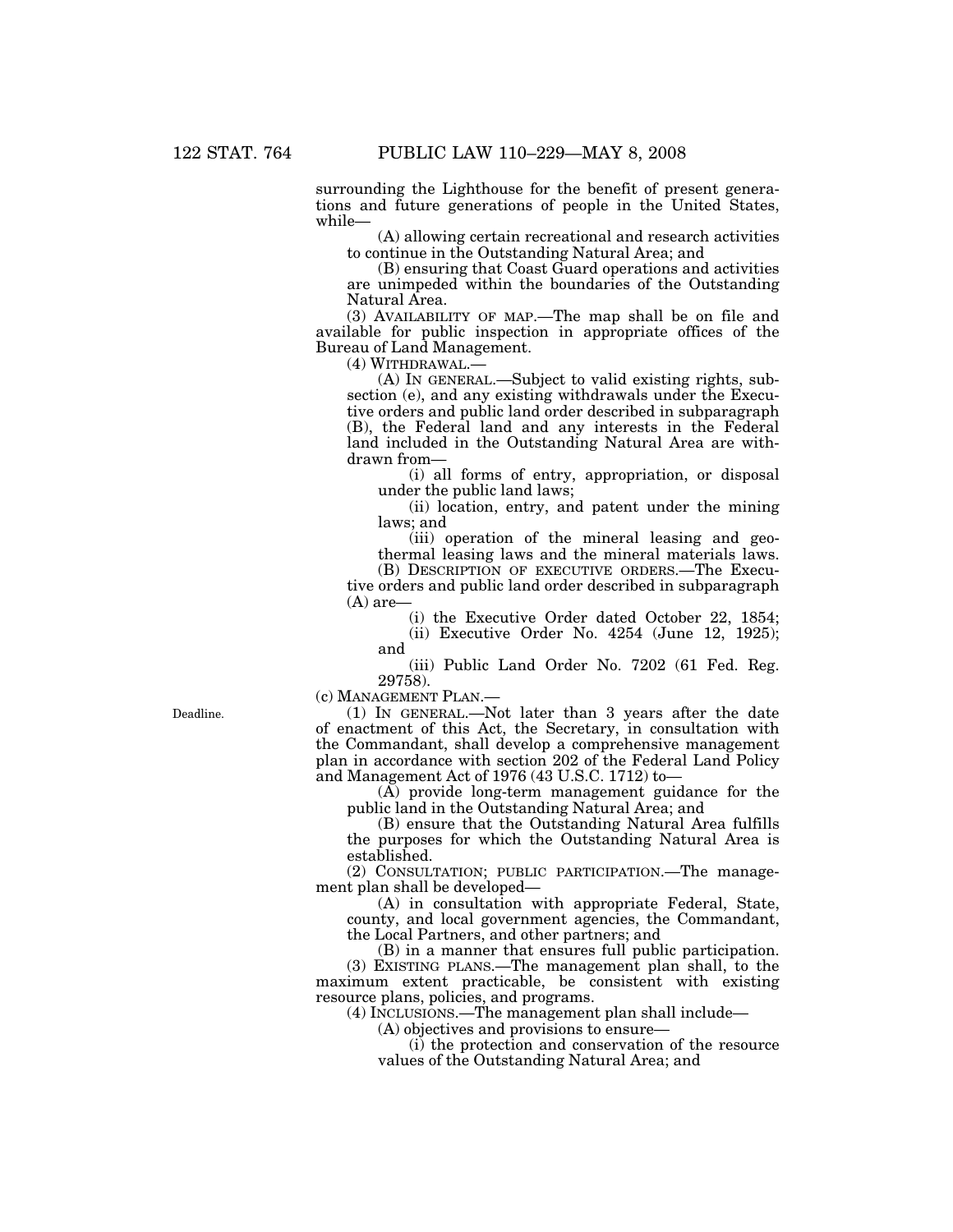surrounding the Lighthouse for the benefit of present generations and future generations of people in the United States, while—

(A) allowing certain recreational and research activities to continue in the Outstanding Natural Area; and

(B) ensuring that Coast Guard operations and activities are unimpeded within the boundaries of the Outstanding Natural Area.

(3) AVAILABILITY OF MAP.—The map shall be on file and available for public inspection in appropriate offices of the Bureau of Land Management.

(4) WITHDRAWAL.—

(A) IN GENERAL.—Subject to valid existing rights, subsection (e), and any existing withdrawals under the Executive orders and public land order described in subparagraph (B), the Federal land and any interests in the Federal land included in the Outstanding Natural Area are withdrawn from—

(i) all forms of entry, appropriation, or disposal under the public land laws;

(ii) location, entry, and patent under the mining laws; and

(iii) operation of the mineral leasing and geothermal leasing laws and the mineral materials laws.

(B) DESCRIPTION OF EXECUTIVE ORDERS.—The Executive orders and public land order described in subparagraph (A) are—

(i) the Executive Order dated October 22, 1854;

(ii) Executive Order No. 4254 (June 12, 1925); and

(iii) Public Land Order No. 7202 (61 Fed. Reg. 29758).

(c) MANAGEMENT PLAN.—

Deadline.

(1) IN GENERAL.—Not later than 3 years after the date of enactment of this Act, the Secretary, in consultation with the Commandant, shall develop a comprehensive management plan in accordance with section 202 of the Federal Land Policy and Management Act of 1976 (43 U.S.C. 1712) to—

(A) provide long-term management guidance for the public land in the Outstanding Natural Area; and

(B) ensure that the Outstanding Natural Area fulfills the purposes for which the Outstanding Natural Area is established.

(2) CONSULTATION; PUBLIC PARTICIPATION.—The management plan shall be developed—

(A) in consultation with appropriate Federal, State, county, and local government agencies, the Commandant, the Local Partners, and other partners; and

(B) in a manner that ensures full public participation.

(3) EXISTING PLANS.—The management plan shall, to the maximum extent practicable, be consistent with existing resource plans, policies, and programs.

(4) INCLUSIONS.—The management plan shall include—

(A) objectives and provisions to ensure—

(i) the protection and conservation of the resource values of the Outstanding Natural Area; and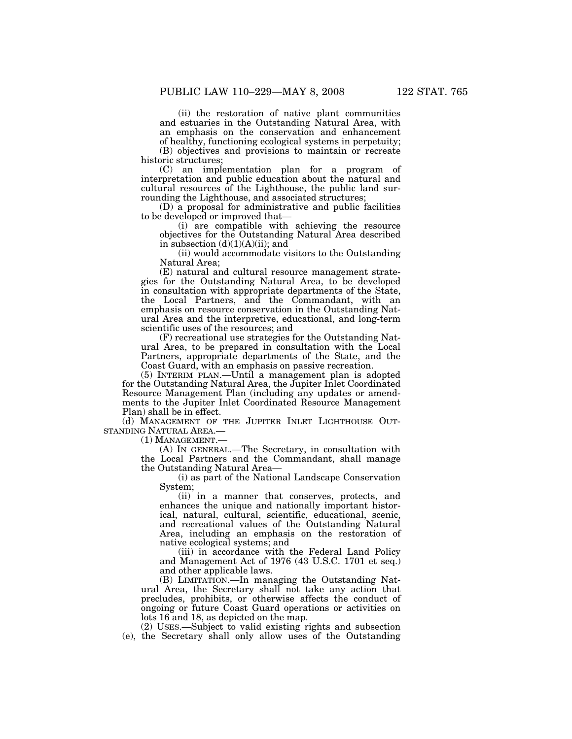(ii) the restoration of native plant communities and estuaries in the Outstanding Natural Area, with an emphasis on the conservation and enhancement of healthy, functioning ecological systems in perpetuity;

(B) objectives and provisions to maintain or recreate historic structures;

(C) an implementation plan for a program of interpretation and public education about the natural and cultural resources of the Lighthouse, the public land surrounding the Lighthouse, and associated structures;

(D) a proposal for administrative and public facilities to be developed or improved that—

(i) are compatible with achieving the resource objectives for the Outstanding Natural Area described in subsection (d)(1)(A)(ii); and

(ii) would accommodate visitors to the Outstanding Natural Area;

(E) natural and cultural resource management strategies for the Outstanding Natural Area, to be developed in consultation with appropriate departments of the State, the Local Partners, and the Commandant, with an emphasis on resource conservation in the Outstanding Natural Area and the interpretive, educational, and long-term scientific uses of the resources; and

(F) recreational use strategies for the Outstanding Natural Area, to be prepared in consultation with the Local Partners, appropriate departments of the State, and the Coast Guard, with an emphasis on passive recreation.

(5) INTERIM PLAN.—Until a management plan is adopted for the Outstanding Natural Area, the Jupiter Inlet Coordinated Resource Management Plan (including any updates or amendments to the Jupiter Inlet Coordinated Resource Management Plan) shall be in effect.

(d) MANAGEMENT OF THE JUPITER INLET LIGHTHOUSE OUTSTANDING NATURAL AREA.—

(1) MANAGEMENT.—

(A) IN GENERAL.—The Secretary, in consultation with the Local Partners and the Commandant, shall manage the Outstanding Natural Area—

(i) as part of the National Landscape Conservation System;

(ii) in a manner that conserves, protects, and enhances the unique and nationally important historical, natural, cultural, scientific, educational, scenic, and recreational values of the Outstanding Natural Area, including an emphasis on the restoration of native ecological systems; and

(iii) in accordance with the Federal Land Policy and Management Act of 1976 (43 U.S.C. 1701 et seq.) and other applicable laws.

(B) LIMITATION.—In managing the Outstanding Natural Area, the Secretary shall not take any action that precludes, prohibits, or otherwise affects the conduct of ongoing or future Coast Guard operations or activities on lots 16 and 18, as depicted on the map.

(2) USES.—Subject to valid existing rights and subsection (e), the Secretary shall only allow uses of the Outstanding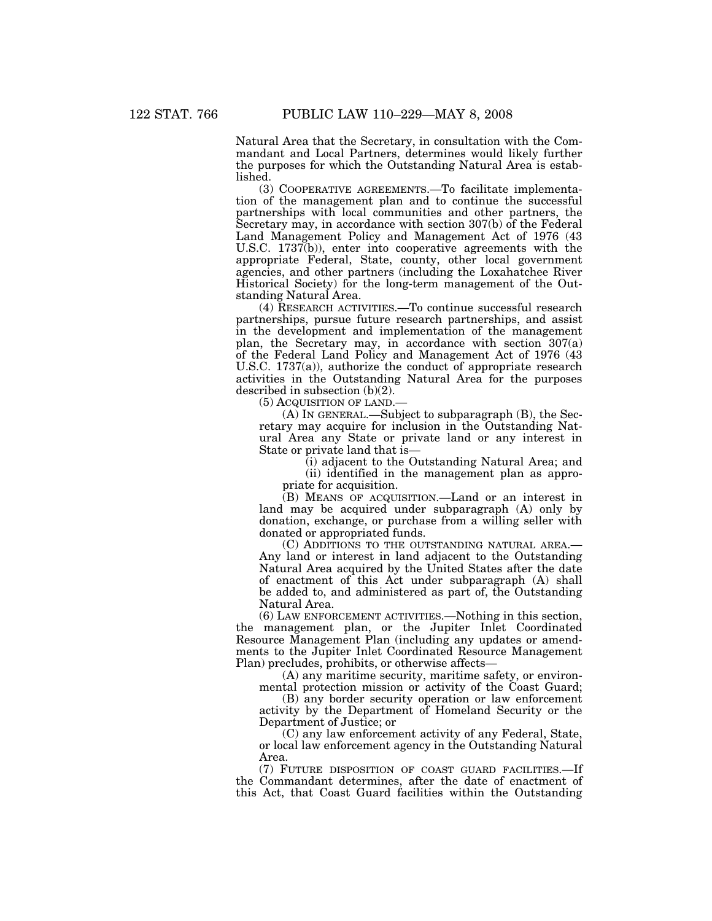Natural Area that the Secretary, in consultation with the Commandant and Local Partners, determines would likely further the purposes for which the Outstanding Natural Area is established.

(3) COOPERATIVE AGREEMENTS.—To facilitate implementation of the management plan and to continue the successful partnerships with local communities and other partners, the Secretary may, in accordance with section 307(b) of the Federal Land Management Policy and Management Act of 1976 (43 U.S.C. 1737(b)), enter into cooperative agreements with the appropriate Federal, State, county, other local government agencies, and other partners (including the Loxahatchee River Historical Society) for the long-term management of the Outstanding Natural Area.

(4) RESEARCH ACTIVITIES.—To continue successful research partnerships, pursue future research partnerships, and assist in the development and implementation of the management plan, the Secretary may, in accordance with section 307(a) of the Federal Land Policy and Management Act of 1976 (43 U.S.C. 1737(a)), authorize the conduct of appropriate research activities in the Outstanding Natural Area for the purposes described in subsection (b)(2).

(5) ACQUISITION OF LAND.—

(A) IN GENERAL.—Subject to subparagraph (B), the Secretary may acquire for inclusion in the Outstanding Natural Area any State or private land or any interest in State or private land that is—

(i) adjacent to the Outstanding Natural Area; and

(ii) identified in the management plan as appropriate for acquisition.

(B) MEANS OF ACQUISITION.—Land or an interest in land may be acquired under subparagraph (A) only by donation, exchange, or purchase from a willing seller with donated or appropriated funds.

(C) ADDITIONS TO THE OUTSTANDING NATURAL AREA.—Any land or interest in land adjacent to the Outstanding Natural Area acquired by the United States after the date of enactment of this Act under subparagraph (A) shall be added to, and administered as part of, the Outstanding Natural Area.

(6) LAW ENFORCEMENT ACTIVITIES.—Nothing in this section, the management plan, or the Jupiter Inlet Coordinated Resource Management Plan (including any updates or amendments to the Jupiter Inlet Coordinated Resource Management Plan) precludes, prohibits, or otherwise affects—

(A) any maritime security, maritime safety, or environmental protection mission or activity of the Coast Guard;

(B) any border security operation or law enforcement activity by the Department of Homeland Security or the Department of Justice; or

(C) any law enforcement activity of any Federal, State, or local law enforcement agency in the Outstanding Natural Area.

(7) FUTURE DISPOSITION OF COAST GUARD FACILITIES.—If the Commandant determines, after the date of enactment of this Act, that Coast Guard facilities within the Outstanding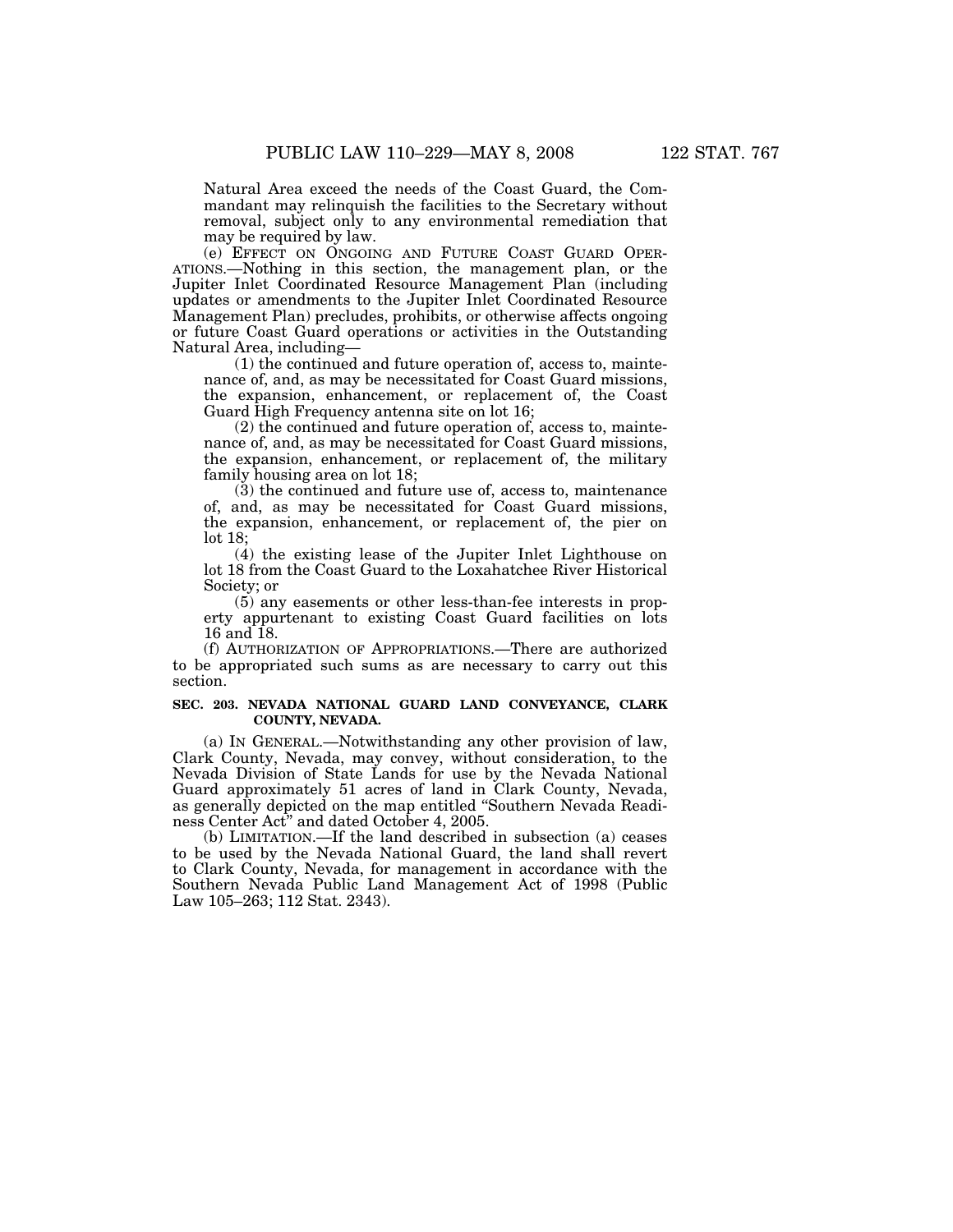Natural Area exceed the needs of the Coast Guard, the Commandant may relinquish the facilities to the Secretary without removal, subject only to any environmental remediation that may be required by law.

(e) EFFECT ON ONGOING AND FUTURE COAST GUARD OPERATIONS.—Nothing in this section, the management plan, or the Jupiter Inlet Coordinated Resource Management Plan (including updates or amendments to the Jupiter Inlet Coordinated Resource Management Plan) precludes, prohibits, or otherwise affects ongoing or future Coast Guard operations or activities in the Outstanding Natural Area, including—

(1) the continued and future operation of, access to, maintenance of, and, as may be necessitated for Coast Guard missions, the expansion, enhancement, or replacement of, the Coast Guard High Frequency antenna site on lot 16;

(2) the continued and future operation of, access to, maintenance of, and, as may be necessitated for Coast Guard missions, the expansion, enhancement, or replacement of, the military family housing area on lot 18;

(3) the continued and future use of, access to, maintenance of, and, as may be necessitated for Coast Guard missions, the expansion, enhancement, or replacement of, the pier on lot 18;

(4) the existing lease of the Jupiter Inlet Lighthouse on lot 18 from the Coast Guard to the Loxahatchee River Historical Society; or

(5) any easements or other less-than-fee interests in property appurtenant to existing Coast Guard facilities on lots 16 and 18.

(f) AUTHORIZATION OF APPROPRIATIONS.—There are authorized to be appropriated such sums as are necessary to carry out this section.

**SEC. 203. NEVADA NATIONAL GUARD LAND CONVEYANCE, CLARK COUNTY, NEVADA.**

(a) IN GENERAL.—Notwithstanding any other provision of law, Clark County, Nevada, may convey, without consideration, to the Nevada Division of State Lands for use by the Nevada National Guard approximately 51 acres of land in Clark County, Nevada, as generally depicted on the map entitled "Southern Nevada Readiness Center Act" and dated October 4, 2005.

(b) LIMITATION.—If the land described in subsection (a) ceases to be used by the Nevada National Guard, the land shall revert to Clark County, Nevada, for management in accordance with the Southern Nevada Public Land Management Act of 1998 (Public Law 105–263; 112 Stat. 2343).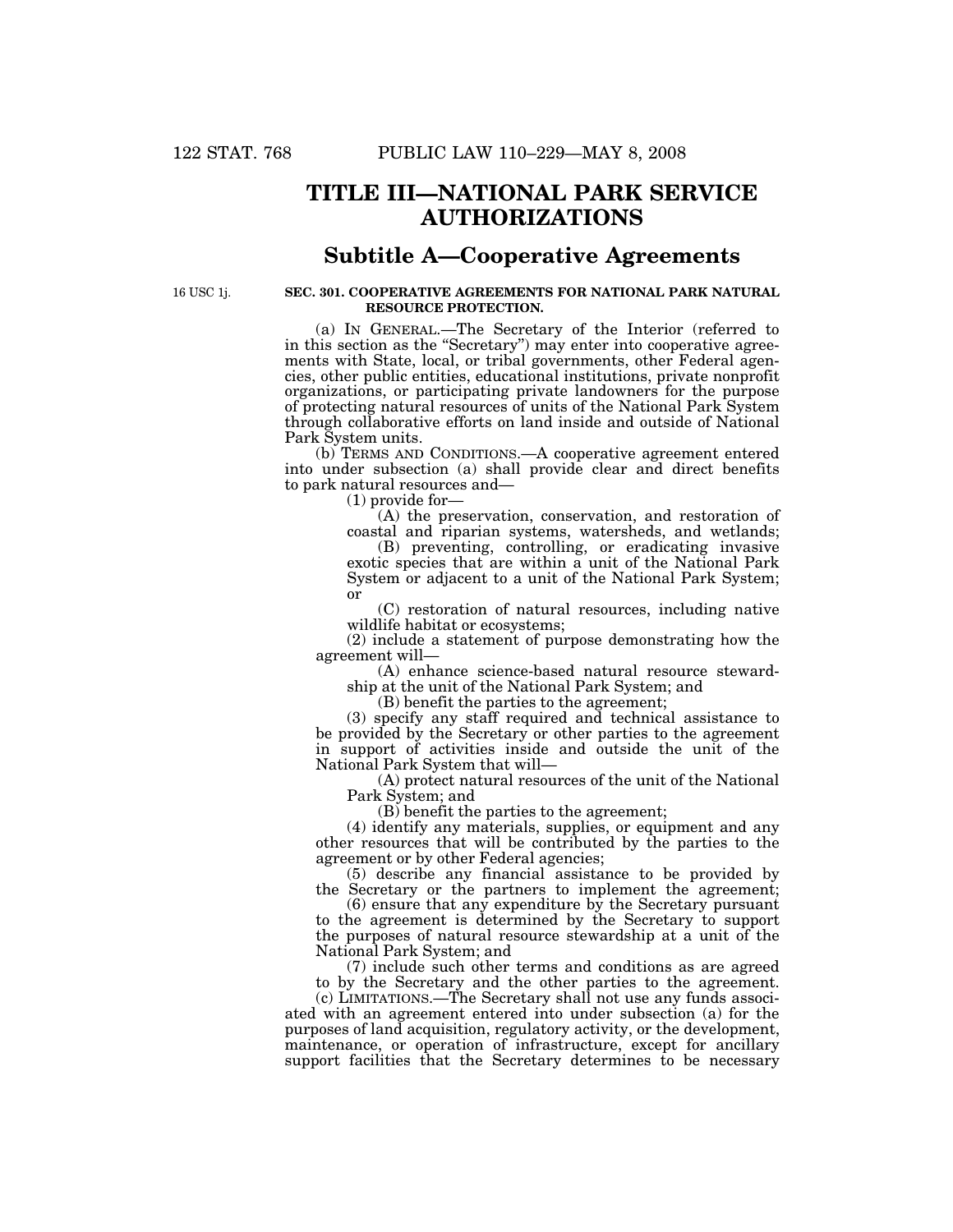# TITLE III—NATIONAL PARK SERVICE AUTHORIZATIONS

## Subtitle A—Cooperative Agreements

16 USC 1j.

**SEC. 301. COOPERATIVE AGREEMENTS FOR NATIONAL PARK NATURAL RESOURCE PROTECTION.**

(a) IN GENERAL.—The Secretary of the Interior (referred to in this section as the "Secretary") may enter into cooperative agreements with State, local, or tribal governments, other Federal agencies, other public entities, educational institutions, private nonprofit organizations, or participating private landowners for the purpose of protecting natural resources of units of the National Park System through collaborative efforts on land inside and outside of National Park System units.

(b) TERMS AND CONDITIONS.—A cooperative agreement entered into under subsection (a) shall provide clear and direct benefits to park natural resources and—

(1) provide for—

(A) the preservation, conservation, and restoration of coastal and riparian systems, watersheds, and wetlands;

(B) preventing, controlling, or eradicating invasive exotic species that are within a unit of the National Park System or adjacent to a unit of the National Park System; or

(C) restoration of natural resources, including native wildlife habitat or ecosystems;

(2) include a statement of purpose demonstrating how the agreement will—

(A) enhance science-based natural resource stewardship at the unit of the National Park System; and

(B) benefit the parties to the agreement;

(3) specify any staff required and technical assistance to be provided by the Secretary or other parties to the agreement in support of activities inside and outside the unit of the National Park System that will—

(A) protect natural resources of the unit of the National Park System; and

(B) benefit the parties to the agreement;

(4) identify any materials, supplies, or equipment and any other resources that will be contributed by the parties to the agreement or by other Federal agencies;

(5) describe any financial assistance to be provided by the Secretary or the partners to implement the agreement;

(6) ensure that any expenditure by the Secretary pursuant to the agreement is determined by the Secretary to support the purposes of natural resource stewardship at a unit of the National Park System; and

(7) include such other terms and conditions as are agreed to by the Secretary and the other parties to the agreement.

(c) LIMITATIONS.—The Secretary shall not use any funds associated with an agreement entered into under subsection (a) for the purposes of land acquisition, regulatory activity, or the development, maintenance, or operation of infrastructure, except for ancillary support facilities that the Secretary determines to be necessary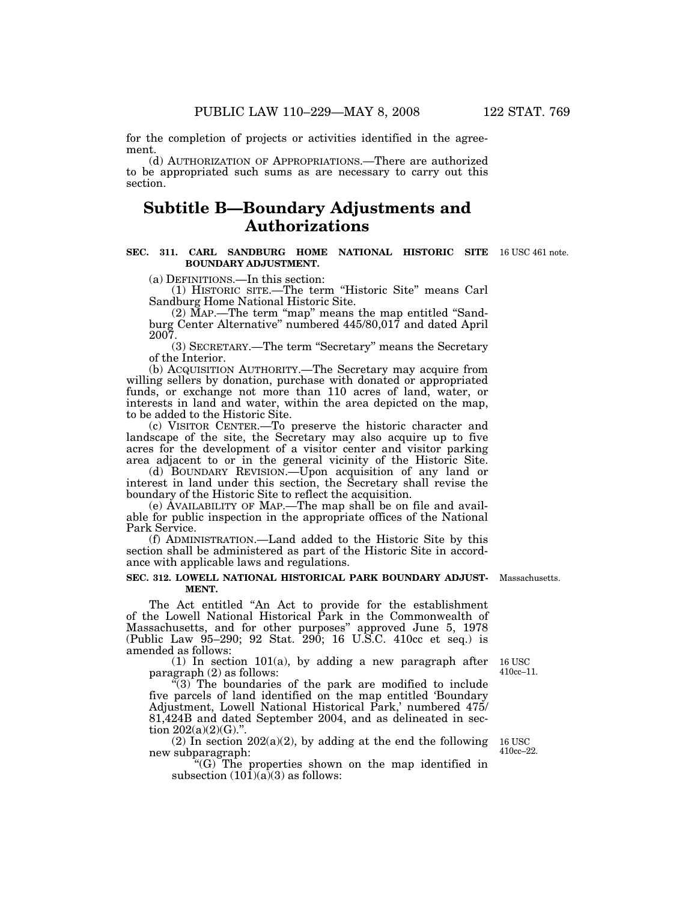for the completion of projects or activities identified in the agreement.

(d) AUTHORIZATION OF APPROPRIATIONS.—There are authorized to be appropriated such sums as are necessary to carry out this section.

## Subtitle B—Boundary Adjustments and Authorizations

**SEC. 311. CARL SANDBURG HOME NATIONAL HISTORIC SITE BOUNDARY ADJUSTMENT.**

16 USC 461 note.

(a) DEFINITIONS.—In this section:

(1) HISTORIC SITE.—The term "Historic Site" means Carl Sandburg Home National Historic Site.

(2) MAP.—The term "map" means the map entitled "Sandburg Center Alternative" numbered 445/80,017 and dated April 2007.

(3) SECRETARY.—The term "Secretary" means the Secretary of the Interior.

(b) ACQUISITION AUTHORITY.—The Secretary may acquire from willing sellers by donation, purchase with donated or appropriated funds, or exchange not more than 110 acres of land, water, or interests in land and water, within the area depicted on the map, to be added to the Historic Site.

(c) VISITOR CENTER.—To preserve the historic character and landscape of the site, the Secretary may also acquire up to five acres for the development of a visitor center and visitor parking area adjacent to or in the general vicinity of the Historic Site.

(d) BOUNDARY REVISION.—Upon acquisition of any land or interest in land under this section, the Secretary shall revise the boundary of the Historic Site to reflect the acquisition.

(e) AVAILABILITY OF MAP.—The map shall be on file and available for public inspection in the appropriate offices of the National Park Service.

(f) ADMINISTRATION.—Land added to the Historic Site by this section shall be administered as part of the Historic Site in accordance with applicable laws and regulations.

**SEC. 312. LOWELL NATIONAL HISTORICAL PARK BOUNDARY ADJUSTMENT.**

Massachusetts.

The Act entitled "An Act to provide for the establishment of the Lowell National Historical Park in the Commonwealth of Massachusetts, and for other purposes" approved June 5, 1978 (Public Law 95–290; 92 Stat. 290; 16 U.S.C. 410cc et seq.) is amended as follows:

(1) In section 101(a), by adding a new paragraph after paragraph (2) as follows:

16 USC 410cc–11.

"(3) The boundaries of the park are modified to include five parcels of land identified on the map entitled 'Boundary Adjustment, Lowell National Historical Park,' numbered 475/81,424B and dated September 2004, and as delineated in section 202(a)(2)(G).".

(2) In section 202(a)(2), by adding at the end the following new subparagraph:

16 USC 410cc–22.

"(G) The properties shown on the map identified in subsection (101)(a)(3) as follows: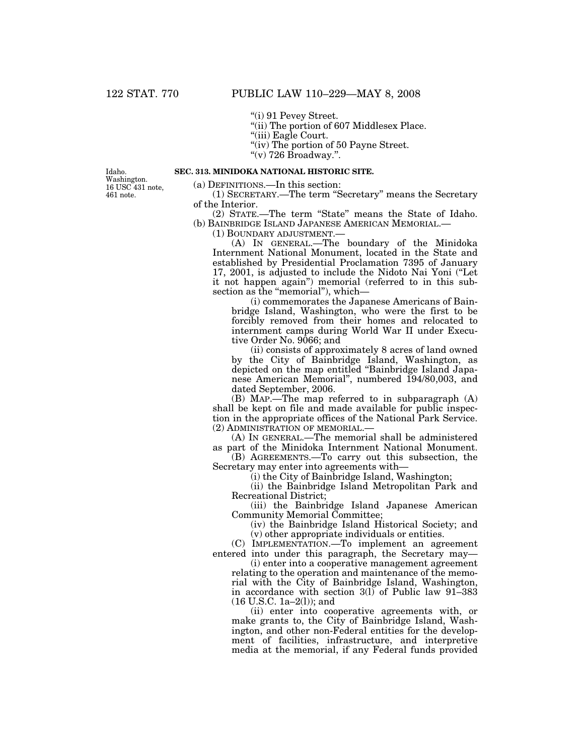"(i) 91 Pevey Street.

"(ii) The portion of 607 Middlesex Place.

"(iii) Eagle Court.

"(iv) The portion of 50 Payne Street.

"(v) 726 Broadway.".

Idaho.
Washington.
16 USC 431 note, 461 note.

**SEC. 313. MINIDOKA NATIONAL HISTORIC SITE.**

(a) DEFINITIONS.—In this section:

(1) SECRETARY.—The term "Secretary" means the Secretary of the Interior.

(2) STATE.—The term "State" means the State of Idaho.

(b) BAINBRIDGE ISLAND JAPANESE AMERICAN MEMORIAL.—

(1) BOUNDARY ADJUSTMENT.—

(A) IN GENERAL.—The boundary of the Minidoka Internment National Monument, located in the State and established by Presidential Proclamation 7395 of January 17, 2001, is adjusted to include the Nidoto Nai Yoni ("Let it not happen again") memorial (referred to in this subsection as the "memorial"), which—

(i) commemorates the Japanese Americans of Bainbridge Island, Washington, who were the first to be forcibly removed from their homes and relocated to internment camps during World War II under Executive Order No. 9066; and

(ii) consists of approximately 8 acres of land owned by the City of Bainbridge Island, Washington, as depicted on the map entitled "Bainbridge Island Japanese American Memorial", numbered 194/80,003, and dated September, 2006.

(B) MAP.—The map referred to in subparagraph (A) shall be kept on file and made available for public inspection in the appropriate offices of the National Park Service.

(2) ADMINISTRATION OF MEMORIAL.—

(A) IN GENERAL.—The memorial shall be administered as part of the Minidoka Internment National Monument.

(B) AGREEMENTS.—To carry out this subsection, the Secretary may enter into agreements with—

(i) the City of Bainbridge Island, Washington;

(ii) the Bainbridge Island Metropolitan Park and Recreational District;

(iii) the Bainbridge Island Japanese American Community Memorial Committee;

(iv) the Bainbridge Island Historical Society; and

(v) other appropriate individuals or entities.

(C) IMPLEMENTATION.—To implement an agreement entered into under this paragraph, the Secretary may—

(i) enter into a cooperative management agreement relating to the operation and maintenance of the memorial with the City of Bainbridge Island, Washington, in accordance with section 3(l) of Public law 91–383 (16 U.S.C. 1a–2(l)); and

(ii) enter into cooperative agreements with, or make grants to, the City of Bainbridge Island, Washington, and other non-Federal entities for the development of facilities, infrastructure, and interpretive media at the memorial, if any Federal funds provided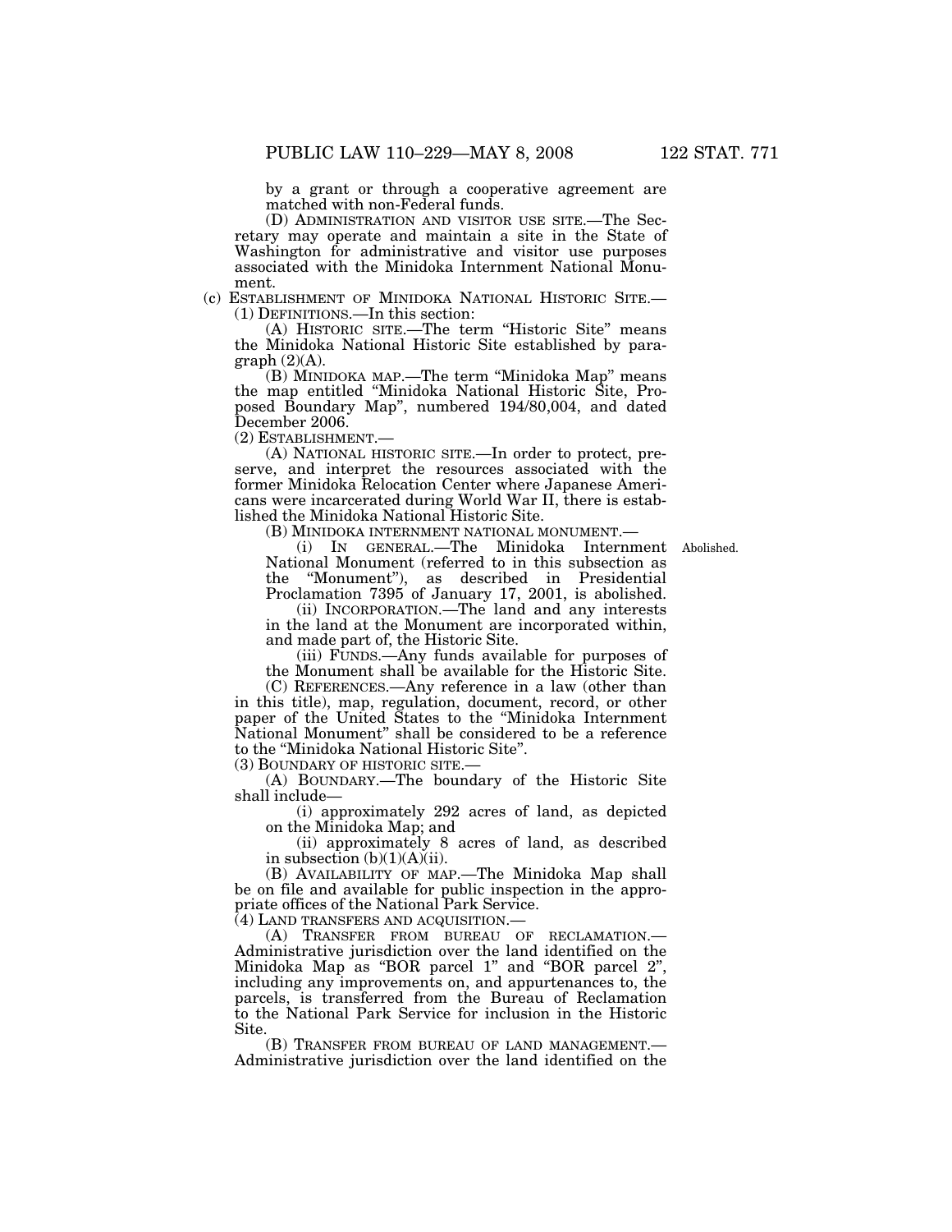by a grant or through a cooperative agreement are matched with non-Federal funds.

(D) ADMINISTRATION AND VISITOR USE SITE.—The Secretary may operate and maintain a site in the State of Washington for administrative and visitor use purposes associated with the Minidoka Internment National Monument.

(c) ESTABLISHMENT OF MINIDOKA NATIONAL HISTORIC SITE.—

(1) DEFINITIONS.—In this section:

(A) HISTORIC SITE.—The term "Historic Site" means the Minidoka National Historic Site established by paragraph (2)(A).

(B) MINIDOKA MAP.—The term "Minidoka Map" means the map entitled "Minidoka National Historic Site, Proposed Boundary Map", numbered 194/80,004, and dated December 2006.

(2) ESTABLISHMENT.—

(A) NATIONAL HISTORIC SITE.—In order to protect, preserve, and interpret the resources associated with the former Minidoka Relocation Center where Japanese Americans were incarcerated during World War II, there is established the Minidoka National Historic Site.

(B) MINIDOKA INTERNMENT NATIONAL MONUMENT.—

(i) IN GENERAL.—The Minidoka Internment National Monument (referred to in this subsection as the "Monument"), as described in Presidential Proclamation 7395 of January 17, 2001, is abolished.

Abolished.

(ii) INCORPORATION.—The land and any interests in the land at the Monument are incorporated within, and made part of, the Historic Site.

(iii) FUNDS.—Any funds available for purposes of the Monument shall be available for the Historic Site.

(C) REFERENCES.—Any reference in a law (other than in this title), map, regulation, document, record, or other paper of the United States to the "Minidoka Internment National Monument" shall be considered to be a reference to the "Minidoka National Historic Site".

(3) BOUNDARY OF HISTORIC SITE.—

(A) BOUNDARY.—The boundary of the Historic Site shall include—

(i) approximately 292 acres of land, as depicted on the Minidoka Map; and

(ii) approximately 8 acres of land, as described in subsection (b)(1)(A)(ii).

(B) AVAILABILITY OF MAP.—The Minidoka Map shall be on file and available for public inspection in the appropriate offices of the National Park Service.

(4) LAND TRANSFERS AND ACQUISITION.—

(A) TRANSFER FROM BUREAU OF RECLAMATION.—Administrative jurisdiction over the land identified on the Minidoka Map as "BOR parcel 1" and "BOR parcel 2", including any improvements on, and appurtenances to, the parcels, is transferred from the Bureau of Reclamation to the National Park Service for inclusion in the Historic Site.

(B) TRANSFER FROM BUREAU OF LAND MANAGEMENT.—Administrative jurisdiction over the land identified on the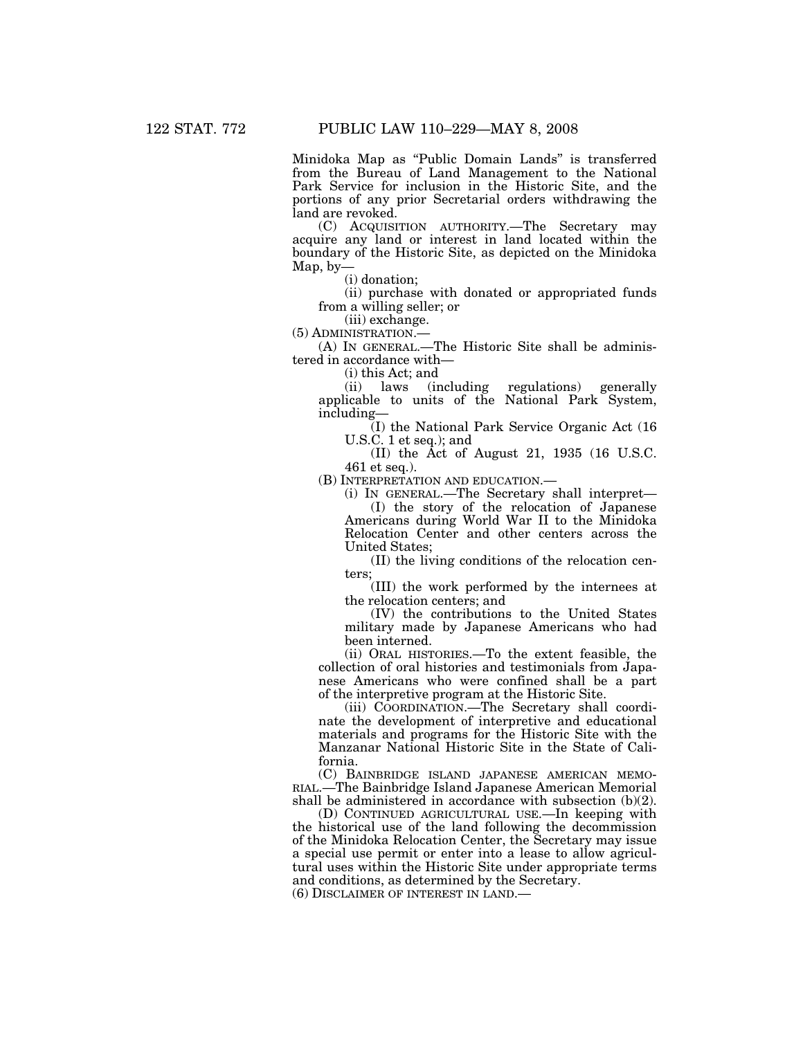Minidoka Map as "Public Domain Lands" is transferred from the Bureau of Land Management to the National Park Service for inclusion in the Historic Site, and the portions of any prior Secretarial orders withdrawing the land are revoked.

(C) ACQUISITION AUTHORITY.—The Secretary may acquire any land or interest in land located within the boundary of the Historic Site, as depicted on the Minidoka Map, by—

(i) donation;

(ii) purchase with donated or appropriated funds from a willing seller; or

(iii) exchange.

(5) ADMINISTRATION.—

(A) IN GENERAL.—The Historic Site shall be administered in accordance with—

(i) this Act; and

(ii) laws (including regulations) generally applicable to units of the National Park System, including—

(I) the National Park Service Organic Act (16 U.S.C. 1 et seq.); and

(II) the Act of August 21, 1935 (16 U.S.C. 461 et seq.).

(B) INTERPRETATION AND EDUCATION.—

(i) IN GENERAL.—The Secretary shall interpret—

(I) the story of the relocation of Japanese Americans during World War II to the Minidoka Relocation Center and other centers across the United States;

(II) the living conditions of the relocation centers;

(III) the work performed by the internees at the relocation centers; and

(IV) the contributions to the United States military made by Japanese Americans who had been interned.

(ii) ORAL HISTORIES.—To the extent feasible, the collection of oral histories and testimonials from Japanese Americans who were confined shall be a part of the interpretive program at the Historic Site.

(iii) COORDINATION.—The Secretary shall coordinate the development of interpretive and educational materials and programs for the Historic Site with the Manzanar National Historic Site in the State of California.

(C) BAINBRIDGE ISLAND JAPANESE AMERICAN MEMORIAL.—The Bainbridge Island Japanese American Memorial shall be administered in accordance with subsection (b)(2).

(D) CONTINUED AGRICULTURAL USE.—In keeping with the historical use of the land following the decommission of the Minidoka Relocation Center, the Secretary may issue a special use permit or enter into a lease to allow agricultural uses within the Historic Site under appropriate terms and conditions, as determined by the Secretary.

(6) DISCLAIMER OF INTEREST IN LAND.—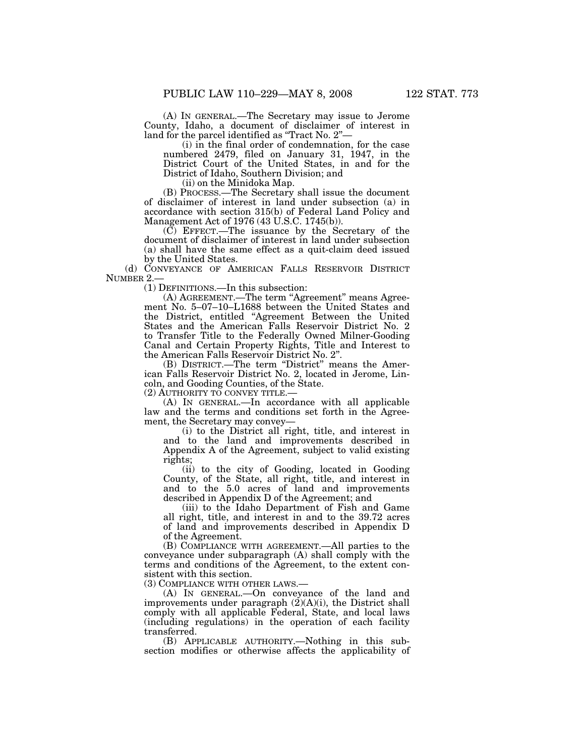(A) IN GENERAL.—The Secretary may issue to Jerome County, Idaho, a document of disclaimer of interest in land for the parcel identified as "Tract No. 2"—

(i) in the final order of condemnation, for the case numbered 2479, filed on January 31, 1947, in the District Court of the United States, in and for the District of Idaho, Southern Division; and

(ii) on the Minidoka Map.

(B) PROCESS.—The Secretary shall issue the document of disclaimer of interest in land under subsection (a) in accordance with section 315(b) of Federal Land Policy and Management Act of 1976 (43 U.S.C. 1745(b)).

(C) EFFECT.—The issuance by the Secretary of the document of disclaimer of interest in land under subsection (a) shall have the same effect as a quit-claim deed issued by the United States.

(d) CONVEYANCE OF AMERICAN FALLS RESERVOIR DISTRICT NUMBER 2.—

(1) DEFINITIONS.—In this subsection:

(A) AGREEMENT.—The term "Agreement" means Agreement No. 5–07–10–L1688 between the United States and the District, entitled "Agreement Between the United States and the American Falls Reservoir District No. 2 to Transfer Title to the Federally Owned Milner-Gooding Canal and Certain Property Rights, Title and Interest to the American Falls Reservoir District No. 2".

(B) DISTRICT.—The term "District" means the American Falls Reservoir District No. 2, located in Jerome, Lincoln, and Gooding Counties, of the State.

(2) AUTHORITY TO CONVEY TITLE.—

(A) IN GENERAL.—In accordance with all applicable law and the terms and conditions set forth in the Agreement, the Secretary may convey—

(i) to the District all right, title, and interest in and to the land and improvements described in Appendix A of the Agreement, subject to valid existing rights;

(ii) to the city of Gooding, located in Gooding County, of the State, all right, title, and interest in and to the 5.0 acres of land and improvements described in Appendix D of the Agreement; and

(iii) to the Idaho Department of Fish and Game all right, title, and interest in and to the 39.72 acres of land and improvements described in Appendix D of the Agreement.

(B) COMPLIANCE WITH AGREEMENT.—All parties to the conveyance under subparagraph (A) shall comply with the terms and conditions of the Agreement, to the extent consistent with this section.

(3) COMPLIANCE WITH OTHER LAWS.—

(A) IN GENERAL.—On conveyance of the land and improvements under paragraph (2)(A)(i), the District shall comply with all applicable Federal, State, and local laws (including regulations) in the operation of each facility transferred.

(B) APPLICABLE AUTHORITY.—Nothing in this subsection modifies or otherwise affects the applicability of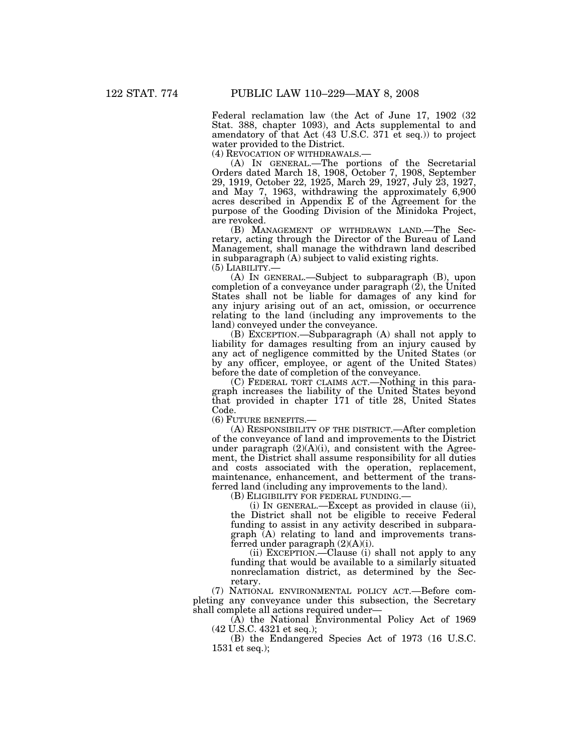Federal reclamation law (the Act of June 17, 1902 (32 Stat. 388, chapter 1093), and Acts supplemental to and amendatory of that Act (43 U.S.C. 371 et seq.)) to project water provided to the District.

(4) REVOCATION OF WITHDRAWALS.—

(A) IN GENERAL.—The portions of the Secretarial Orders dated March 18, 1908, October 7, 1908, September 29, 1919, October 22, 1925, March 29, 1927, July 23, 1927, and May 7, 1963, withdrawing the approximately 6,900 acres described in Appendix E of the Agreement for the purpose of the Gooding Division of the Minidoka Project, are revoked.

(B) MANAGEMENT OF WITHDRAWN LAND.—The Secretary, acting through the Director of the Bureau of Land Management, shall manage the withdrawn land described in subparagraph (A) subject to valid existing rights.

(5) LIABILITY.—

(A) IN GENERAL.—Subject to subparagraph (B), upon completion of a conveyance under paragraph (2), the United States shall not be liable for damages of any kind for any injury arising out of an act, omission, or occurrence relating to the land (including any improvements to the land) conveyed under the conveyance.

(B) EXCEPTION.—Subparagraph (A) shall not apply to liability for damages resulting from an injury caused by any act of negligence committed by the United States (or by any officer, employee, or agent of the United States) before the date of completion of the conveyance.

(C) FEDERAL TORT CLAIMS ACT.—Nothing in this paragraph increases the liability of the United States beyond that provided in chapter 171 of title 28, United States Code.

(6) FUTURE BENEFITS.—

(A) RESPONSIBILITY OF THE DISTRICT.—After completion of the conveyance of land and improvements to the District under paragraph (2)(A)(i), and consistent with the Agreement, the District shall assume responsibility for all duties and costs associated with the operation, replacement, maintenance, enhancement, and betterment of the transferred land (including any improvements to the land).

(B) ELIGIBILITY FOR FEDERAL FUNDING.—

(i) IN GENERAL.—Except as provided in clause (ii), the District shall not be eligible to receive Federal funding to assist in any activity described in subparagraph (A) relating to land and improvements transferred under paragraph (2)(A)(i).

(ii) EXCEPTION.—Clause (i) shall not apply to any funding that would be available to a similarly situated nonreclamation district, as determined by the Secretary.

(7) NATIONAL ENVIRONMENTAL POLICY ACT.—Before completing any conveyance under this subsection, the Secretary shall complete all actions required under—

(A) the National Environmental Policy Act of 1969 (42 U.S.C. 4321 et seq.);

(B) the Endangered Species Act of 1973 (16 U.S.C. 1531 et seq.);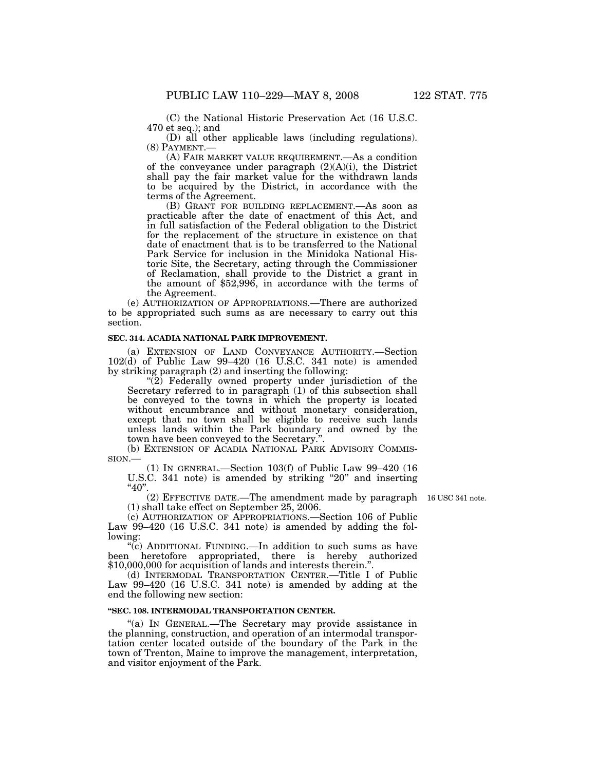(C) the National Historic Preservation Act (16 U.S.C. 470 et seq.); and

(D) all other applicable laws (including regulations).

(8) PAYMENT.—

(A) FAIR MARKET VALUE REQUIREMENT.—As a condition of the conveyance under paragraph (2)(A)(i), the District shall pay the fair market value for the withdrawn lands to be acquired by the District, in accordance with the terms of the Agreement.

(B) GRANT FOR BUILDING REPLACEMENT.—As soon as practicable after the date of enactment of this Act, and in full satisfaction of the Federal obligation to the District for the replacement of the structure in existence on that date of enactment that is to be transferred to the National Park Service for inclusion in the Minidoka National Historic Site, the Secretary, acting through the Commissioner of Reclamation, shall provide to the District a grant in the amount of $52,996, in accordance with the terms of the Agreement.

(e) AUTHORIZATION OF APPROPRIATIONS.—There are authorized to be appropriated such sums as are necessary to carry out this section.

**SEC. 314. ACADIA NATIONAL PARK IMPROVEMENT.**

(a) EXTENSION OF LAND CONVEYANCE AUTHORITY.—Section 102(d) of Public Law 99–420 (16 U.S.C. 341 note) is amended by striking paragraph (2) and inserting the following:

"(2) Federally owned property under jurisdiction of the Secretary referred to in paragraph (1) of this subsection shall be conveyed to the towns in which the property is located without encumbrance and without monetary consideration, except that no town shall be eligible to receive such lands unless lands within the Park boundary and owned by the town have been conveyed to the Secretary.".

(b) EXTENSION OF ACADIA NATIONAL PARK ADVISORY COMMISSION.—

(1) IN GENERAL.—Section 103(f) of Public Law 99–420 (16 U.S.C. 341 note) is amended by striking "20" and inserting "40".

(2) EFFECTIVE DATE.—The amendment made by paragraph (1) shall take effect on September 25, 2006.

16 USC 341 note.

(c) AUTHORIZATION OF APPROPRIATIONS.—Section 106 of Public Law 99–420 (16 U.S.C. 341 note) is amended by adding the following:

"(c) ADDITIONAL FUNDING.—In addition to such sums as have been heretofore appropriated, there is hereby authorized $10,000,000 for acquisition of lands and interests therein.".

(d) INTERMODAL TRANSPORTATION CENTER.—Title I of Public Law 99–420 (16 U.S.C. 341 note) is amended by adding at the end the following new section:

**"SEC. 108. INTERMODAL TRANSPORTATION CENTER.**

"(a) IN GENERAL.—The Secretary may provide assistance in the planning, construction, and operation of an intermodal transportation center located outside of the boundary of the Park in the town of Trenton, Maine to improve the management, interpretation, and visitor enjoyment of the Park.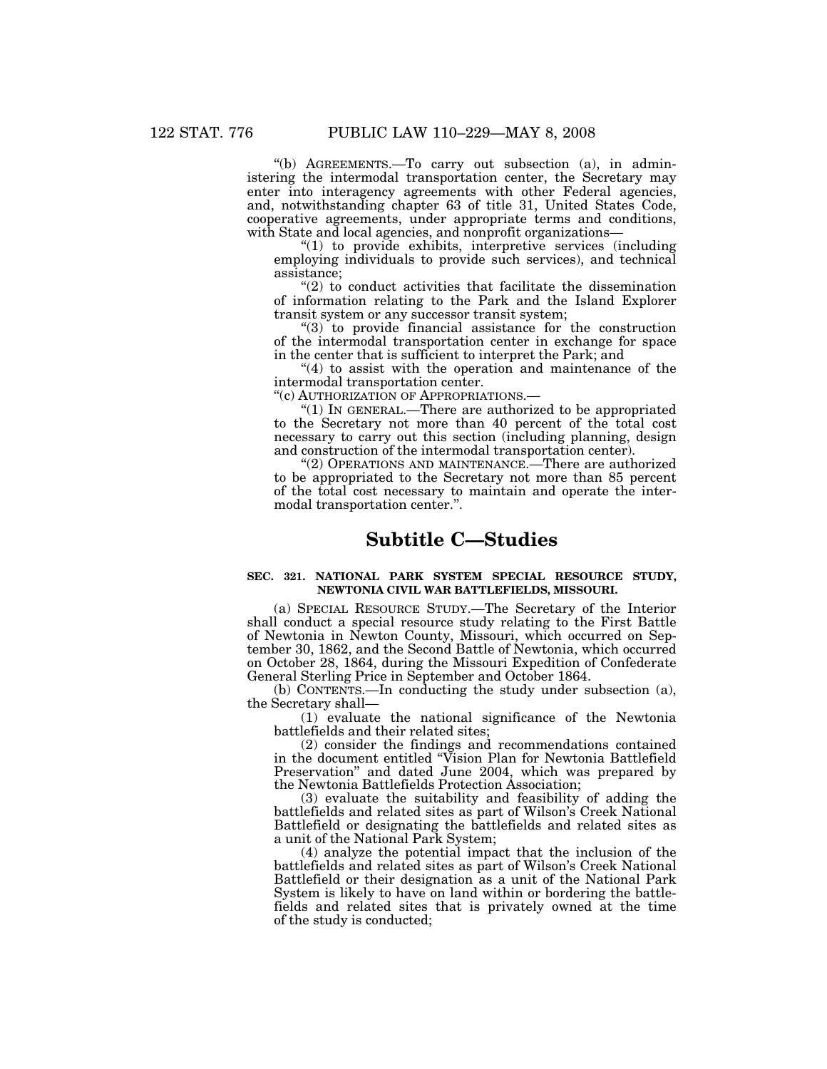"(b) AGREEMENTS.—To carry out subsection (a), in administering the intermodal transportation center, the Secretary may enter into interagency agreements with other Federal agencies, and, notwithstanding chapter 63 of title 31, United States Code, cooperative agreements, under appropriate terms and conditions, with State and local agencies, and nonprofit organizations—

"(1) to provide exhibits, interpretive services (including employing individuals to provide such services), and technical assistance;

"(2) to conduct activities that facilitate the dissemination of information relating to the Park and the Island Explorer transit system or any successor transit system;

"(3) to provide financial assistance for the construction of the intermodal transportation center in exchange for space in the center that is sufficient to interpret the Park; and

"(4) to assist with the operation and maintenance of the intermodal transportation center.

"(c) AUTHORIZATION OF APPROPRIATIONS.—

"(1) IN GENERAL.—There are authorized to be appropriated to the Secretary not more than 40 percent of the total cost necessary to carry out this section (including planning, design and construction of the intermodal transportation center).

"(2) OPERATIONS AND MAINTENANCE.—There are authorized to be appropriated to the Secretary not more than 85 percent of the total cost necessary to maintain and operate the intermodal transportation center.".

# Subtitle C—Studies

### SEC. 321. NATIONAL PARK SYSTEM SPECIAL RESOURCE STUDY, NEWTONIA CIVIL WAR BATTLEFIELDS, MISSOURI.

(a) SPECIAL RESOURCE STUDY.—The Secretary of the Interior shall conduct a special resource study relating to the First Battle of Newtonia in Newton County, Missouri, which occurred on September 30, 1862, and the Second Battle of Newtonia, which occurred on October 28, 1864, during the Missouri Expedition of Confederate General Sterling Price in September and October 1864.

(b) CONTENTS.—In conducting the study under subsection (a), the Secretary shall—

(1) evaluate the national significance of the Newtonia battlefields and their related sites;

(2) consider the findings and recommendations contained in the document entitled "Vision Plan for Newtonia Battlefield Preservation" and dated June 2004, which was prepared by the Newtonia Battlefields Protection Association;

(3) evaluate the suitability and feasibility of adding the battlefields and related sites as part of Wilson's Creek National Battlefield or designating the battlefields and related sites as a unit of the National Park System;

(4) analyze the potential impact that the inclusion of the battlefields and related sites as part of Wilson's Creek National Battlefield or their designation as a unit of the National Park System is likely to have on land within or bordering the battlefields and related sites that is privately owned at the time of the study is conducted;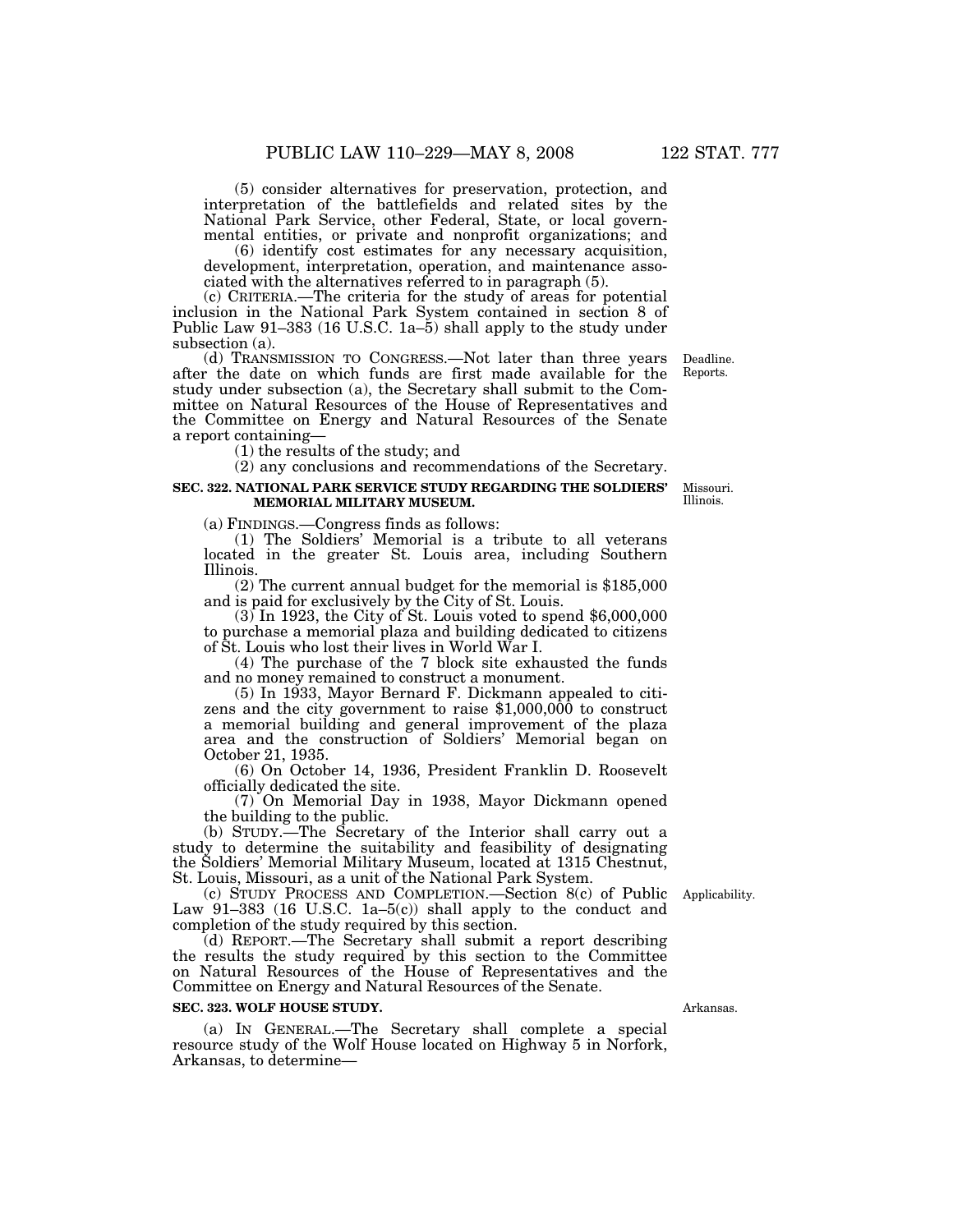(5) consider alternatives for preservation, protection, and interpretation of the battlefields and related sites by the National Park Service, other Federal, State, or local governmental entities, or private and nonprofit organizations; and

(6) identify cost estimates for any necessary acquisition, development, interpretation, operation, and maintenance associated with the alternatives referred to in paragraph (5).

(c) CRITERIA.—The criteria for the study of areas for potential inclusion in the National Park System contained in section 8 of Public Law 91–383 (16 U.S.C. 1a–5) shall apply to the study under subsection (a).

Deadline. Reports.

(d) TRANSMISSION TO CONGRESS.—Not later than three years after the date on which funds are first made available for the study under subsection (a), the Secretary shall submit to the Committee on Natural Resources of the House of Representatives and the Committee on Energy and Natural Resources of the Senate a report containing—

(1) the results of the study; and

(2) any conclusions and recommendations of the Secretary.

Missouri. Illinois.

**SEC. 322. NATIONAL PARK SERVICE STUDY REGARDING THE SOLDIERS' MEMORIAL MILITARY MUSEUM.**

(a) FINDINGS.—Congress finds as follows:

(1) The Soldiers' Memorial is a tribute to all veterans located in the greater St. Louis area, including Southern Illinois.

(2) The current annual budget for the memorial is $185,000 and is paid for exclusively by the City of St. Louis.

(3) In 1923, the City of St. Louis voted to spend $6,000,000 to purchase a memorial plaza and building dedicated to citizens of St. Louis who lost their lives in World War I.

(4) The purchase of the 7 block site exhausted the funds and no money remained to construct a monument.

(5) In 1933, Mayor Bernard F. Dickmann appealed to citizens and the city government to raise $1,000,000 to construct a memorial building and general improvement of the plaza area and the construction of Soldiers' Memorial began on October 21, 1935.

(6) On October 14, 1936, President Franklin D. Roosevelt officially dedicated the site.

(7) On Memorial Day in 1938, Mayor Dickmann opened the building to the public.

(b) STUDY.—The Secretary of the Interior shall carry out a study to determine the suitability and feasibility of designating the Soldiers' Memorial Military Museum, located at 1315 Chestnut, St. Louis, Missouri, as a unit of the National Park System.

Applicability.

(c) STUDY PROCESS AND COMPLETION.—Section 8(c) of Public Law 91–383 (16 U.S.C. 1a–5(c)) shall apply to the conduct and completion of the study required by this section.

(d) REPORT.—The Secretary shall submit a report describing the results the study required by this section to the Committee on Natural Resources of the House of Representatives and the Committee on Energy and Natural Resources of the Senate.

Arkansas.

**SEC. 323. WOLF HOUSE STUDY.**

(a) IN GENERAL.—The Secretary shall complete a special resource study of the Wolf House located on Highway 5 in Norfork, Arkansas, to determine—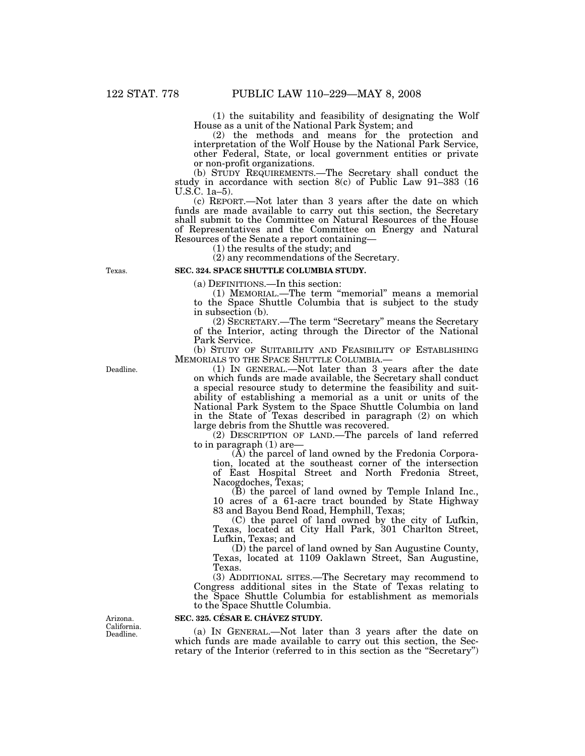(1) the suitability and feasibility of designating the Wolf House as a unit of the National Park System; and

(2) the methods and means for the protection and interpretation of the Wolf House by the National Park Service, other Federal, State, or local government entities or private or non-profit organizations.

(b) STUDY REQUIREMENTS.—The Secretary shall conduct the study in accordance with section 8(c) of Public Law 91–383 (16 U.S.C. 1a–5).

(c) REPORT.—Not later than 3 years after the date on which funds are made available to carry out this section, the Secretary shall submit to the Committee on Natural Resources of the House of Representatives and the Committee on Energy and Natural Resources of the Senate a report containing—

(1) the results of the study; and

(2) any recommendations of the Secretary.

Texas.

**SEC. 324. SPACE SHUTTLE COLUMBIA STUDY.**

(a) DEFINITIONS.—In this section:

(1) MEMORIAL.—The term "memorial" means a memorial to the Space Shuttle Columbia that is subject to the study in subsection (b).

(2) SECRETARY.—The term "Secretary" means the Secretary of the Interior, acting through the Director of the National Park Service.

(b) STUDY OF SUITABILITY AND FEASIBILITY OF ESTABLISHING MEMORIALS TO THE SPACE SHUTTLE COLUMBIA.—

Deadline.

(1) IN GENERAL.—Not later than 3 years after the date on which funds are made available, the Secretary shall conduct a special resource study to determine the feasibility and suitability of establishing a memorial as a unit or units of the National Park System to the Space Shuttle Columbia on land in the State of Texas described in paragraph (2) on which large debris from the Shuttle was recovered.

(2) DESCRIPTION OF LAND.—The parcels of land referred to in paragraph (1) are—

(A) the parcel of land owned by the Fredonia Corporation, located at the southeast corner of the intersection of East Hospital Street and North Fredonia Street, Nacogdoches, Texas;

(B) the parcel of land owned by Temple Inland Inc., 10 acres of a 61-acre tract bounded by State Highway 83 and Bayou Bend Road, Hemphill, Texas;

(C) the parcel of land owned by the city of Lufkin, Texas, located at City Hall Park, 301 Charlton Street, Lufkin, Texas; and

(D) the parcel of land owned by San Augustine County, Texas, located at 1109 Oaklawn Street, San Augustine, Texas.

(3) ADDITIONAL SITES.—The Secretary may recommend to Congress additional sites in the State of Texas relating to the Space Shuttle Columbia for establishment as memorials to the Space Shuttle Columbia.

Arizona.
California.
Deadline.

**SEC. 325. CÉSAR E. CHÁVEZ STUDY.**

(a) IN GENERAL.—Not later than 3 years after the date on which funds are made available to carry out this section, the Secretary of the Interior (referred to in this section as the "Secretary")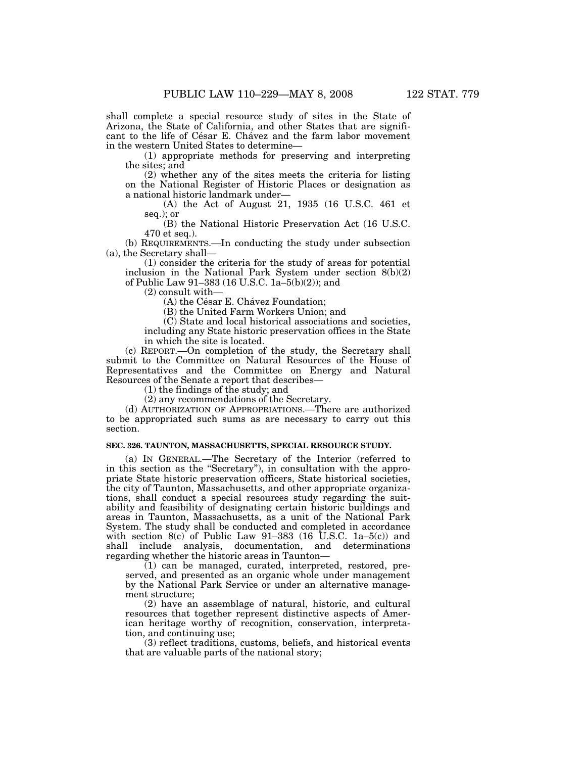shall complete a special resource study of sites in the State of Arizona, the State of California, and other States that are significant to the life of César E. Chávez and the farm labor movement in the western United States to determine—

(1) appropriate methods for preserving and interpreting the sites; and

(2) whether any of the sites meets the criteria for listing on the National Register of Historic Places or designation as a national historic landmark under—

(A) the Act of August 21, 1935 (16 U.S.C. 461 et seq.); or

(B) the National Historic Preservation Act (16 U.S.C. 470 et seq.).

(b) REQUIREMENTS.—In conducting the study under subsection (a), the Secretary shall—

(1) consider the criteria for the study of areas for potential inclusion in the National Park System under section 8(b)(2) of Public Law 91–383 (16 U.S.C. 1a–5(b)(2)); and

(2) consult with—

(A) the César E. Chávez Foundation;

(B) the United Farm Workers Union; and

(C) State and local historical associations and societies, including any State historic preservation offices in the State in which the site is located.

(c) REPORT.—On completion of the study, the Secretary shall submit to the Committee on Natural Resources of the House of Representatives and the Committee on Energy and Natural Resources of the Senate a report that describes—

(1) the findings of the study; and

(2) any recommendations of the Secretary.

(d) AUTHORIZATION OF APPROPRIATIONS.—There are authorized to be appropriated such sums as are necessary to carry out this section.

**SEC. 326. TAUNTON, MASSACHUSETTS, SPECIAL RESOURCE STUDY.**

(a) IN GENERAL.—The Secretary of the Interior (referred to in this section as the "Secretary"), in consultation with the appropriate State historic preservation officers, State historical societies, the city of Taunton, Massachusetts, and other appropriate organizations, shall conduct a special resources study regarding the suitability and feasibility of designating certain historic buildings and areas in Taunton, Massachusetts, as a unit of the National Park System. The study shall be conducted and completed in accordance with section 8(c) of Public Law 91–383 (16 U.S.C. 1a–5(c)) and shall include analysis, documentation, and determinations regarding whether the historic areas in Taunton—

(1) can be managed, curated, interpreted, restored, preserved, and presented as an organic whole under management by the National Park Service or under an alternative management structure;

(2) have an assemblage of natural, historic, and cultural resources that together represent distinctive aspects of American heritage worthy of recognition, conservation, interpretation, and continuing use;

(3) reflect traditions, customs, beliefs, and historical events that are valuable parts of the national story;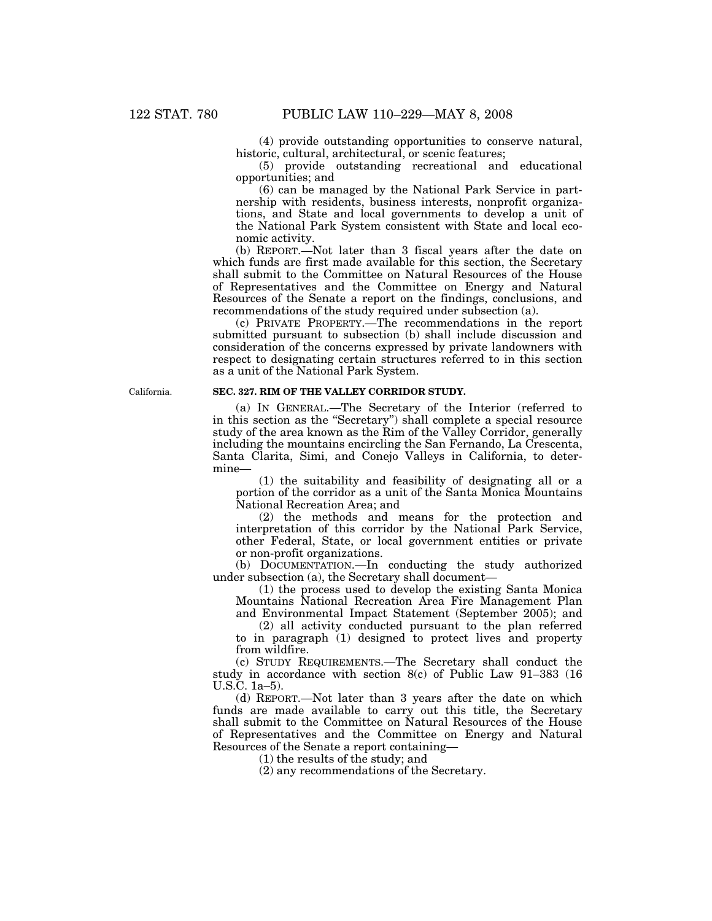(4) provide outstanding opportunities to conserve natural, historic, cultural, architectural, or scenic features;

(5) provide outstanding recreational and educational opportunities; and

(6) can be managed by the National Park Service in partnership with residents, business interests, nonprofit organizations, and State and local governments to develop a unit of the National Park System consistent with State and local economic activity.

(b) REPORT.—Not later than 3 fiscal years after the date on which funds are first made available for this section, the Secretary shall submit to the Committee on Natural Resources of the House of Representatives and the Committee on Energy and Natural Resources of the Senate a report on the findings, conclusions, and recommendations of the study required under subsection (a).

(c) PRIVATE PROPERTY.—The recommendations in the report submitted pursuant to subsection (b) shall include discussion and consideration of the concerns expressed by private landowners with respect to designating certain structures referred to in this section as a unit of the National Park System.

California.

**SEC. 327. RIM OF THE VALLEY CORRIDOR STUDY.**

(a) IN GENERAL.—The Secretary of the Interior (referred to in this section as the "Secretary") shall complete a special resource study of the area known as the Rim of the Valley Corridor, generally including the mountains encircling the San Fernando, La Crescenta, Santa Clarita, Simi, and Conejo Valleys in California, to determine—

(1) the suitability and feasibility of designating all or a portion of the corridor as a unit of the Santa Monica Mountains National Recreation Area; and

(2) the methods and means for the protection and interpretation of this corridor by the National Park Service, other Federal, State, or local government entities or private or non-profit organizations.

(b) DOCUMENTATION.—In conducting the study authorized under subsection (a), the Secretary shall document—

(1) the process used to develop the existing Santa Monica Mountains National Recreation Area Fire Management Plan and Environmental Impact Statement (September 2005); and

(2) all activity conducted pursuant to the plan referred to in paragraph (1) designed to protect lives and property from wildfire.

(c) STUDY REQUIREMENTS.—The Secretary shall conduct the study in accordance with section 8(c) of Public Law 91–383 (16 U.S.C. 1a–5).

(d) REPORT.—Not later than 3 years after the date on which funds are made available to carry out this title, the Secretary shall submit to the Committee on Natural Resources of the House of Representatives and the Committee on Energy and Natural Resources of the Senate a report containing—

(1) the results of the study; and

(2) any recommendations of the Secretary.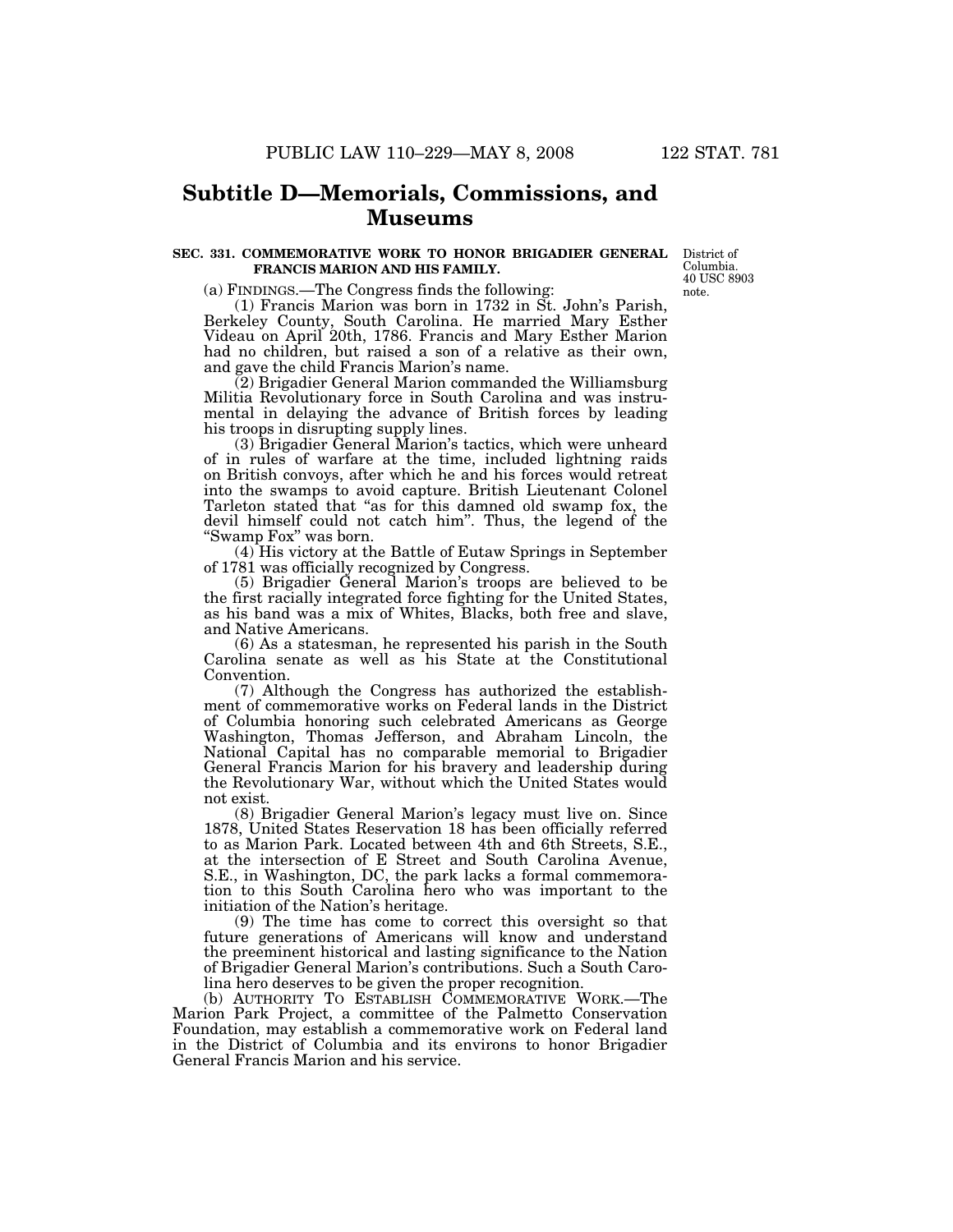# Subtitle D—Memorials, Commissions, and Museums

**SEC. 331. COMMEMORATIVE WORK TO HONOR BRIGADIER GENERAL FRANCIS MARION AND HIS FAMILY.**

District of Columbia. 40 USC 8903 note.

(a) FINDINGS.—The Congress finds the following:

(1) Francis Marion was born in 1732 in St. John's Parish, Berkeley County, South Carolina. He married Mary Esther Videau on April 20th, 1786. Francis and Mary Esther Marion had no children, but raised a son of a relative as their own, and gave the child Francis Marion's name.

(2) Brigadier General Marion commanded the Williamsburg Militia Revolutionary force in South Carolina and was instrumental in delaying the advance of British forces by leading his troops in disrupting supply lines.

(3) Brigadier General Marion's tactics, which were unheard of in rules of warfare at the time, included lightning raids on British convoys, after which he and his forces would retreat into the swamps to avoid capture. British Lieutenant Colonel Tarleton stated that "as for this damned old swamp fox, the devil himself could not catch him". Thus, the legend of the "Swamp Fox" was born.

(4) His victory at the Battle of Eutaw Springs in September of 1781 was officially recognized by Congress.

(5) Brigadier General Marion's troops are believed to be the first racially integrated force fighting for the United States, as his band was a mix of Whites, Blacks, both free and slave, and Native Americans.

(6) As a statesman, he represented his parish in the South Carolina senate as well as his State at the Constitutional Convention.

(7) Although the Congress has authorized the establishment of commemorative works on Federal lands in the District of Columbia honoring such celebrated Americans as George Washington, Thomas Jefferson, and Abraham Lincoln, the National Capital has no comparable memorial to Brigadier General Francis Marion for his bravery and leadership during the Revolutionary War, without which the United States would not exist.

(8) Brigadier General Marion's legacy must live on. Since 1878, United States Reservation 18 has been officially referred to as Marion Park. Located between 4th and 6th Streets, S.E., at the intersection of E Street and South Carolina Avenue, S.E., in Washington, DC, the park lacks a formal commemoration to this South Carolina hero who was important to the initiation of the Nation's heritage.

(9) The time has come to correct this oversight so that future generations of Americans will know and understand the preeminent historical and lasting significance to the Nation of Brigadier General Marion's contributions. Such a South Carolina hero deserves to be given the proper recognition.

(b) AUTHORITY TO ESTABLISH COMMEMORATIVE WORK.—The Marion Park Project, a committee of the Palmetto Conservation Foundation, may establish a commemorative work on Federal land in the District of Columbia and its environs to honor Brigadier General Francis Marion and his service.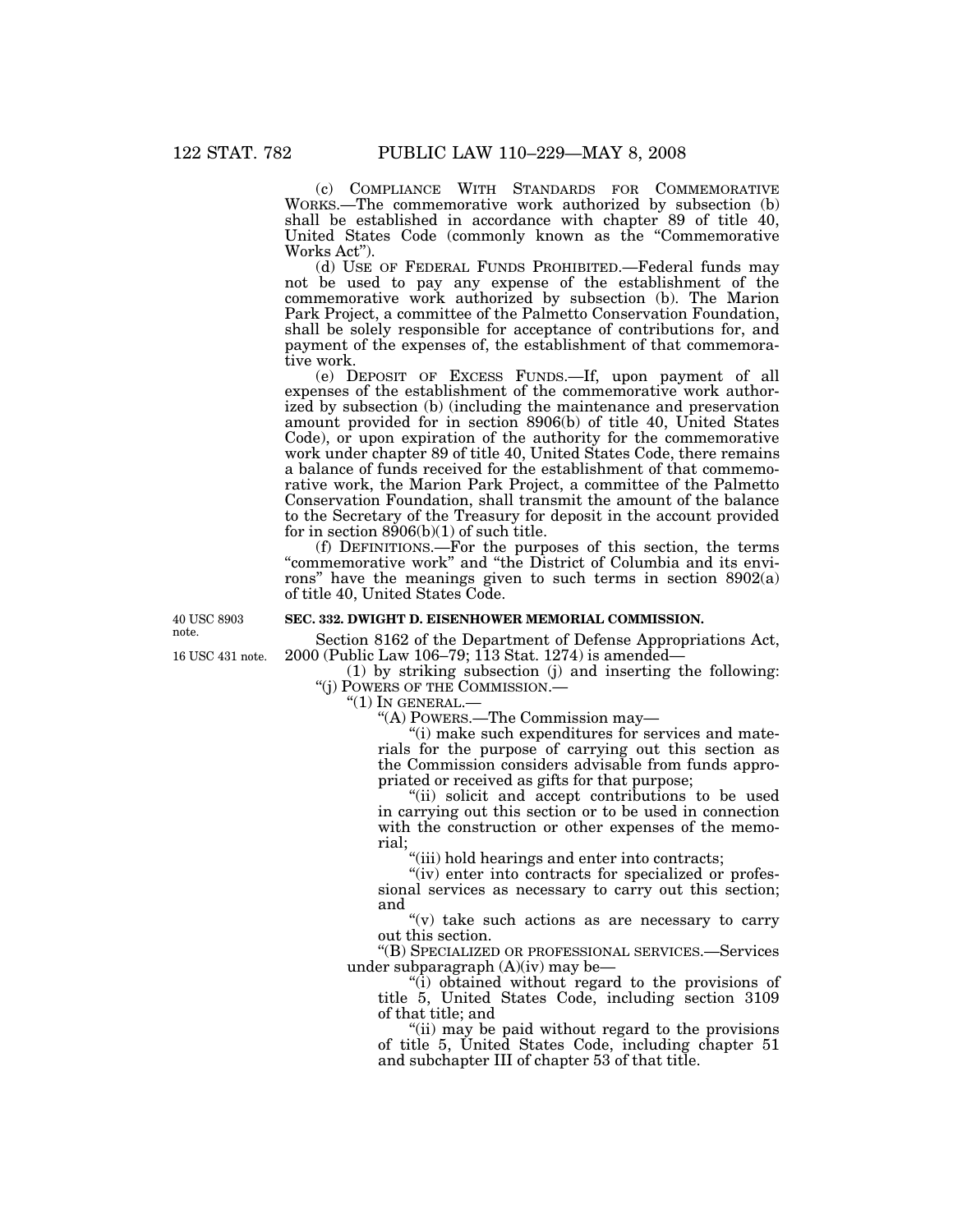(c) COMPLIANCE WITH STANDARDS FOR COMMEMORATIVE WORKS.—The commemorative work authorized by subsection (b) shall be established in accordance with chapter 89 of title 40, United States Code (commonly known as the "Commemorative Works Act").

(d) USE OF FEDERAL FUNDS PROHIBITED.—Federal funds may not be used to pay any expense of the establishment of the commemorative work authorized by subsection (b). The Marion Park Project, a committee of the Palmetto Conservation Foundation, shall be solely responsible for acceptance of contributions for, and payment of the expenses of, the establishment of that commemorative work.

(e) DEPOSIT OF EXCESS FUNDS.—If, upon payment of all expenses of the establishment of the commemorative work authorized by subsection (b) (including the maintenance and preservation amount provided for in section 8906(b) of title 40, United States Code), or upon expiration of the authority for the commemorative work under chapter 89 of title 40, United States Code, there remains a balance of funds received for the establishment of that commemorative work, the Marion Park Project, a committee of the Palmetto Conservation Foundation, shall transmit the amount of the balance to the Secretary of the Treasury for deposit in the account provided for in section 8906(b)(1) of such title.

(f) DEFINITIONS.—For the purposes of this section, the terms "commemorative work" and "the District of Columbia and its environs" have the meanings given to such terms in section 8902(a) of title 40, United States Code.

40 USC 8903 note.

16 USC 431 note.

### SEC. 332. DWIGHT D. EISENHOWER MEMORIAL COMMISSION.

Section 8162 of the Department of Defense Appropriations Act, 2000 (Public Law 106–79; 113 Stat. 1274) is amended—

(1) by striking subsection (j) and inserting the following:

"(j) POWERS OF THE COMMISSION.—

"(1) IN GENERAL.—

"(A) POWERS.—The Commission may—

"(i) make such expenditures for services and materials for the purpose of carrying out this section as the Commission considers advisable from funds appropriated or received as gifts for that purpose;

"(ii) solicit and accept contributions to be used in carrying out this section or to be used in connection with the construction or other expenses of the memorial;

"(iii) hold hearings and enter into contracts;

"(iv) enter into contracts for specialized or professional services as necessary to carry out this section; and

"(v) take such actions as are necessary to carry out this section.

"(B) SPECIALIZED OR PROFESSIONAL SERVICES.—Services under subparagraph (A)(iv) may be—

"(i) obtained without regard to the provisions of title 5, United States Code, including section 3109 of that title; and

"(ii) may be paid without regard to the provisions of title 5, United States Code, including chapter 51 and subchapter III of chapter 53 of that title.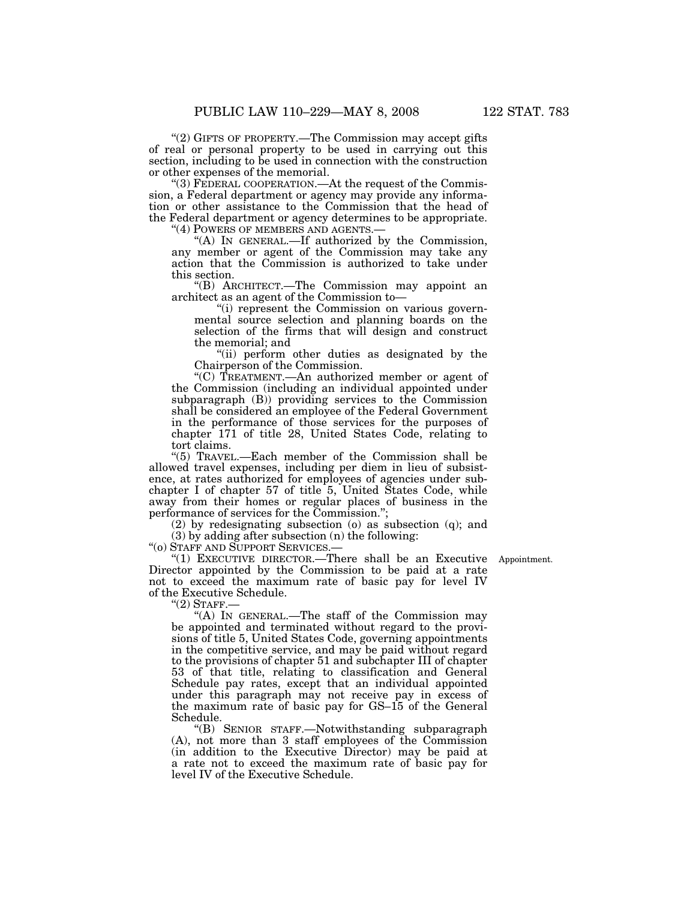"(2) GIFTS OF PROPERTY.—The Commission may accept gifts of real or personal property to be used in carrying out this section, including to be used in connection with the construction or other expenses of the memorial.

"(3) FEDERAL COOPERATION.—At the request of the Commission, a Federal department or agency may provide any information or other assistance to the Commission that the head of the Federal department or agency determines to be appropriate.

"(4) POWERS OF MEMBERS AND AGENTS.—

"(A) IN GENERAL.—If authorized by the Commission, any member or agent of the Commission may take any action that the Commission is authorized to take under this section.

"(B) ARCHITECT.—The Commission may appoint an architect as an agent of the Commission to—

"(i) represent the Commission on various governmental source selection and planning boards on the selection of the firms that will design and construct the memorial; and

"(ii) perform other duties as designated by the Chairperson of the Commission.

"(C) TREATMENT.—An authorized member or agent of the Commission (including an individual appointed under subparagraph (B)) providing services to the Commission shall be considered an employee of the Federal Government in the performance of those services for the purposes of chapter 171 of title 28, United States Code, relating to tort claims.

"(5) TRAVEL.—Each member of the Commission shall be allowed travel expenses, including per diem in lieu of subsistence, at rates authorized for employees of agencies under subchapter I of chapter 57 of title 5, United States Code, while away from their homes or regular places of business in the performance of services for the Commission.";

(2) by redesignating subsection (o) as subsection (q); and

(3) by adding after subsection (n) the following:

"(o) STAFF AND SUPPORT SERVICES.—

Appointment.

"(1) EXECUTIVE DIRECTOR.—There shall be an Executive Director appointed by the Commission to be paid at a rate not to exceed the maximum rate of basic pay for level IV of the Executive Schedule.

"(2) STAFF.—

"(A) IN GENERAL.—The staff of the Commission may be appointed and terminated without regard to the provisions of title 5, United States Code, governing appointments in the competitive service, and may be paid without regard to the provisions of chapter 51 and subchapter III of chapter 53 of that title, relating to classification and General Schedule pay rates, except that an individual appointed under this paragraph may not receive pay in excess of the maximum rate of basic pay for GS–15 of the General Schedule.

"(B) SENIOR STAFF.—Notwithstanding subparagraph (A), not more than 3 staff employees of the Commission (in addition to the Executive Director) may be paid at a rate not to exceed the maximum rate of basic pay for level IV of the Executive Schedule.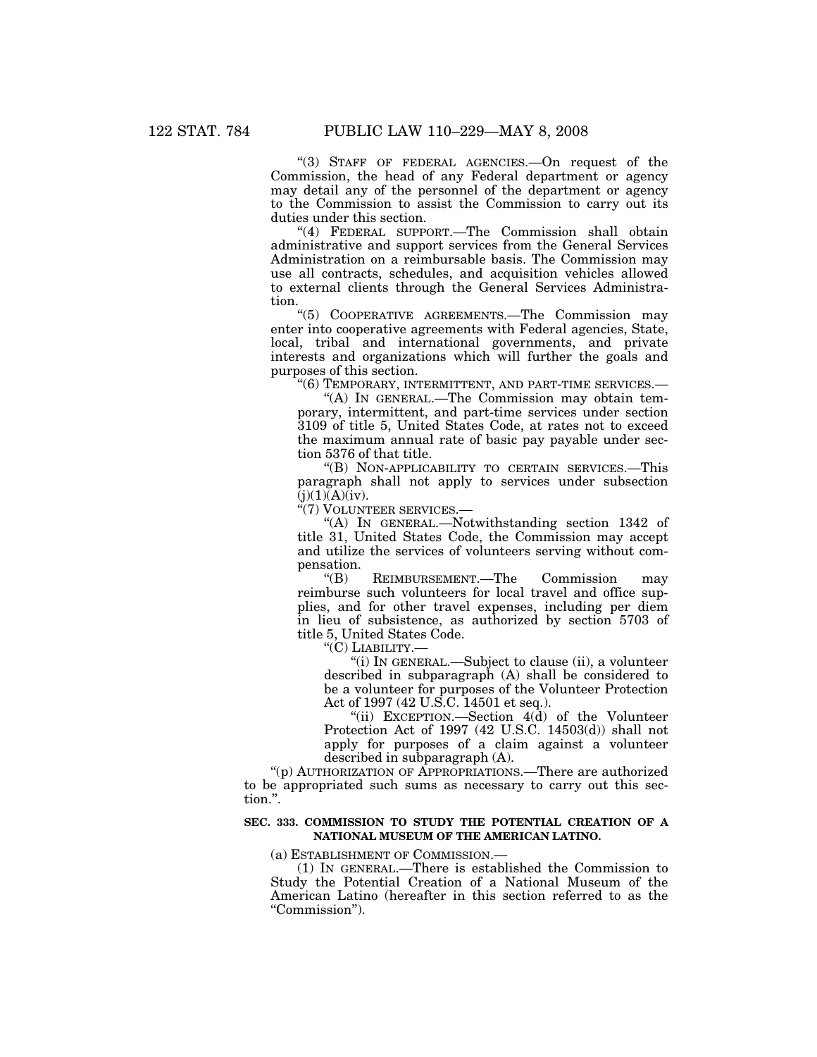"(3) STAFF OF FEDERAL AGENCIES.—On request of the Commission, the head of any Federal department or agency may detail any of the personnel of the department or agency to the Commission to assist the Commission to carry out its duties under this section.

"(4) FEDERAL SUPPORT.—The Commission shall obtain administrative and support services from the General Services Administration on a reimbursable basis. The Commission may use all contracts, schedules, and acquisition vehicles allowed to external clients through the General Services Administration.

"(5) COOPERATIVE AGREEMENTS.—The Commission may enter into cooperative agreements with Federal agencies, State, local, tribal and international governments, and private interests and organizations which will further the goals and purposes of this section.

"(6) TEMPORARY, INTERMITTENT, AND PART-TIME SERVICES.—

"(A) IN GENERAL.—The Commission may obtain temporary, intermittent, and part-time services under section 3109 of title 5, United States Code, at rates not to exceed the maximum annual rate of basic pay payable under section 5376 of that title.

"(B) NON-APPLICABILITY TO CERTAIN SERVICES.—This paragraph shall not apply to services under subsection (j)(1)(A)(iv).

"(7) VOLUNTEER SERVICES.—

"(A) IN GENERAL.—Notwithstanding section 1342 of title 31, United States Code, the Commission may accept and utilize the services of volunteers serving without compensation.

"(B) REIMBURSEMENT.—The Commission may reimburse such volunteers for local travel and office supplies, and for other travel expenses, including per diem in lieu of subsistence, as authorized by section 5703 of title 5, United States Code.

"(C) LIABILITY.—

"(i) IN GENERAL.—Subject to clause (ii), a volunteer described in subparagraph (A) shall be considered to be a volunteer for purposes of the Volunteer Protection Act of 1997 (42 U.S.C. 14501 et seq.).

"(ii) EXCEPTION.—Section 4(d) of the Volunteer Protection Act of 1997 (42 U.S.C. 14503(d)) shall not apply for purposes of a claim against a volunteer described in subparagraph (A).

"(p) AUTHORIZATION OF APPROPRIATIONS.—There are authorized to be appropriated such sums as necessary to carry out this section.".

**SEC. 333. COMMISSION TO STUDY THE POTENTIAL CREATION OF A NATIONAL MUSEUM OF THE AMERICAN LATINO.**

(a) ESTABLISHMENT OF COMMISSION.—

(1) IN GENERAL.—There is established the Commission to Study the Potential Creation of a National Museum of the American Latino (hereafter in this section referred to as the "Commission").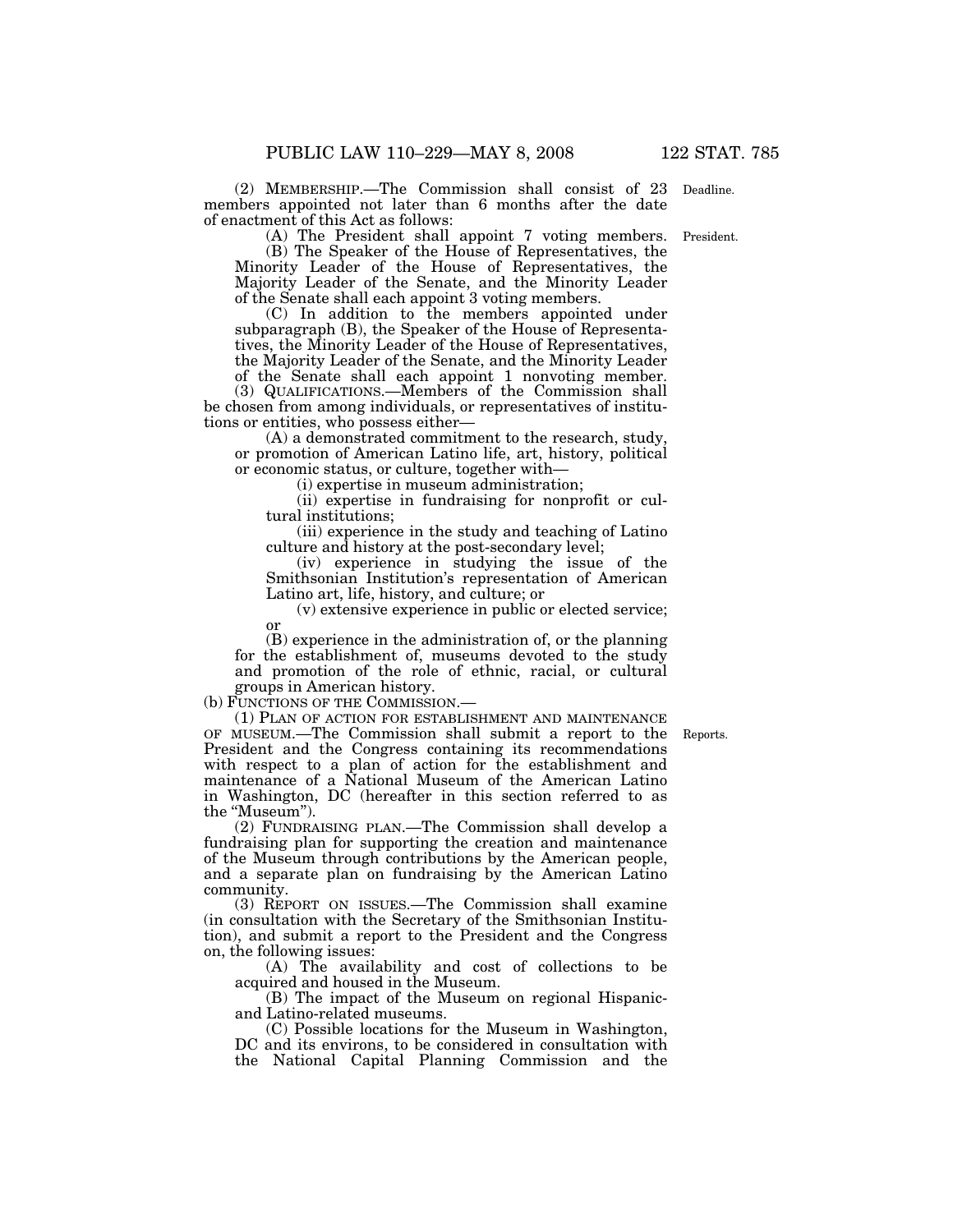(2) MEMBERSHIP.—The Commission shall consist of 23 members appointed not later than 6 months after the date of enactment of this Act as follows:

Deadline.

(A) The President shall appoint 7 voting members.

President.

(B) The Speaker of the House of Representatives, the Minority Leader of the House of Representatives, the Majority Leader of the Senate, and the Minority Leader of the Senate shall each appoint 3 voting members.

(C) In addition to the members appointed under subparagraph (B), the Speaker of the House of Representatives, the Minority Leader of the House of Representatives, the Majority Leader of the Senate, and the Minority Leader of the Senate shall each appoint 1 nonvoting member.

(3) QUALIFICATIONS.—Members of the Commission shall be chosen from among individuals, or representatives of institutions or entities, who possess either—

(A) a demonstrated commitment to the research, study, or promotion of American Latino life, art, history, political or economic status, or culture, together with—

(i) expertise in museum administration;

(ii) expertise in fundraising for nonprofit or cultural institutions;

(iii) experience in the study and teaching of Latino culture and history at the post-secondary level;

(iv) experience in studying the issue of the Smithsonian Institution's representation of American Latino art, life, history, and culture; or

(v) extensive experience in public or elected service; or

(B) experience in the administration of, or the planning for the establishment of, museums devoted to the study and promotion of the role of ethnic, racial, or cultural groups in American history.

(b) FUNCTIONS OF THE COMMISSION.—

(1) PLAN OF ACTION FOR ESTABLISHMENT AND MAINTENANCE OF MUSEUM.—The Commission shall submit a report to the President and the Congress containing its recommendations with respect to a plan of action for the establishment and maintenance of a National Museum of the American Latino in Washington, DC (hereafter in this section referred to as the "Museum").

Reports.

(2) FUNDRAISING PLAN.—The Commission shall develop a fundraising plan for supporting the creation and maintenance of the Museum through contributions by the American people, and a separate plan on fundraising by the American Latino community.

(3) REPORT ON ISSUES.—The Commission shall examine (in consultation with the Secretary of the Smithsonian Institution), and submit a report to the President and the Congress on, the following issues:

(A) The availability and cost of collections to be acquired and housed in the Museum.

(B) The impact of the Museum on regional Hispanic- and Latino-related museums.

(C) Possible locations for the Museum in Washington, DC and its environs, to be considered in consultation with the National Capital Planning Commission and the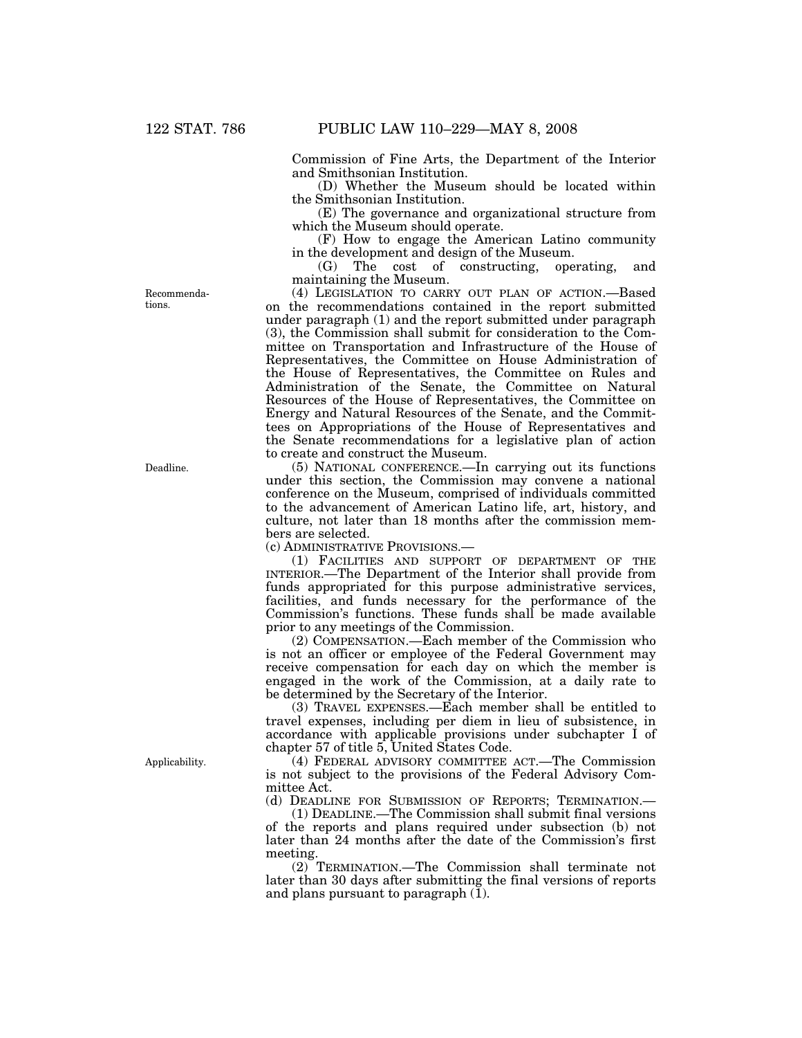Commission of Fine Arts, the Department of the Interior and Smithsonian Institution.

(D) Whether the Museum should be located within the Smithsonian Institution.

(E) The governance and organizational structure from which the Museum should operate.

(F) How to engage the American Latino community in the development and design of the Museum.

(G) The cost of constructing, operating, and maintaining the Museum.

Recommendations.

(4) LEGISLATION TO CARRY OUT PLAN OF ACTION.—Based on the recommendations contained in the report submitted under paragraph (1) and the report submitted under paragraph (3), the Commission shall submit for consideration to the Committee on Transportation and Infrastructure of the House of Representatives, the Committee on House Administration of the House of Representatives, the Committee on Rules and Administration of the Senate, the Committee on Natural Resources of the House of Representatives, the Committee on Energy and Natural Resources of the Senate, and the Committees on Appropriations of the House of Representatives and the Senate recommendations for a legislative plan of action to create and construct the Museum.

Deadline.

(5) NATIONAL CONFERENCE.—In carrying out its functions under this section, the Commission may convene a national conference on the Museum, comprised of individuals committed to the advancement of American Latino life, art, history, and culture, not later than 18 months after the commission members are selected.

(c) ADMINISTRATIVE PROVISIONS.—

(1) FACILITIES AND SUPPORT OF DEPARTMENT OF THE INTERIOR.—The Department of the Interior shall provide from funds appropriated for this purpose administrative services, facilities, and funds necessary for the performance of the Commission's functions. These funds shall be made available prior to any meetings of the Commission.

(2) COMPENSATION.—Each member of the Commission who is not an officer or employee of the Federal Government may receive compensation for each day on which the member is engaged in the work of the Commission, at a daily rate to be determined by the Secretary of the Interior.

(3) TRAVEL EXPENSES.—Each member shall be entitled to travel expenses, including per diem in lieu of subsistence, in accordance with applicable provisions under subchapter I of chapter 57 of title 5, United States Code.

Applicability.

(4) FEDERAL ADVISORY COMMITTEE ACT.—The Commission is not subject to the provisions of the Federal Advisory Committee Act.

(d) DEADLINE FOR SUBMISSION OF REPORTS; TERMINATION.—

(1) DEADLINE.—The Commission shall submit final versions of the reports and plans required under subsection (b) not later than 24 months after the date of the Commission's first meeting.

(2) TERMINATION.—The Commission shall terminate not later than 30 days after submitting the final versions of reports and plans pursuant to paragraph (1).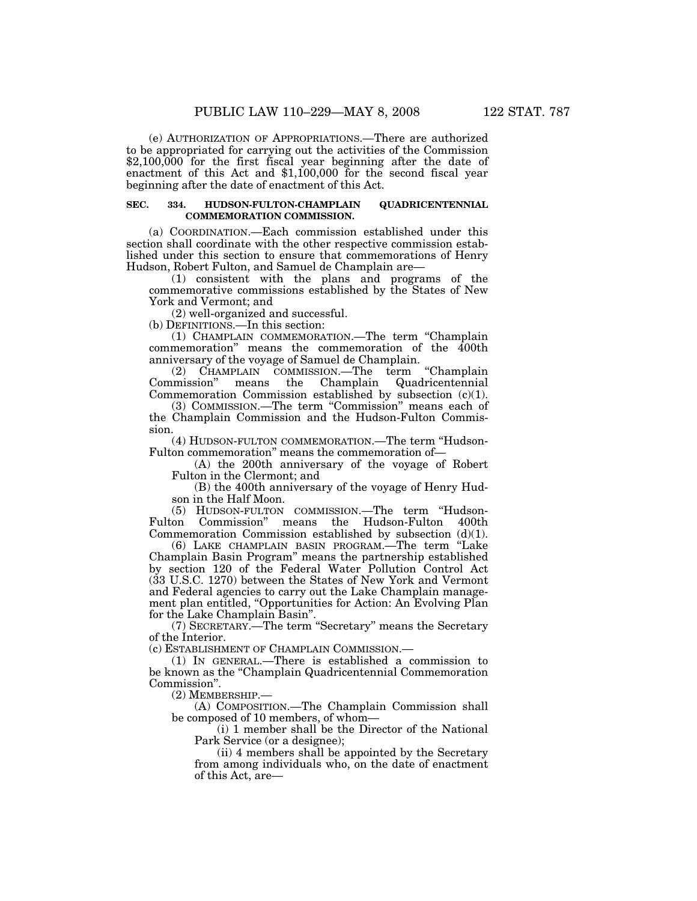(e) AUTHORIZATION OF APPROPRIATIONS.—There are authorized to be appropriated for carrying out the activities of the Commission $2,100,000 for the first fiscal year beginning after the date of enactment of this Act and $1,100,000 for the second fiscal year beginning after the date of enactment of this Act.

**SEC. 334. HUDSON-FULTON-CHAMPLAIN QUADRICENTENNIAL COMMEMORATION COMMISSION.**

(a) COORDINATION.—Each commission established under this section shall coordinate with the other respective commission established under this section to ensure that commemorations of Henry Hudson, Robert Fulton, and Samuel de Champlain are—

(1) consistent with the plans and programs of the commemorative commissions established by the States of New York and Vermont; and

(2) well-organized and successful.

(b) DEFINITIONS.—In this section:

(1) CHAMPLAIN COMMEMORATION.—The term "Champlain commemoration" means the commemoration of the 400th anniversary of the voyage of Samuel de Champlain.

(2) CHAMPLAIN COMMISSION.—The term "Champlain Commission" means the Champlain Quadricentennial Commemoration Commission established by subsection (c)(1).

(3) COMMISSION.—The term "Commission" means each of the Champlain Commission and the Hudson-Fulton Commission.

(4) HUDSON-FULTON COMMEMORATION.—The term "Hudson-Fulton commemoration" means the commemoration of—

(A) the 200th anniversary of the voyage of Robert Fulton in the Clermont; and

(B) the 400th anniversary of the voyage of Henry Hudson in the Half Moon.

(5) HUDSON-FULTON COMMISSION.—The term "Hudson-Fulton Commission" means the Hudson-Fulton 400th Commemoration Commission established by subsection (d)(1).

(6) LAKE CHAMPLAIN BASIN PROGRAM.—The term "Lake Champlain Basin Program" means the partnership established by section 120 of the Federal Water Pollution Control Act (33 U.S.C. 1270) between the States of New York and Vermont and Federal agencies to carry out the Lake Champlain management plan entitled, "Opportunities for Action: An Evolving Plan for the Lake Champlain Basin".

(7) SECRETARY.—The term "Secretary" means the Secretary of the Interior.

(c) ESTABLISHMENT OF CHAMPLAIN COMMISSION.—

(1) IN GENERAL.—There is established a commission to be known as the "Champlain Quadricentennial Commemoration Commission".

(2) MEMBERSHIP.—

(A) COMPOSITION.—The Champlain Commission shall be composed of 10 members, of whom—

(i) 1 member shall be the Director of the National Park Service (or a designee);

(ii) 4 members shall be appointed by the Secretary from among individuals who, on the date of enactment of this Act, are—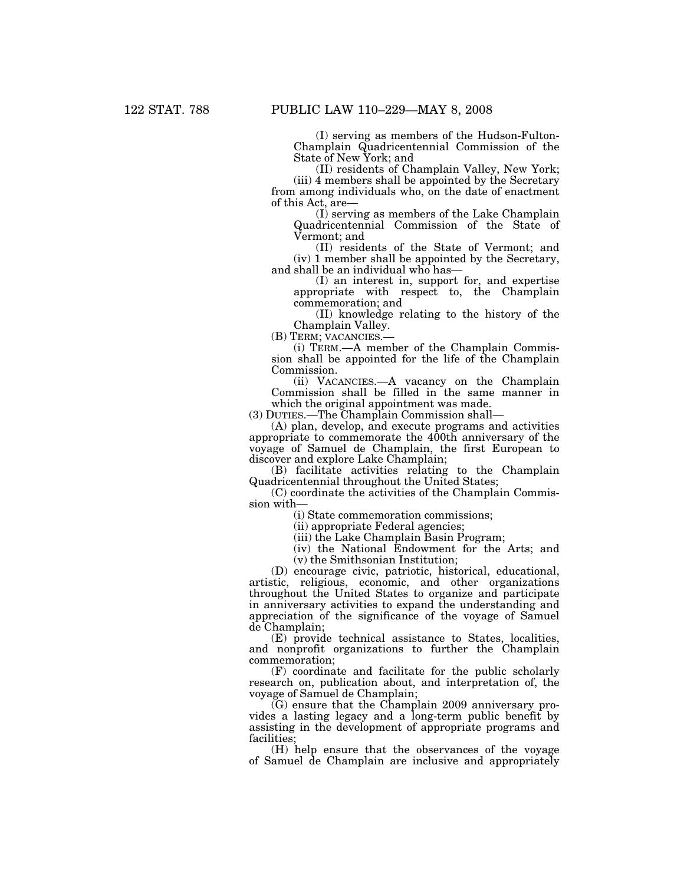(I) serving as members of the Hudson-Fulton-Champlain Quadricentennial Commission of the State of New York; and

(II) residents of Champlain Valley, New York;

(iii) 4 members shall be appointed by the Secretary from among individuals who, on the date of enactment of this Act, are—

(I) serving as members of the Lake Champlain Quadricentennial Commission of the State of Vermont; and

(II) residents of the State of Vermont; and

(iv) 1 member shall be appointed by the Secretary, and shall be an individual who has—

(I) an interest in, support for, and expertise appropriate with respect to, the Champlain commemoration; and

(II) knowledge relating to the history of the Champlain Valley.

(B) TERM; VACANCIES.—

(i) TERM.—A member of the Champlain Commission shall be appointed for the life of the Champlain Commission.

(ii) VACANCIES.—A vacancy on the Champlain Commission shall be filled in the same manner in which the original appointment was made.

(3) DUTIES.—The Champlain Commission shall—

(A) plan, develop, and execute programs and activities appropriate to commemorate the 400th anniversary of the voyage of Samuel de Champlain, the first European to discover and explore Lake Champlain;

(B) facilitate activities relating to the Champlain Quadricentennial throughout the United States;

(C) coordinate the activities of the Champlain Commission with—

(i) State commemoration commissions;

(ii) appropriate Federal agencies;

(iii) the Lake Champlain Basin Program;

(iv) the National Endowment for the Arts; and

(v) the Smithsonian Institution;

(D) encourage civic, patriotic, historical, educational, artistic, religious, economic, and other organizations throughout the United States to organize and participate in anniversary activities to expand the understanding and appreciation of the significance of the voyage of Samuel de Champlain;

(E) provide technical assistance to States, localities, and nonprofit organizations to further the Champlain commemoration;

(F) coordinate and facilitate for the public scholarly research on, publication about, and interpretation of, the voyage of Samuel de Champlain;

(G) ensure that the Champlain 2009 anniversary provides a lasting legacy and a long-term public benefit by assisting in the development of appropriate programs and facilities;

(H) help ensure that the observances of the voyage of Samuel de Champlain are inclusive and appropriately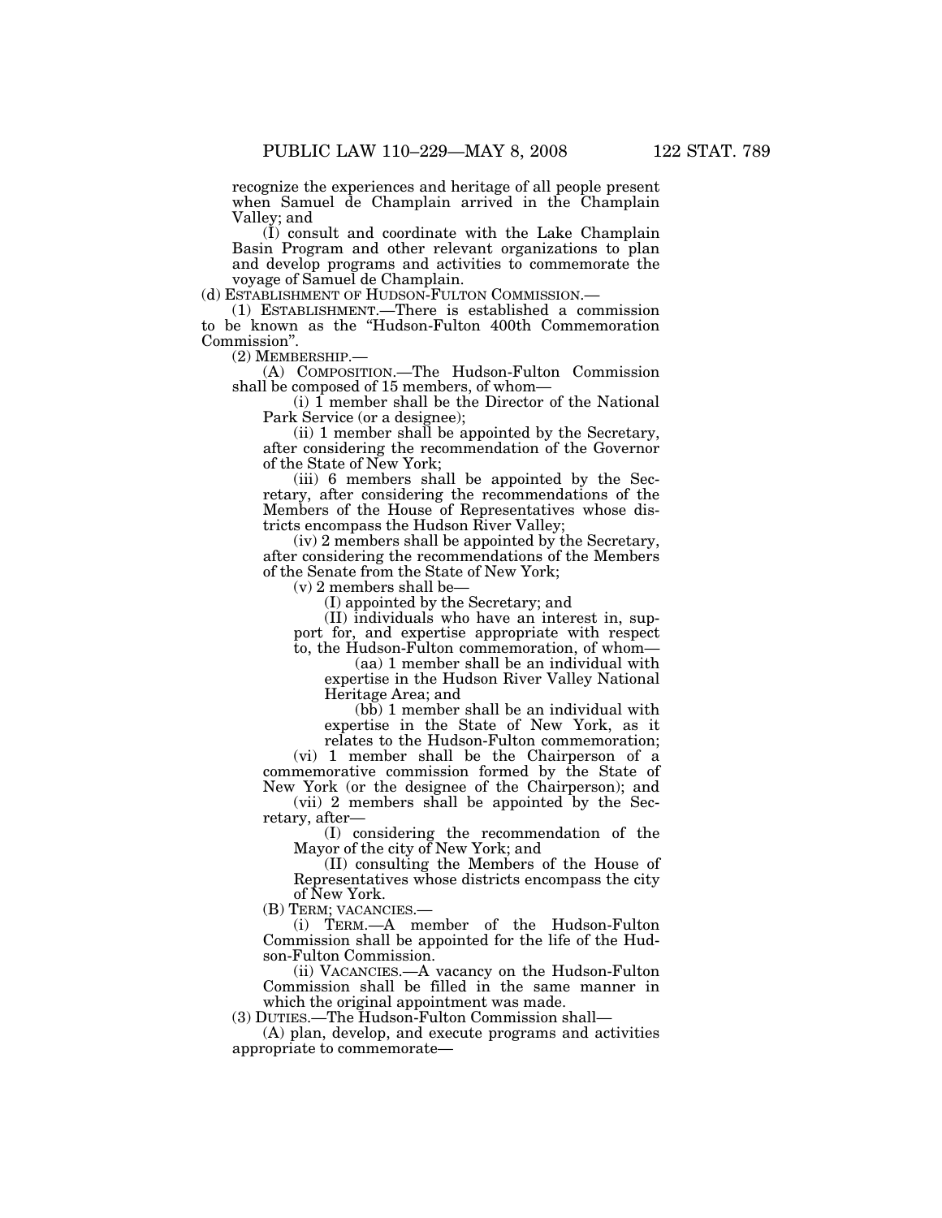recognize the experiences and heritage of all people present when Samuel de Champlain arrived in the Champlain Valley; and

(I) consult and coordinate with the Lake Champlain Basin Program and other relevant organizations to plan and develop programs and activities to commemorate the voyage of Samuel de Champlain.

(d) ESTABLISHMENT OF HUDSON-FULTON COMMISSION.—

(1) ESTABLISHMENT.—There is established a commission to be known as the "Hudson-Fulton 400th Commemoration Commission".

(2) MEMBERSHIP.—

(A) COMPOSITION.—The Hudson-Fulton Commission shall be composed of 15 members, of whom—

(i) 1 member shall be the Director of the National Park Service (or a designee);

(ii) 1 member shall be appointed by the Secretary, after considering the recommendation of the Governor of the State of New York;

(iii) 6 members shall be appointed by the Secretary, after considering the recommendations of the Members of the House of Representatives whose districts encompass the Hudson River Valley;

(iv) 2 members shall be appointed by the Secretary, after considering the recommendations of the Members of the Senate from the State of New York;

(v) 2 members shall be—

(I) appointed by the Secretary; and

(II) individuals who have an interest in, support for, and expertise appropriate with respect to, the Hudson-Fulton commemoration, of whom—

(aa) 1 member shall be an individual with expertise in the Hudson River Valley National Heritage Area; and

(bb) 1 member shall be an individual with expertise in the State of New York, as it relates to the Hudson-Fulton commemoration;

(vi) 1 member shall be the Chairperson of a commemorative commission formed by the State of New York (or the designee of the Chairperson); and

(vii) 2 members shall be appointed by the Secretary, after—

(I) considering the recommendation of the Mayor of the city of New York; and

(II) consulting the Members of the House of Representatives whose districts encompass the city of New York.

(B) TERM; VACANCIES.—

(i) TERM.—A member of the Hudson-Fulton Commission shall be appointed for the life of the Hudson-Fulton Commission.

(ii) VACANCIES.—A vacancy on the Hudson-Fulton Commission shall be filled in the same manner in which the original appointment was made.

(3) DUTIES.—The Hudson-Fulton Commission shall—

(A) plan, develop, and execute programs and activities appropriate to commemorate—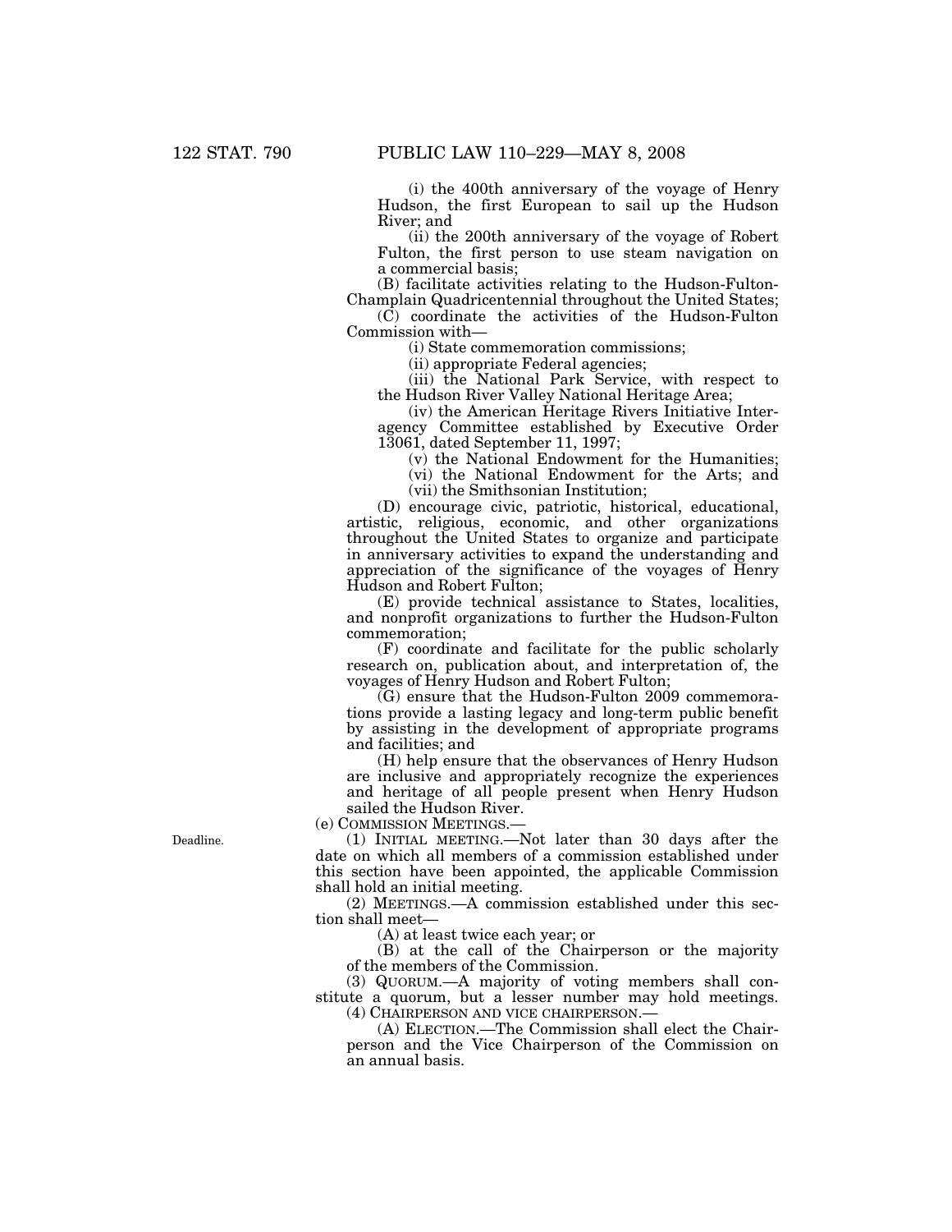(i) the 400th anniversary of the voyage of Henry Hudson, the first European to sail up the Hudson River; and

(ii) the 200th anniversary of the voyage of Robert Fulton, the first person to use steam navigation on a commercial basis;

(B) facilitate activities relating to the Hudson-Fulton-Champlain Quadricentennial throughout the United States;

(C) coordinate the activities of the Hudson-Fulton Commission with—

(i) State commemoration commissions;

(ii) appropriate Federal agencies;

(iii) the National Park Service, with respect to the Hudson River Valley National Heritage Area;

(iv) the American Heritage Rivers Initiative Interagency Committee established by Executive Order 13061, dated September 11, 1997;

(v) the National Endowment for the Humanities;

(vi) the National Endowment for the Arts; and

(vii) the Smithsonian Institution;

(D) encourage civic, patriotic, historical, educational, artistic, religious, economic, and other organizations throughout the United States to organize and participate in anniversary activities to expand the understanding and appreciation of the significance of the voyages of Henry Hudson and Robert Fulton;

(E) provide technical assistance to States, localities, and nonprofit organizations to further the Hudson-Fulton commemoration;

(F) coordinate and facilitate for the public scholarly research on, publication about, and interpretation of, the voyages of Henry Hudson and Robert Fulton;

(G) ensure that the Hudson-Fulton 2009 commemorations provide a lasting legacy and long-term public benefit by assisting in the development of appropriate programs and facilities; and

(H) help ensure that the observances of Henry Hudson are inclusive and appropriately recognize the experiences and heritage of all people present when Henry Hudson sailed the Hudson River.

(e) COMMISSION MEETINGS.—

Deadline.

(1) INITIAL MEETING.—Not later than 30 days after the date on which all members of a commission established under this section have been appointed, the applicable Commission shall hold an initial meeting.

(2) MEETINGS.—A commission established under this section shall meet—

(A) at least twice each year; or

(B) at the call of the Chairperson or the majority of the members of the Commission.

(3) QUORUM.—A majority of voting members shall constitute a quorum, but a lesser number may hold meetings.

(4) CHAIRPERSON AND VICE CHAIRPERSON.—

(A) ELECTION.—The Commission shall elect the Chairperson and the Vice Chairperson of the Commission on an annual basis.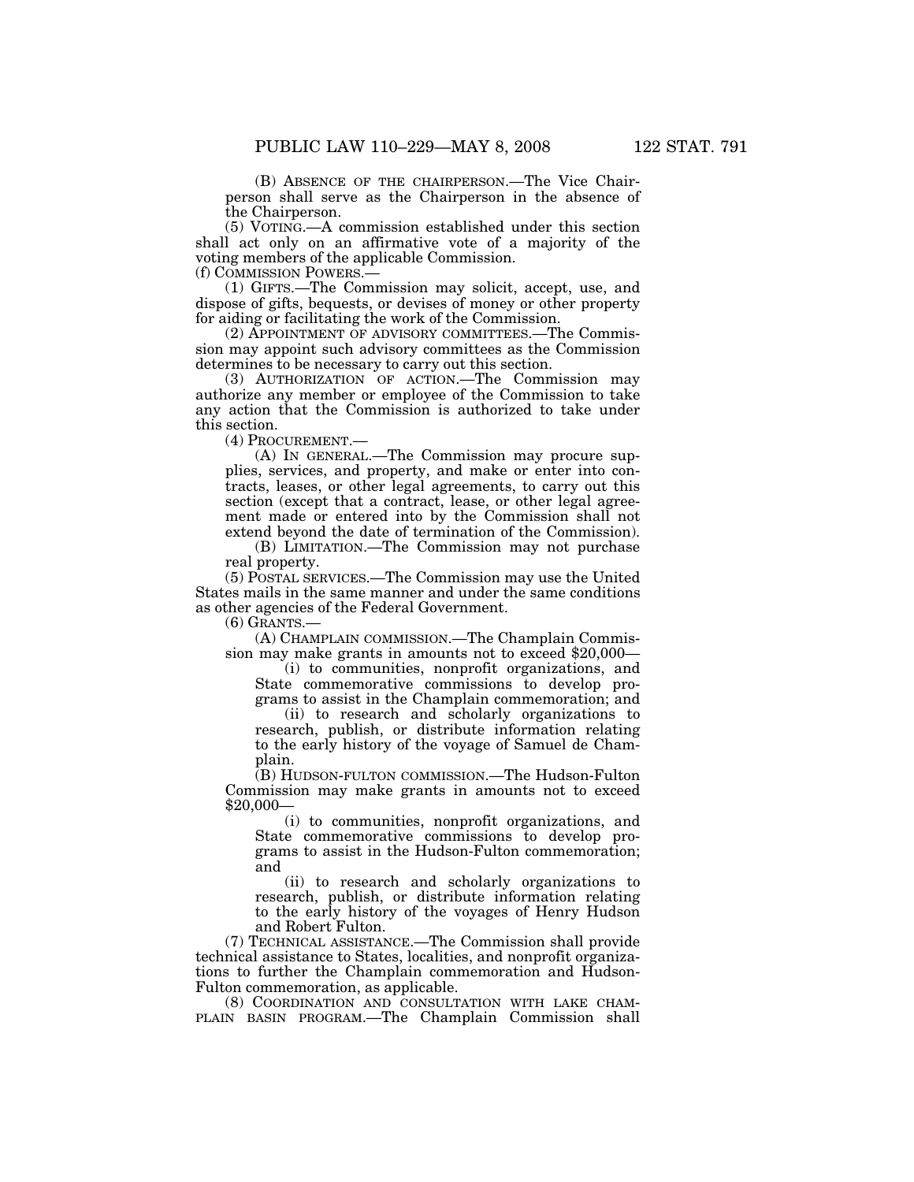(B) ABSENCE OF THE CHAIRPERSON.—The Vice Chairperson shall serve as the Chairperson in the absence of the Chairperson.

(5) VOTING.—A commission established under this section shall act only on an affirmative vote of a majority of the voting members of the applicable Commission.

(f) COMMISSION POWERS.—

(1) GIFTS.—The Commission may solicit, accept, use, and dispose of gifts, bequests, or devises of money or other property for aiding or facilitating the work of the Commission.

(2) APPOINTMENT OF ADVISORY COMMITTEES.—The Commission may appoint such advisory committees as the Commission determines to be necessary to carry out this section.

(3) AUTHORIZATION OF ACTION.—The Commission may authorize any member or employee of the Commission to take any action that the Commission is authorized to take under this section.

(4) PROCUREMENT.—

(A) IN GENERAL.—The Commission may procure supplies, services, and property, and make or enter into contracts, leases, or other legal agreements, to carry out this section (except that a contract, lease, or other legal agreement made or entered into by the Commission shall not extend beyond the date of termination of the Commission).

(B) LIMITATION.—The Commission may not purchase real property.

(5) POSTAL SERVICES.—The Commission may use the United States mails in the same manner and under the same conditions as other agencies of the Federal Government.

(6) GRANTS.—

(A) CHAMPLAIN COMMISSION.—The Champlain Commission may make grants in amounts not to exceed $20,000—

(i) to communities, nonprofit organizations, and State commemorative commissions to develop programs to assist in the Champlain commemoration; and

(ii) to research and scholarly organizations to research, publish, or distribute information relating to the early history of the voyage of Samuel de Champlain.

(B) HUDSON-FULTON COMMISSION.—The Hudson-Fulton Commission may make grants in amounts not to exceed $20,000—

(i) to communities, nonprofit organizations, and State commemorative commissions to develop programs to assist in the Hudson-Fulton commemoration; and

(ii) to research and scholarly organizations to research, publish, or distribute information relating to the early history of the voyages of Henry Hudson and Robert Fulton.

(7) TECHNICAL ASSISTANCE.—The Commission shall provide technical assistance to States, localities, and nonprofit organizations to further the Champlain commemoration and Hudson-Fulton commemoration, as applicable.

(8) COORDINATION AND CONSULTATION WITH LAKE CHAMPLAIN BASIN PROGRAM.—The Champlain Commission shall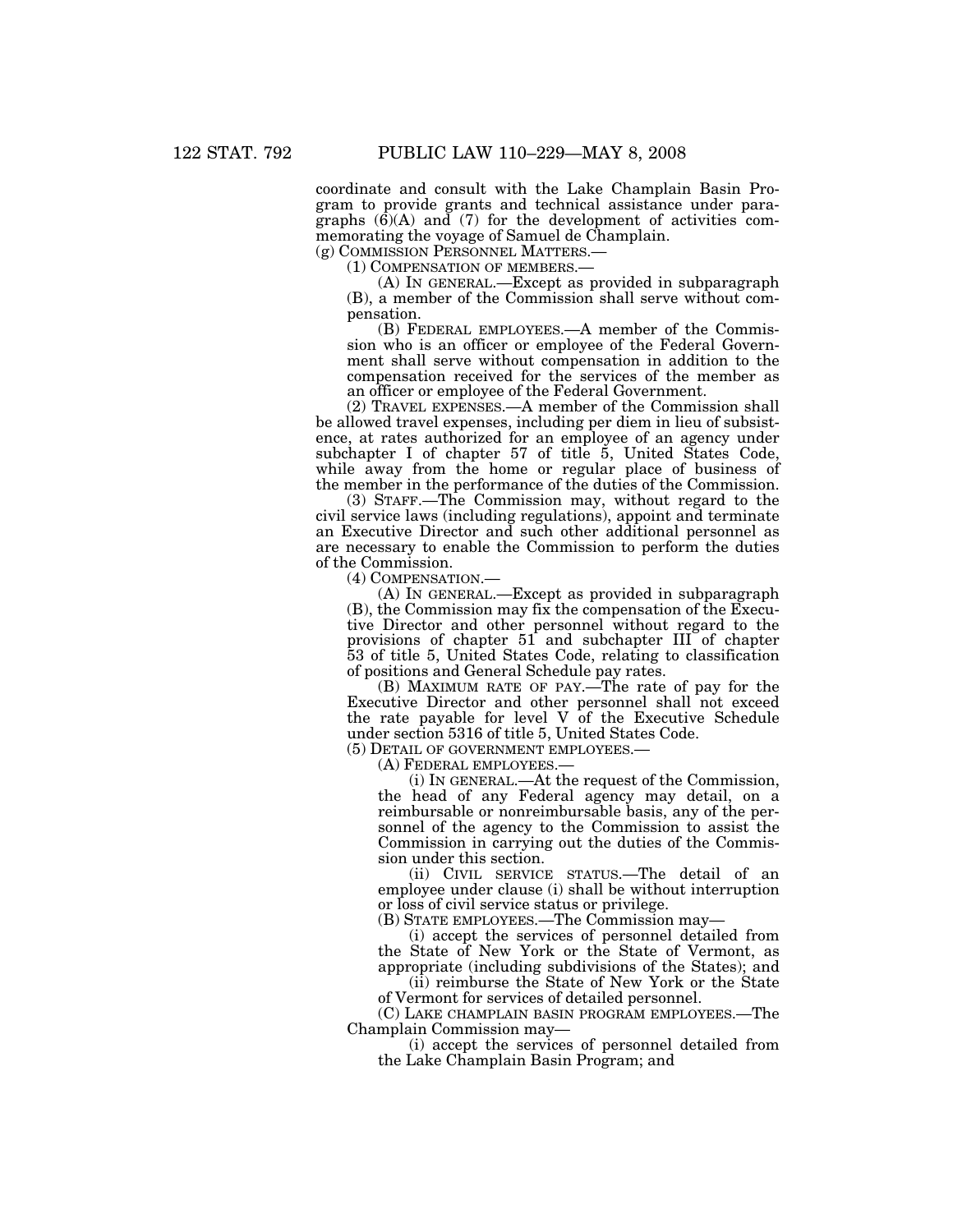coordinate and consult with the Lake Champlain Basin Program to provide grants and technical assistance under paragraphs (6)(A) and (7) for the development of activities commemorating the voyage of Samuel de Champlain.

(g) COMMISSION PERSONNEL MATTERS.—

(1) COMPENSATION OF MEMBERS.—

(A) IN GENERAL.—Except as provided in subparagraph (B), a member of the Commission shall serve without compensation.

(B) FEDERAL EMPLOYEES.—A member of the Commission who is an officer or employee of the Federal Government shall serve without compensation in addition to the compensation received for the services of the member as an officer or employee of the Federal Government.

(2) TRAVEL EXPENSES.—A member of the Commission shall be allowed travel expenses, including per diem in lieu of subsistence, at rates authorized for an employee of an agency under subchapter I of chapter 57 of title 5, United States Code, while away from the home or regular place of business of the member in the performance of the duties of the Commission.

(3) STAFF.—The Commission may, without regard to the civil service laws (including regulations), appoint and terminate an Executive Director and such other additional personnel as are necessary to enable the Commission to perform the duties of the Commission.

(4) COMPENSATION.—

(A) IN GENERAL.—Except as provided in subparagraph (B), the Commission may fix the compensation of the Executive Director and other personnel without regard to the provisions of chapter 51 and subchapter III of chapter 53 of title 5, United States Code, relating to classification of positions and General Schedule pay rates.

(B) MAXIMUM RATE OF PAY.—The rate of pay for the Executive Director and other personnel shall not exceed the rate payable for level V of the Executive Schedule under section 5316 of title 5, United States Code.

(5) DETAIL OF GOVERNMENT EMPLOYEES.—

(A) FEDERAL EMPLOYEES.—

(i) IN GENERAL.—At the request of the Commission, the head of any Federal agency may detail, on a reimbursable or nonreimbursable basis, any of the personnel of the agency to the Commission to assist the Commission in carrying out the duties of the Commission under this section.

(ii) CIVIL SERVICE STATUS.—The detail of an employee under clause (i) shall be without interruption or loss of civil service status or privilege.

(B) STATE EMPLOYEES.—The Commission may—

(i) accept the services of personnel detailed from the State of New York or the State of Vermont, as appropriate (including subdivisions of the States); and

(ii) reimburse the State of New York or the State of Vermont for services of detailed personnel.

(C) LAKE CHAMPLAIN BASIN PROGRAM EMPLOYEES.—The Champlain Commission may—

(i) accept the services of personnel detailed from the Lake Champlain Basin Program; and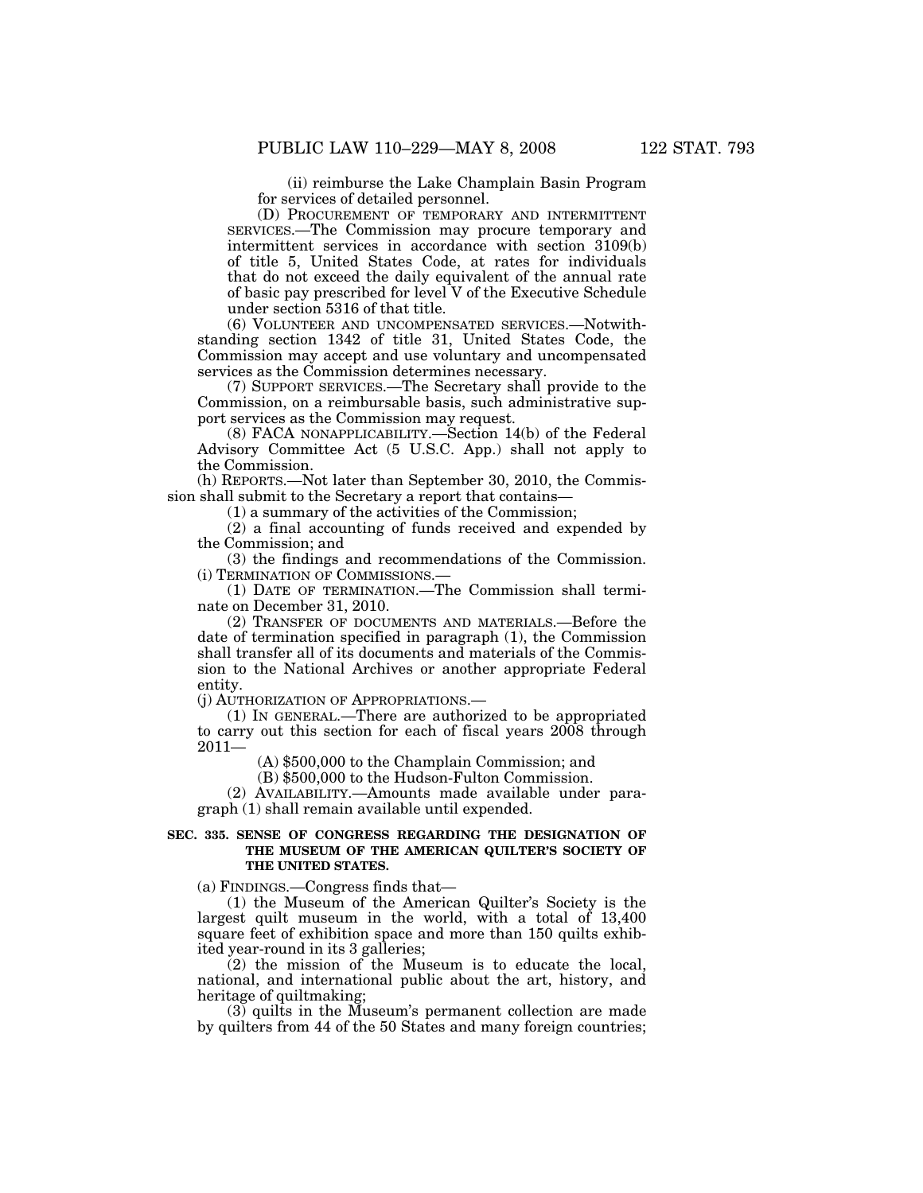(ii) reimburse the Lake Champlain Basin Program for services of detailed personnel.

(D) PROCUREMENT OF TEMPORARY AND INTERMITTENT SERVICES.—The Commission may procure temporary and intermittent services in accordance with section 3109(b) of title 5, United States Code, at rates for individuals that do not exceed the daily equivalent of the annual rate of basic pay prescribed for level V of the Executive Schedule under section 5316 of that title.

(6) VOLUNTEER AND UNCOMPENSATED SERVICES.—Notwithstanding section 1342 of title 31, United States Code, the Commission may accept and use voluntary and uncompensated services as the Commission determines necessary.

(7) SUPPORT SERVICES.—The Secretary shall provide to the Commission, on a reimbursable basis, such administrative support services as the Commission may request.

(8) FACA NONAPPLICABILITY.—Section 14(b) of the Federal Advisory Committee Act (5 U.S.C. App.) shall not apply to the Commission.

(h) REPORTS.—Not later than September 30, 2010, the Commission shall submit to the Secretary a report that contains—

(1) a summary of the activities of the Commission;

(2) a final accounting of funds received and expended by the Commission; and

(3) the findings and recommendations of the Commission.

(i) TERMINATION OF COMMISSIONS.—

(1) DATE OF TERMINATION.—The Commission shall terminate on December 31, 2010.

(2) TRANSFER OF DOCUMENTS AND MATERIALS.—Before the date of termination specified in paragraph (1), the Commission shall transfer all of its documents and materials of the Commission to the National Archives or another appropriate Federal entity.

(j) AUTHORIZATION OF APPROPRIATIONS.—

(1) IN GENERAL.—There are authorized to be appropriated to carry out this section for each of fiscal years 2008 through 2011—

(A) $500,000 to the Champlain Commission; and

(B) $500,000 to the Hudson-Fulton Commission.

(2) AVAILABILITY.—Amounts made available under paragraph (1) shall remain available until expended.

**SEC. 335. SENSE OF CONGRESS REGARDING THE DESIGNATION OF THE MUSEUM OF THE AMERICAN QUILTER'S SOCIETY OF THE UNITED STATES.**

(a) FINDINGS.—Congress finds that—

(1) the Museum of the American Quilter's Society is the largest quilt museum in the world, with a total of 13,400 square feet of exhibition space and more than 150 quilts exhibited year-round in its 3 galleries;

(2) the mission of the Museum is to educate the local, national, and international public about the art, history, and heritage of quiltmaking;

(3) quilts in the Museum's permanent collection are made by quilters from 44 of the 50 States and many foreign countries;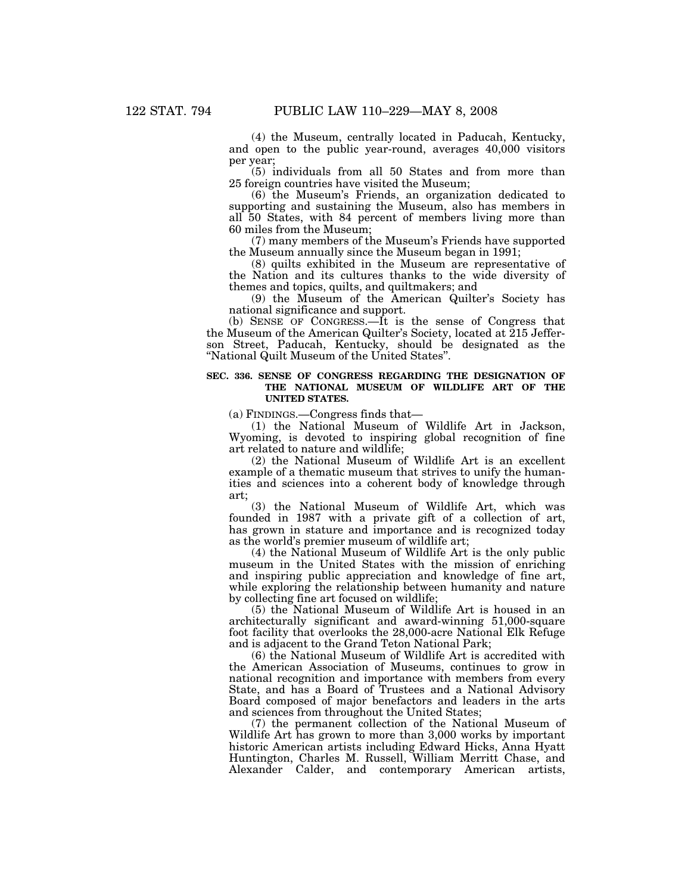(4) the Museum, centrally located in Paducah, Kentucky, and open to the public year-round, averages 40,000 visitors per year;

(5) individuals from all 50 States and from more than 25 foreign countries have visited the Museum;

(6) the Museum's Friends, an organization dedicated to supporting and sustaining the Museum, also has members in all 50 States, with 84 percent of members living more than 60 miles from the Museum;

(7) many members of the Museum's Friends have supported the Museum annually since the Museum began in 1991;

(8) quilts exhibited in the Museum are representative of the Nation and its cultures thanks to the wide diversity of themes and topics, quilts, and quiltmakers; and

(9) the Museum of the American Quilter's Society has national significance and support.

(b) SENSE OF CONGRESS.—It is the sense of Congress that the Museum of the American Quilter's Society, located at 215 Jefferson Street, Paducah, Kentucky, should be designated as the "National Quilt Museum of the United States".

**SEC. 336. SENSE OF CONGRESS REGARDING THE DESIGNATION OF THE NATIONAL MUSEUM OF WILDLIFE ART OF THE UNITED STATES.**

(a) FINDINGS.—Congress finds that—

(1) the National Museum of Wildlife Art in Jackson, Wyoming, is devoted to inspiring global recognition of fine art related to nature and wildlife;

(2) the National Museum of Wildlife Art is an excellent example of a thematic museum that strives to unify the humanities and sciences into a coherent body of knowledge through art;

(3) the National Museum of Wildlife Art, which was founded in 1987 with a private gift of a collection of art, has grown in stature and importance and is recognized today as the world's premier museum of wildlife art;

(4) the National Museum of Wildlife Art is the only public museum in the United States with the mission of enriching and inspiring public appreciation and knowledge of fine art, while exploring the relationship between humanity and nature by collecting fine art focused on wildlife;

(5) the National Museum of Wildlife Art is housed in an architecturally significant and award-winning 51,000-square foot facility that overlooks the 28,000-acre National Elk Refuge and is adjacent to the Grand Teton National Park;

(6) the National Museum of Wildlife Art is accredited with the American Association of Museums, continues to grow in national recognition and importance with members from every State, and has a Board of Trustees and a National Advisory Board composed of major benefactors and leaders in the arts and sciences from throughout the United States;

(7) the permanent collection of the National Museum of Wildlife Art has grown to more than 3,000 works by important historic American artists including Edward Hicks, Anna Hyatt Huntington, Charles M. Russell, William Merritt Chase, and Alexander Calder, and contemporary American artists,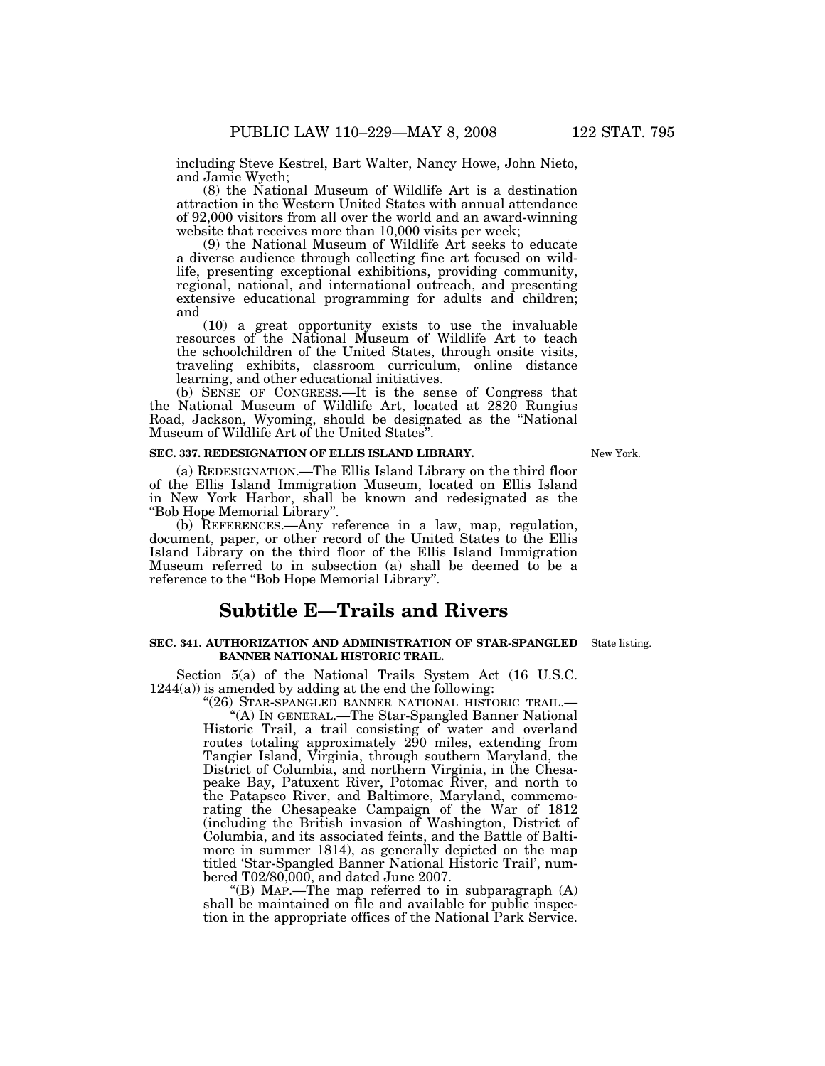including Steve Kestrel, Bart Walter, Nancy Howe, John Nieto, and Jamie Wyeth;

(8) the National Museum of Wildlife Art is a destination attraction in the Western United States with annual attendance of 92,000 visitors from all over the world and an award-winning website that receives more than 10,000 visits per week;

(9) the National Museum of Wildlife Art seeks to educate a diverse audience through collecting fine art focused on wildlife, presenting exceptional exhibitions, providing community, regional, national, and international outreach, and presenting extensive educational programming for adults and children; and

(10) a great opportunity exists to use the invaluable resources of the National Museum of Wildlife Art to teach the schoolchildren of the United States, through onsite visits, traveling exhibits, classroom curriculum, online distance learning, and other educational initiatives.

(b) SENSE OF CONGRESS.—It is the sense of Congress that the National Museum of Wildlife Art, located at 2820 Rungius Road, Jackson, Wyoming, should be designated as the "National Museum of Wildlife Art of the United States".

**SEC. 337. REDESIGNATION OF ELLIS ISLAND LIBRARY.**

New York.

(a) REDESIGNATION.—The Ellis Island Library on the third floor of the Ellis Island Immigration Museum, located on Ellis Island in New York Harbor, shall be known and redesignated as the "Bob Hope Memorial Library".

(b) REFERENCES.—Any reference in a law, map, regulation, document, paper, or other record of the United States to the Ellis Island Library on the third floor of the Ellis Island Immigration Museum referred to in subsection (a) shall be deemed to be a reference to the "Bob Hope Memorial Library".

## Subtitle E—Trails and Rivers

**SEC. 341. AUTHORIZATION AND ADMINISTRATION OF STAR-SPANGLED BANNER NATIONAL HISTORIC TRAIL.**

State listing.

Section 5(a) of the National Trails System Act (16 U.S.C. 1244(a)) is amended by adding at the end the following:

"(26) STAR-SPANGLED BANNER NATIONAL HISTORIC TRAIL.—

"(A) IN GENERAL.—The Star-Spangled Banner National Historic Trail, a trail consisting of water and overland routes totaling approximately 290 miles, extending from Tangier Island, Virginia, through southern Maryland, the District of Columbia, and northern Virginia, in the Chesapeake Bay, Patuxent River, Potomac River, and north to the Patapsco River, and Baltimore, Maryland, commemorating the Chesapeake Campaign of the War of 1812 (including the British invasion of Washington, District of Columbia, and its associated feints, and the Battle of Baltimore in summer 1814), as generally depicted on the map titled 'Star-Spangled Banner National Historic Trail', numbered T02/80,000, and dated June 2007.

"(B) MAP.—The map referred to in subparagraph (A) shall be maintained on file and available for public inspection in the appropriate offices of the National Park Service.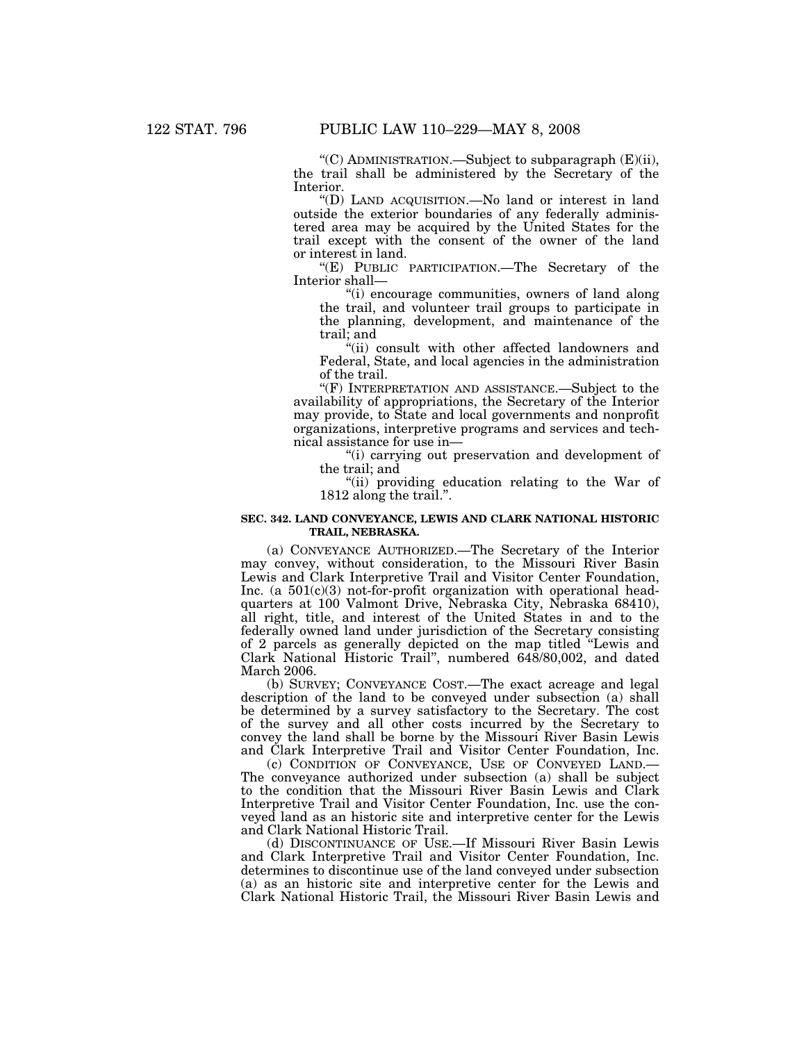"(C) ADMINISTRATION.—Subject to subparagraph (E)(ii), the trail shall be administered by the Secretary of the Interior.

"(D) LAND ACQUISITION.—No land or interest in land outside the exterior boundaries of any federally administered area may be acquired by the United States for the trail except with the consent of the owner of the land or interest in land.

"(E) PUBLIC PARTICIPATION.—The Secretary of the Interior shall—

"(i) encourage communities, owners of land along the trail, and volunteer trail groups to participate in the planning, development, and maintenance of the trail; and

"(ii) consult with other affected landowners and Federal, State, and local agencies in the administration of the trail.

"(F) INTERPRETATION AND ASSISTANCE.—Subject to the availability of appropriations, the Secretary of the Interior may provide, to State and local governments and nonprofit organizations, interpretive programs and services and technical assistance for use in—

"(i) carrying out preservation and development of the trail; and

"(ii) providing education relating to the War of 1812 along the trail.".

**SEC. 342. LAND CONVEYANCE, LEWIS AND CLARK NATIONAL HISTORIC TRAIL, NEBRASKA.**

(a) CONVEYANCE AUTHORIZED.—The Secretary of the Interior may convey, without consideration, to the Missouri River Basin Lewis and Clark Interpretive Trail and Visitor Center Foundation, Inc. (a 501(c)(3) not-for-profit organization with operational headquarters at 100 Valmont Drive, Nebraska City, Nebraska 68410), all right, title, and interest of the United States in and to the federally owned land under jurisdiction of the Secretary consisting of 2 parcels as generally depicted on the map titled "Lewis and Clark National Historic Trail", numbered 648/80,002, and dated March 2006.

(b) SURVEY; CONVEYANCE COST.—The exact acreage and legal description of the land to be conveyed under subsection (a) shall be determined by a survey satisfactory to the Secretary. The cost of the survey and all other costs incurred by the Secretary to convey the land shall be borne by the Missouri River Basin Lewis and Clark Interpretive Trail and Visitor Center Foundation, Inc.

(c) CONDITION OF CONVEYANCE, USE OF CONVEYED LAND.—The conveyance authorized under subsection (a) shall be subject to the condition that the Missouri River Basin Lewis and Clark Interpretive Trail and Visitor Center Foundation, Inc. use the conveyed land as an historic site and interpretive center for the Lewis and Clark National Historic Trail.

(d) DISCONTINUANCE OF USE.—If Missouri River Basin Lewis and Clark Interpretive Trail and Visitor Center Foundation, Inc. determines to discontinue use of the land conveyed under subsection (a) as an historic site and interpretive center for the Lewis and Clark National Historic Trail, the Missouri River Basin Lewis and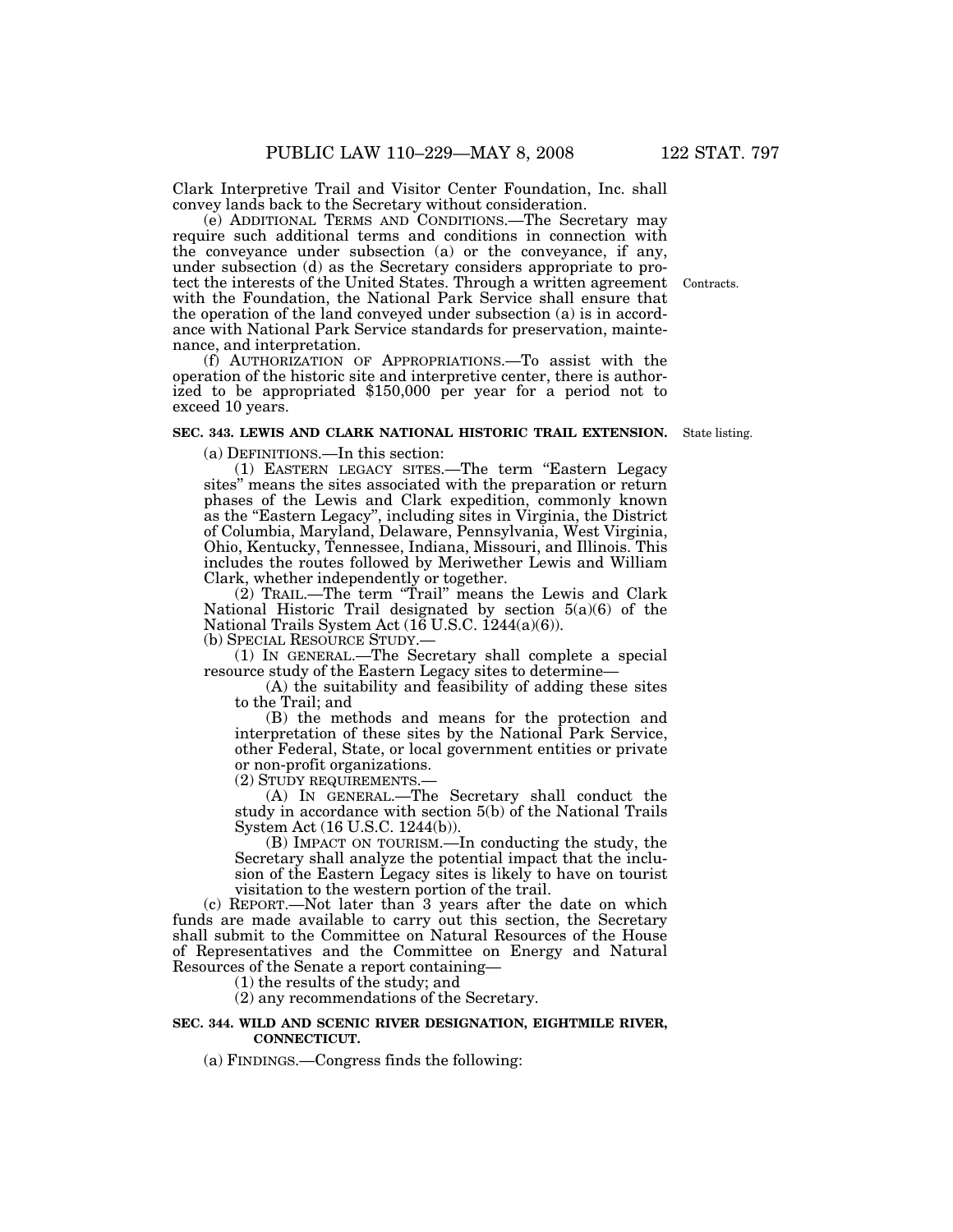Clark Interpretive Trail and Visitor Center Foundation, Inc. shall convey lands back to the Secretary without consideration.

(e) ADDITIONAL TERMS AND CONDITIONS.—The Secretary may require such additional terms and conditions in connection with the conveyance under subsection (a) or the conveyance, if any, under subsection (d) as the Secretary considers appropriate to protect the interests of the United States. Through a written agreement with the Foundation, the National Park Service shall ensure that the operation of the land conveyed under subsection (a) is in accordance with National Park Service standards for preservation, maintenance, and interpretation.

Contracts.

(f) AUTHORIZATION OF APPROPRIATIONS.—To assist with the operation of the historic site and interpretive center, there is authorized to be appropriated $150,000 per year for a period not to exceed 10 years.

**SEC. 343. LEWIS AND CLARK NATIONAL HISTORIC TRAIL EXTENSION.**

State listing.

(a) DEFINITIONS.—In this section:

(1) EASTERN LEGACY SITES.—The term "Eastern Legacy sites" means the sites associated with the preparation or return phases of the Lewis and Clark expedition, commonly known as the "Eastern Legacy", including sites in Virginia, the District of Columbia, Maryland, Delaware, Pennsylvania, West Virginia, Ohio, Kentucky, Tennessee, Indiana, Missouri, and Illinois. This includes the routes followed by Meriwether Lewis and William Clark, whether independently or together.

(2) TRAIL.—The term "Trail" means the Lewis and Clark National Historic Trail designated by section 5(a)(6) of the National Trails System Act (16 U.S.C. 1244(a)(6)).

(b) SPECIAL RESOURCE STUDY.—

(1) IN GENERAL.—The Secretary shall complete a special resource study of the Eastern Legacy sites to determine—

(A) the suitability and feasibility of adding these sites to the Trail; and

(B) the methods and means for the protection and interpretation of these sites by the National Park Service, other Federal, State, or local government entities or private or non-profit organizations.

(2) STUDY REQUIREMENTS.—

(A) IN GENERAL.—The Secretary shall conduct the study in accordance with section 5(b) of the National Trails System Act (16 U.S.C. 1244(b)).

(B) IMPACT ON TOURISM.—In conducting the study, the Secretary shall analyze the potential impact that the inclusion of the Eastern Legacy sites is likely to have on tourist visitation to the western portion of the trail.

(c) REPORT.—Not later than 3 years after the date on which funds are made available to carry out this section, the Secretary shall submit to the Committee on Natural Resources of the House of Representatives and the Committee on Energy and Natural Resources of the Senate a report containing—

(1) the results of the study; and

(2) any recommendations of the Secretary.

**SEC. 344. WILD AND SCENIC RIVER DESIGNATION, EIGHTMILE RIVER, CONNECTICUT.**

(a) FINDINGS.—Congress finds the following: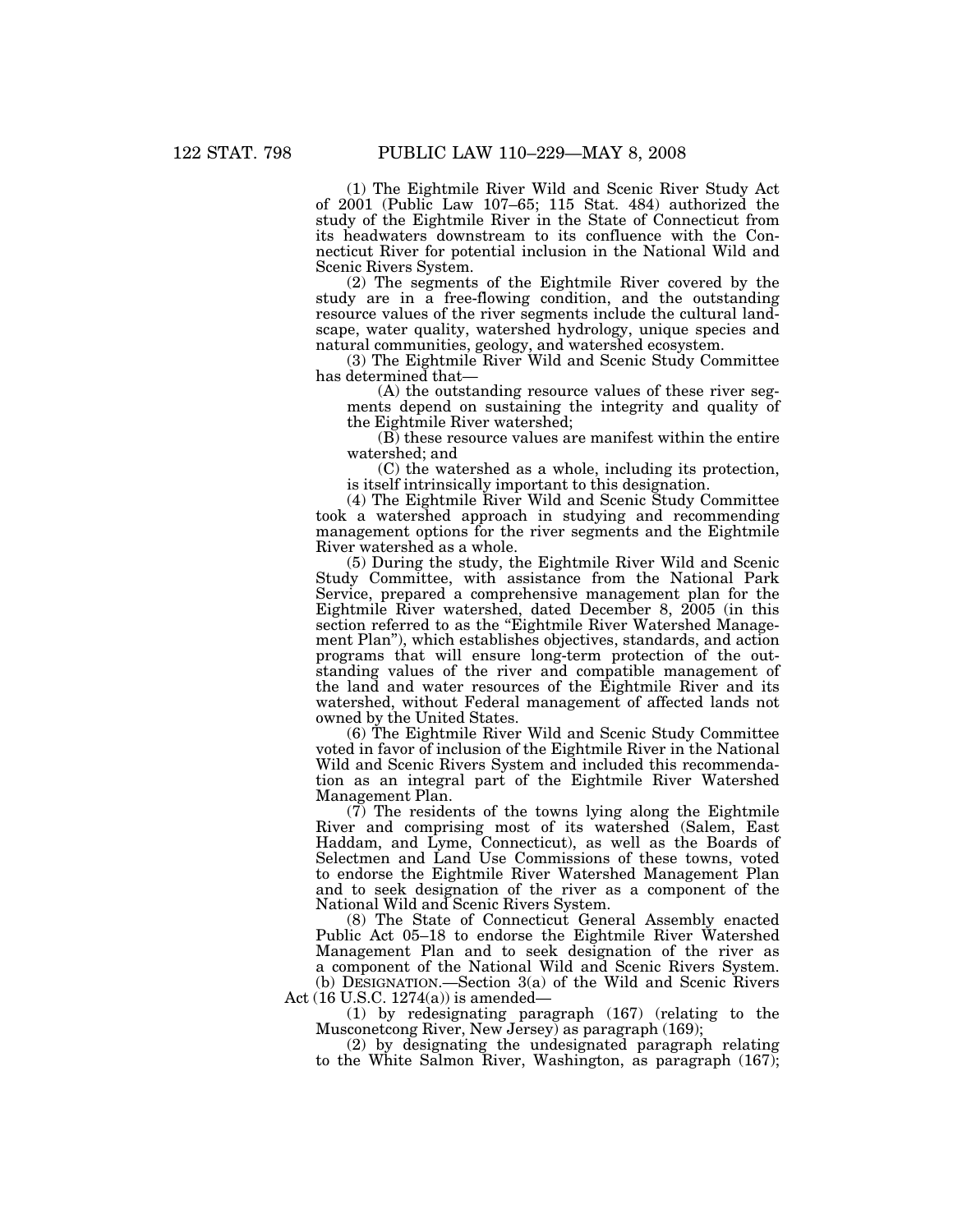(1) The Eightmile River Wild and Scenic River Study Act of 2001 (Public Law 107–65; 115 Stat. 484) authorized the study of the Eightmile River in the State of Connecticut from its headwaters downstream to its confluence with the Connecticut River for potential inclusion in the National Wild and Scenic Rivers System.

(2) The segments of the Eightmile River covered by the study are in a free-flowing condition, and the outstanding resource values of the river segments include the cultural landscape, water quality, watershed hydrology, unique species and natural communities, geology, and watershed ecosystem.

(3) The Eightmile River Wild and Scenic Study Committee has determined that—

(A) the outstanding resource values of these river segments depend on sustaining the integrity and quality of the Eightmile River watershed;

(B) these resource values are manifest within the entire watershed; and

(C) the watershed as a whole, including its protection, is itself intrinsically important to this designation.

(4) The Eightmile River Wild and Scenic Study Committee took a watershed approach in studying and recommending management options for the river segments and the Eightmile River watershed as a whole.

(5) During the study, the Eightmile River Wild and Scenic Study Committee, with assistance from the National Park Service, prepared a comprehensive management plan for the Eightmile River watershed, dated December 8, 2005 (in this section referred to as the "Eightmile River Watershed Management Plan"), which establishes objectives, standards, and action programs that will ensure long-term protection of the outstanding values of the river and compatible management of the land and water resources of the Eightmile River and its watershed, without Federal management of affected lands not owned by the United States.

(6) The Eightmile River Wild and Scenic Study Committee voted in favor of inclusion of the Eightmile River in the National Wild and Scenic Rivers System and included this recommendation as an integral part of the Eightmile River Watershed Management Plan.

(7) The residents of the towns lying along the Eightmile River and comprising most of its watershed (Salem, East Haddam, and Lyme, Connecticut), as well as the Boards of Selectmen and Land Use Commissions of these towns, voted to endorse the Eightmile River Watershed Management Plan and to seek designation of the river as a component of the National Wild and Scenic Rivers System.

(8) The State of Connecticut General Assembly enacted Public Act 05–18 to endorse the Eightmile River Watershed Management Plan and to seek designation of the river as a component of the National Wild and Scenic Rivers System.

(b) DESIGNATION.—Section 3(a) of the Wild and Scenic Rivers Act (16 U.S.C. 1274(a)) is amended—

(1) by redesignating paragraph (167) (relating to the Musconetcong River, New Jersey) as paragraph (169);

(2) by designating the undesignated paragraph relating to the White Salmon River, Washington, as paragraph (167);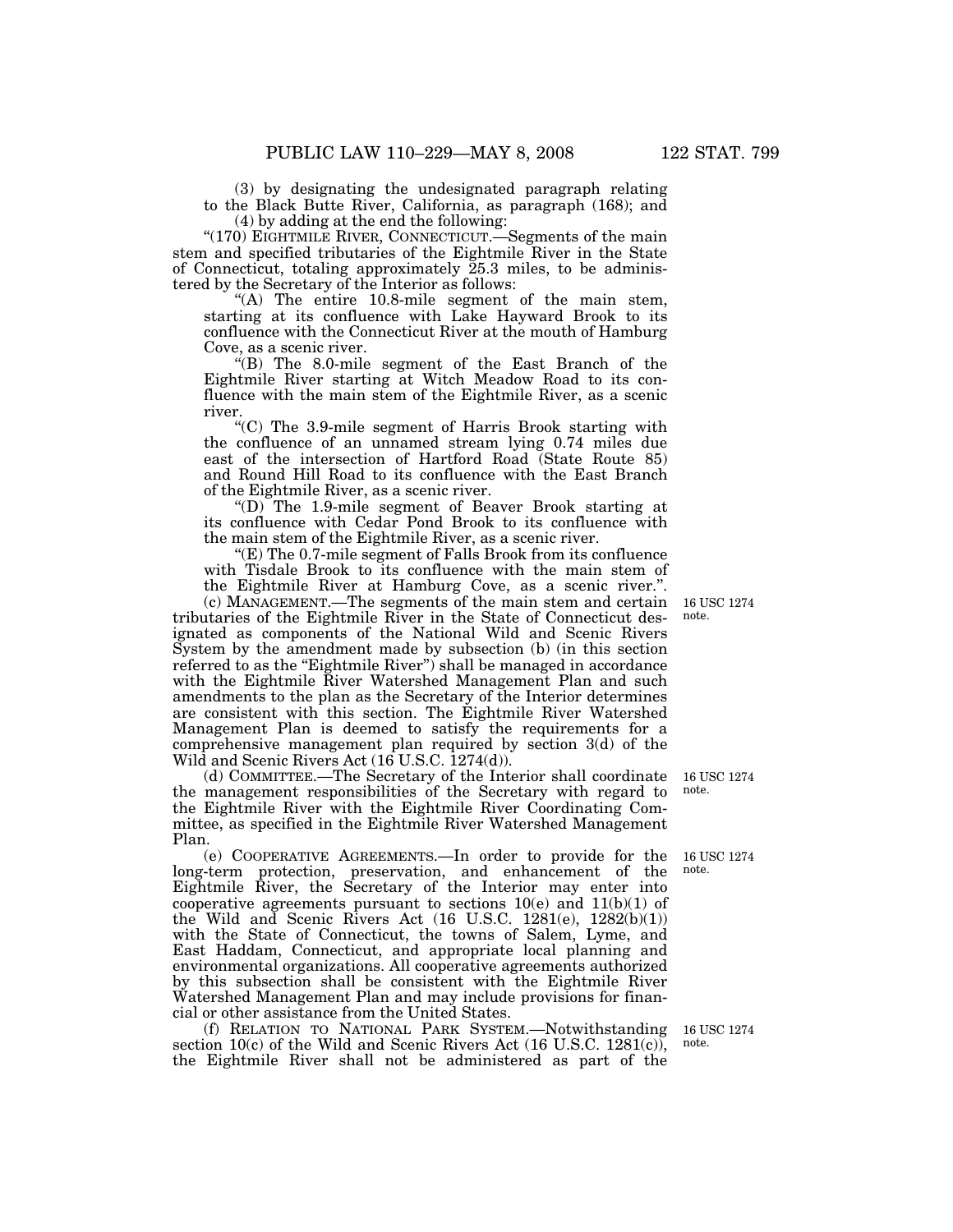(3) by designating the undesignated paragraph relating to the Black Butte River, California, as paragraph (168); and

(4) by adding at the end the following:

"(170) EIGHTMILE RIVER, CONNECTICUT.—Segments of the main stem and specified tributaries of the Eightmile River in the State of Connecticut, totaling approximately 25.3 miles, to be administered by the Secretary of the Interior as follows:

"(A) The entire 10.8-mile segment of the main stem, starting at its confluence with Lake Hayward Brook to its confluence with the Connecticut River at the mouth of Hamburg Cove, as a scenic river.

"(B) The 8.0-mile segment of the East Branch of the Eightmile River starting at Witch Meadow Road to its confluence with the main stem of the Eightmile River, as a scenic river.

"(C) The 3.9-mile segment of Harris Brook starting with the confluence of an unnamed stream lying 0.74 miles due east of the intersection of Hartford Road (State Route 85) and Round Hill Road to its confluence with the East Branch of the Eightmile River, as a scenic river.

"(D) The 1.9-mile segment of Beaver Brook starting at its confluence with Cedar Pond Brook to its confluence with the main stem of the Eightmile River, as a scenic river.

"(E) The 0.7-mile segment of Falls Brook from its confluence with Tisdale Brook to its confluence with the main stem of the Eightmile River at Hamburg Cove, as a scenic river.".

(c) MANAGEMENT.—The segments of the main stem and certain tributaries of the Eightmile River in the State of Connecticut designated as components of the National Wild and Scenic Rivers System by the amendment made by subsection (b) (in this section referred to as the "Eightmile River") shall be managed in accordance with the Eightmile River Watershed Management Plan and such amendments to the plan as the Secretary of the Interior determines are consistent with this section. The Eightmile River Watershed Management Plan is deemed to satisfy the requirements for a comprehensive management plan required by section 3(d) of the Wild and Scenic Rivers Act (16 U.S.C. 1274(d)).

16 USC 1274 note.

(d) COMMITTEE.—The Secretary of the Interior shall coordinate the management responsibilities of the Secretary with regard to the Eightmile River with the Eightmile River Coordinating Committee, as specified in the Eightmile River Watershed Management Plan.

16 USC 1274 note.

(e) COOPERATIVE AGREEMENTS.—In order to provide for the long-term protection, preservation, and enhancement of the Eightmile River, the Secretary of the Interior may enter into cooperative agreements pursuant to sections 10(e) and 11(b)(1) of the Wild and Scenic Rivers Act (16 U.S.C. 1281(e), 1282(b)(1)) with the State of Connecticut, the towns of Salem, Lyme, and East Haddam, Connecticut, and appropriate local planning and environmental organizations. All cooperative agreements authorized by this subsection shall be consistent with the Eightmile River Watershed Management Plan and may include provisions for financial or other assistance from the United States.

16 USC 1274 note.

(f) RELATION TO NATIONAL PARK SYSTEM.—Notwithstanding section 10(c) of the Wild and Scenic Rivers Act (16 U.S.C. 1281(c)), the Eightmile River shall not be administered as part of the

16 USC 1274 note.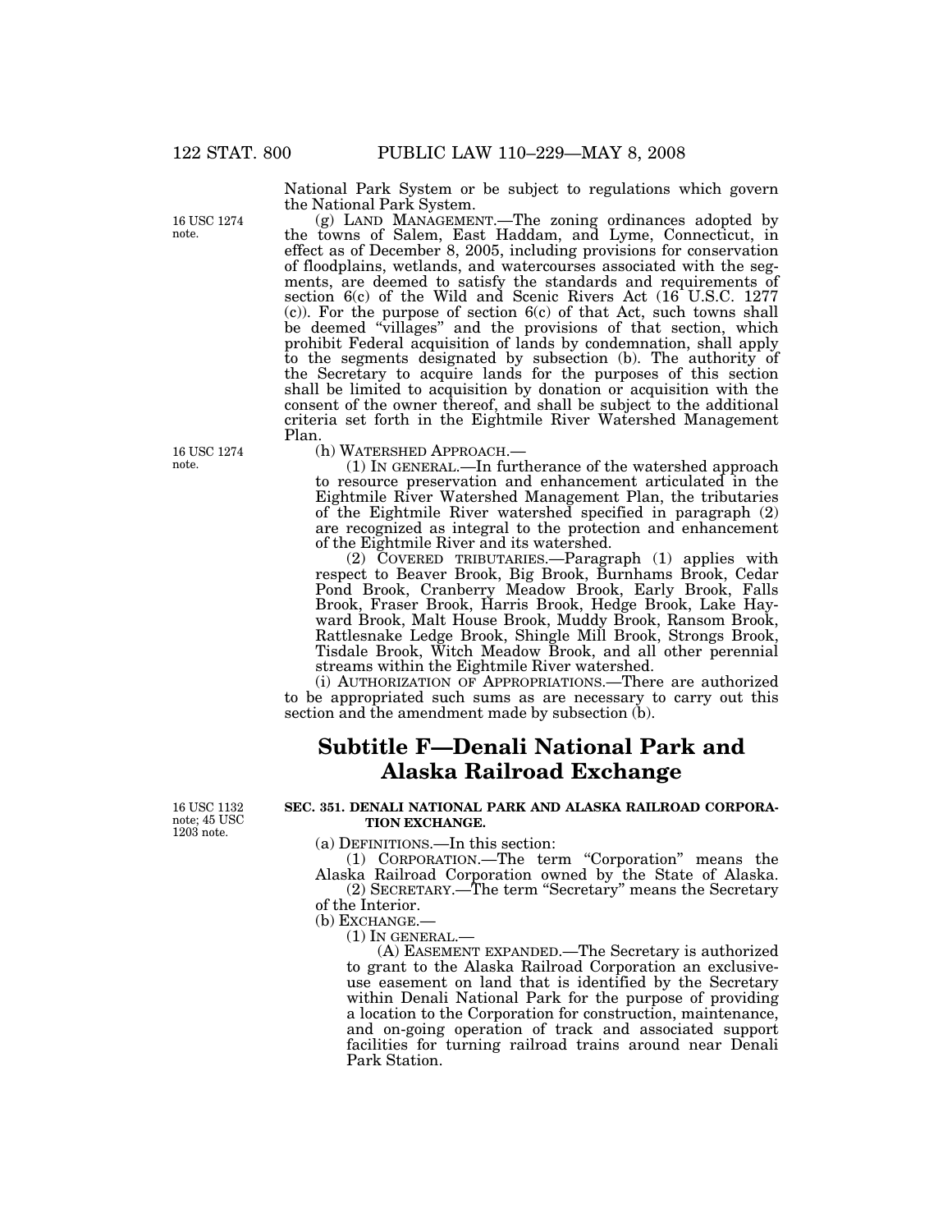National Park System or be subject to regulations which govern the National Park System.

16 USC 1274 note.

(g) LAND MANAGEMENT.—The zoning ordinances adopted by the towns of Salem, East Haddam, and Lyme, Connecticut, in effect as of December 8, 2005, including provisions for conservation of floodplains, wetlands, and watercourses associated with the segments, are deemed to satisfy the standards and requirements of section 6(c) of the Wild and Scenic Rivers Act (16 U.S.C. 1277 (c)). For the purpose of section 6(c) of that Act, such towns shall be deemed "villages" and the provisions of that section, which prohibit Federal acquisition of lands by condemnation, shall apply to the segments designated by subsection (b). The authority of the Secretary to acquire lands for the purposes of this section shall be limited to acquisition by donation or acquisition with the consent of the owner thereof, and shall be subject to the additional criteria set forth in the Eightmile River Watershed Management Plan.

16 USC 1274 note.

(h) WATERSHED APPROACH.—

(1) IN GENERAL.—In furtherance of the watershed approach to resource preservation and enhancement articulated in the Eightmile River Watershed Management Plan, the tributaries of the Eightmile River watershed specified in paragraph (2) are recognized as integral to the protection and enhancement of the Eightmile River and its watershed.

(2) COVERED TRIBUTARIES.—Paragraph (1) applies with respect to Beaver Brook, Big Brook, Burnhams Brook, Cedar Pond Brook, Cranberry Meadow Brook, Early Brook, Falls Brook, Fraser Brook, Harris Brook, Hedge Brook, Lake Hayward Brook, Malt House Brook, Muddy Brook, Ransom Brook, Rattlesnake Ledge Brook, Shingle Mill Brook, Strongs Brook, Tisdale Brook, Witch Meadow Brook, and all other perennial streams within the Eightmile River watershed.

(i) AUTHORIZATION OF APPROPRIATIONS.—There are authorized to be appropriated such sums as are necessary to carry out this section and the amendment made by subsection (b).

## Subtitle F—Denali National Park and Alaska Railroad Exchange

16 USC 1132 note; 45 USC 1203 note.

### SEC. 351. DENALI NATIONAL PARK AND ALASKA RAILROAD CORPORATION EXCHANGE.

(a) DEFINITIONS.—In this section:

(1) CORPORATION.—The term "Corporation" means the Alaska Railroad Corporation owned by the State of Alaska.

(2) SECRETARY.—The term "Secretary" means the Secretary of the Interior.

(b) EXCHANGE.—

(1) IN GENERAL.—

(A) EASEMENT EXPANDED.—The Secretary is authorized to grant to the Alaska Railroad Corporation an exclusive-use easement on land that is identified by the Secretary within Denali National Park for the purpose of providing a location to the Corporation for construction, maintenance, and on-going operation of track and associated support facilities for turning railroad trains around near Denali Park Station.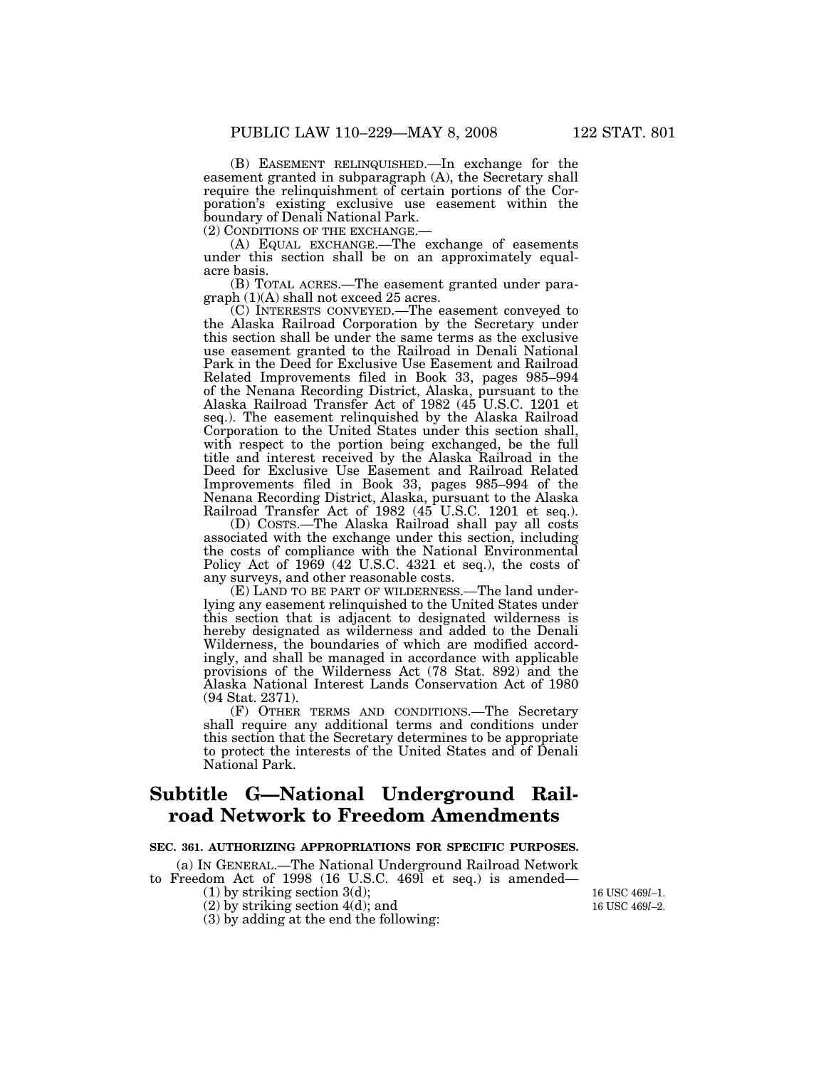(B) EASEMENT RELINQUISHED.—In exchange for the easement granted in subparagraph (A), the Secretary shall require the relinquishment of certain portions of the Corporation's existing exclusive use easement within the boundary of Denali National Park.

(2) CONDITIONS OF THE EXCHANGE.—

(A) EQUAL EXCHANGE.—The exchange of easements under this section shall be on an approximately equal-acre basis.

(B) TOTAL ACRES.—The easement granted under paragraph (1)(A) shall not exceed 25 acres.

(C) INTERESTS CONVEYED.—The easement conveyed to the Alaska Railroad Corporation by the Secretary under this section shall be under the same terms as the exclusive use easement granted to the Railroad in Denali National Park in the Deed for Exclusive Use Easement and Railroad Related Improvements filed in Book 33, pages 985–994 of the Nenana Recording District, Alaska, pursuant to the Alaska Railroad Transfer Act of 1982 (45 U.S.C. 1201 et seq.). The easement relinquished by the Alaska Railroad Corporation to the United States under this section shall, with respect to the portion being exchanged, be the full title and interest received by the Alaska Railroad in the Deed for Exclusive Use Easement and Railroad Related Improvements filed in Book 33, pages 985–994 of the Nenana Recording District, Alaska, pursuant to the Alaska Railroad Transfer Act of 1982 (45 U.S.C. 1201 et seq.).

(D) COSTS.—The Alaska Railroad shall pay all costs associated with the exchange under this section, including the costs of compliance with the National Environmental Policy Act of 1969 (42 U.S.C. 4321 et seq.), the costs of any surveys, and other reasonable costs.

(E) LAND TO BE PART OF WILDERNESS.—The land underlying any easement relinquished to the United States under this section that is adjacent to designated wilderness is hereby designated as wilderness and added to the Denali Wilderness, the boundaries of which are modified accordingly, and shall be managed in accordance with applicable provisions of the Wilderness Act (78 Stat. 892) and the Alaska National Interest Lands Conservation Act of 1980 (94 Stat. 2371).

(F) OTHER TERMS AND CONDITIONS.—The Secretary shall require any additional terms and conditions under this section that the Secretary determines to be appropriate to protect the interests of the United States and of Denali National Park.

## Subtitle G—National Underground Railroad Network to Freedom Amendments

### SEC. 361. AUTHORIZING APPROPRIATIONS FOR SPECIFIC PURPOSES.

(a) IN GENERAL.—The National Underground Railroad Network to Freedom Act of 1998 (16 U.S.C. 469l et seq.) is amended—

(1) by striking section 3(d); 16 USC 469l–1.

(2) by striking section 4(d); and 16 USC 469l–2.

(3) by adding at the end the following: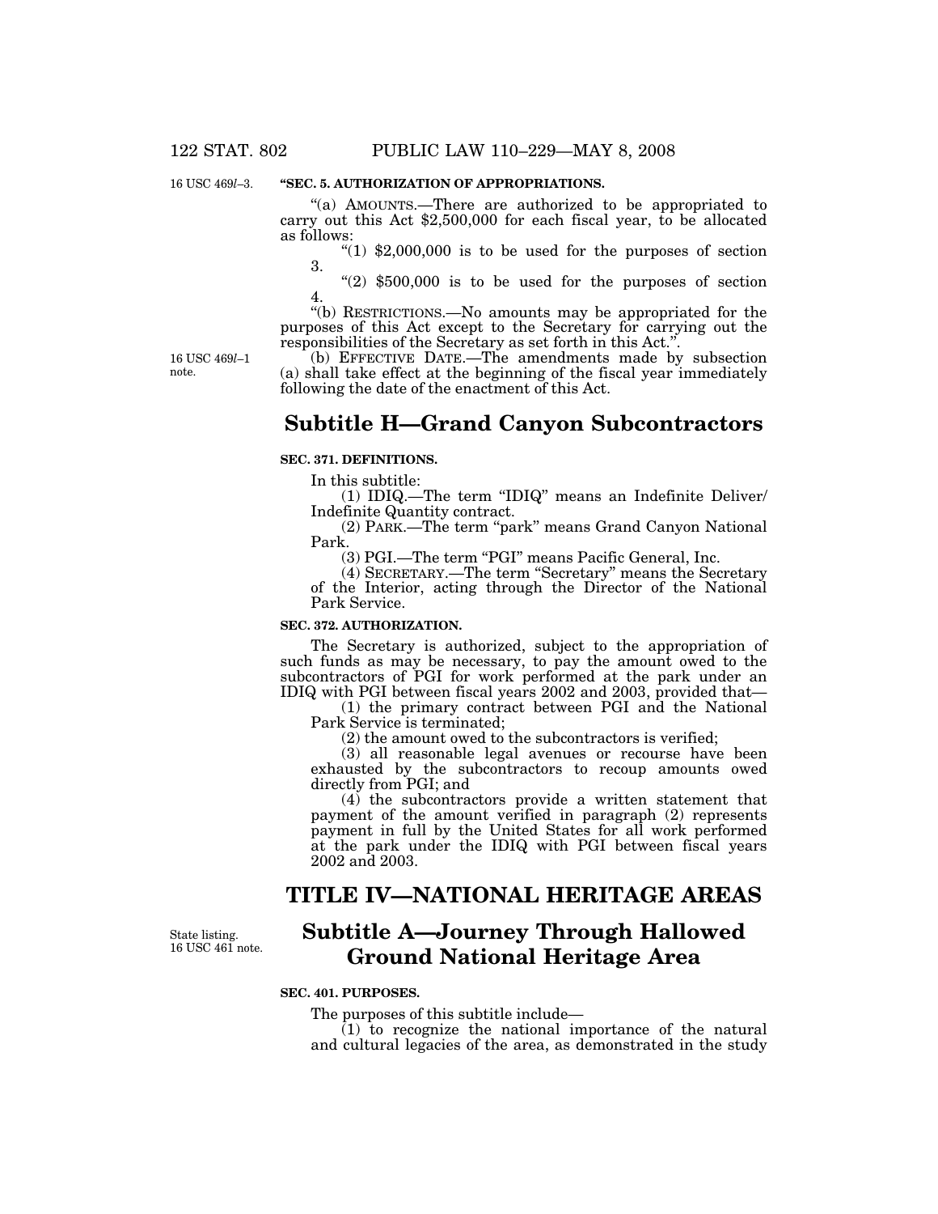16 USC 469l–3.

**"SEC. 5. AUTHORIZATION OF APPROPRIATIONS.**

"(a) AMOUNTS.—There are authorized to be appropriated to carry out this Act $2,500,000 for each fiscal year, to be allocated as follows:

"(1) $2,000,000 is to be used for the purposes of section 3.

"(2) $500,000 is to be used for the purposes of section 4.

"(b) RESTRICTIONS.—No amounts may be appropriated for the purposes of this Act except to the Secretary for carrying out the responsibilities of the Secretary as set forth in this Act.".

16 USC 469l–1 note.

(b) EFFECTIVE DATE.—The amendments made by subsection (a) shall take effect at the beginning of the fiscal year immediately following the date of the enactment of this Act.

## Subtitle H—Grand Canyon Subcontractors

**SEC. 371. DEFINITIONS.**

In this subtitle:

(1) IDIQ.—The term "IDIQ" means an Indefinite Deliver/Indefinite Quantity contract.

(2) PARK.—The term "park" means Grand Canyon National Park.

(3) PGI.—The term "PGI" means Pacific General, Inc.

(4) SECRETARY.—The term "Secretary" means the Secretary of the Interior, acting through the Director of the National Park Service.

**SEC. 372. AUTHORIZATION.**

The Secretary is authorized, subject to the appropriation of such funds as may be necessary, to pay the amount owed to the subcontractors of PGI for work performed at the park under an IDIQ with PGI between fiscal years 2002 and 2003, provided that—

(1) the primary contract between PGI and the National Park Service is terminated;

(2) the amount owed to the subcontractors is verified;

(3) all reasonable legal avenues or recourse have been exhausted by the subcontractors to recoup amounts owed directly from PGI; and

(4) the subcontractors provide a written statement that payment of the amount verified in paragraph (2) represents payment in full by the United States for all work performed at the park under the IDIQ with PGI between fiscal years 2002 and 2003.

# TITLE IV—NATIONAL HERITAGE AREAS

State listing. 16 USC 461 note.

## Subtitle A—Journey Through Hallowed Ground National Heritage Area

**SEC. 401. PURPOSES.**

The purposes of this subtitle include—

(1) to recognize the national importance of the natural and cultural legacies of the area, as demonstrated in the study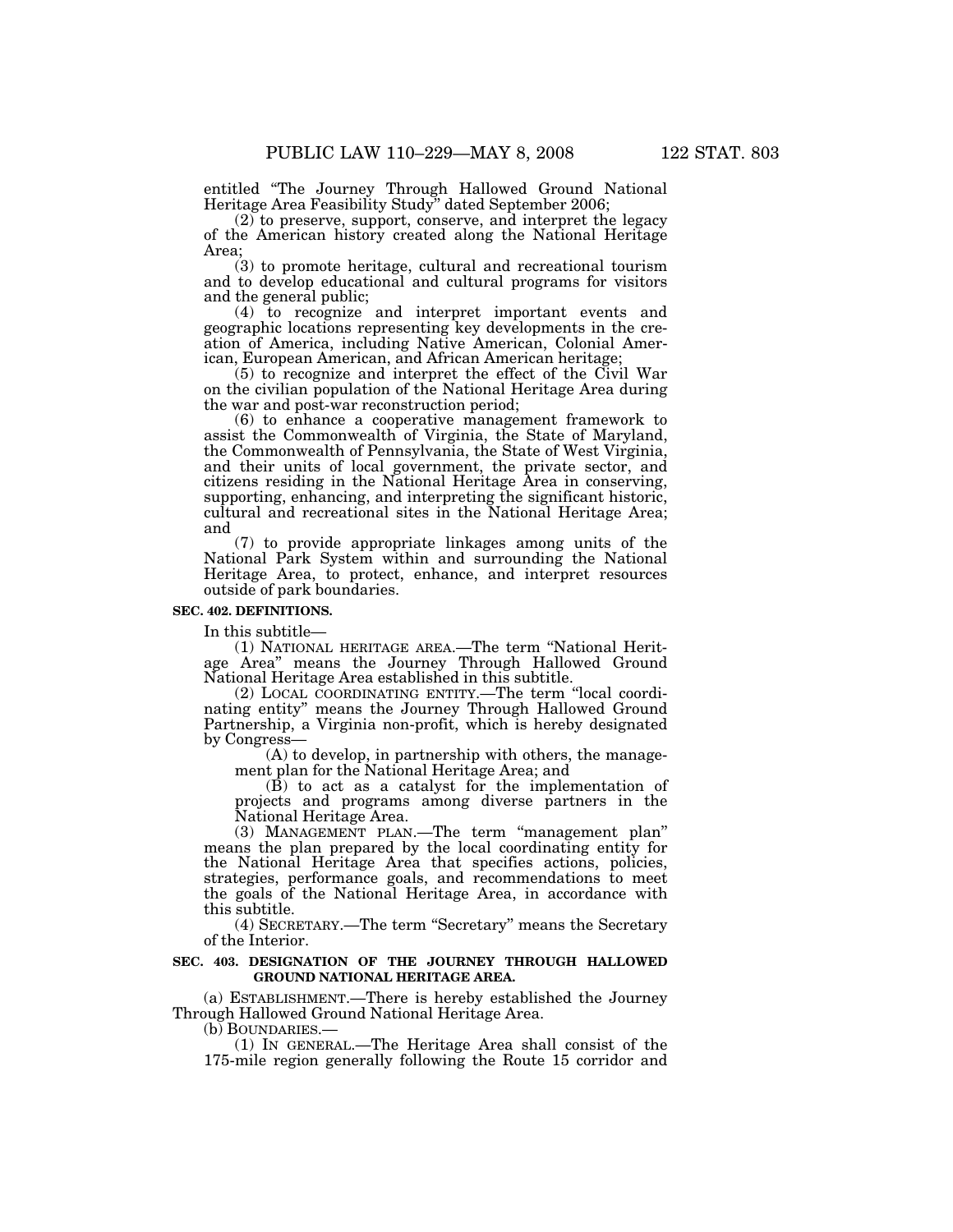entitled "The Journey Through Hallowed Ground National Heritage Area Feasibility Study" dated September 2006;

(2) to preserve, support, conserve, and interpret the legacy of the American history created along the National Heritage Area;

(3) to promote heritage, cultural and recreational tourism and to develop educational and cultural programs for visitors and the general public;

(4) to recognize and interpret important events and geographic locations representing key developments in the creation of America, including Native American, Colonial American, European American, and African American heritage;

(5) to recognize and interpret the effect of the Civil War on the civilian population of the National Heritage Area during the war and post-war reconstruction period;

(6) to enhance a cooperative management framework to assist the Commonwealth of Virginia, the State of Maryland, the Commonwealth of Pennsylvania, the State of West Virginia, and their units of local government, the private sector, and citizens residing in the National Heritage Area in conserving, supporting, enhancing, and interpreting the significant historic, cultural and recreational sites in the National Heritage Area; and

(7) to provide appropriate linkages among units of the National Park System within and surrounding the National Heritage Area, to protect, enhance, and interpret resources outside of park boundaries.

**SEC. 402. DEFINITIONS.**

In this subtitle—

(1) NATIONAL HERITAGE AREA.—The term "National Heritage Area" means the Journey Through Hallowed Ground National Heritage Area established in this subtitle.

(2) LOCAL COORDINATING ENTITY.—The term "local coordinating entity" means the Journey Through Hallowed Ground Partnership, a Virginia non-profit, which is hereby designated by Congress—

(A) to develop, in partnership with others, the management plan for the National Heritage Area; and

(B) to act as a catalyst for the implementation of projects and programs among diverse partners in the National Heritage Area.

(3) MANAGEMENT PLAN.—The term "management plan" means the plan prepared by the local coordinating entity for the National Heritage Area that specifies actions, policies, strategies, performance goals, and recommendations to meet the goals of the National Heritage Area, in accordance with this subtitle.

(4) SECRETARY.—The term "Secretary" means the Secretary of the Interior.

**SEC. 403. DESIGNATION OF THE JOURNEY THROUGH HALLOWED GROUND NATIONAL HERITAGE AREA.**

(a) ESTABLISHMENT.—There is hereby established the Journey Through Hallowed Ground National Heritage Area.

(b) BOUNDARIES.—

(1) IN GENERAL.—The Heritage Area shall consist of the 175-mile region generally following the Route 15 corridor and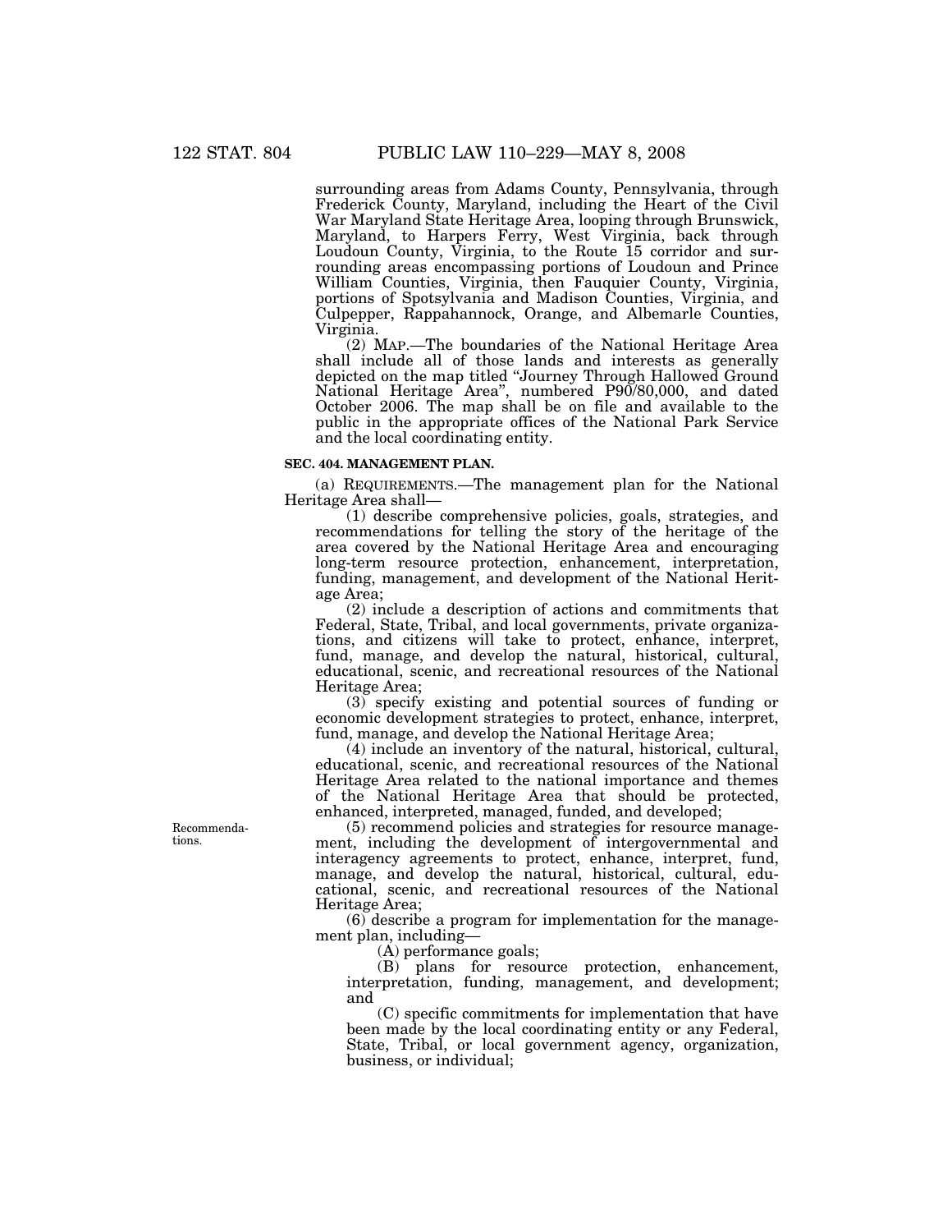surrounding areas from Adams County, Pennsylvania, through Frederick County, Maryland, including the Heart of the Civil War Maryland State Heritage Area, looping through Brunswick, Maryland, to Harpers Ferry, West Virginia, back through Loudoun County, Virginia, to the Route 15 corridor and surrounding areas encompassing portions of Loudoun and Prince William Counties, Virginia, then Fauquier County, Virginia, portions of Spotsylvania and Madison Counties, Virginia, and Culpepper, Rappahannock, Orange, and Albemarle Counties, Virginia.

(2) MAP.—The boundaries of the National Heritage Area shall include all of those lands and interests as generally depicted on the map titled "Journey Through Hallowed Ground National Heritage Area", numbered P90/80,000, and dated October 2006. The map shall be on file and available to the public in the appropriate offices of the National Park Service and the local coordinating entity.

**SEC. 404. MANAGEMENT PLAN.**

(a) REQUIREMENTS.—The management plan for the National Heritage Area shall—

(1) describe comprehensive policies, goals, strategies, and recommendations for telling the story of the heritage of the area covered by the National Heritage Area and encouraging long-term resource protection, enhancement, interpretation, funding, management, and development of the National Heritage Area;

(2) include a description of actions and commitments that Federal, State, Tribal, and local governments, private organizations, and citizens will take to protect, enhance, interpret, fund, manage, and develop the natural, historical, cultural, educational, scenic, and recreational resources of the National Heritage Area;

(3) specify existing and potential sources of funding or economic development strategies to protect, enhance, interpret, fund, manage, and develop the National Heritage Area;

(4) include an inventory of the natural, historical, cultural, educational, scenic, and recreational resources of the National Heritage Area related to the national importance and themes of the National Heritage Area that should be protected, enhanced, interpreted, managed, funded, and developed;

Recommendations.

(5) recommend policies and strategies for resource management, including the development of intergovernmental and interagency agreements to protect, enhance, interpret, fund, manage, and develop the natural, historical, cultural, educational, scenic, and recreational resources of the National Heritage Area;

(6) describe a program for implementation for the management plan, including—

(A) performance goals;

(B) plans for resource protection, enhancement, interpretation, funding, management, and development; and

(C) specific commitments for implementation that have been made by the local coordinating entity or any Federal, State, Tribal, or local government agency, organization, business, or individual;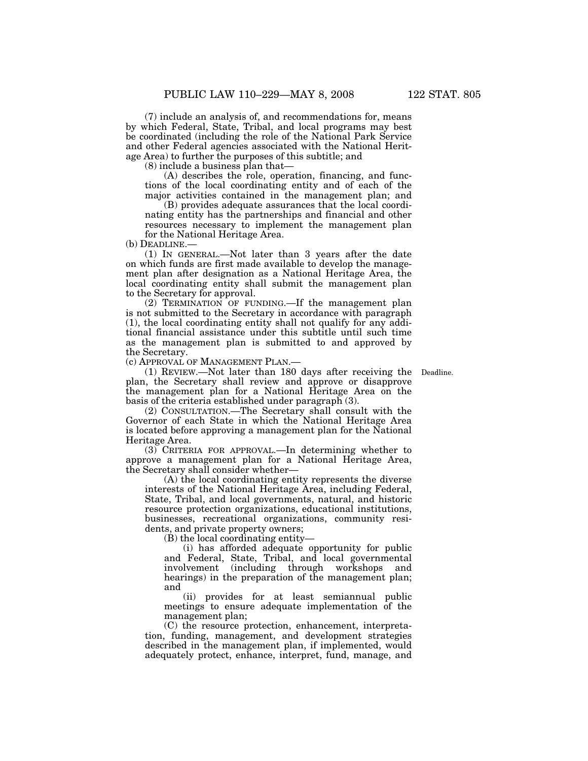(7) include an analysis of, and recommendations for, means by which Federal, State, Tribal, and local programs may best be coordinated (including the role of the National Park Service and other Federal agencies associated with the National Heritage Area) to further the purposes of this subtitle; and

(8) include a business plan that—

(A) describes the role, operation, financing, and functions of the local coordinating entity and of each of the major activities contained in the management plan; and

(B) provides adequate assurances that the local coordinating entity has the partnerships and financial and other resources necessary to implement the management plan for the National Heritage Area.

(b) DEADLINE.—

(1) IN GENERAL.—Not later than 3 years after the date on which funds are first made available to develop the management plan after designation as a National Heritage Area, the local coordinating entity shall submit the management plan to the Secretary for approval.

(2) TERMINATION OF FUNDING.—If the management plan is not submitted to the Secretary in accordance with paragraph (1), the local coordinating entity shall not qualify for any additional financial assistance under this subtitle until such time as the management plan is submitted to and approved by the Secretary.

(c) APPROVAL OF MANAGEMENT PLAN.—

Deadline.

(1) REVIEW.—Not later than 180 days after receiving the plan, the Secretary shall review and approve or disapprove the management plan for a National Heritage Area on the basis of the criteria established under paragraph (3).

(2) CONSULTATION.—The Secretary shall consult with the Governor of each State in which the National Heritage Area is located before approving a management plan for the National Heritage Area.

(3) CRITERIA FOR APPROVAL.—In determining whether to approve a management plan for a National Heritage Area, the Secretary shall consider whether—

(A) the local coordinating entity represents the diverse interests of the National Heritage Area, including Federal, State, Tribal, and local governments, natural, and historic resource protection organizations, educational institutions, businesses, recreational organizations, community residents, and private property owners;

(B) the local coordinating entity—

(i) has afforded adequate opportunity for public and Federal, State, Tribal, and local governmental involvement (including through workshops and hearings) in the preparation of the management plan; and

(ii) provides for at least semiannual public meetings to ensure adequate implementation of the management plan;

(C) the resource protection, enhancement, interpretation, funding, management, and development strategies described in the management plan, if implemented, would adequately protect, enhance, interpret, fund, manage, and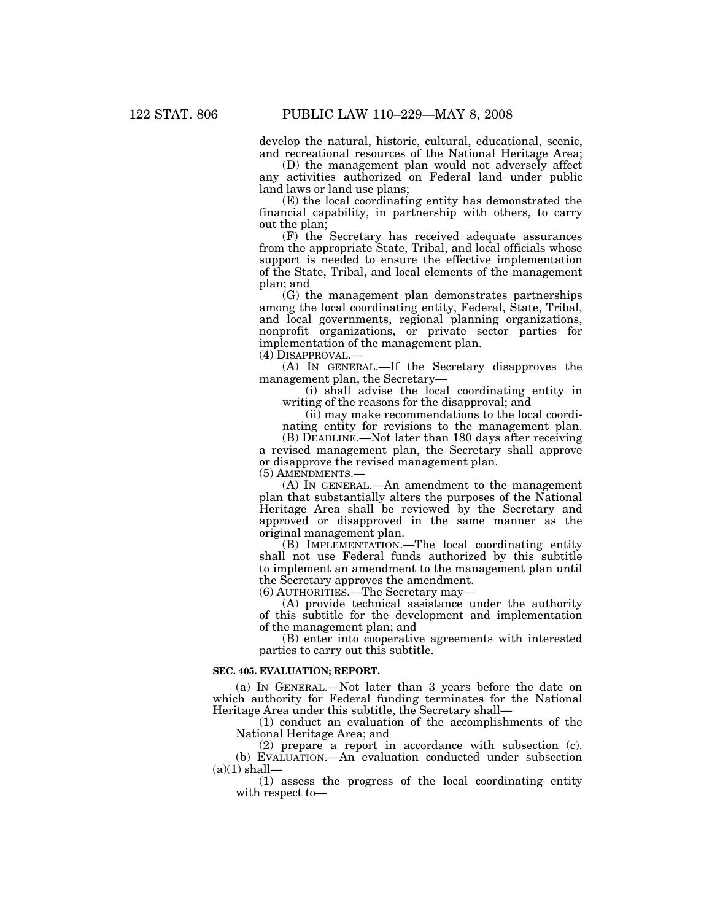develop the natural, historic, cultural, educational, scenic, and recreational resources of the National Heritage Area;

(D) the management plan would not adversely affect any activities authorized on Federal land under public land laws or land use plans;

(E) the local coordinating entity has demonstrated the financial capability, in partnership with others, to carry out the plan;

(F) the Secretary has received adequate assurances from the appropriate State, Tribal, and local officials whose support is needed to ensure the effective implementation of the State, Tribal, and local elements of the management plan; and

(G) the management plan demonstrates partnerships among the local coordinating entity, Federal, State, Tribal, and local governments, regional planning organizations, nonprofit organizations, or private sector parties for implementation of the management plan.

(4) DISAPPROVAL.—

(A) IN GENERAL.—If the Secretary disapproves the management plan, the Secretary—

(i) shall advise the local coordinating entity in writing of the reasons for the disapproval; and

(ii) may make recommendations to the local coordinating entity for revisions to the management plan.

(B) DEADLINE.—Not later than 180 days after receiving a revised management plan, the Secretary shall approve or disapprove the revised management plan.

(5) AMENDMENTS.—

(A) IN GENERAL.—An amendment to the management plan that substantially alters the purposes of the National Heritage Area shall be reviewed by the Secretary and approved or disapproved in the same manner as the original management plan.

(B) IMPLEMENTATION.—The local coordinating entity shall not use Federal funds authorized by this subtitle to implement an amendment to the management plan until the Secretary approves the amendment.

(6) AUTHORITIES.—The Secretary may—

(A) provide technical assistance under the authority of this subtitle for the development and implementation of the management plan; and

(B) enter into cooperative agreements with interested parties to carry out this subtitle.

**SEC. 405. EVALUATION; REPORT.**

(a) IN GENERAL.—Not later than 3 years before the date on which authority for Federal funding terminates for the National Heritage Area under this subtitle, the Secretary shall—

(1) conduct an evaluation of the accomplishments of the National Heritage Area; and

(2) prepare a report in accordance with subsection (c).

(b) EVALUATION.—An evaluation conducted under subsection (a)(1) shall—

(1) assess the progress of the local coordinating entity with respect to—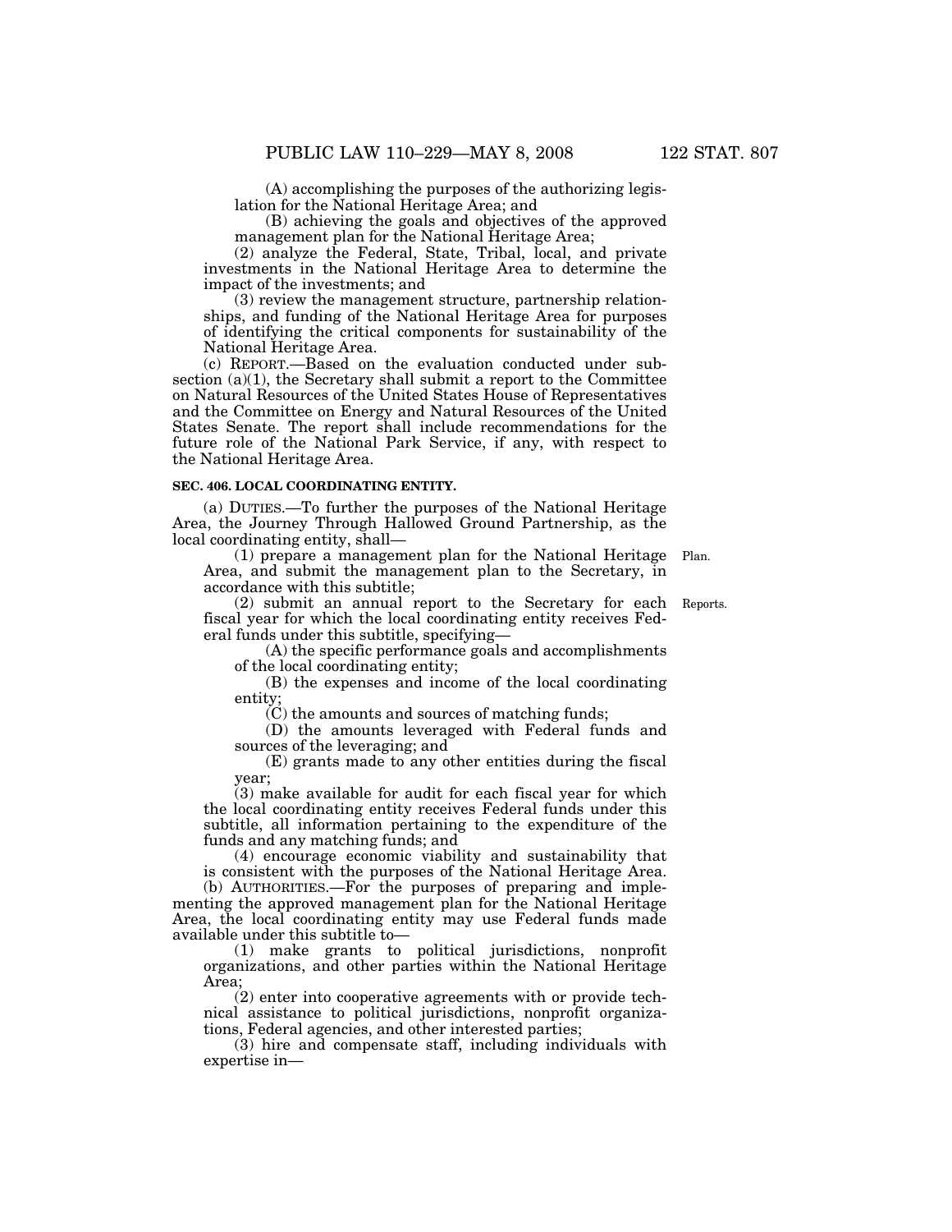(A) accomplishing the purposes of the authorizing legislation for the National Heritage Area; and

(B) achieving the goals and objectives of the approved management plan for the National Heritage Area;

(2) analyze the Federal, State, Tribal, local, and private investments in the National Heritage Area to determine the impact of the investments; and

(3) review the management structure, partnership relationships, and funding of the National Heritage Area for purposes of identifying the critical components for sustainability of the National Heritage Area.

(c) REPORT.—Based on the evaluation conducted under subsection (a)(1), the Secretary shall submit a report to the Committee on Natural Resources of the United States House of Representatives and the Committee on Energy and Natural Resources of the United States Senate. The report shall include recommendations for the future role of the National Park Service, if any, with respect to the National Heritage Area.

**SEC. 406. LOCAL COORDINATING ENTITY.**

(a) DUTIES.—To further the purposes of the National Heritage Area, the Journey Through Hallowed Ground Partnership, as the local coordinating entity, shall—

(1) prepare a management plan for the National Heritage Area, and submit the management plan to the Secretary, in accordance with this subtitle;

Plan.

(2) submit an annual report to the Secretary for each fiscal year for which the local coordinating entity receives Federal funds under this subtitle, specifying—

Reports.

(A) the specific performance goals and accomplishments of the local coordinating entity;

(B) the expenses and income of the local coordinating entity;

(C) the amounts and sources of matching funds;

(D) the amounts leveraged with Federal funds and sources of the leveraging; and

(E) grants made to any other entities during the fiscal year;

(3) make available for audit for each fiscal year for which the local coordinating entity receives Federal funds under this subtitle, all information pertaining to the expenditure of the funds and any matching funds; and

(4) encourage economic viability and sustainability that is consistent with the purposes of the National Heritage Area.

(b) AUTHORITIES.—For the purposes of preparing and implementing the approved management plan for the National Heritage Area, the local coordinating entity may use Federal funds made available under this subtitle to—

(1) make grants to political jurisdictions, nonprofit organizations, and other parties within the National Heritage Area;

(2) enter into cooperative agreements with or provide technical assistance to political jurisdictions, nonprofit organizations, Federal agencies, and other interested parties;

(3) hire and compensate staff, including individuals with expertise in—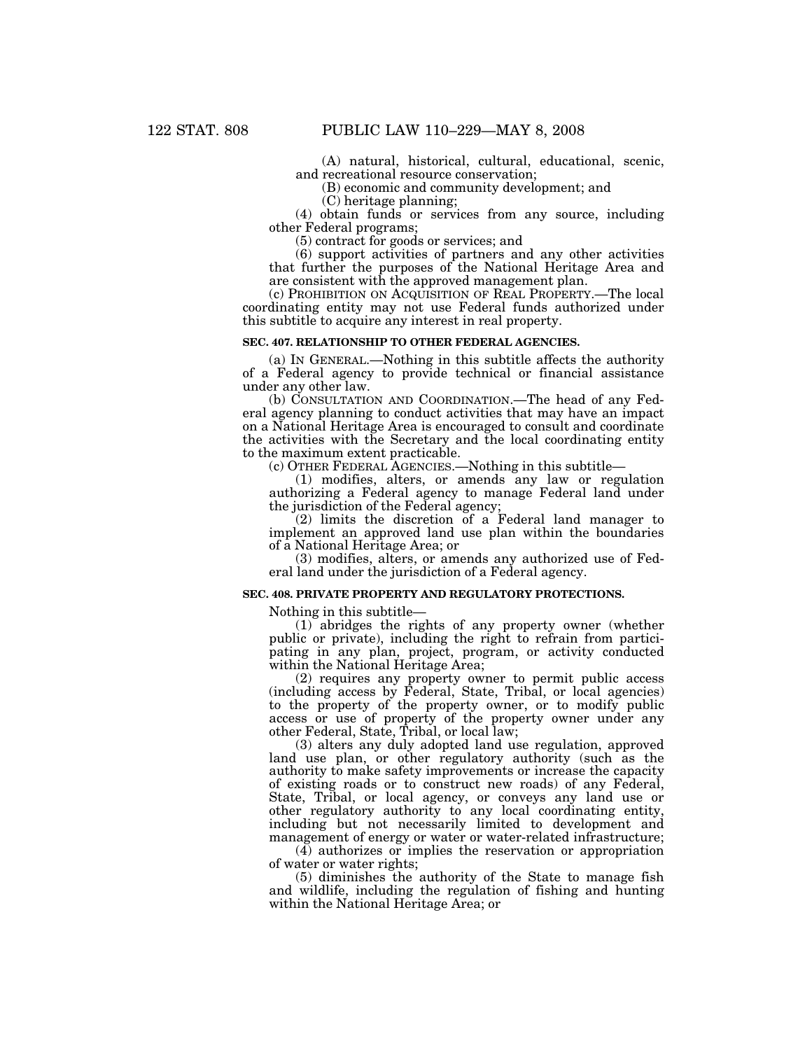(A) natural, historical, cultural, educational, scenic, and recreational resource conservation;

(B) economic and community development; and

(C) heritage planning;

(4) obtain funds or services from any source, including other Federal programs;

(5) contract for goods or services; and

(6) support activities of partners and any other activities that further the purposes of the National Heritage Area and are consistent with the approved management plan.

(c) PROHIBITION ON ACQUISITION OF REAL PROPERTY.—The local coordinating entity may not use Federal funds authorized under this subtitle to acquire any interest in real property.

**SEC. 407. RELATIONSHIP TO OTHER FEDERAL AGENCIES.**

(a) IN GENERAL.—Nothing in this subtitle affects the authority of a Federal agency to provide technical or financial assistance under any other law.

(b) CONSULTATION AND COORDINATION.—The head of any Federal agency planning to conduct activities that may have an impact on a National Heritage Area is encouraged to consult and coordinate the activities with the Secretary and the local coordinating entity to the maximum extent practicable.

(c) OTHER FEDERAL AGENCIES.—Nothing in this subtitle—

(1) modifies, alters, or amends any law or regulation authorizing a Federal agency to manage Federal land under the jurisdiction of the Federal agency;

(2) limits the discretion of a Federal land manager to implement an approved land use plan within the boundaries of a National Heritage Area; or

(3) modifies, alters, or amends any authorized use of Federal land under the jurisdiction of a Federal agency.

**SEC. 408. PRIVATE PROPERTY AND REGULATORY PROTECTIONS.**

Nothing in this subtitle—

(1) abridges the rights of any property owner (whether public or private), including the right to refrain from participating in any plan, project, program, or activity conducted within the National Heritage Area;

(2) requires any property owner to permit public access (including access by Federal, State, Tribal, or local agencies) to the property of the property owner, or to modify public access or use of property of the property owner under any other Federal, State, Tribal, or local law;

(3) alters any duly adopted land use regulation, approved land use plan, or other regulatory authority (such as the authority to make safety improvements or increase the capacity of existing roads or to construct new roads) of any Federal, State, Tribal, or local agency, or conveys any land use or other regulatory authority to any local coordinating entity, including but not necessarily limited to development and management of energy or water or water-related infrastructure;

(4) authorizes or implies the reservation or appropriation of water or water rights;

(5) diminishes the authority of the State to manage fish and wildlife, including the regulation of fishing and hunting within the National Heritage Area; or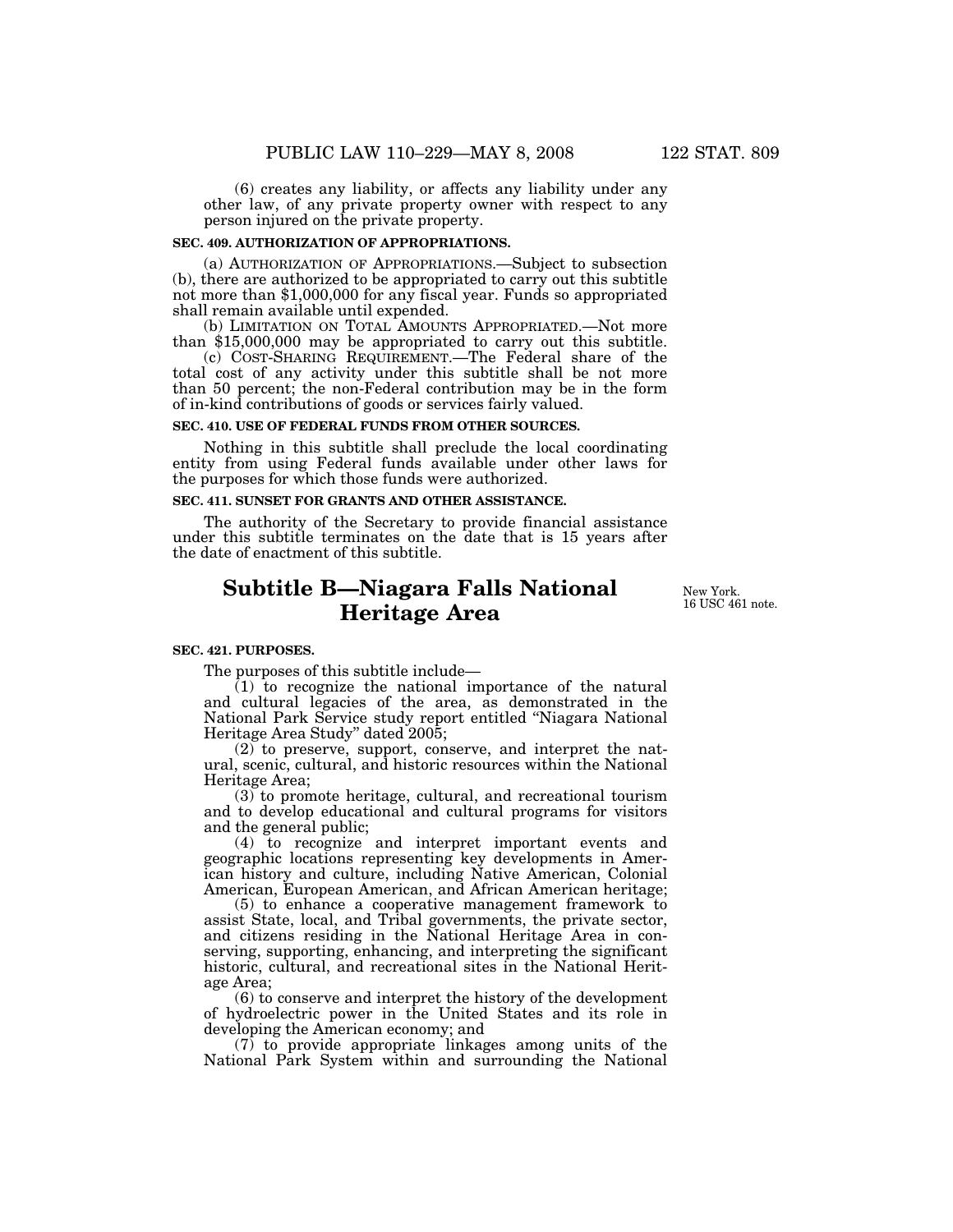(6) creates any liability, or affects any liability under any other law, of any private property owner with respect to any person injured on the private property.

**SEC. 409. AUTHORIZATION OF APPROPRIATIONS.**

(a) AUTHORIZATION OF APPROPRIATIONS.—Subject to subsection (b), there are authorized to be appropriated to carry out this subtitle not more than $1,000,000 for any fiscal year. Funds so appropriated shall remain available until expended.

(b) LIMITATION ON TOTAL AMOUNTS APPROPRIATED.—Not more than $15,000,000 may be appropriated to carry out this subtitle.

(c) COST-SHARING REQUIREMENT.—The Federal share of the total cost of any activity under this subtitle shall be not more than 50 percent; the non-Federal contribution may be in the form of in-kind contributions of goods or services fairly valued.

**SEC. 410. USE OF FEDERAL FUNDS FROM OTHER SOURCES.**

Nothing in this subtitle shall preclude the local coordinating entity from using Federal funds available under other laws for the purposes for which those funds were authorized.

**SEC. 411. SUNSET FOR GRANTS AND OTHER ASSISTANCE.**

The authority of the Secretary to provide financial assistance under this subtitle terminates on the date that is 15 years after the date of enactment of this subtitle.

# Subtitle B—Niagara Falls National Heritage Area

New York.
16 USC 461 note.

**SEC. 421. PURPOSES.**

The purposes of this subtitle include—

(1) to recognize the national importance of the natural and cultural legacies of the area, as demonstrated in the National Park Service study report entitled "Niagara National Heritage Area Study" dated 2005;

(2) to preserve, support, conserve, and interpret the natural, scenic, cultural, and historic resources within the National Heritage Area;

(3) to promote heritage, cultural, and recreational tourism and to develop educational and cultural programs for visitors and the general public;

(4) to recognize and interpret important events and geographic locations representing key developments in American history and culture, including Native American, Colonial American, European American, and African American heritage;

(5) to enhance a cooperative management framework to assist State, local, and Tribal governments, the private sector, and citizens residing in the National Heritage Area in conserving, supporting, enhancing, and interpreting the significant historic, cultural, and recreational sites in the National Heritage Area;

(6) to conserve and interpret the history of the development of hydroelectric power in the United States and its role in developing the American economy; and

(7) to provide appropriate linkages among units of the National Park System within and surrounding the National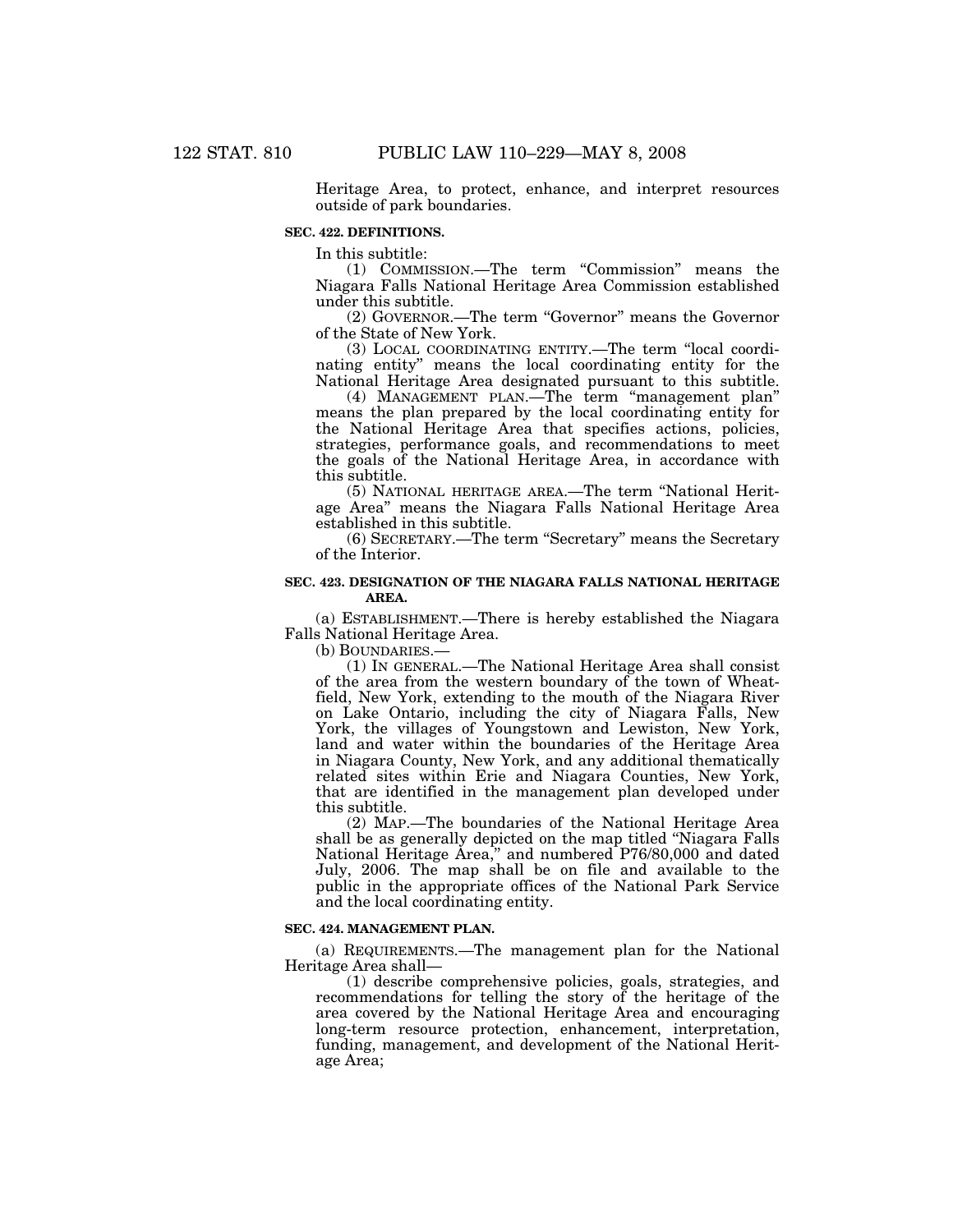Heritage Area, to protect, enhance, and interpret resources outside of park boundaries.

**SEC. 422. DEFINITIONS.**

In this subtitle:

(1) COMMISSION.—The term "Commission" means the Niagara Falls National Heritage Area Commission established under this subtitle.

(2) GOVERNOR.—The term "Governor" means the Governor of the State of New York.

(3) LOCAL COORDINATING ENTITY.—The term "local coordinating entity" means the local coordinating entity for the National Heritage Area designated pursuant to this subtitle.

(4) MANAGEMENT PLAN.—The term "management plan" means the plan prepared by the local coordinating entity for the National Heritage Area that specifies actions, policies, strategies, performance goals, and recommendations to meet the goals of the National Heritage Area, in accordance with this subtitle.

(5) NATIONAL HERITAGE AREA.—The term "National Heritage Area" means the Niagara Falls National Heritage Area established in this subtitle.

(6) SECRETARY.—The term "Secretary" means the Secretary of the Interior.

**SEC. 423. DESIGNATION OF THE NIAGARA FALLS NATIONAL HERITAGE AREA.**

(a) ESTABLISHMENT.—There is hereby established the Niagara Falls National Heritage Area.

(b) BOUNDARIES.—

(1) IN GENERAL.—The National Heritage Area shall consist of the area from the western boundary of the town of Wheatfield, New York, extending to the mouth of the Niagara River on Lake Ontario, including the city of Niagara Falls, New York, the villages of Youngstown and Lewiston, New York, land and water within the boundaries of the Heritage Area in Niagara County, New York, and any additional thematically related sites within Erie and Niagara Counties, New York, that are identified in the management plan developed under this subtitle.

(2) MAP.—The boundaries of the National Heritage Area shall be as generally depicted on the map titled "Niagara Falls National Heritage Area," and numbered P76/80,000 and dated July, 2006. The map shall be on file and available to the public in the appropriate offices of the National Park Service and the local coordinating entity.

**SEC. 424. MANAGEMENT PLAN.**

(a) REQUIREMENTS.—The management plan for the National Heritage Area shall—

(1) describe comprehensive policies, goals, strategies, and recommendations for telling the story of the heritage of the area covered by the National Heritage Area and encouraging long-term resource protection, enhancement, interpretation, funding, management, and development of the National Heritage Area;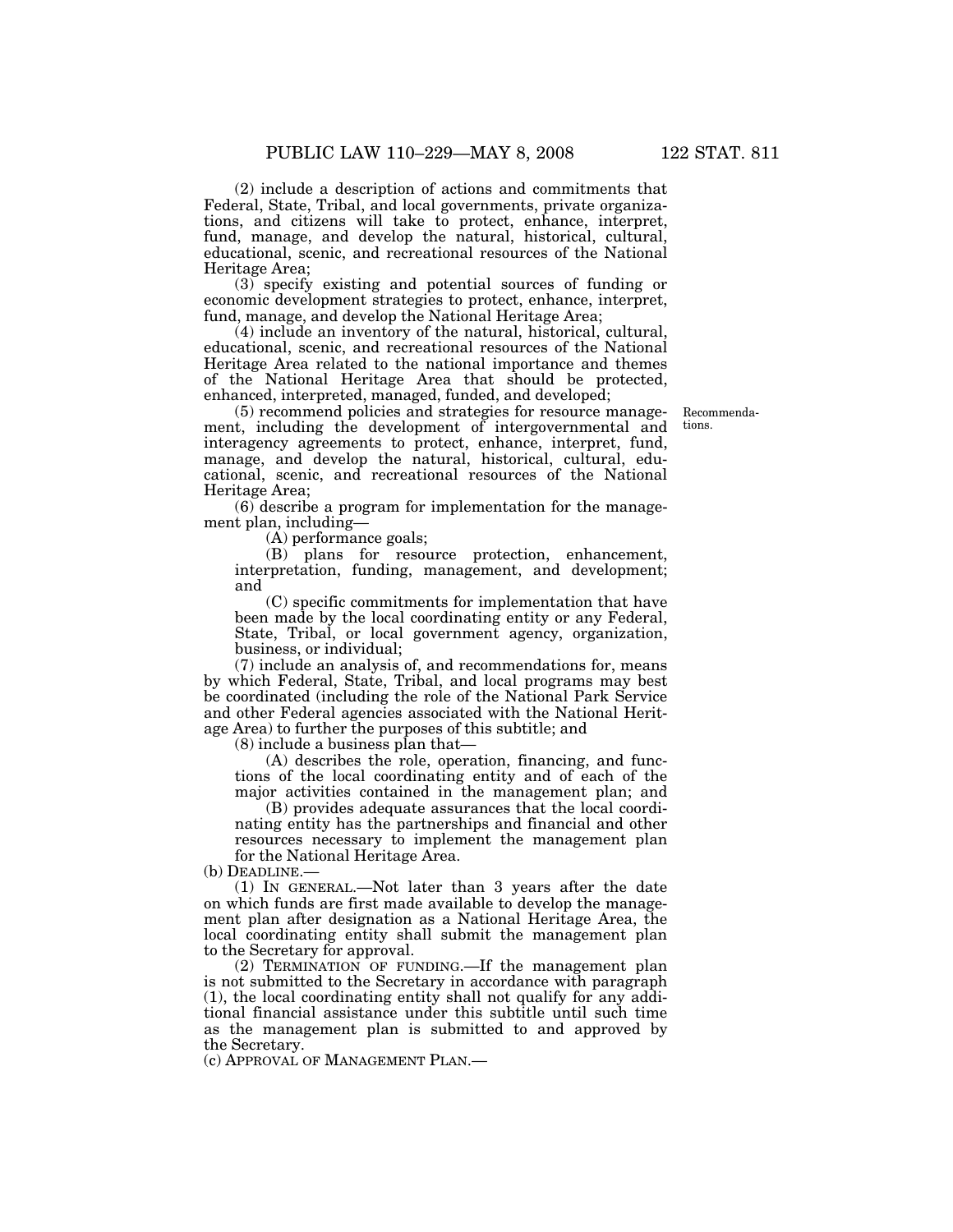(2) include a description of actions and commitments that Federal, State, Tribal, and local governments, private organizations, and citizens will take to protect, enhance, interpret, fund, manage, and develop the natural, historical, cultural, educational, scenic, and recreational resources of the National Heritage Area;

(3) specify existing and potential sources of funding or economic development strategies to protect, enhance, interpret, fund, manage, and develop the National Heritage Area;

(4) include an inventory of the natural, historical, cultural, educational, scenic, and recreational resources of the National Heritage Area related to the national importance and themes of the National Heritage Area that should be protected, enhanced, interpreted, managed, funded, and developed;

(5) recommend policies and strategies for resource management, including the development of intergovernmental and interagency agreements to protect, enhance, interpret, fund, manage, and develop the natural, historical, cultural, educational, scenic, and recreational resources of the National Heritage Area;

Recommendations.

(6) describe a program for implementation for the management plan, including—

(A) performance goals;

(B) plans for resource protection, enhancement, interpretation, funding, management, and development; and

(C) specific commitments for implementation that have been made by the local coordinating entity or any Federal, State, Tribal, or local government agency, organization, business, or individual;

(7) include an analysis of, and recommendations for, means by which Federal, State, Tribal, and local programs may best be coordinated (including the role of the National Park Service and other Federal agencies associated with the National Heritage Area) to further the purposes of this subtitle; and

(8) include a business plan that—

(A) describes the role, operation, financing, and functions of the local coordinating entity and of each of the major activities contained in the management plan; and

(B) provides adequate assurances that the local coordinating entity has the partnerships and financial and other resources necessary to implement the management plan for the National Heritage Area.

(b) DEADLINE.—

(1) IN GENERAL.—Not later than 3 years after the date on which funds are first made available to develop the management plan after designation as a National Heritage Area, the local coordinating entity shall submit the management plan to the Secretary for approval.

(2) TERMINATION OF FUNDING.—If the management plan is not submitted to the Secretary in accordance with paragraph (1), the local coordinating entity shall not qualify for any additional financial assistance under this subtitle until such time as the management plan is submitted to and approved by the Secretary.

(c) APPROVAL OF MANAGEMENT PLAN.—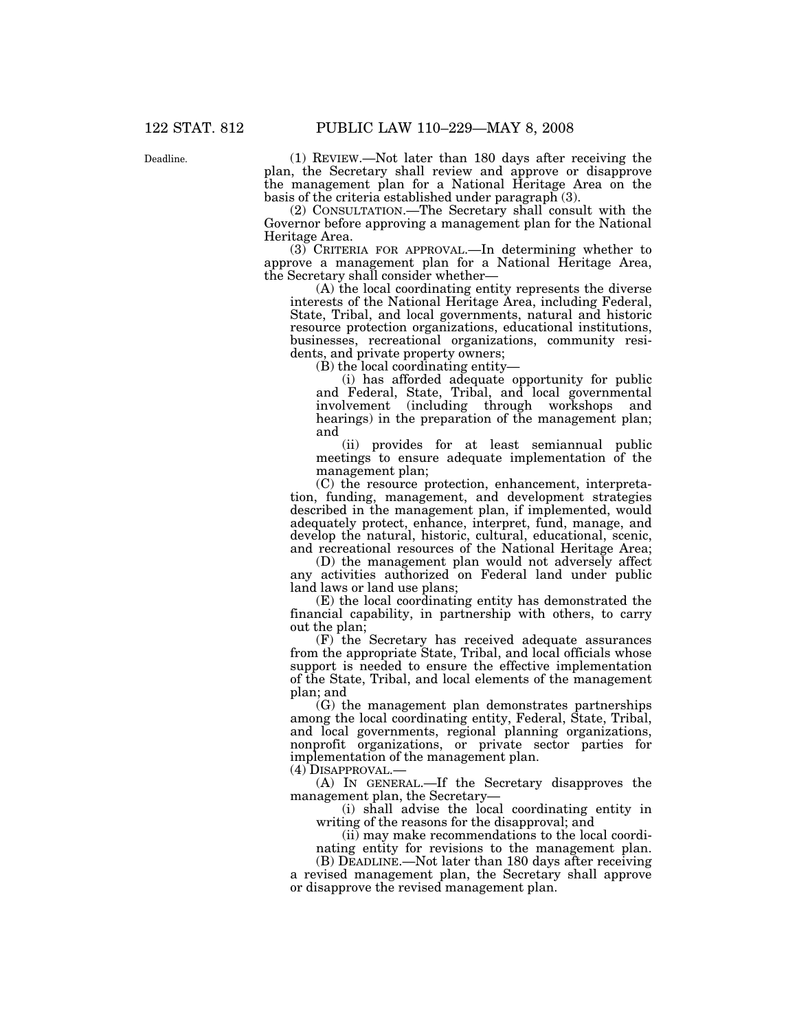Deadline.

(1) REVIEW.—Not later than 180 days after receiving the plan, the Secretary shall review and approve or disapprove the management plan for a National Heritage Area on the basis of the criteria established under paragraph (3).

(2) CONSULTATION.—The Secretary shall consult with the Governor before approving a management plan for the National Heritage Area.

(3) CRITERIA FOR APPROVAL.—In determining whether to approve a management plan for a National Heritage Area, the Secretary shall consider whether—

(A) the local coordinating entity represents the diverse interests of the National Heritage Area, including Federal, State, Tribal, and local governments, natural and historic resource protection organizations, educational institutions, businesses, recreational organizations, community residents, and private property owners;

(B) the local coordinating entity—

(i) has afforded adequate opportunity for public and Federal, State, Tribal, and local governmental involvement (including through workshops and hearings) in the preparation of the management plan; and

(ii) provides for at least semiannual public meetings to ensure adequate implementation of the management plan;

(C) the resource protection, enhancement, interpretation, funding, management, and development strategies described in the management plan, if implemented, would adequately protect, enhance, interpret, fund, manage, and develop the natural, historic, cultural, educational, scenic, and recreational resources of the National Heritage Area;

(D) the management plan would not adversely affect any activities authorized on Federal land under public land laws or land use plans;

(E) the local coordinating entity has demonstrated the financial capability, in partnership with others, to carry out the plan;

(F) the Secretary has received adequate assurances from the appropriate State, Tribal, and local officials whose support is needed to ensure the effective implementation of the State, Tribal, and local elements of the management plan; and

(G) the management plan demonstrates partnerships among the local coordinating entity, Federal, State, Tribal, and local governments, regional planning organizations, nonprofit organizations, or private sector parties for implementation of the management plan.

(4) DISAPPROVAL.—

(A) IN GENERAL.—If the Secretary disapproves the management plan, the Secretary—

(i) shall advise the local coordinating entity in writing of the reasons for the disapproval; and

(ii) may make recommendations to the local coordinating entity for revisions to the management plan.

(B) DEADLINE.—Not later than 180 days after receiving a revised management plan, the Secretary shall approve or disapprove the revised management plan.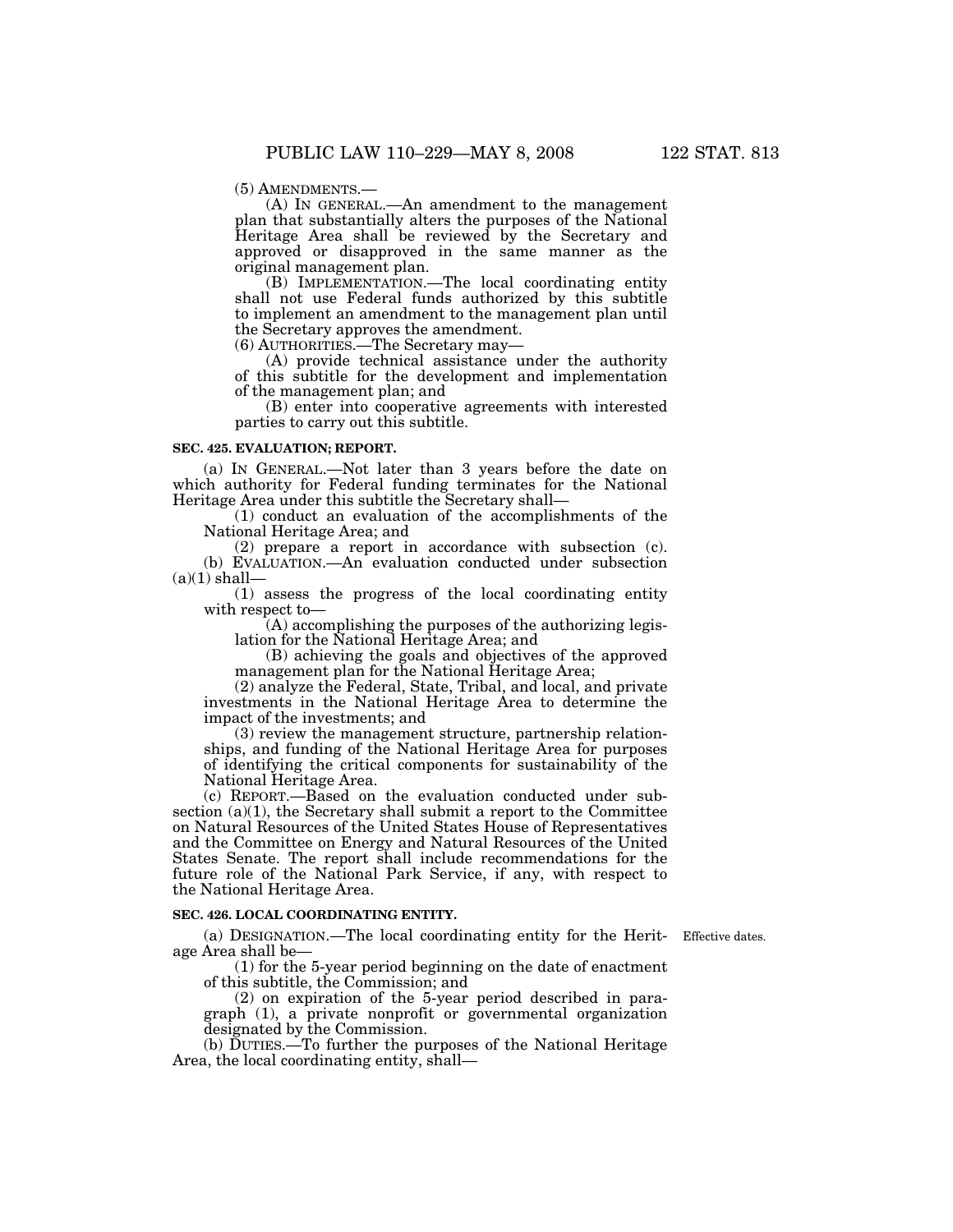(5) AMENDMENTS.—

(A) IN GENERAL.—An amendment to the management plan that substantially alters the purposes of the National Heritage Area shall be reviewed by the Secretary and approved or disapproved in the same manner as the original management plan.

(B) IMPLEMENTATION.—The local coordinating entity shall not use Federal funds authorized by this subtitle to implement an amendment to the management plan until the Secretary approves the amendment.

(6) AUTHORITIES.—The Secretary may—

(A) provide technical assistance under the authority of this subtitle for the development and implementation of the management plan; and

(B) enter into cooperative agreements with interested parties to carry out this subtitle.

**SEC. 425. EVALUATION; REPORT.**

(a) IN GENERAL.—Not later than 3 years before the date on which authority for Federal funding terminates for the National Heritage Area under this subtitle the Secretary shall—

(1) conduct an evaluation of the accomplishments of the National Heritage Area; and

(2) prepare a report in accordance with subsection (c).

(b) EVALUATION.—An evaluation conducted under subsection (a)(1) shall—

(1) assess the progress of the local coordinating entity with respect to—

(A) accomplishing the purposes of the authorizing legislation for the National Heritage Area; and

(B) achieving the goals and objectives of the approved management plan for the National Heritage Area;

(2) analyze the Federal, State, Tribal, and local, and private investments in the National Heritage Area to determine the impact of the investments; and

(3) review the management structure, partnership relationships, and funding of the National Heritage Area for purposes of identifying the critical components for sustainability of the National Heritage Area.

(c) REPORT.—Based on the evaluation conducted under subsection (a)(1), the Secretary shall submit a report to the Committee on Natural Resources of the United States House of Representatives and the Committee on Energy and Natural Resources of the United States Senate. The report shall include recommendations for the future role of the National Park Service, if any, with respect to the National Heritage Area.

**SEC. 426. LOCAL COORDINATING ENTITY.**

Effective dates.

(a) DESIGNATION.—The local coordinating entity for the Heritage Area shall be—

(1) for the 5-year period beginning on the date of enactment of this subtitle, the Commission; and

(2) on expiration of the 5-year period described in paragraph (1), a private nonprofit or governmental organization designated by the Commission.

(b) DUTIES.—To further the purposes of the National Heritage Area, the local coordinating entity, shall—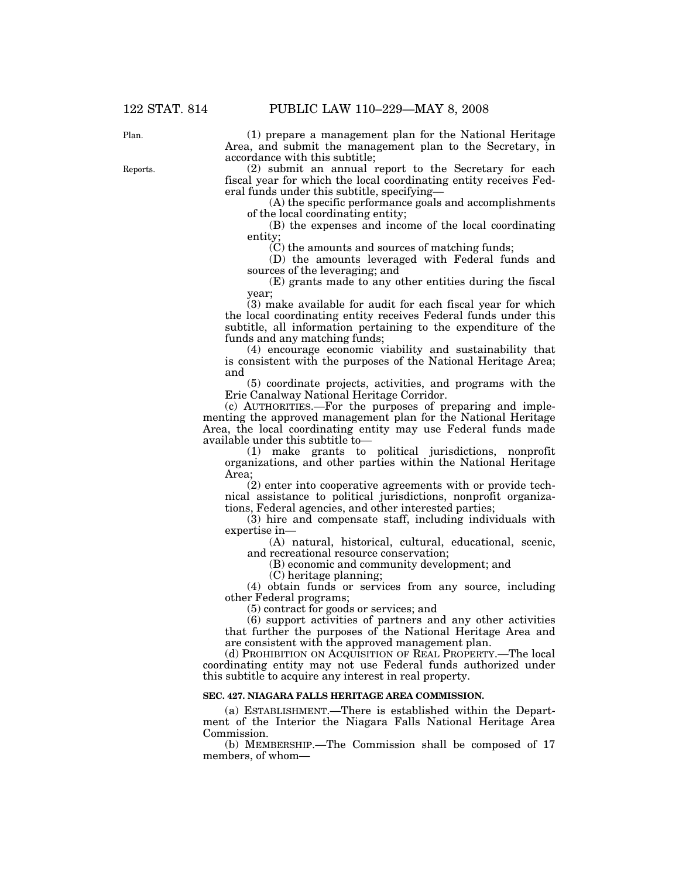(1) prepare a management plan for the National Heritage Area, and submit the management plan to the Secretary, in accordance with this subtitle;

(2) submit an annual report to the Secretary for each fiscal year for which the local coordinating entity receives Federal funds under this subtitle, specifying—

(A) the specific performance goals and accomplishments of the local coordinating entity;

(B) the expenses and income of the local coordinating entity;

(C) the amounts and sources of matching funds;

(D) the amounts leveraged with Federal funds and sources of the leveraging; and

(E) grants made to any other entities during the fiscal year;

(3) make available for audit for each fiscal year for which the local coordinating entity receives Federal funds under this subtitle, all information pertaining to the expenditure of the funds and any matching funds;

(4) encourage economic viability and sustainability that is consistent with the purposes of the National Heritage Area; and

(5) coordinate projects, activities, and programs with the Erie Canalway National Heritage Corridor.

(c) AUTHORITIES.—For the purposes of preparing and implementing the approved management plan for the National Heritage Area, the local coordinating entity may use Federal funds made available under this subtitle to—

(1) make grants to political jurisdictions, nonprofit organizations, and other parties within the National Heritage Area;

(2) enter into cooperative agreements with or provide technical assistance to political jurisdictions, nonprofit organizations, Federal agencies, and other interested parties;

(3) hire and compensate staff, including individuals with expertise in—

(A) natural, historical, cultural, educational, scenic, and recreational resource conservation;

(B) economic and community development; and

(C) heritage planning;

(4) obtain funds or services from any source, including other Federal programs;

(5) contract for goods or services; and

(6) support activities of partners and any other activities that further the purposes of the National Heritage Area and are consistent with the approved management plan.

(d) PROHIBITION ON ACQUISITION OF REAL PROPERTY.—The local coordinating entity may not use Federal funds authorized under this subtitle to acquire any interest in real property.

**SEC. 427. NIAGARA FALLS HERITAGE AREA COMMISSION.**

(a) ESTABLISHMENT.—There is established within the Department of the Interior the Niagara Falls National Heritage Area Commission.

(b) MEMBERSHIP.—The Commission shall be composed of 17 members, of whom—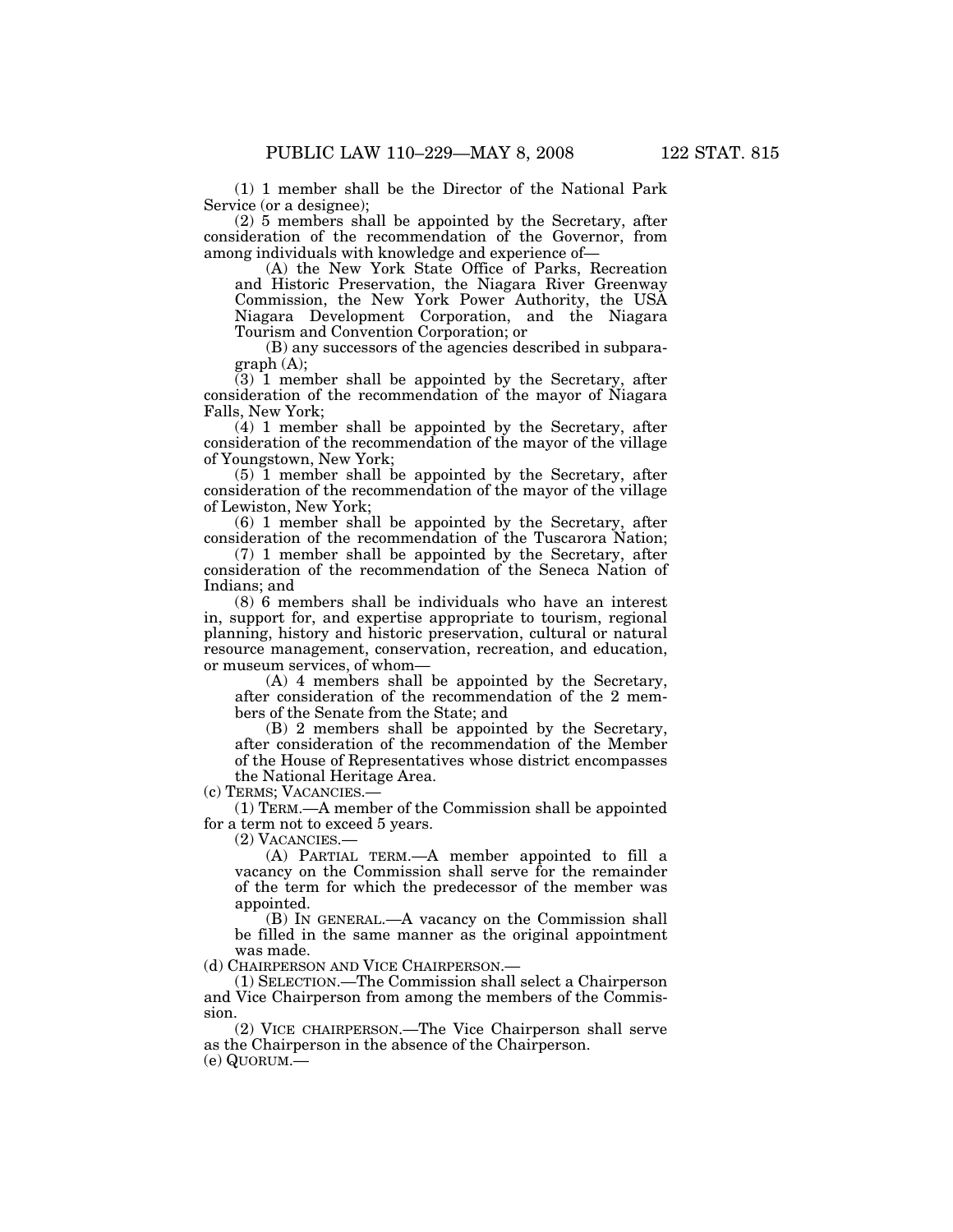(1) 1 member shall be the Director of the National Park Service (or a designee);

(2) 5 members shall be appointed by the Secretary, after consideration of the recommendation of the Governor, from among individuals with knowledge and experience of—

(A) the New York State Office of Parks, Recreation and Historic Preservation, the Niagara River Greenway Commission, the New York Power Authority, the USA Niagara Development Corporation, and the Niagara Tourism and Convention Corporation; or

(B) any successors of the agencies described in subparagraph (A);

(3) 1 member shall be appointed by the Secretary, after consideration of the recommendation of the mayor of Niagara Falls, New York;

(4) 1 member shall be appointed by the Secretary, after consideration of the recommendation of the mayor of the village of Youngstown, New York;

(5) 1 member shall be appointed by the Secretary, after consideration of the recommendation of the mayor of the village of Lewiston, New York;

(6) 1 member shall be appointed by the Secretary, after consideration of the recommendation of the Tuscarora Nation;

(7) 1 member shall be appointed by the Secretary, after consideration of the recommendation of the Seneca Nation of Indians; and

(8) 6 members shall be individuals who have an interest in, support for, and expertise appropriate to tourism, regional planning, history and historic preservation, cultural or natural resource management, conservation, recreation, and education, or museum services, of whom—

(A) 4 members shall be appointed by the Secretary, after consideration of the recommendation of the 2 members of the Senate from the State; and

(B) 2 members shall be appointed by the Secretary, after consideration of the recommendation of the Member of the House of Representatives whose district encompasses the National Heritage Area.

(c) TERMS; VACANCIES.—

(1) TERM.—A member of the Commission shall be appointed for a term not to exceed 5 years.

(2) VACANCIES.—

(A) PARTIAL TERM.—A member appointed to fill a vacancy on the Commission shall serve for the remainder of the term for which the predecessor of the member was appointed.

(B) IN GENERAL.—A vacancy on the Commission shall be filled in the same manner as the original appointment was made.

(d) CHAIRPERSON AND VICE CHAIRPERSON.—

(1) SELECTION.—The Commission shall select a Chairperson and Vice Chairperson from among the members of the Commission.

(2) VICE CHAIRPERSON.—The Vice Chairperson shall serve as the Chairperson in the absence of the Chairperson.

(e) QUORUM.—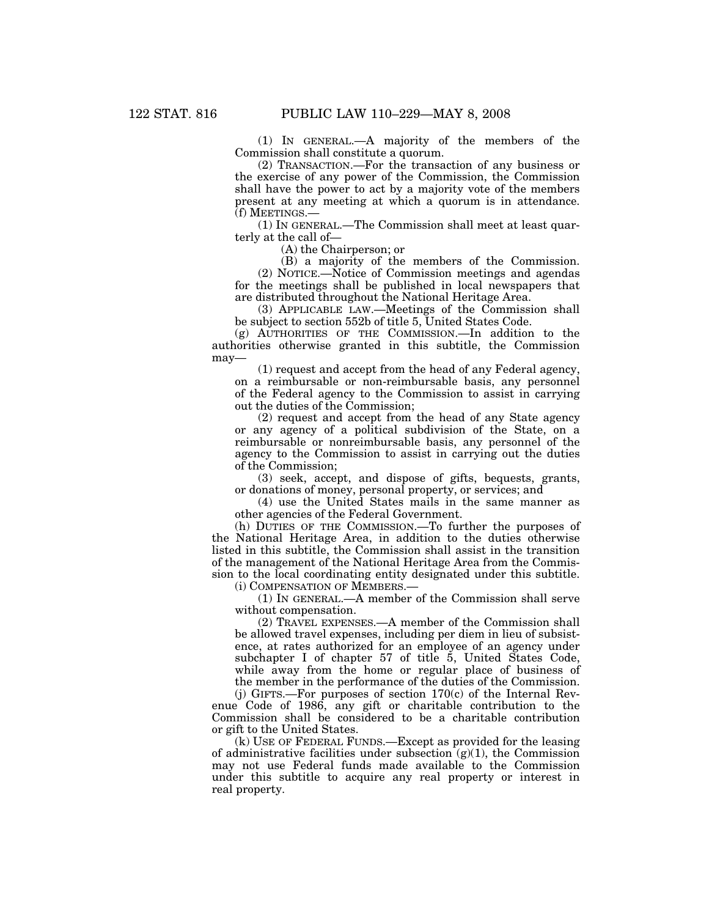(1) IN GENERAL.—A majority of the members of the Commission shall constitute a quorum.

(2) TRANSACTION.—For the transaction of any business or the exercise of any power of the Commission, the Commission shall have the power to act by a majority vote of the members present at any meeting at which a quorum is in attendance.

(f) MEETINGS.—

(1) IN GENERAL.—The Commission shall meet at least quarterly at the call of—

(A) the Chairperson; or

(B) a majority of the members of the Commission.

(2) NOTICE.—Notice of Commission meetings and agendas for the meetings shall be published in local newspapers that are distributed throughout the National Heritage Area.

(3) APPLICABLE LAW.—Meetings of the Commission shall be subject to section 552b of title 5, United States Code.

(g) AUTHORITIES OF THE COMMISSION.—In addition to the authorities otherwise granted in this subtitle, the Commission may—

(1) request and accept from the head of any Federal agency, on a reimbursable or non-reimbursable basis, any personnel of the Federal agency to the Commission to assist in carrying out the duties of the Commission;

(2) request and accept from the head of any State agency or any agency of a political subdivision of the State, on a reimbursable or nonreimbursable basis, any personnel of the agency to the Commission to assist in carrying out the duties of the Commission;

(3) seek, accept, and dispose of gifts, bequests, grants, or donations of money, personal property, or services; and

(4) use the United States mails in the same manner as other agencies of the Federal Government.

(h) DUTIES OF THE COMMISSION.—To further the purposes of the National Heritage Area, in addition to the duties otherwise listed in this subtitle, the Commission shall assist in the transition of the management of the National Heritage Area from the Commission to the local coordinating entity designated under this subtitle.

(i) COMPENSATION OF MEMBERS.—

(1) IN GENERAL.—A member of the Commission shall serve without compensation.

(2) TRAVEL EXPENSES.—A member of the Commission shall be allowed travel expenses, including per diem in lieu of subsistence, at rates authorized for an employee of an agency under subchapter I of chapter 57 of title 5, United States Code, while away from the home or regular place of business of the member in the performance of the duties of the Commission.

(j) GIFTS.—For purposes of section 170(c) of the Internal Revenue Code of 1986, any gift or charitable contribution to the Commission shall be considered to be a charitable contribution or gift to the United States.

(k) USE OF FEDERAL FUNDS.—Except as provided for the leasing of administrative facilities under subsection (g)(1), the Commission may not use Federal funds made available to the Commission under this subtitle to acquire any real property or interest in real property.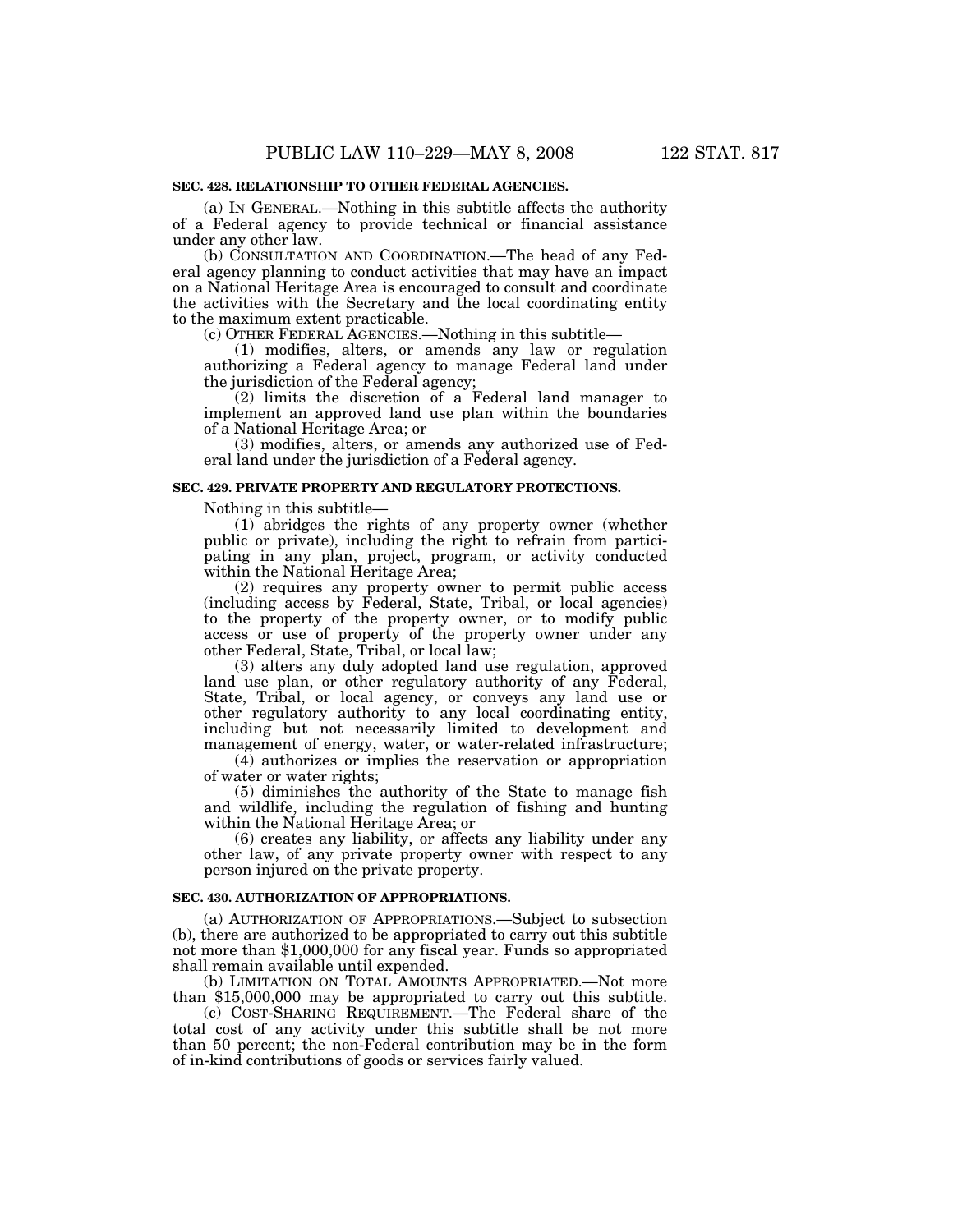**SEC. 428. RELATIONSHIP TO OTHER FEDERAL AGENCIES.**

(a) IN GENERAL.—Nothing in this subtitle affects the authority of a Federal agency to provide technical or financial assistance under any other law.

(b) CONSULTATION AND COORDINATION.—The head of any Federal agency planning to conduct activities that may have an impact on a National Heritage Area is encouraged to consult and coordinate the activities with the Secretary and the local coordinating entity to the maximum extent practicable.

(c) OTHER FEDERAL AGENCIES.—Nothing in this subtitle—

(1) modifies, alters, or amends any law or regulation authorizing a Federal agency to manage Federal land under the jurisdiction of the Federal agency;

(2) limits the discretion of a Federal land manager to implement an approved land use plan within the boundaries of a National Heritage Area; or

(3) modifies, alters, or amends any authorized use of Federal land under the jurisdiction of a Federal agency.

**SEC. 429. PRIVATE PROPERTY AND REGULATORY PROTECTIONS.**

Nothing in this subtitle—

(1) abridges the rights of any property owner (whether public or private), including the right to refrain from participating in any plan, project, program, or activity conducted within the National Heritage Area;

(2) requires any property owner to permit public access (including access by Federal, State, Tribal, or local agencies) to the property of the property owner, or to modify public access or use of property of the property owner under any other Federal, State, Tribal, or local law;

(3) alters any duly adopted land use regulation, approved land use plan, or other regulatory authority of any Federal, State, Tribal, or local agency, or conveys any land use or other regulatory authority to any local coordinating entity, including but not necessarily limited to development and management of energy, water, or water-related infrastructure;

(4) authorizes or implies the reservation or appropriation of water or water rights;

(5) diminishes the authority of the State to manage fish and wildlife, including the regulation of fishing and hunting within the National Heritage Area; or

(6) creates any liability, or affects any liability under any other law, of any private property owner with respect to any person injured on the private property.

**SEC. 430. AUTHORIZATION OF APPROPRIATIONS.**

(a) AUTHORIZATION OF APPROPRIATIONS.—Subject to subsection (b), there are authorized to be appropriated to carry out this subtitle not more than $1,000,000 for any fiscal year. Funds so appropriated shall remain available until expended.

(b) LIMITATION ON TOTAL AMOUNTS APPROPRIATED.—Not more than $15,000,000 may be appropriated to carry out this subtitle.

(c) COST-SHARING REQUIREMENT.—The Federal share of the total cost of any activity under this subtitle shall be not more than 50 percent; the non-Federal contribution may be in the form of in-kind contributions of goods or services fairly valued.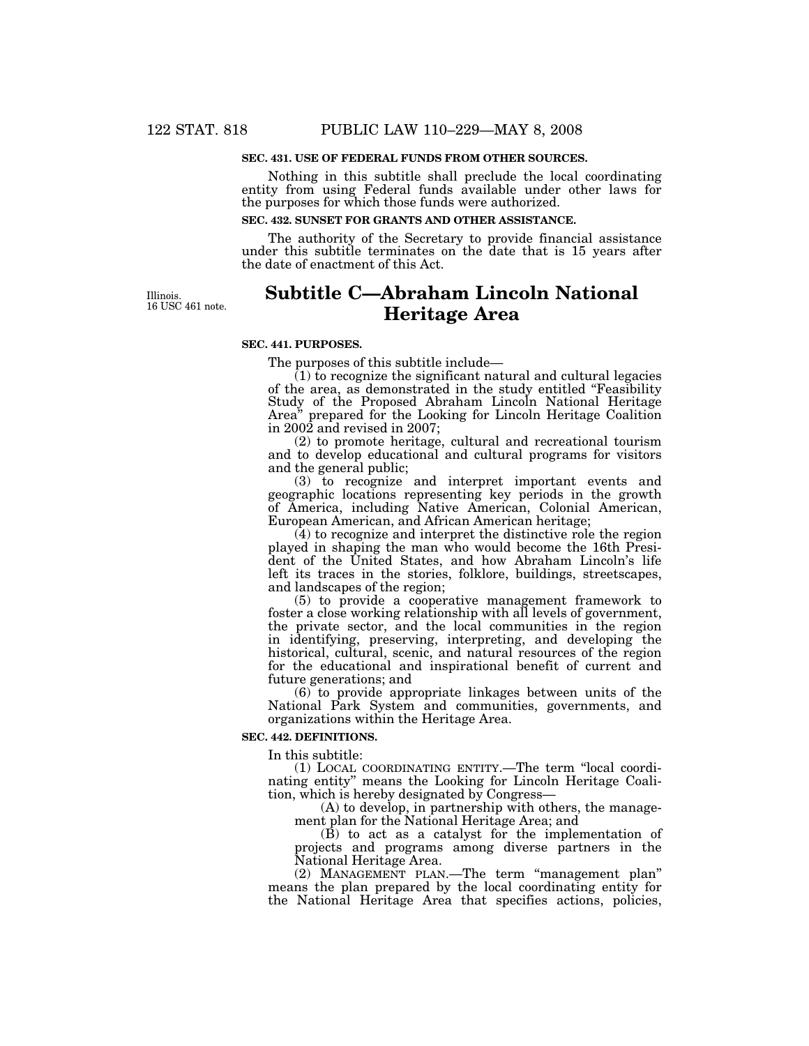**SEC. 431. USE OF FEDERAL FUNDS FROM OTHER SOURCES.**

Nothing in this subtitle shall preclude the local coordinating entity from using Federal funds available under other laws for the purposes for which those funds were authorized.

**SEC. 432. SUNSET FOR GRANTS AND OTHER ASSISTANCE.**

The authority of the Secretary to provide financial assistance under this subtitle terminates on the date that is 15 years after the date of enactment of this Act.

Illinois.
16 USC 461 note.

## Subtitle C—Abraham Lincoln National Heritage Area

**SEC. 441. PURPOSES.**

The purposes of this subtitle include—

(1) to recognize the significant natural and cultural legacies of the area, as demonstrated in the study entitled "Feasibility Study of the Proposed Abraham Lincoln National Heritage Area" prepared for the Looking for Lincoln Heritage Coalition in 2002 and revised in 2007;

(2) to promote heritage, cultural and recreational tourism and to develop educational and cultural programs for visitors and the general public;

(3) to recognize and interpret important events and geographic locations representing key periods in the growth of America, including Native American, Colonial American, European American, and African American heritage;

(4) to recognize and interpret the distinctive role the region played in shaping the man who would become the 16th President of the United States, and how Abraham Lincoln's life left its traces in the stories, folklore, buildings, streetscapes, and landscapes of the region;

(5) to provide a cooperative management framework to foster a close working relationship with all levels of government, the private sector, and the local communities in the region in identifying, preserving, interpreting, and developing the historical, cultural, scenic, and natural resources of the region for the educational and inspirational benefit of current and future generations; and

(6) to provide appropriate linkages between units of the National Park System and communities, governments, and organizations within the Heritage Area.

**SEC. 442. DEFINITIONS.**

In this subtitle:

(1) LOCAL COORDINATING ENTITY.—The term "local coordinating entity" means the Looking for Lincoln Heritage Coalition, which is hereby designated by Congress—

(A) to develop, in partnership with others, the management plan for the National Heritage Area; and

(B) to act as a catalyst for the implementation of projects and programs among diverse partners in the National Heritage Area.

(2) MANAGEMENT PLAN.—The term "management plan" means the plan prepared by the local coordinating entity for the National Heritage Area that specifies actions, policies,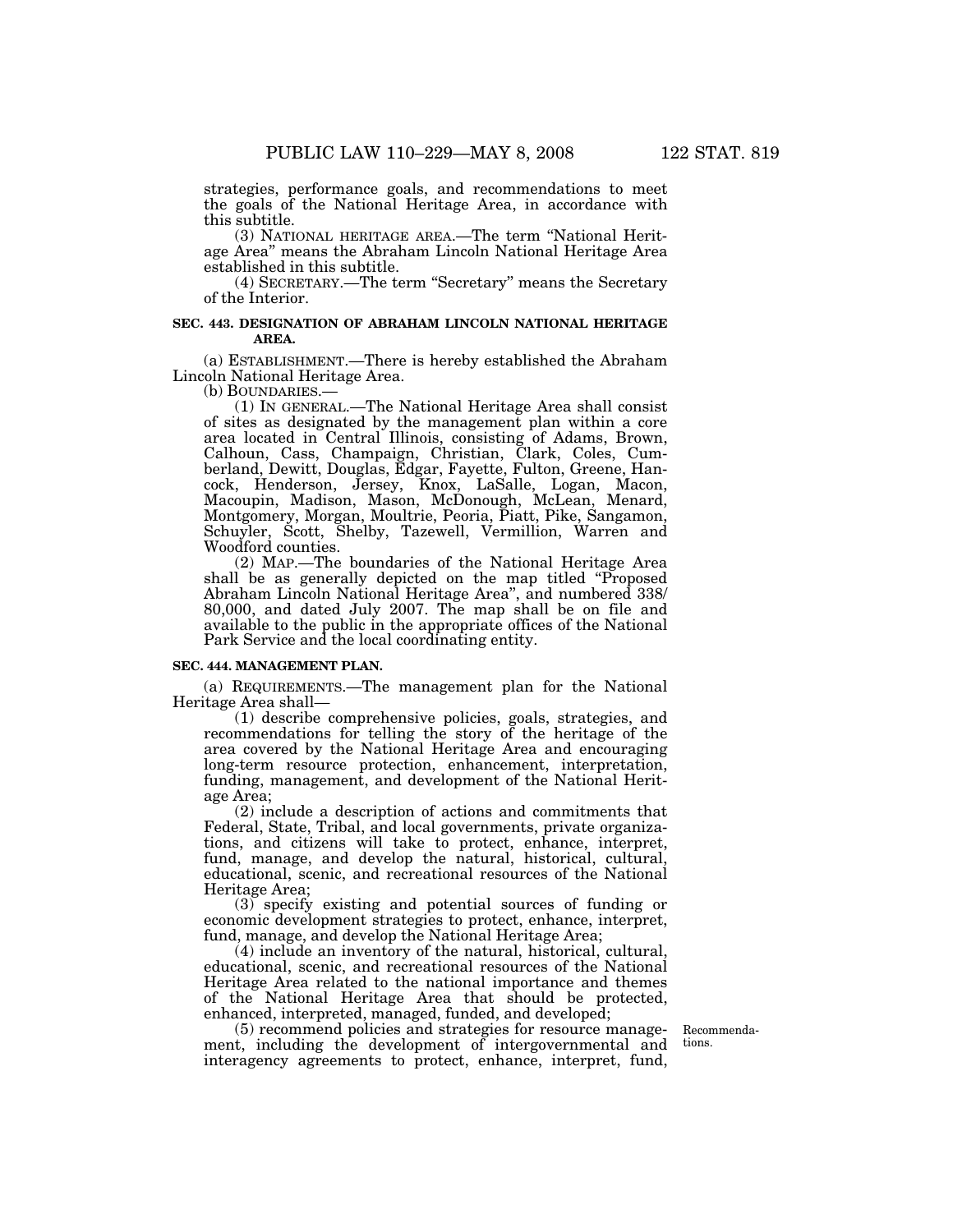strategies, performance goals, and recommendations to meet the goals of the National Heritage Area, in accordance with this subtitle.

(3) NATIONAL HERITAGE AREA.—The term "National Heritage Area" means the Abraham Lincoln National Heritage Area established in this subtitle.

(4) SECRETARY.—The term "Secretary" means the Secretary of the Interior.

**SEC. 443. DESIGNATION OF ABRAHAM LINCOLN NATIONAL HERITAGE AREA.**

(a) ESTABLISHMENT.—There is hereby established the Abraham Lincoln National Heritage Area.

(b) BOUNDARIES.—

(1) IN GENERAL.—The National Heritage Area shall consist of sites as designated by the management plan within a core area located in Central Illinois, consisting of Adams, Brown, Calhoun, Cass, Champaign, Christian, Clark, Coles, Cumberland, Dewitt, Douglas, Edgar, Fayette, Fulton, Greene, Hancock, Henderson, Jersey, Knox, LaSalle, Logan, Macon, Macoupin, Madison, Mason, McDonough, McLean, Menard, Montgomery, Morgan, Moultrie, Peoria, Piatt, Pike, Sangamon, Schuyler, Scott, Shelby, Tazewell, Vermillion, Warren and Woodford counties.

(2) MAP.—The boundaries of the National Heritage Area shall be as generally depicted on the map titled "Proposed Abraham Lincoln National Heritage Area", and numbered 338/80,000, and dated July 2007. The map shall be on file and available to the public in the appropriate offices of the National Park Service and the local coordinating entity.

**SEC. 444. MANAGEMENT PLAN.**

(a) REQUIREMENTS.—The management plan for the National Heritage Area shall—

(1) describe comprehensive policies, goals, strategies, and recommendations for telling the story of the heritage of the area covered by the National Heritage Area and encouraging long-term resource protection, enhancement, interpretation, funding, management, and development of the National Heritage Area;

(2) include a description of actions and commitments that Federal, State, Tribal, and local governments, private organizations, and citizens will take to protect, enhance, interpret, fund, manage, and develop the natural, historical, cultural, educational, scenic, and recreational resources of the National Heritage Area;

(3) specify existing and potential sources of funding or economic development strategies to protect, enhance, interpret, fund, manage, and develop the National Heritage Area;

(4) include an inventory of the natural, historical, cultural, educational, scenic, and recreational resources of the National Heritage Area related to the national importance and themes of the National Heritage Area that should be protected, enhanced, interpreted, managed, funded, and developed;

Recommendations.

(5) recommend policies and strategies for resource management, including the development of intergovernmental and interagency agreements to protect, enhance, interpret, fund,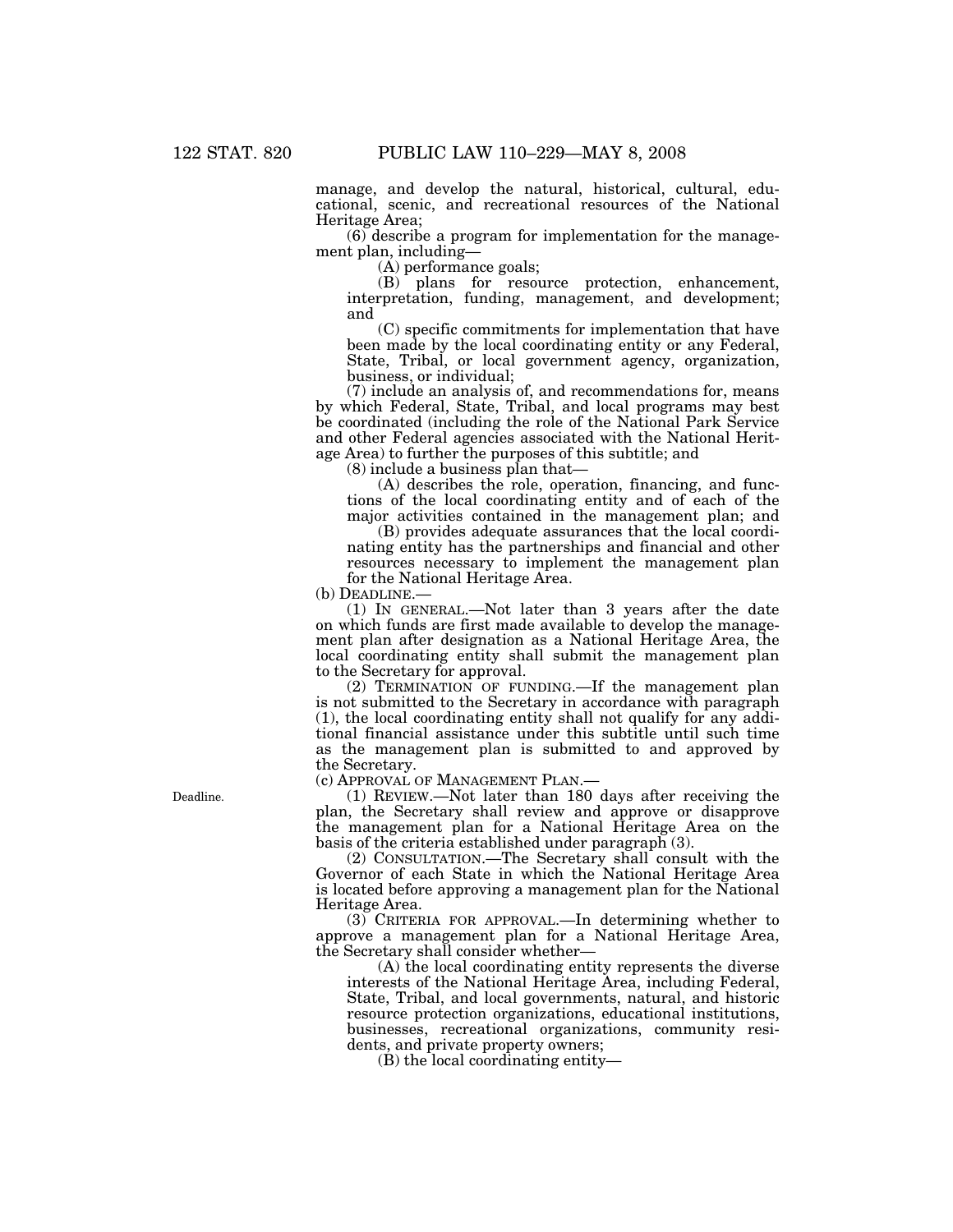manage, and develop the natural, historical, cultural, educational, scenic, and recreational resources of the National Heritage Area;

(6) describe a program for implementation for the management plan, including—

(A) performance goals;

(B) plans for resource protection, enhancement, interpretation, funding, management, and development; and

(C) specific commitments for implementation that have been made by the local coordinating entity or any Federal, State, Tribal, or local government agency, organization, business, or individual;

(7) include an analysis of, and recommendations for, means by which Federal, State, Tribal, and local programs may best be coordinated (including the role of the National Park Service and other Federal agencies associated with the National Heritage Area) to further the purposes of this subtitle; and

(8) include a business plan that—

(A) describes the role, operation, financing, and functions of the local coordinating entity and of each of the major activities contained in the management plan; and

(B) provides adequate assurances that the local coordinating entity has the partnerships and financial and other resources necessary to implement the management plan for the National Heritage Area.

(b) DEADLINE.—

(1) IN GENERAL.—Not later than 3 years after the date on which funds are first made available to develop the management plan after designation as a National Heritage Area, the local coordinating entity shall submit the management plan to the Secretary for approval.

(2) TERMINATION OF FUNDING.—If the management plan is not submitted to the Secretary in accordance with paragraph (1), the local coordinating entity shall not qualify for any additional financial assistance under this subtitle until such time as the management plan is submitted to and approved by the Secretary.

(c) APPROVAL OF MANAGEMENT PLAN.—

Deadline.

(1) REVIEW.—Not later than 180 days after receiving the plan, the Secretary shall review and approve or disapprove the management plan for a National Heritage Area on the basis of the criteria established under paragraph (3).

(2) CONSULTATION.—The Secretary shall consult with the Governor of each State in which the National Heritage Area is located before approving a management plan for the National Heritage Area.

(3) CRITERIA FOR APPROVAL.—In determining whether to approve a management plan for a National Heritage Area, the Secretary shall consider whether—

(A) the local coordinating entity represents the diverse interests of the National Heritage Area, including Federal, State, Tribal, and local governments, natural, and historic resource protection organizations, educational institutions, businesses, recreational organizations, community residents, and private property owners;

(B) the local coordinating entity—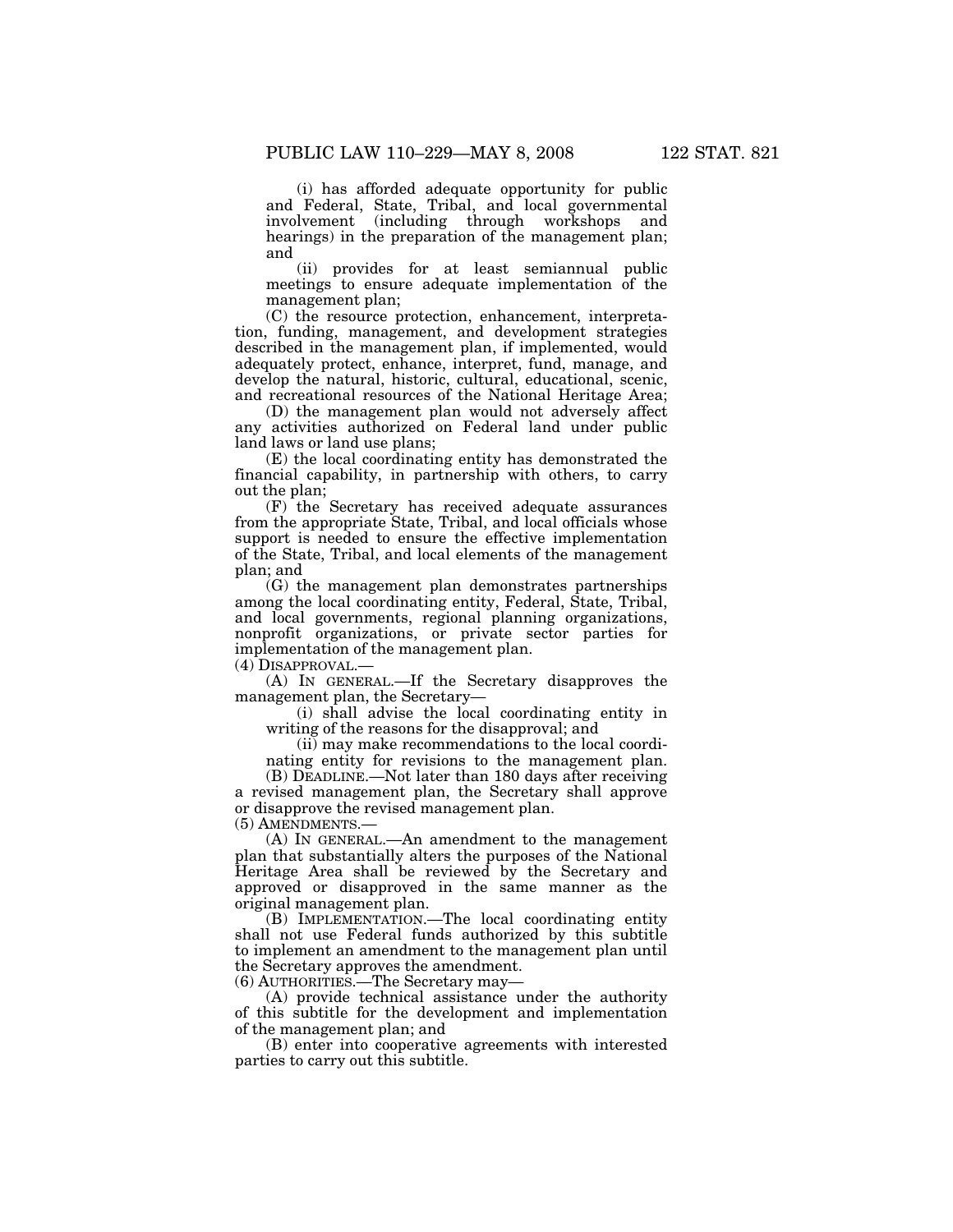(i) has afforded adequate opportunity for public and Federal, State, Tribal, and local governmental involvement (including through workshops and hearings) in the preparation of the management plan; and

(ii) provides for at least semiannual public meetings to ensure adequate implementation of the management plan;

(C) the resource protection, enhancement, interpretation, funding, management, and development strategies described in the management plan, if implemented, would adequately protect, enhance, interpret, fund, manage, and develop the natural, historic, cultural, educational, scenic, and recreational resources of the National Heritage Area;

(D) the management plan would not adversely affect any activities authorized on Federal land under public land laws or land use plans;

(E) the local coordinating entity has demonstrated the financial capability, in partnership with others, to carry out the plan;

(F) the Secretary has received adequate assurances from the appropriate State, Tribal, and local officials whose support is needed to ensure the effective implementation of the State, Tribal, and local elements of the management plan; and

(G) the management plan demonstrates partnerships among the local coordinating entity, Federal, State, Tribal, and local governments, regional planning organizations, nonprofit organizations, or private sector parties for implementation of the management plan.

(4) DISAPPROVAL.—

(A) IN GENERAL.—If the Secretary disapproves the management plan, the Secretary—

(i) shall advise the local coordinating entity in writing of the reasons for the disapproval; and

(ii) may make recommendations to the local coordinating entity for revisions to the management plan.

(B) DEADLINE.—Not later than 180 days after receiving a revised management plan, the Secretary shall approve or disapprove the revised management plan.

(5) AMENDMENTS.—

(A) IN GENERAL.—An amendment to the management plan that substantially alters the purposes of the National Heritage Area shall be reviewed by the Secretary and approved or disapproved in the same manner as the original management plan.

(B) IMPLEMENTATION.—The local coordinating entity shall not use Federal funds authorized by this subtitle to implement an amendment to the management plan until the Secretary approves the amendment.

(6) AUTHORITIES.—The Secretary may—

(A) provide technical assistance under the authority of this subtitle for the development and implementation of the management plan; and

(B) enter into cooperative agreements with interested parties to carry out this subtitle.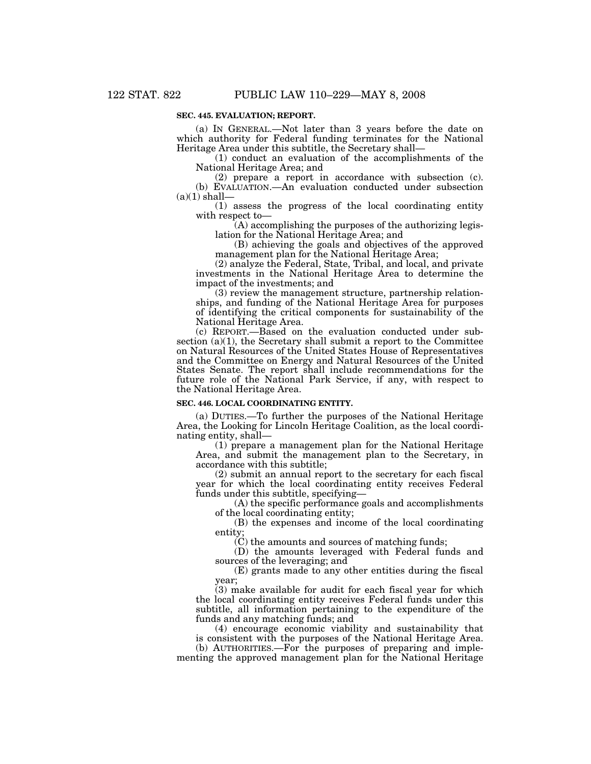**SEC. 445. EVALUATION; REPORT.**

(a) IN GENERAL.—Not later than 3 years before the date on which authority for Federal funding terminates for the National Heritage Area under this subtitle, the Secretary shall—

(1) conduct an evaluation of the accomplishments of the National Heritage Area; and

(2) prepare a report in accordance with subsection (c).

(b) EVALUATION.—An evaluation conducted under subsection (a)(1) shall—

(1) assess the progress of the local coordinating entity with respect to—

(A) accomplishing the purposes of the authorizing legislation for the National Heritage Area; and

(B) achieving the goals and objectives of the approved management plan for the National Heritage Area;

(2) analyze the Federal, State, Tribal, and local, and private investments in the National Heritage Area to determine the impact of the investments; and

(3) review the management structure, partnership relationships, and funding of the National Heritage Area for purposes of identifying the critical components for sustainability of the National Heritage Area.

(c) REPORT.—Based on the evaluation conducted under subsection (a)(1), the Secretary shall submit a report to the Committee on Natural Resources of the United States House of Representatives and the Committee on Energy and Natural Resources of the United States Senate. The report shall include recommendations for the future role of the National Park Service, if any, with respect to the National Heritage Area.

**SEC. 446. LOCAL COORDINATING ENTITY.**

(a) DUTIES.—To further the purposes of the National Heritage Area, the Looking for Lincoln Heritage Coalition, as the local coordinating entity, shall—

(1) prepare a management plan for the National Heritage Area, and submit the management plan to the Secretary, in accordance with this subtitle;

(2) submit an annual report to the secretary for each fiscal year for which the local coordinating entity receives Federal funds under this subtitle, specifying—

(A) the specific performance goals and accomplishments of the local coordinating entity;

(B) the expenses and income of the local coordinating entity;

(C) the amounts and sources of matching funds;

(D) the amounts leveraged with Federal funds and sources of the leveraging; and

(E) grants made to any other entities during the fiscal year;

(3) make available for audit for each fiscal year for which the local coordinating entity receives Federal funds under this subtitle, all information pertaining to the expenditure of the funds and any matching funds; and

(4) encourage economic viability and sustainability that is consistent with the purposes of the National Heritage Area.

(b) AUTHORITIES.—For the purposes of preparing and implementing the approved management plan for the National Heritage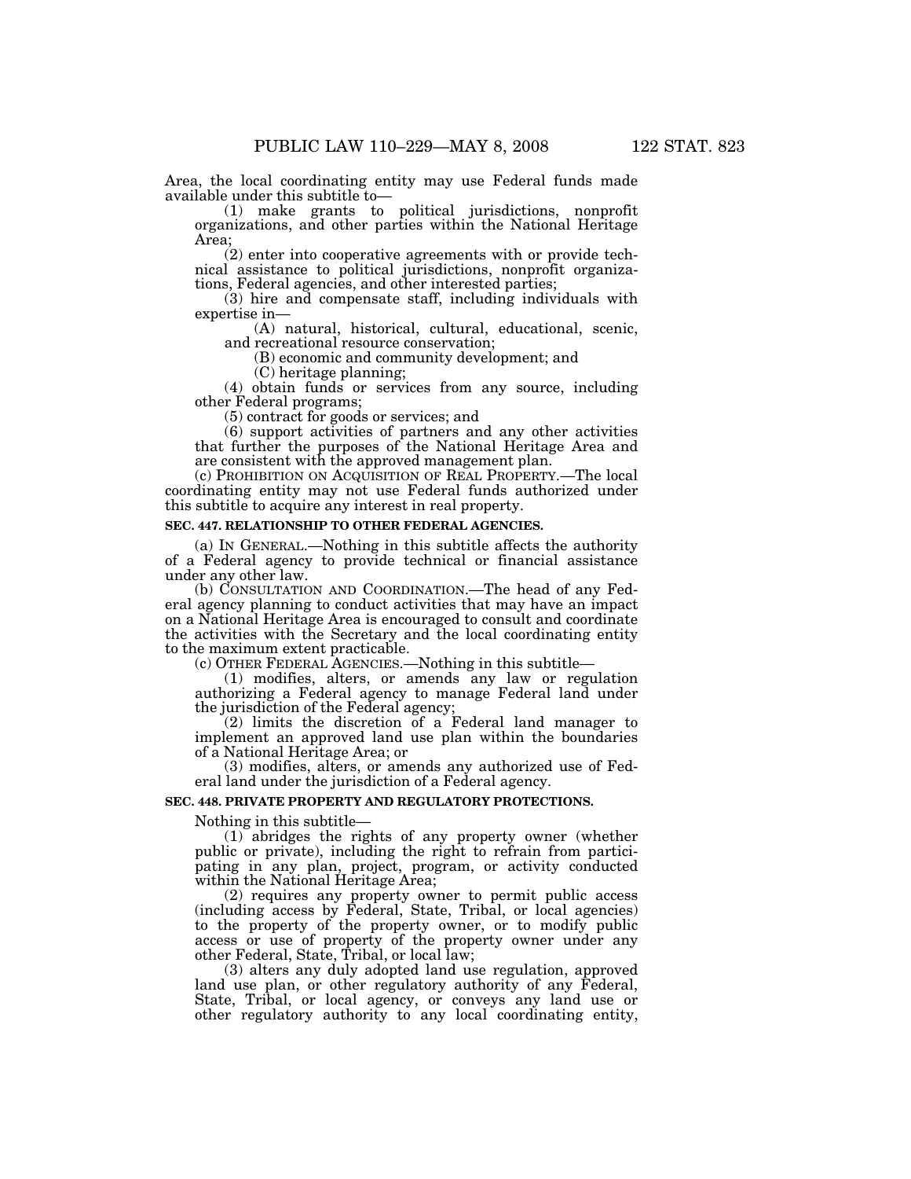Area, the local coordinating entity may use Federal funds made available under this subtitle to—

(1) make grants to political jurisdictions, nonprofit organizations, and other parties within the National Heritage Area;

(2) enter into cooperative agreements with or provide technical assistance to political jurisdictions, nonprofit organizations, Federal agencies, and other interested parties;

(3) hire and compensate staff, including individuals with expertise in—

(A) natural, historical, cultural, educational, scenic, and recreational resource conservation;

(B) economic and community development; and

(C) heritage planning;

(4) obtain funds or services from any source, including other Federal programs;

(5) contract for goods or services; and

(6) support activities of partners and any other activities that further the purposes of the National Heritage Area and are consistent with the approved management plan.

(c) PROHIBITION ON ACQUISITION OF REAL PROPERTY.—The local coordinating entity may not use Federal funds authorized under this subtitle to acquire any interest in real property.

**SEC. 447. RELATIONSHIP TO OTHER FEDERAL AGENCIES.**

(a) IN GENERAL.—Nothing in this subtitle affects the authority of a Federal agency to provide technical or financial assistance under any other law.

(b) CONSULTATION AND COORDINATION.—The head of any Federal agency planning to conduct activities that may have an impact on a National Heritage Area is encouraged to consult and coordinate the activities with the Secretary and the local coordinating entity to the maximum extent practicable.

(c) OTHER FEDERAL AGENCIES.—Nothing in this subtitle—

(1) modifies, alters, or amends any law or regulation authorizing a Federal agency to manage Federal land under the jurisdiction of the Federal agency;

(2) limits the discretion of a Federal land manager to implement an approved land use plan within the boundaries of a National Heritage Area; or

(3) modifies, alters, or amends any authorized use of Federal land under the jurisdiction of a Federal agency.

**SEC. 448. PRIVATE PROPERTY AND REGULATORY PROTECTIONS.**

Nothing in this subtitle—

(1) abridges the rights of any property owner (whether public or private), including the right to refrain from participating in any plan, project, program, or activity conducted within the National Heritage Area;

(2) requires any property owner to permit public access (including access by Federal, State, Tribal, or local agencies) to the property of the property owner, or to modify public access or use of property of the property owner under any other Federal, State, Tribal, or local law;

(3) alters any duly adopted land use regulation, approved land use plan, or other regulatory authority of any Federal, State, Tribal, or local agency, or conveys any land use or other regulatory authority to any local coordinating entity,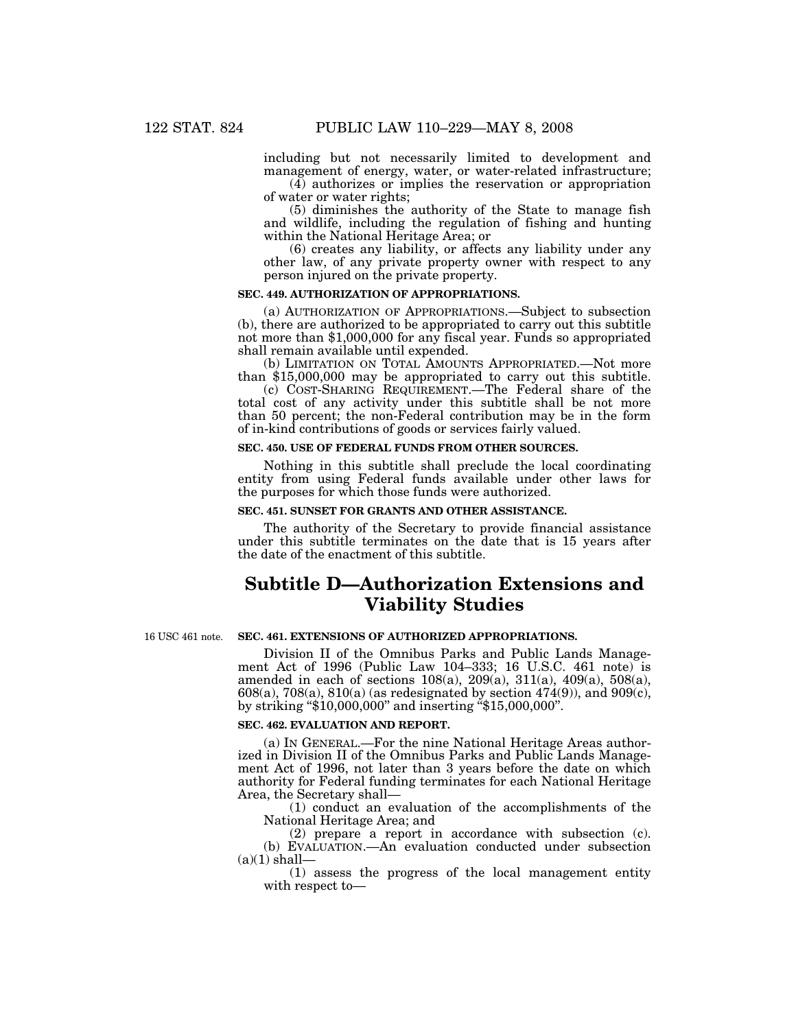including but not necessarily limited to development and management of energy, water, or water-related infrastructure;

(4) authorizes or implies the reservation or appropriation of water or water rights;

(5) diminishes the authority of the State to manage fish and wildlife, including the regulation of fishing and hunting within the National Heritage Area; or

(6) creates any liability, or affects any liability under any other law, of any private property owner with respect to any person injured on the private property.

**SEC. 449. AUTHORIZATION OF APPROPRIATIONS.**

(a) AUTHORIZATION OF APPROPRIATIONS.—Subject to subsection (b), there are authorized to be appropriated to carry out this subtitle not more than $1,000,000 for any fiscal year. Funds so appropriated shall remain available until expended.

(b) LIMITATION ON TOTAL AMOUNTS APPROPRIATED.—Not more than $15,000,000 may be appropriated to carry out this subtitle.

(c) COST-SHARING REQUIREMENT.—The Federal share of the total cost of any activity under this subtitle shall be not more than 50 percent; the non-Federal contribution may be in the form of in-kind contributions of goods or services fairly valued.

**SEC. 450. USE OF FEDERAL FUNDS FROM OTHER SOURCES.**

Nothing in this subtitle shall preclude the local coordinating entity from using Federal funds available under other laws for the purposes for which those funds were authorized.

**SEC. 451. SUNSET FOR GRANTS AND OTHER ASSISTANCE.**

The authority of the Secretary to provide financial assistance under this subtitle terminates on the date that is 15 years after the date of the enactment of this subtitle.

# Subtitle D—Authorization Extensions and Viability Studies

16 USC 461 note.

**SEC. 461. EXTENSIONS OF AUTHORIZED APPROPRIATIONS.**

Division II of the Omnibus Parks and Public Lands Management Act of 1996 (Public Law 104–333; 16 U.S.C. 461 note) is amended in each of sections 108(a), 209(a), 311(a), 409(a), 508(a), 608(a), 708(a), 810(a) (as redesignated by section 474(9)), and 909(c), by striking "$10,000,000" and inserting "$15,000,000".

**SEC. 462. EVALUATION AND REPORT.**

(a) IN GENERAL.—For the nine National Heritage Areas authorized in Division II of the Omnibus Parks and Public Lands Management Act of 1996, not later than 3 years before the date on which authority for Federal funding terminates for each National Heritage Area, the Secretary shall—

(1) conduct an evaluation of the accomplishments of the National Heritage Area; and

(2) prepare a report in accordance with subsection (c).

(b) EVALUATION.—An evaluation conducted under subsection (a)(1) shall—

(1) assess the progress of the local management entity with respect to—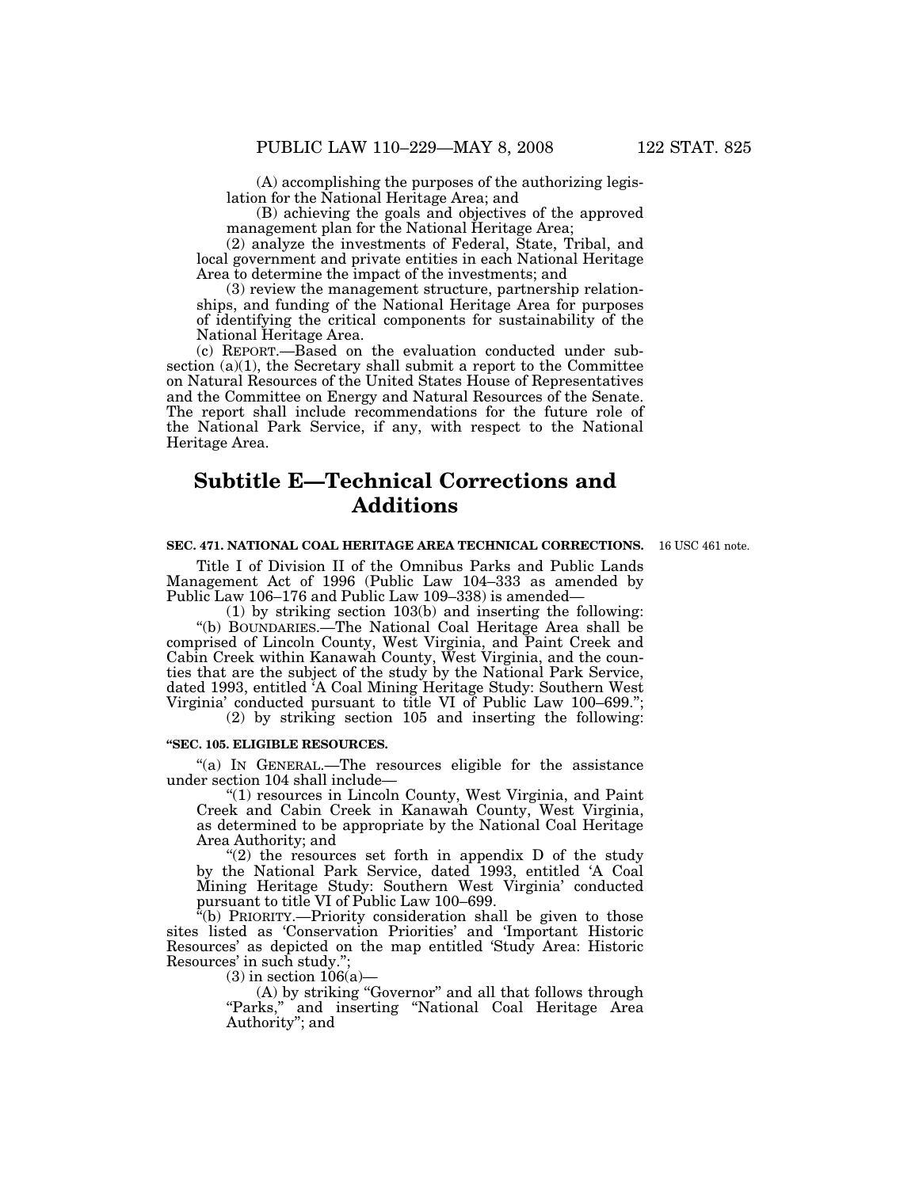(A) accomplishing the purposes of the authorizing legislation for the National Heritage Area; and

(B) achieving the goals and objectives of the approved management plan for the National Heritage Area;

(2) analyze the investments of Federal, State, Tribal, and local government and private entities in each National Heritage Area to determine the impact of the investments; and

(3) review the management structure, partnership relationships, and funding of the National Heritage Area for purposes of identifying the critical components for sustainability of the National Heritage Area.

(c) REPORT.—Based on the evaluation conducted under subsection (a)(1), the Secretary shall submit a report to the Committee on Natural Resources of the United States House of Representatives and the Committee on Energy and Natural Resources of the Senate. The report shall include recommendations for the future role of the National Park Service, if any, with respect to the National Heritage Area.

## Subtitle E—Technical Corrections and Additions

**SEC. 471. NATIONAL COAL HERITAGE AREA TECHNICAL CORRECTIONS.**

16 USC 461 note.

Title I of Division II of the Omnibus Parks and Public Lands Management Act of 1996 (Public Law 104–333 as amended by Public Law 106–176 and Public Law 109–338) is amended—

(1) by striking section 103(b) and inserting the following:

"(b) BOUNDARIES.—The National Coal Heritage Area shall be comprised of Lincoln County, West Virginia, and Paint Creek and Cabin Creek within Kanawah County, West Virginia, and the counties that are the subject of the study by the National Park Service, dated 1993, entitled 'A Coal Mining Heritage Study: Southern West Virginia' conducted pursuant to title VI of Public Law 100–699.";

(2) by striking section 105 and inserting the following:

**"SEC. 105. ELIGIBLE RESOURCES.**

"(a) IN GENERAL.—The resources eligible for the assistance under section 104 shall include—

"(1) resources in Lincoln County, West Virginia, and Paint Creek and Cabin Creek in Kanawah County, West Virginia, as determined to be appropriate by the National Coal Heritage Area Authority; and

"(2) the resources set forth in appendix D of the study by the National Park Service, dated 1993, entitled 'A Coal Mining Heritage Study: Southern West Virginia' conducted pursuant to title VI of Public Law 100–699.

"(b) PRIORITY.—Priority consideration shall be given to those sites listed as 'Conservation Priorities' and 'Important Historic Resources' as depicted on the map entitled 'Study Area: Historic Resources' in such study.";

(3) in section 106(a)—

(A) by striking "Governor" and all that follows through "Parks," and inserting "National Coal Heritage Area Authority"; and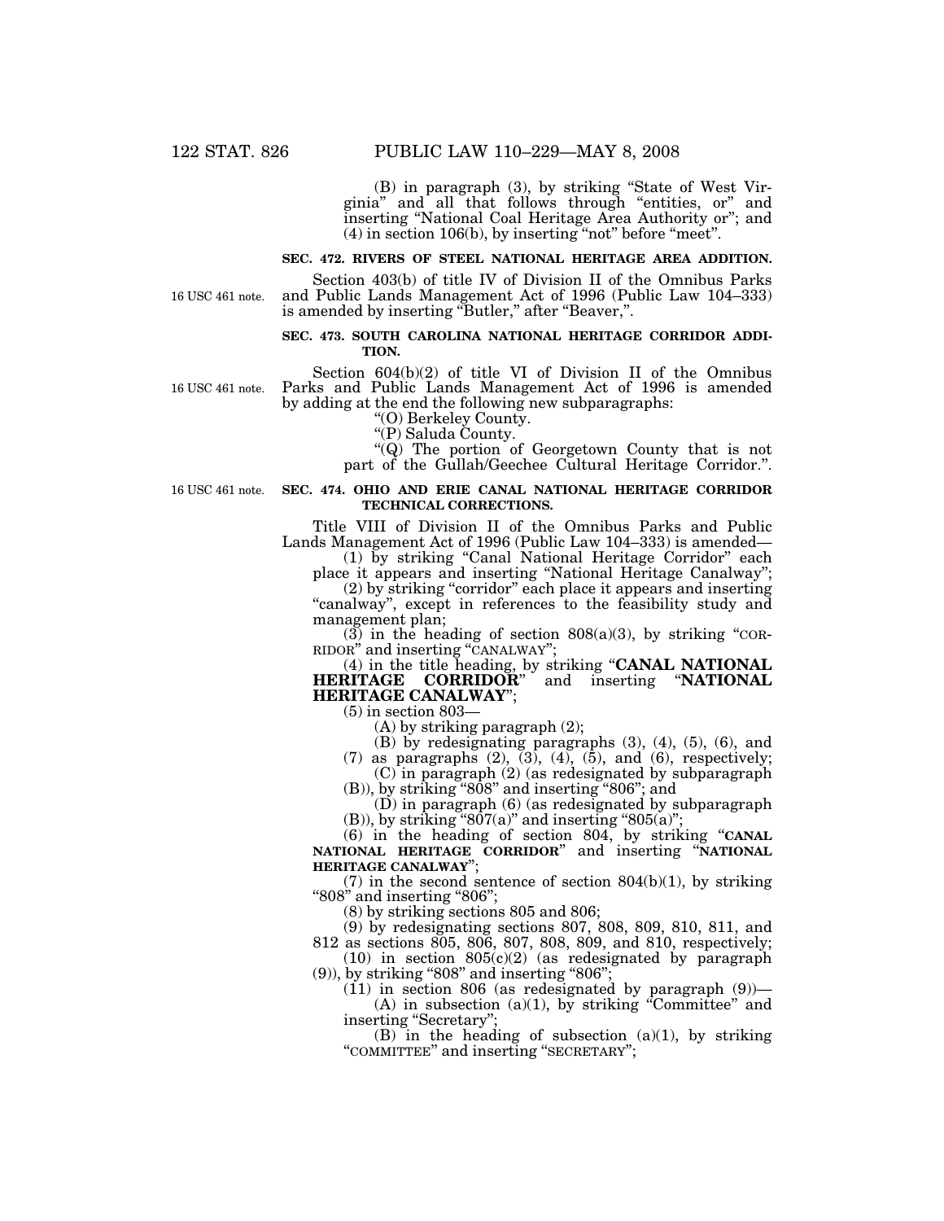(B) in paragraph (3), by striking "State of West Virginia" and all that follows through "entities, or" and inserting "National Coal Heritage Area Authority or"; and

(4) in section 106(b), by inserting "not" before "meet".

**SEC. 472. RIVERS OF STEEL NATIONAL HERITAGE AREA ADDITION.**

16 USC 461 note.

Section 403(b) of title IV of Division II of the Omnibus Parks and Public Lands Management Act of 1996 (Public Law 104–333) is amended by inserting "Butler," after "Beaver,".

**SEC. 473. SOUTH CAROLINA NATIONAL HERITAGE CORRIDOR ADDITION.**

16 USC 461 note.

Section 604(b)(2) of title VI of Division II of the Omnibus Parks and Public Lands Management Act of 1996 is amended by adding at the end the following new subparagraphs:

"(O) Berkeley County.

"(P) Saluda County.

"(Q) The portion of Georgetown County that is not part of the Gullah/Geechee Cultural Heritage Corridor.".

16 USC 461 note.

**SEC. 474. OHIO AND ERIE CANAL NATIONAL HERITAGE CORRIDOR TECHNICAL CORRECTIONS.**

Title VIII of Division II of the Omnibus Parks and Public Lands Management Act of 1996 (Public Law 104–333) is amended—

(1) by striking "Canal National Heritage Corridor" each place it appears and inserting "National Heritage Canalway";

(2) by striking "corridor" each place it appears and inserting "canalway", except in references to the feasibility study and management plan;

(3) in the heading of section 808(a)(3), by striking "CORRIDOR" and inserting "CANALWAY";

(4) in the title heading, by striking "**CANAL NATIONAL HERITAGE CORRIDOR**" and inserting "**NATIONAL HERITAGE CANALWAY**";

(5) in section 803—

(A) by striking paragraph (2);

(B) by redesignating paragraphs (3), (4), (5), (6), and (7) as paragraphs (2), (3), (4), (5), and (6), respectively;

(C) in paragraph (2) (as redesignated by subparagraph (B)), by striking "808" and inserting "806"; and

(D) in paragraph (6) (as redesignated by subparagraph (B)), by striking "807(a)" and inserting "805(a)";

(6) in the heading of section 804, by striking "**CANAL NATIONAL HERITAGE CORRIDOR**" and inserting "**NATIONAL HERITAGE CANALWAY**";

(7) in the second sentence of section 804(b)(1), by striking "808" and inserting "806";

(8) by striking sections 805 and 806;

(9) by redesignating sections 807, 808, 809, 810, 811, and 812 as sections 805, 806, 807, 808, 809, and 810, respectively;

(10) in section 805(c)(2) (as redesignated by paragraph (9)), by striking "808" and inserting "806";

(11) in section 806 (as redesignated by paragraph (9))—

(A) in subsection (a)(1), by striking "Committee" and inserting "Secretary";

(B) in the heading of subsection (a)(1), by striking "COMMITTEE" and inserting "SECRETARY";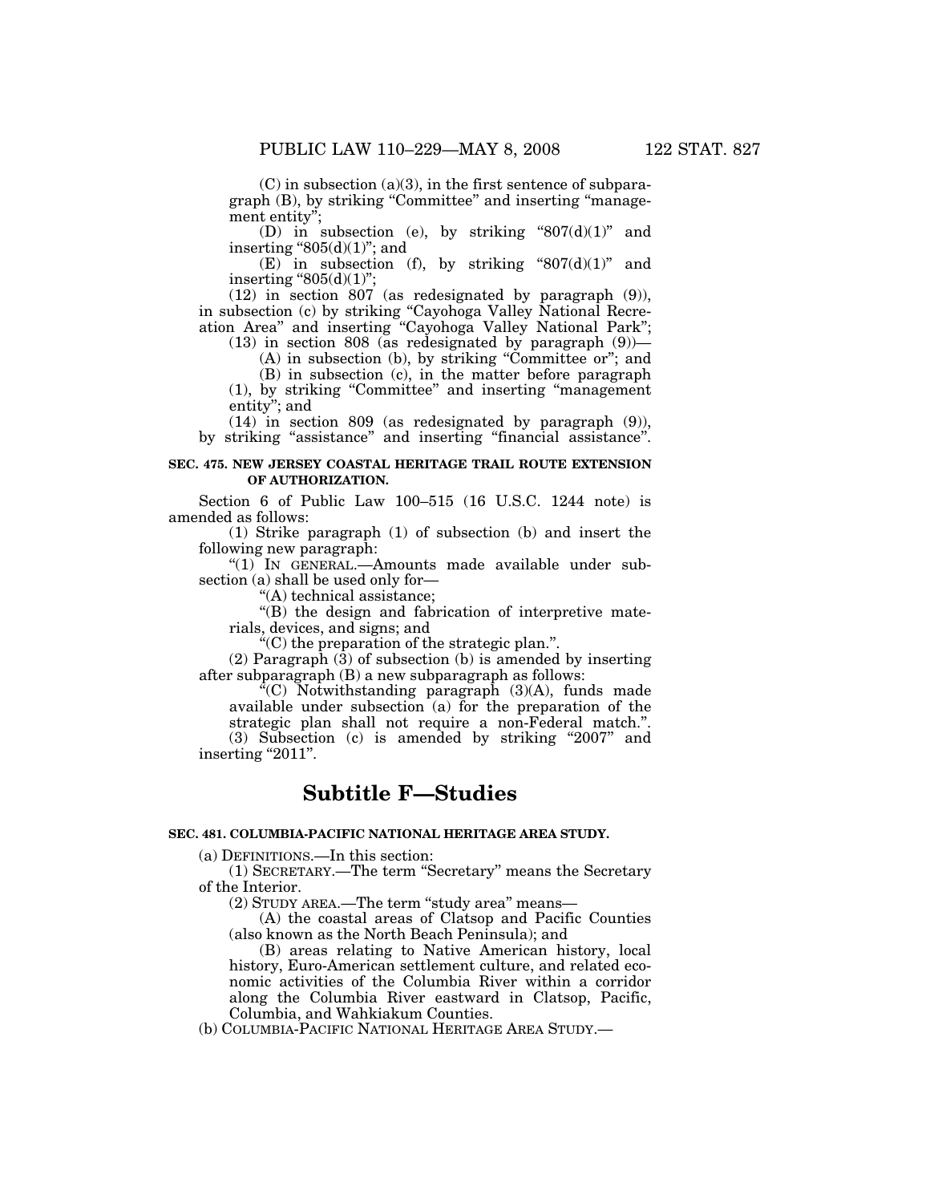(C) in subsection (a)(3), in the first sentence of subparagraph (B), by striking "Committee" and inserting "management entity";

(D) in subsection (e), by striking "807(d)(1)" and inserting "805(d)(1)"; and

(E) in subsection (f), by striking "807(d)(1)" and inserting "805(d)(1)";

(12) in section 807 (as redesignated by paragraph (9)), in subsection (c) by striking "Cayohoga Valley National Recreation Area" and inserting "Cayohoga Valley National Park";

(13) in section 808 (as redesignated by paragraph (9))—

(A) in subsection (b), by striking "Committee or"; and

(B) in subsection (c), in the matter before paragraph (1), by striking "Committee" and inserting "management entity"; and

(14) in section 809 (as redesignated by paragraph (9)), by striking "assistance" and inserting "financial assistance".

**SEC. 475. NEW JERSEY COASTAL HERITAGE TRAIL ROUTE EXTENSION OF AUTHORIZATION.**

Section 6 of Public Law 100–515 (16 U.S.C. 1244 note) is amended as follows:

(1) Strike paragraph (1) of subsection (b) and insert the following new paragraph:

"(1) IN GENERAL.—Amounts made available under subsection (a) shall be used only for—

"(A) technical assistance;

"(B) the design and fabrication of interpretive materials, devices, and signs; and

"(C) the preparation of the strategic plan.".

(2) Paragraph (3) of subsection (b) is amended by inserting after subparagraph (B) a new subparagraph as follows:

"(C) Notwithstanding paragraph (3)(A), funds made available under subsection (a) for the preparation of the strategic plan shall not require a non-Federal match.".

(3) Subsection (c) is amended by striking "2007" and inserting "2011".

## Subtitle F—Studies

**SEC. 481. COLUMBIA-PACIFIC NATIONAL HERITAGE AREA STUDY.**

(a) DEFINITIONS.—In this section:

(1) SECRETARY.—The term "Secretary" means the Secretary of the Interior.

(2) STUDY AREA.—The term "study area" means—

(A) the coastal areas of Clatsop and Pacific Counties (also known as the North Beach Peninsula); and

(B) areas relating to Native American history, local history, Euro-American settlement culture, and related economic activities of the Columbia River within a corridor along the Columbia River eastward in Clatsop, Pacific, Columbia, and Wahkiakum Counties.

(b) COLUMBIA-PACIFIC NATIONAL HERITAGE AREA STUDY.—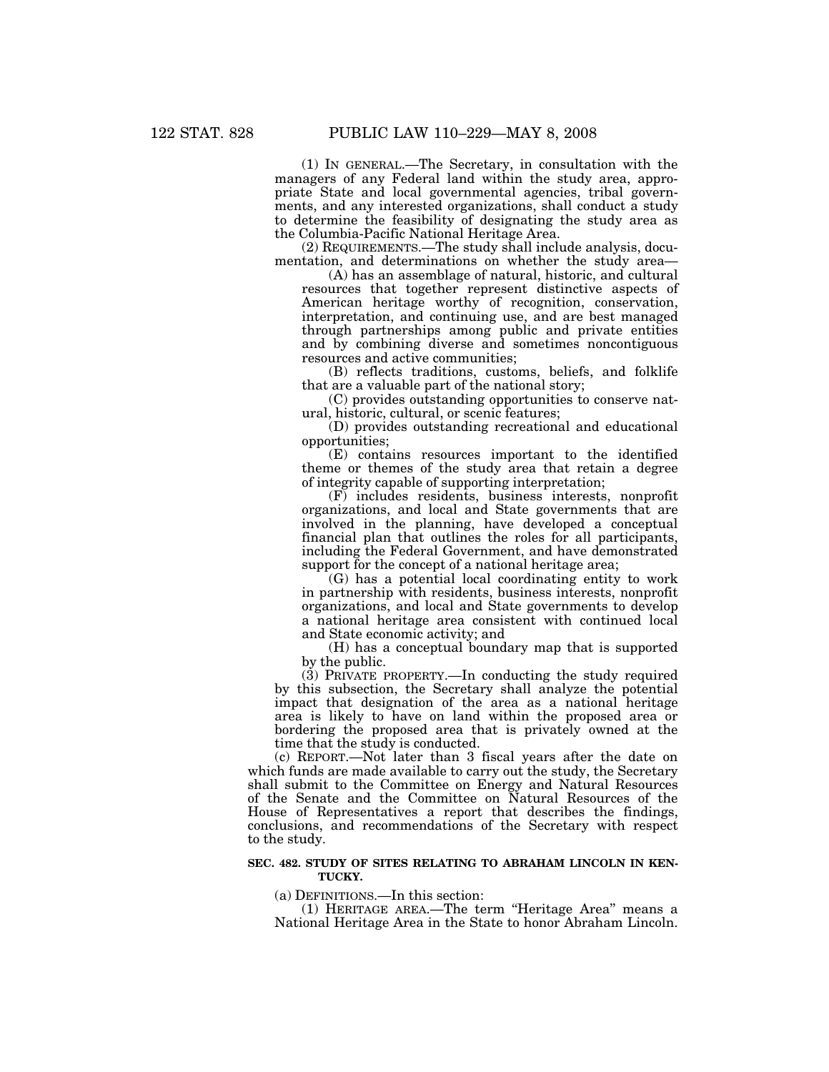(1) IN GENERAL.—The Secretary, in consultation with the managers of any Federal land within the study area, appropriate State and local governmental agencies, tribal governments, and any interested organizations, shall conduct a study to determine the feasibility of designating the study area as the Columbia-Pacific National Heritage Area.

(2) REQUIREMENTS.—The study shall include analysis, documentation, and determinations on whether the study area—

(A) has an assemblage of natural, historic, and cultural resources that together represent distinctive aspects of American heritage worthy of recognition, conservation, interpretation, and continuing use, and are best managed through partnerships among public and private entities and by combining diverse and sometimes noncontiguous resources and active communities;

(B) reflects traditions, customs, beliefs, and folklife that are a valuable part of the national story;

(C) provides outstanding opportunities to conserve natural, historic, cultural, or scenic features;

(D) provides outstanding recreational and educational opportunities;

(E) contains resources important to the identified theme or themes of the study area that retain a degree of integrity capable of supporting interpretation;

(F) includes residents, business interests, nonprofit organizations, and local and State governments that are involved in the planning, have developed a conceptual financial plan that outlines the roles for all participants, including the Federal Government, and have demonstrated support for the concept of a national heritage area;

(G) has a potential local coordinating entity to work in partnership with residents, business interests, nonprofit organizations, and local and State governments to develop a national heritage area consistent with continued local and State economic activity; and

(H) has a conceptual boundary map that is supported by the public.

(3) PRIVATE PROPERTY.—In conducting the study required by this subsection, the Secretary shall analyze the potential impact that designation of the area as a national heritage area is likely to have on land within the proposed area or bordering the proposed area that is privately owned at the time that the study is conducted.

(c) REPORT.—Not later than 3 fiscal years after the date on which funds are made available to carry out the study, the Secretary shall submit to the Committee on Energy and Natural Resources of the Senate and the Committee on Natural Resources of the House of Representatives a report that describes the findings, conclusions, and recommendations of the Secretary with respect to the study.

### SEC. 482. STUDY OF SITES RELATING TO ABRAHAM LINCOLN IN KENTUCKY.

(a) DEFINITIONS.—In this section:

(1) HERITAGE AREA.—The term "Heritage Area" means a National Heritage Area in the State to honor Abraham Lincoln.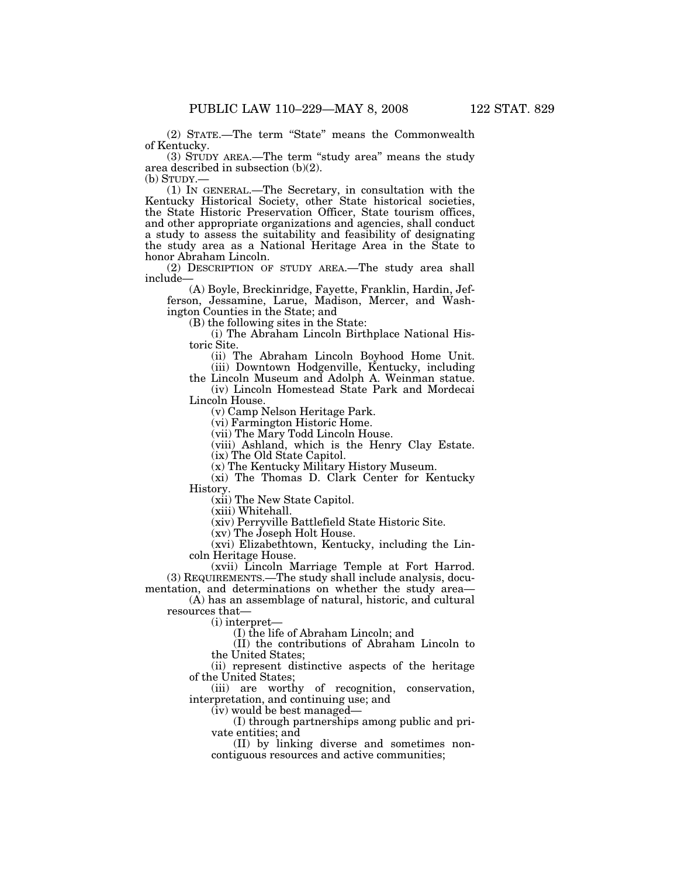(2) STATE.—The term "State" means the Commonwealth of Kentucky.

(3) STUDY AREA.—The term "study area" means the study area described in subsection (b)(2).

(b) STUDY.—

(1) IN GENERAL.—The Secretary, in consultation with the Kentucky Historical Society, other State historical societies, the State Historic Preservation Officer, State tourism offices, and other appropriate organizations and agencies, shall conduct a study to assess the suitability and feasibility of designating the study area as a National Heritage Area in the State to honor Abraham Lincoln.

(2) DESCRIPTION OF STUDY AREA.—The study area shall include—

(A) Boyle, Breckinridge, Fayette, Franklin, Hardin, Jefferson, Jessamine, Larue, Madison, Mercer, and Washington Counties in the State; and

(B) the following sites in the State:

(i) The Abraham Lincoln Birthplace National Historic Site.

(ii) The Abraham Lincoln Boyhood Home Unit.

(iii) Downtown Hodgenville, Kentucky, including the Lincoln Museum and Adolph A. Weinman statue.

(iv) Lincoln Homestead State Park and Mordecai Lincoln House.

(v) Camp Nelson Heritage Park.

(vi) Farmington Historic Home.

(vii) The Mary Todd Lincoln House.

(viii) Ashland, which is the Henry Clay Estate.

(ix) The Old State Capitol.

(x) The Kentucky Military History Museum.

(xi) The Thomas D. Clark Center for Kentucky History.

(xii) The New State Capitol.

(xiii) Whitehall.

(xiv) Perryville Battlefield State Historic Site.

(xv) The Joseph Holt House.

(xvi) Elizabethtown, Kentucky, including the Lincoln Heritage House.

(xvii) Lincoln Marriage Temple at Fort Harrod.

(3) REQUIREMENTS.—The study shall include analysis, documentation, and determinations on whether the study area—

(A) has an assemblage of natural, historic, and cultural resources that—

(i) interpret—

(I) the life of Abraham Lincoln; and

(II) the contributions of Abraham Lincoln to the United States;

(ii) represent distinctive aspects of the heritage of the United States;

(iii) are worthy of recognition, conservation, interpretation, and continuing use; and

(iv) would be best managed—

(I) through partnerships among public and private entities; and

(II) by linking diverse and sometimes noncontiguous resources and active communities;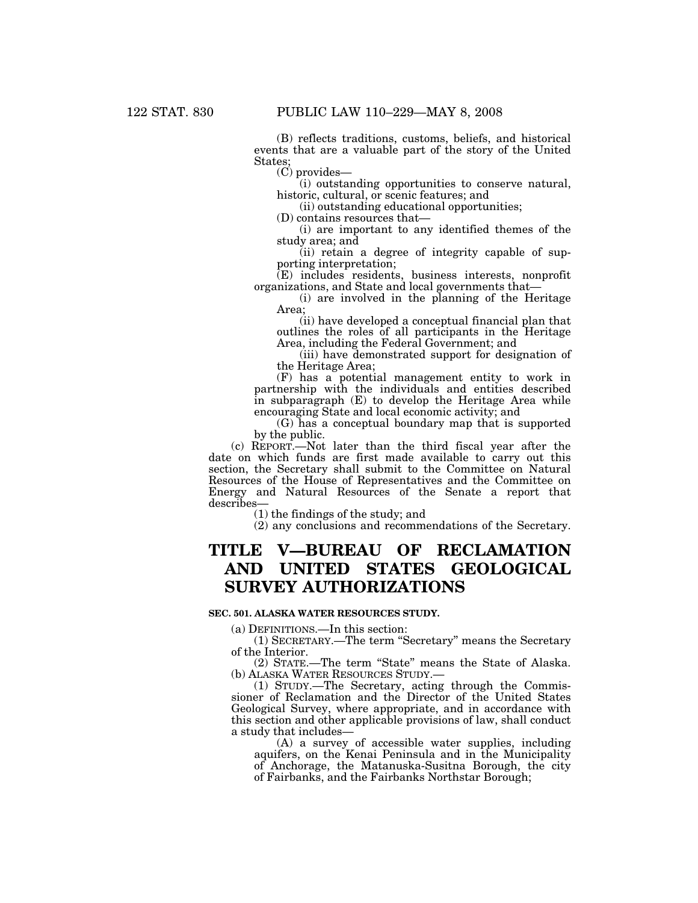(B) reflects traditions, customs, beliefs, and historical events that are a valuable part of the story of the United States;

(C) provides—

(i) outstanding opportunities to conserve natural, historic, cultural, or scenic features; and

(ii) outstanding educational opportunities;

(D) contains resources that—

(i) are important to any identified themes of the study area; and

(ii) retain a degree of integrity capable of supporting interpretation;

(E) includes residents, business interests, nonprofit organizations, and State and local governments that—

(i) are involved in the planning of the Heritage Area;

(ii) have developed a conceptual financial plan that outlines the roles of all participants in the Heritage Area, including the Federal Government; and

(iii) have demonstrated support for designation of the Heritage Area;

(F) has a potential management entity to work in partnership with the individuals and entities described in subparagraph (E) to develop the Heritage Area while encouraging State and local economic activity; and

(G) has a conceptual boundary map that is supported by the public.

(c) REPORT.—Not later than the third fiscal year after the date on which funds are first made available to carry out this section, the Secretary shall submit to the Committee on Natural Resources of the House of Representatives and the Committee on Energy and Natural Resources of the Senate a report that describes—

(1) the findings of the study; and

(2) any conclusions and recommendations of the Secretary.

# TITLE V—BUREAU OF RECLAMATION AND UNITED STATES GEOLOGICAL SURVEY AUTHORIZATIONS

**SEC. 501. ALASKA WATER RESOURCES STUDY.**

(a) DEFINITIONS.—In this section:

(1) SECRETARY.—The term "Secretary" means the Secretary of the Interior.

(2) STATE.—The term "State" means the State of Alaska.

(b) ALASKA WATER RESOURCES STUDY.—

(1) STUDY.—The Secretary, acting through the Commissioner of Reclamation and the Director of the United States Geological Survey, where appropriate, and in accordance with this section and other applicable provisions of law, shall conduct a study that includes—

(A) a survey of accessible water supplies, including aquifers, on the Kenai Peninsula and in the Municipality of Anchorage, the Matanuska-Susitna Borough, the city of Fairbanks, and the Fairbanks Northstar Borough;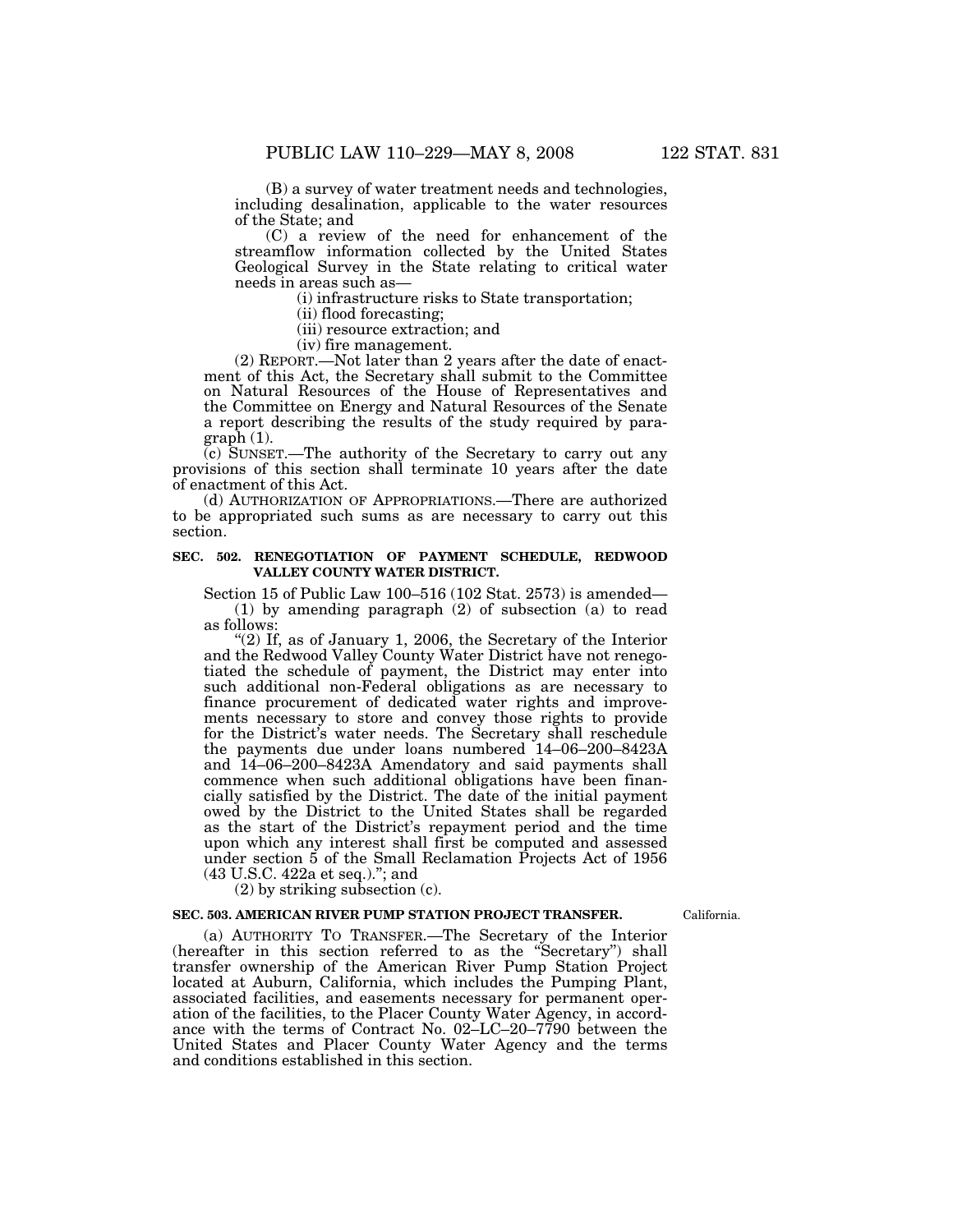(B) a survey of water treatment needs and technologies, including desalination, applicable to the water resources of the State; and

(C) a review of the need for enhancement of the streamflow information collected by the United States Geological Survey in the State relating to critical water needs in areas such as—

(i) infrastructure risks to State transportation;

(ii) flood forecasting;

(iii) resource extraction; and

(iv) fire management.

(2) REPORT.—Not later than 2 years after the date of enactment of this Act, the Secretary shall submit to the Committee on Natural Resources of the House of Representatives and the Committee on Energy and Natural Resources of the Senate a report describing the results of the study required by paragraph (1).

(c) SUNSET.—The authority of the Secretary to carry out any provisions of this section shall terminate 10 years after the date of enactment of this Act.

(d) AUTHORIZATION OF APPROPRIATIONS.—There are authorized to be appropriated such sums as are necessary to carry out this section.

**SEC. 502. RENEGOTIATION OF PAYMENT SCHEDULE, REDWOOD VALLEY COUNTY WATER DISTRICT.**

Section 15 of Public Law 100–516 (102 Stat. 2573) is amended—

(1) by amending paragraph (2) of subsection (a) to read as follows:

"(2) If, as of January 1, 2006, the Secretary of the Interior and the Redwood Valley County Water District have not renegotiated the schedule of payment, the District may enter into such additional non-Federal obligations as are necessary to finance procurement of dedicated water rights and improvements necessary to store and convey those rights to provide for the District's water needs. The Secretary shall reschedule the payments due under loans numbered 14–06–200–8423A and 14–06–200–8423A Amendatory and said payments shall commence when such additional obligations have been financially satisfied by the District. The date of the initial payment owed by the District to the United States shall be regarded as the start of the District's repayment period and the time upon which any interest shall first be computed and assessed under section 5 of the Small Reclamation Projects Act of 1956 (43 U.S.C. 422a et seq.)."; and

(2) by striking subsection (c).

**SEC. 503. AMERICAN RIVER PUMP STATION PROJECT TRANSFER.**

California.

(a) AUTHORITY TO TRANSFER.—The Secretary of the Interior (hereafter in this section referred to as the "Secretary") shall transfer ownership of the American River Pump Station Project located at Auburn, California, which includes the Pumping Plant, associated facilities, and easements necessary for permanent operation of the facilities, to the Placer County Water Agency, in accordance with the terms of Contract No. 02–LC–20–7790 between the United States and Placer County Water Agency and the terms and conditions established in this section.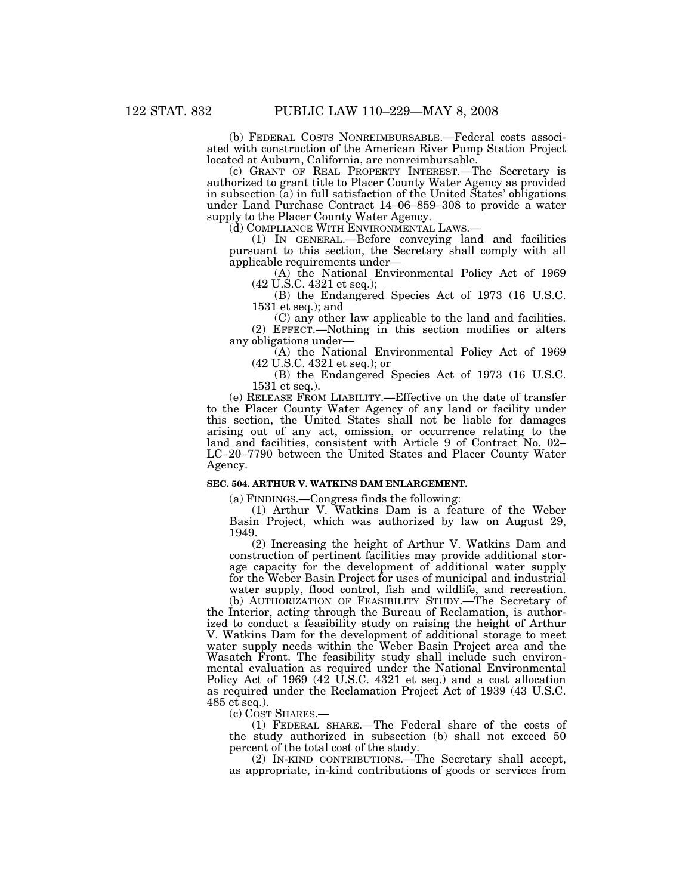(b) FEDERAL COSTS NONREIMBURSABLE.—Federal costs associated with construction of the American River Pump Station Project located at Auburn, California, are nonreimbursable.

(c) GRANT OF REAL PROPERTY INTEREST.—The Secretary is authorized to grant title to Placer County Water Agency as provided in subsection (a) in full satisfaction of the United States' obligations under Land Purchase Contract 14–06–859–308 to provide a water supply to the Placer County Water Agency.

(d) COMPLIANCE WITH ENVIRONMENTAL LAWS.—

(1) IN GENERAL.—Before conveying land and facilities pursuant to this section, the Secretary shall comply with all applicable requirements under—

(A) the National Environmental Policy Act of 1969 (42 U.S.C. 4321 et seq.);

(B) the Endangered Species Act of 1973 (16 U.S.C. 1531 et seq.); and

(C) any other law applicable to the land and facilities.

(2) EFFECT.—Nothing in this section modifies or alters any obligations under—

(A) the National Environmental Policy Act of 1969 (42 U.S.C. 4321 et seq.); or

(B) the Endangered Species Act of 1973 (16 U.S.C. 1531 et seq.).

(e) RELEASE FROM LIABILITY.—Effective on the date of transfer to the Placer County Water Agency of any land or facility under this section, the United States shall not be liable for damages arising out of any act, omission, or occurrence relating to the land and facilities, consistent with Article 9 of Contract No. 02–LC–20–7790 between the United States and Placer County Water Agency.

### SEC. 504. ARTHUR V. WATKINS DAM ENLARGEMENT.

(a) FINDINGS.—Congress finds the following:

(1) Arthur V. Watkins Dam is a feature of the Weber Basin Project, which was authorized by law on August 29, 1949.

(2) Increasing the height of Arthur V. Watkins Dam and construction of pertinent facilities may provide additional storage capacity for the development of additional water supply for the Weber Basin Project for uses of municipal and industrial water supply, flood control, fish and wildlife, and recreation.

(b) AUTHORIZATION OF FEASIBILITY STUDY.—The Secretary of the Interior, acting through the Bureau of Reclamation, is authorized to conduct a feasibility study on raising the height of Arthur V. Watkins Dam for the development of additional storage to meet water supply needs within the Weber Basin Project area and the Wasatch Front. The feasibility study shall include such environmental evaluation as required under the National Environmental Policy Act of 1969 (42 U.S.C. 4321 et seq.) and a cost allocation as required under the Reclamation Project Act of 1939 (43 U.S.C. 485 et seq.).

(c) COST SHARES.—

(1) FEDERAL SHARE.—The Federal share of the costs of the study authorized in subsection (b) shall not exceed 50 percent of the total cost of the study.

(2) IN-KIND CONTRIBUTIONS.—The Secretary shall accept, as appropriate, in-kind contributions of goods or services from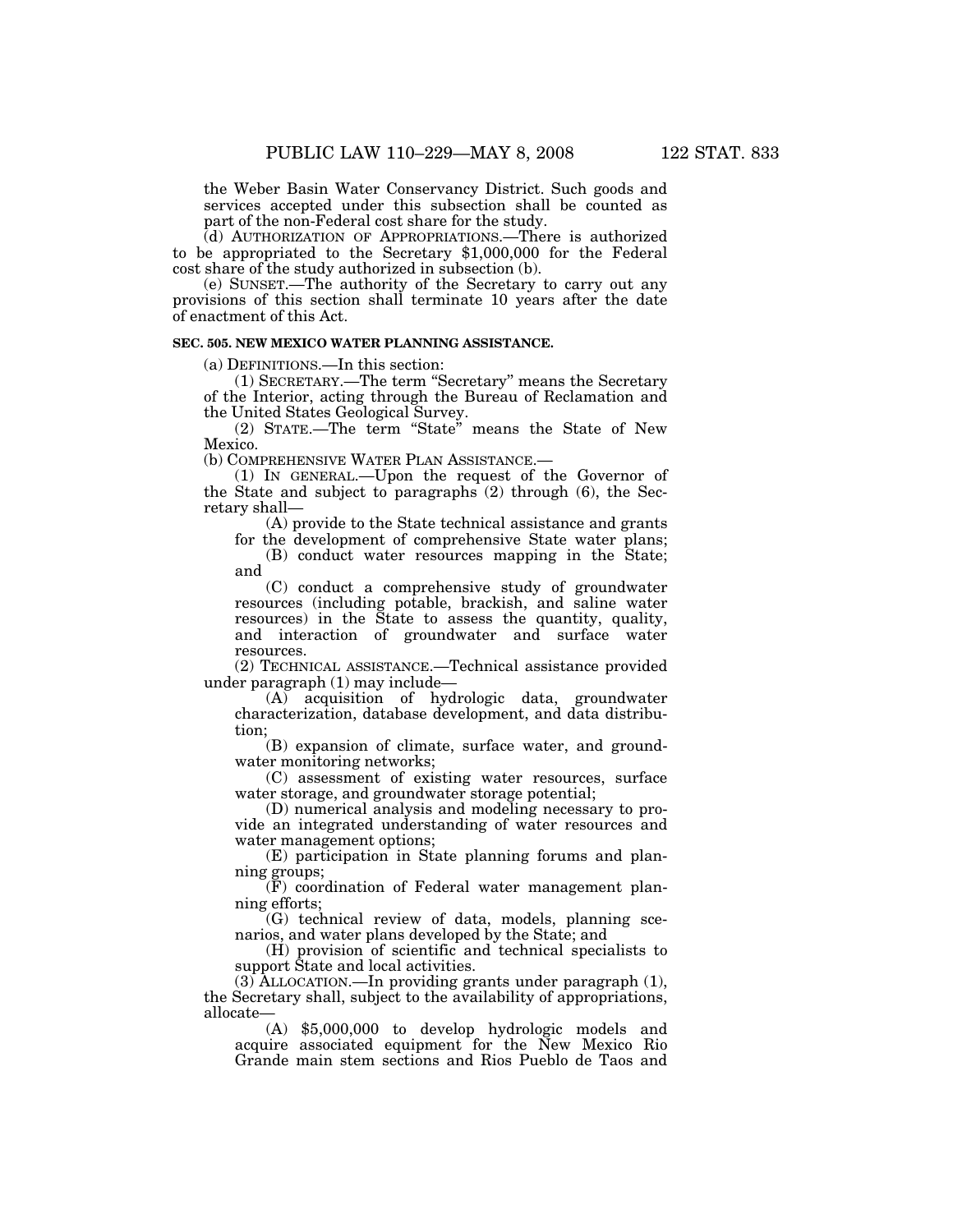the Weber Basin Water Conservancy District. Such goods and services accepted under this subsection shall be counted as part of the non-Federal cost share for the study.

(d) AUTHORIZATION OF APPROPRIATIONS.—There is authorized to be appropriated to the Secretary $1,000,000 for the Federal cost share of the study authorized in subsection (b).

(e) SUNSET.—The authority of the Secretary to carry out any provisions of this section shall terminate 10 years after the date of enactment of this Act.

**SEC. 505. NEW MEXICO WATER PLANNING ASSISTANCE.**

(a) DEFINITIONS.—In this section:

(1) SECRETARY.—The term "Secretary" means the Secretary of the Interior, acting through the Bureau of Reclamation and the United States Geological Survey.

(2) STATE.—The term "State" means the State of New Mexico.

(b) COMPREHENSIVE WATER PLAN ASSISTANCE.—

(1) IN GENERAL.—Upon the request of the Governor of the State and subject to paragraphs (2) through (6), the Secretary shall—

(A) provide to the State technical assistance and grants for the development of comprehensive State water plans;

(B) conduct water resources mapping in the State; and

(C) conduct a comprehensive study of groundwater resources (including potable, brackish, and saline water resources) in the State to assess the quantity, quality, and interaction of groundwater and surface water resources.

(2) TECHNICAL ASSISTANCE.—Technical assistance provided under paragraph (1) may include—

(A) acquisition of hydrologic data, groundwater characterization, database development, and data distribution;

(B) expansion of climate, surface water, and groundwater monitoring networks;

(C) assessment of existing water resources, surface water storage, and groundwater storage potential;

(D) numerical analysis and modeling necessary to provide an integrated understanding of water resources and water management options;

(E) participation in State planning forums and planning groups;

(F) coordination of Federal water management planning efforts;

(G) technical review of data, models, planning scenarios, and water plans developed by the State; and

(H) provision of scientific and technical specialists to support State and local activities.

(3) ALLOCATION.—In providing grants under paragraph (1), the Secretary shall, subject to the availability of appropriations, allocate—

(A) $5,000,000 to develop hydrologic models and acquire associated equipment for the New Mexico Rio Grande main stem sections and Rios Pueblo de Taos and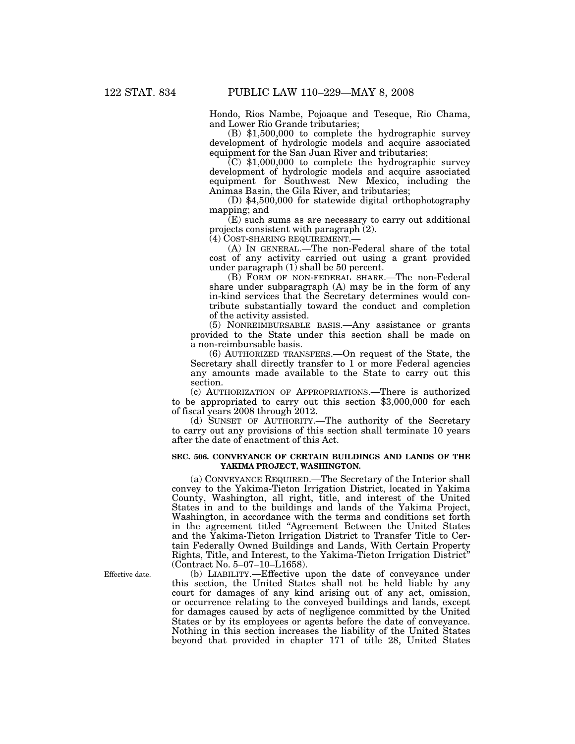Hondo, Rios Nambe, Pojoaque and Teseque, Rio Chama, and Lower Rio Grande tributaries;

(B) $1,500,000 to complete the hydrographic survey development of hydrologic models and acquire associated equipment for the San Juan River and tributaries;

(C) $1,000,000 to complete the hydrographic survey development of hydrologic models and acquire associated equipment for Southwest New Mexico, including the Animas Basin, the Gila River, and tributaries;

(D) $4,500,000 for statewide digital orthophotography mapping; and

(E) such sums as are necessary to carry out additional projects consistent with paragraph (2).

(4) COST-SHARING REQUIREMENT.—

(A) IN GENERAL.—The non-Federal share of the total cost of any activity carried out using a grant provided under paragraph (1) shall be 50 percent.

(B) FORM OF NON-FEDERAL SHARE.—The non-Federal share under subparagraph (A) may be in the form of any in-kind services that the Secretary determines would contribute substantially toward the conduct and completion of the activity assisted.

(5) NONREIMBURSABLE BASIS.—Any assistance or grants provided to the State under this section shall be made on a non-reimbursable basis.

(6) AUTHORIZED TRANSFERS.—On request of the State, the Secretary shall directly transfer to 1 or more Federal agencies any amounts made available to the State to carry out this section.

(c) AUTHORIZATION OF APPROPRIATIONS.—There is authorized to be appropriated to carry out this section $3,000,000 for each of fiscal years 2008 through 2012.

(d) SUNSET OF AUTHORITY.—The authority of the Secretary to carry out any provisions of this section shall terminate 10 years after the date of enactment of this Act.

**SEC. 506. CONVEYANCE OF CERTAIN BUILDINGS AND LANDS OF THE YAKIMA PROJECT, WASHINGTON.**

(a) CONVEYANCE REQUIRED.—The Secretary of the Interior shall convey to the Yakima-Tieton Irrigation District, located in Yakima County, Washington, all right, title, and interest of the United States in and to the buildings and lands of the Yakima Project, Washington, in accordance with the terms and conditions set forth in the agreement titled "Agreement Between the United States and the Yakima-Tieton Irrigation District to Transfer Title to Certain Federally Owned Buildings and Lands, With Certain Property Rights, Title, and Interest, to the Yakima-Tieton Irrigation District" (Contract No. 5–07–10–L1658).

Effective date.

(b) LIABILITY.—Effective upon the date of conveyance under this section, the United States shall not be held liable by any court for damages of any kind arising out of any act, omission, or occurrence relating to the conveyed buildings and lands, except for damages caused by acts of negligence committed by the United States or by its employees or agents before the date of conveyance. Nothing in this section increases the liability of the United States beyond that provided in chapter 171 of title 28, United States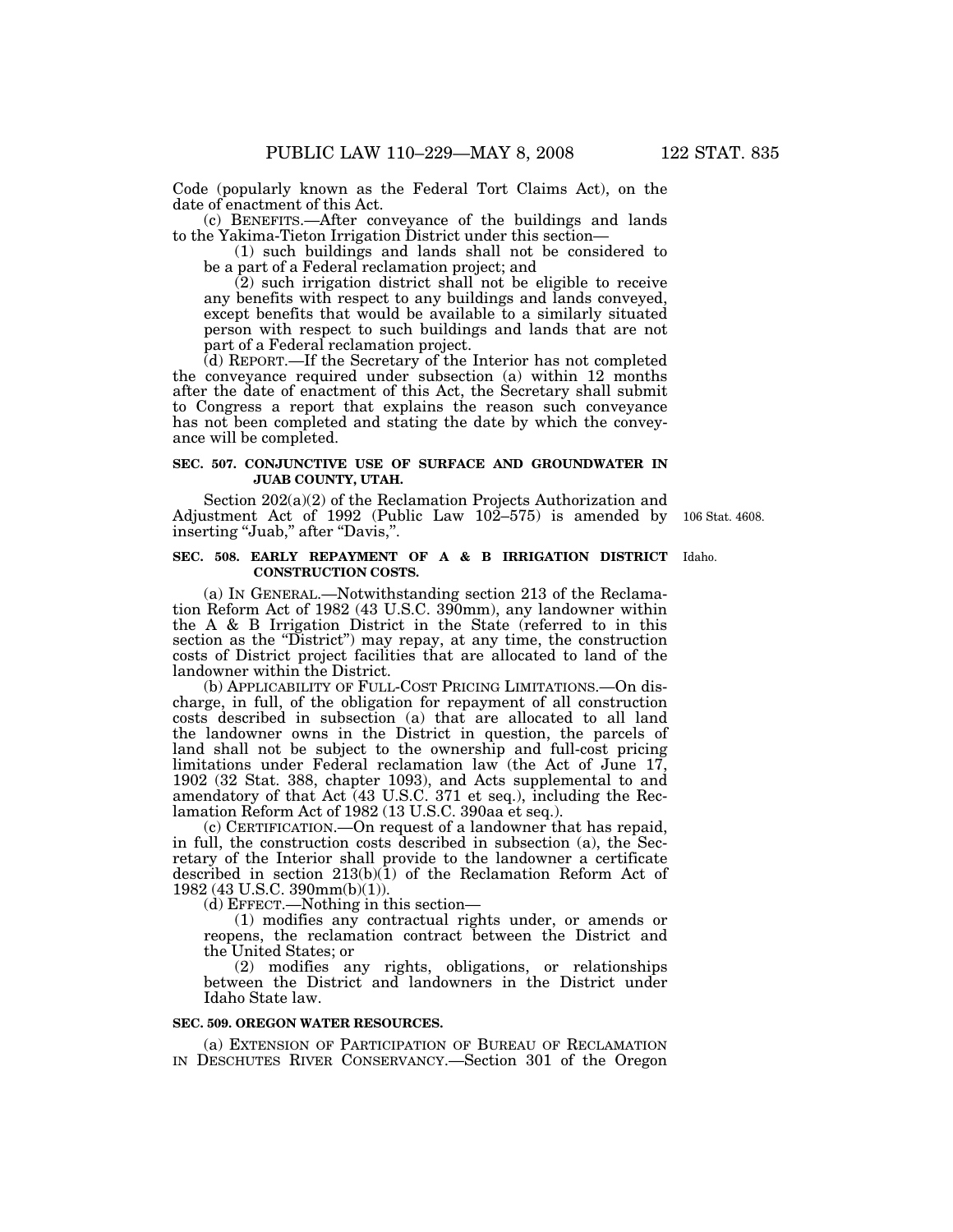Code (popularly known as the Federal Tort Claims Act), on the date of enactment of this Act.

(c) BENEFITS.—After conveyance of the buildings and lands to the Yakima-Tieton Irrigation District under this section—

(1) such buildings and lands shall not be considered to be a part of a Federal reclamation project; and

(2) such irrigation district shall not be eligible to receive any benefits with respect to any buildings and lands conveyed, except benefits that would be available to a similarly situated person with respect to such buildings and lands that are not part of a Federal reclamation project.

(d) REPORT.—If the Secretary of the Interior has not completed the conveyance required under subsection (a) within 12 months after the date of enactment of this Act, the Secretary shall submit to Congress a report that explains the reason such conveyance has not been completed and stating the date by which the conveyance will be completed.

**SEC. 507. CONJUNCTIVE USE OF SURFACE AND GROUNDWATER IN JUAB COUNTY, UTAH.**

Section 202(a)(2) of the Reclamation Projects Authorization and Adjustment Act of 1992 (Public Law 102–575) is amended by inserting "Juab," after "Davis,".

106 Stat. 4608.

**SEC. 508. EARLY REPAYMENT OF A & B IRRIGATION DISTRICT CONSTRUCTION COSTS.**

Idaho.

(a) IN GENERAL.—Notwithstanding section 213 of the Reclamation Reform Act of 1982 (43 U.S.C. 390mm), any landowner within the A & B Irrigation District in the State (referred to in this section as the "District") may repay, at any time, the construction costs of District project facilities that are allocated to land of the landowner within the District.

(b) APPLICABILITY OF FULL-COST PRICING LIMITATIONS.—On discharge, in full, of the obligation for repayment of all construction costs described in subsection (a) that are allocated to all land the landowner owns in the District in question, the parcels of land shall not be subject to the ownership and full-cost pricing limitations under Federal reclamation law (the Act of June 17, 1902 (32 Stat. 388, chapter 1093), and Acts supplemental to and amendatory of that Act (43 U.S.C. 371 et seq.), including the Reclamation Reform Act of 1982 (13 U.S.C. 390aa et seq.).

(c) CERTIFICATION.—On request of a landowner that has repaid, in full, the construction costs described in subsection (a), the Secretary of the Interior shall provide to the landowner a certificate described in section 213(b)(1) of the Reclamation Reform Act of 1982 (43 U.S.C. 390mm(b)(1)).

(d) EFFECT.—Nothing in this section—

(1) modifies any contractual rights under, or amends or reopens, the reclamation contract between the District and the United States; or

(2) modifies any rights, obligations, or relationships between the District and landowners in the District under Idaho State law.

**SEC. 509. OREGON WATER RESOURCES.**

(a) EXTENSION OF PARTICIPATION OF BUREAU OF RECLAMATION IN DESCHUTES RIVER CONSERVANCY.—Section 301 of the Oregon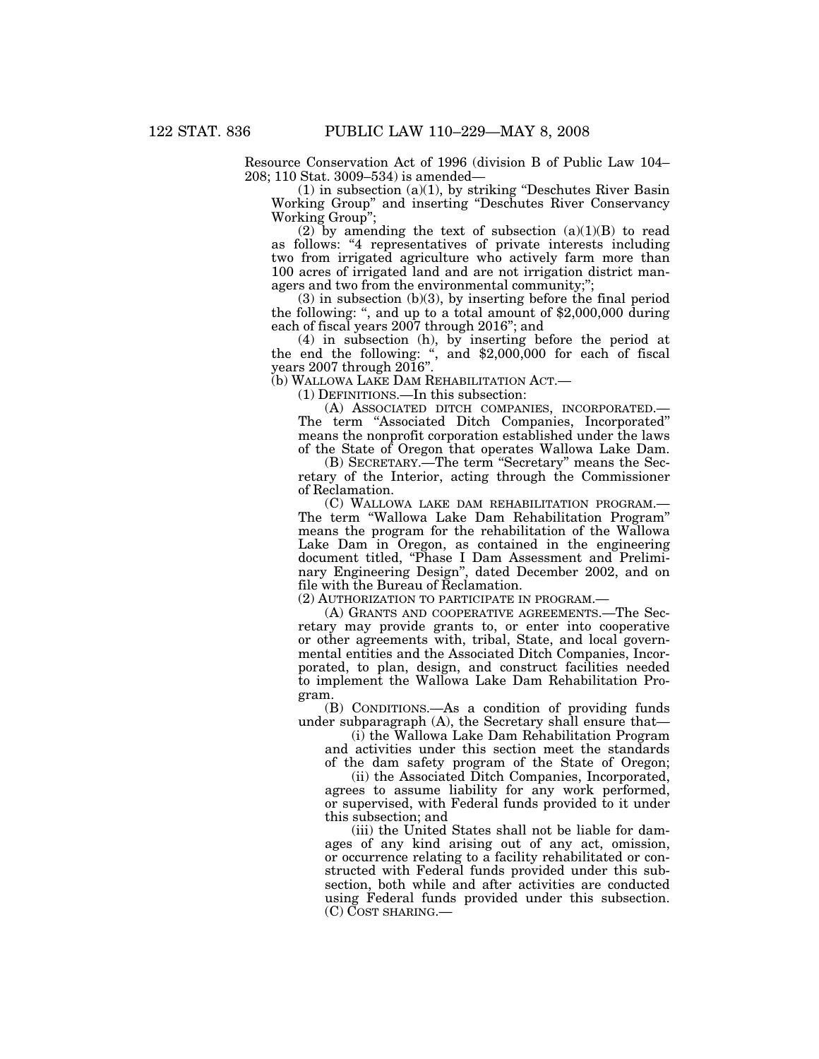Resource Conservation Act of 1996 (division B of Public Law 104–208; 110 Stat. 3009–534) is amended—

(1) in subsection (a)(1), by striking "Deschutes River Basin Working Group" and inserting "Deschutes River Conservancy Working Group";

(2) by amending the text of subsection (a)(1)(B) to read as follows: "4 representatives of private interests including two from irrigated agriculture who actively farm more than 100 acres of irrigated land and are not irrigation district managers and two from the environmental community;";

(3) in subsection (b)(3), by inserting before the final period the following: ", and up to a total amount of $2,000,000 during each of fiscal years 2007 through 2016"; and

(4) in subsection (h), by inserting before the period at the end the following: ", and $2,000,000 for each of fiscal years 2007 through 2016".

(b) WALLOWA LAKE DAM REHABILITATION ACT.—

(1) DEFINITIONS.—In this subsection:

(A) ASSOCIATED DITCH COMPANIES, INCORPORATED.—The term "Associated Ditch Companies, Incorporated" means the nonprofit corporation established under the laws of the State of Oregon that operates Wallowa Lake Dam.

(B) SECRETARY.—The term "Secretary" means the Secretary of the Interior, acting through the Commissioner of Reclamation.

(C) WALLOWA LAKE DAM REHABILITATION PROGRAM.—The term "Wallowa Lake Dam Rehabilitation Program" means the program for the rehabilitation of the Wallowa Lake Dam in Oregon, as contained in the engineering document titled, "Phase I Dam Assessment and Preliminary Engineering Design", dated December 2002, and on file with the Bureau of Reclamation.

(2) AUTHORIZATION TO PARTICIPATE IN PROGRAM.—

(A) GRANTS AND COOPERATIVE AGREEMENTS.—The Secretary may provide grants to, or enter into cooperative or other agreements with, tribal, State, and local governmental entities and the Associated Ditch Companies, Incorporated, to plan, design, and construct facilities needed to implement the Wallowa Lake Dam Rehabilitation Program.

(B) CONDITIONS.—As a condition of providing funds under subparagraph (A), the Secretary shall ensure that—

(i) the Wallowa Lake Dam Rehabilitation Program and activities under this section meet the standards of the dam safety program of the State of Oregon;

(ii) the Associated Ditch Companies, Incorporated, agrees to assume liability for any work performed, or supervised, with Federal funds provided to it under this subsection; and

(iii) the United States shall not be liable for damages of any kind arising out of any act, omission, or occurrence relating to a facility rehabilitated or constructed with Federal funds provided under this subsection, both while and after activities are conducted using Federal funds provided under this subsection.

(C) COST SHARING.—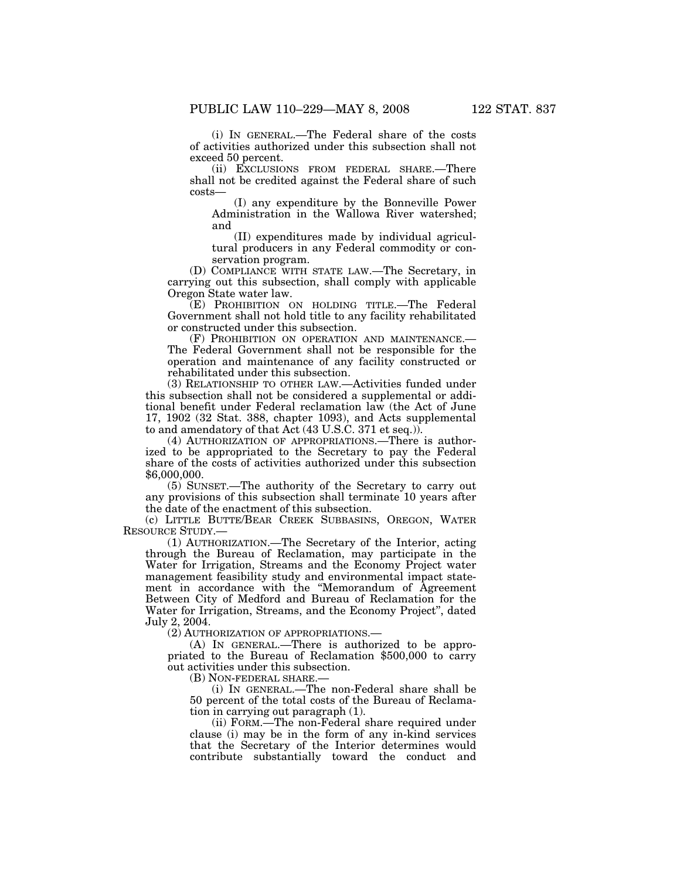(i) IN GENERAL.—The Federal share of the costs of activities authorized under this subsection shall not exceed 50 percent.

(ii) EXCLUSIONS FROM FEDERAL SHARE.—There shall not be credited against the Federal share of such costs—

(I) any expenditure by the Bonneville Power Administration in the Wallowa River watershed; and

(II) expenditures made by individual agricultural producers in any Federal commodity or conservation program.

(D) COMPLIANCE WITH STATE LAW.—The Secretary, in carrying out this subsection, shall comply with applicable Oregon State water law.

(E) PROHIBITION ON HOLDING TITLE.—The Federal Government shall not hold title to any facility rehabilitated or constructed under this subsection.

(F) PROHIBITION ON OPERATION AND MAINTENANCE.—The Federal Government shall not be responsible for the operation and maintenance of any facility constructed or rehabilitated under this subsection.

(3) RELATIONSHIP TO OTHER LAW.—Activities funded under this subsection shall not be considered a supplemental or additional benefit under Federal reclamation law (the Act of June 17, 1902 (32 Stat. 388, chapter 1093), and Acts supplemental to and amendatory of that Act (43 U.S.C. 371 et seq.)).

(4) AUTHORIZATION OF APPROPRIATIONS.—There is authorized to be appropriated to the Secretary to pay the Federal share of the costs of activities authorized under this subsection $6,000,000.

(5) SUNSET.—The authority of the Secretary to carry out any provisions of this subsection shall terminate 10 years after the date of the enactment of this subsection.

(c) LITTLE BUTTE/BEAR CREEK SUBBASINS, OREGON, WATER RESOURCE STUDY.—

(1) AUTHORIZATION.—The Secretary of the Interior, acting through the Bureau of Reclamation, may participate in the Water for Irrigation, Streams and the Economy Project water management feasibility study and environmental impact statement in accordance with the "Memorandum of Agreement Between City of Medford and Bureau of Reclamation for the Water for Irrigation, Streams, and the Economy Project", dated July 2, 2004.

(2) AUTHORIZATION OF APPROPRIATIONS.—

(A) IN GENERAL.—There is authorized to be appropriated to the Bureau of Reclamation $500,000 to carry out activities under this subsection.

(B) NON-FEDERAL SHARE.—

(i) IN GENERAL.—The non-Federal share shall be 50 percent of the total costs of the Bureau of Reclamation in carrying out paragraph (1).

(ii) FORM.—The non-Federal share required under clause (i) may be in the form of any in-kind services that the Secretary of the Interior determines would contribute substantially toward the conduct and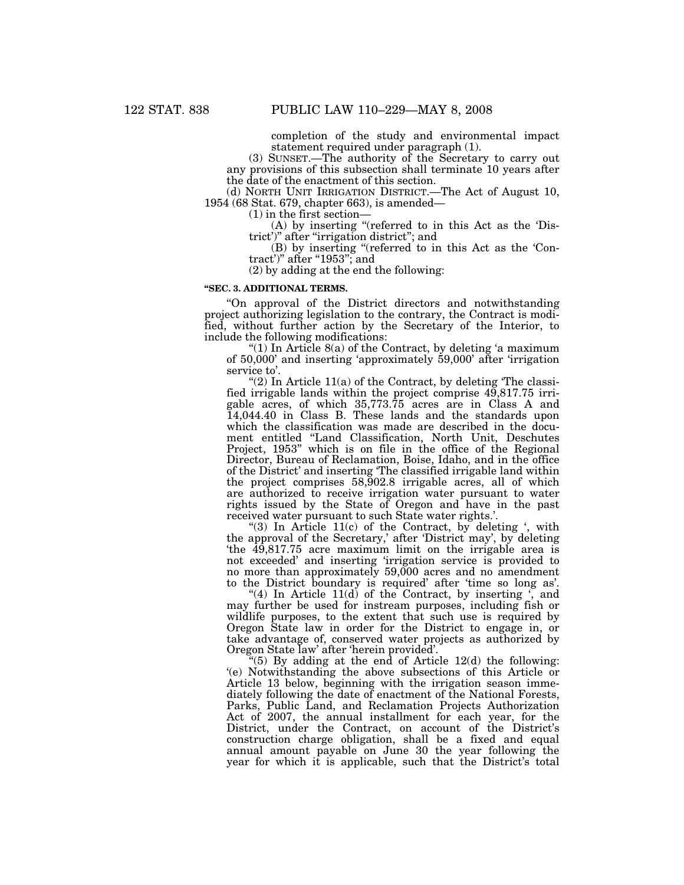completion of the study and environmental impact statement required under paragraph (1).

(3) SUNSET.—The authority of the Secretary to carry out any provisions of this subsection shall terminate 10 years after the date of the enactment of this section.

(d) NORTH UNIT IRRIGATION DISTRICT.—The Act of August 10, 1954 (68 Stat. 679, chapter 663), is amended—

(1) in the first section—

(A) by inserting "(referred to in this Act as the 'District')" after "irrigation district"; and

(B) by inserting "(referred to in this Act as the 'Contract')" after "1953"; and

(2) by adding at the end the following:

**"SEC. 3. ADDITIONAL TERMS.**

"On approval of the District directors and notwithstanding project authorizing legislation to the contrary, the Contract is modified, without further action by the Secretary of the Interior, to include the following modifications:

"(1) In Article 8(a) of the Contract, by deleting 'a maximum of 50,000' and inserting 'approximately 59,000' after 'irrigation service to'.

"(2) In Article 11(a) of the Contract, by deleting 'The classified irrigable lands within the project comprise 49,817.75 irrigable acres, of which 35,773.75 acres are in Class A and 14,044.40 in Class B. These lands and the standards upon which the classification was made are described in the document entitled "Land Classification, North Unit, Deschutes Project, 1953" which is on file in the office of the Regional Director, Bureau of Reclamation, Boise, Idaho, and in the office of the District' and inserting 'The classified irrigable land within the project comprises 58,902.8 irrigable acres, all of which are authorized to receive irrigation water pursuant to water rights issued by the State of Oregon and have in the past received water pursuant to such State water rights.'.

"(3) In Article 11(c) of the Contract, by deleting ', with the approval of the Secretary,' after 'District may', by deleting 'the 49,817.75 acre maximum limit on the irrigable area is not exceeded' and inserting 'irrigation service is provided to no more than approximately 59,000 acres and no amendment to the District boundary is required' after 'time so long as'.

"(4) In Article 11(d) of the Contract, by inserting ', and may further be used for instream purposes, including fish or wildlife purposes, to the extent that such use is required by Oregon State law in order for the District to engage in, or take advantage of, conserved water projects as authorized by Oregon State law' after 'herein provided'.

"(5) By adding at the end of Article 12(d) the following: '(e) Notwithstanding the above subsections of this Article or Article 13 below, beginning with the irrigation season immediately following the date of enactment of the National Forests, Parks, Public Land, and Reclamation Projects Authorization Act of 2007, the annual installment for each year, for the District, under the Contract, on account of the District's construction charge obligation, shall be a fixed and equal annual amount payable on June 30 the year following the year for which it is applicable, such that the District's total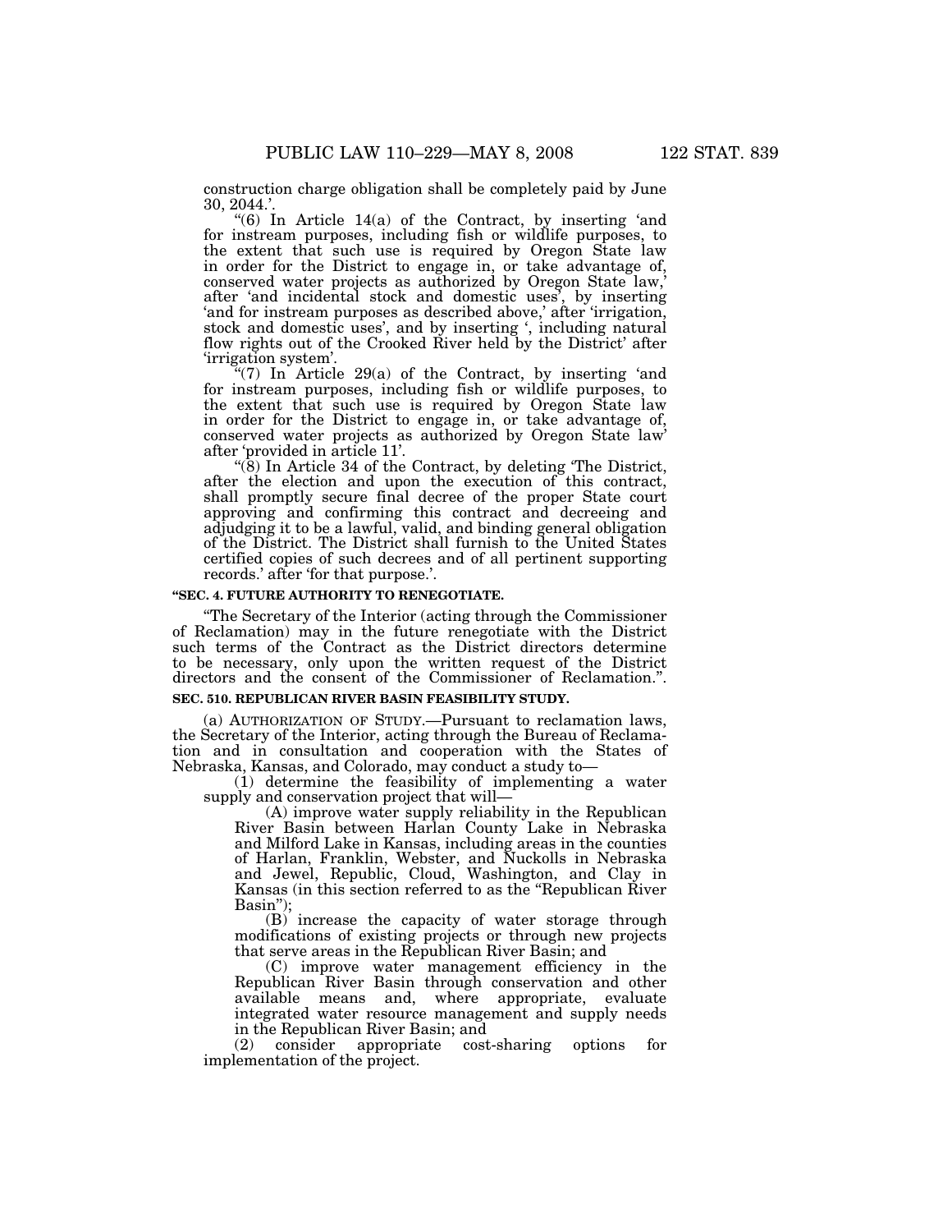construction charge obligation shall be completely paid by June 30, 2044.'.

"(6) In Article 14(a) of the Contract, by inserting 'and for instream purposes, including fish or wildlife purposes, to the extent that such use is required by Oregon State law in order for the District to engage in, or take advantage of, conserved water projects as authorized by Oregon State law,' after 'and incidental stock and domestic uses', by inserting 'and for instream purposes as described above,' after 'irrigation, stock and domestic uses', and by inserting ', including natural flow rights out of the Crooked River held by the District' after 'irrigation system'.

"(7) In Article 29(a) of the Contract, by inserting 'and for instream purposes, including fish or wildlife purposes, to the extent that such use is required by Oregon State law in order for the District to engage in, or take advantage of, conserved water projects as authorized by Oregon State law' after 'provided in article 11'.

"(8) In Article 34 of the Contract, by deleting 'The District, after the election and upon the execution of this contract, shall promptly secure final decree of the proper State court approving and confirming this contract and decreeing and adjudging it to be a lawful, valid, and binding general obligation of the District. The District shall furnish to the United States certified copies of such decrees and of all pertinent supporting records.' after 'for that purpose.'.

**"SEC. 4. FUTURE AUTHORITY TO RENEGOTIATE.**

"The Secretary of the Interior (acting through the Commissioner of Reclamation) may in the future renegotiate with the District such terms of the Contract as the District directors determine to be necessary, only upon the written request of the District directors and the consent of the Commissioner of Reclamation.".

**SEC. 510. REPUBLICAN RIVER BASIN FEASIBILITY STUDY.**

(a) AUTHORIZATION OF STUDY.—Pursuant to reclamation laws, the Secretary of the Interior, acting through the Bureau of Reclamation and in consultation and cooperation with the States of Nebraska, Kansas, and Colorado, may conduct a study to—

(1) determine the feasibility of implementing a water supply and conservation project that will—

(A) improve water supply reliability in the Republican River Basin between Harlan County Lake in Nebraska and Milford Lake in Kansas, including areas in the counties of Harlan, Franklin, Webster, and Nuckolls in Nebraska and Jewel, Republic, Cloud, Washington, and Clay in Kansas (in this section referred to as the "Republican River Basin");

(B) increase the capacity of water storage through modifications of existing projects or through new projects that serve areas in the Republican River Basin; and

(C) improve water management efficiency in the Republican River Basin through conservation and other available means and, where appropriate, evaluate integrated water resource management and supply needs in the Republican River Basin; and

(2) consider appropriate cost-sharing options for implementation of the project.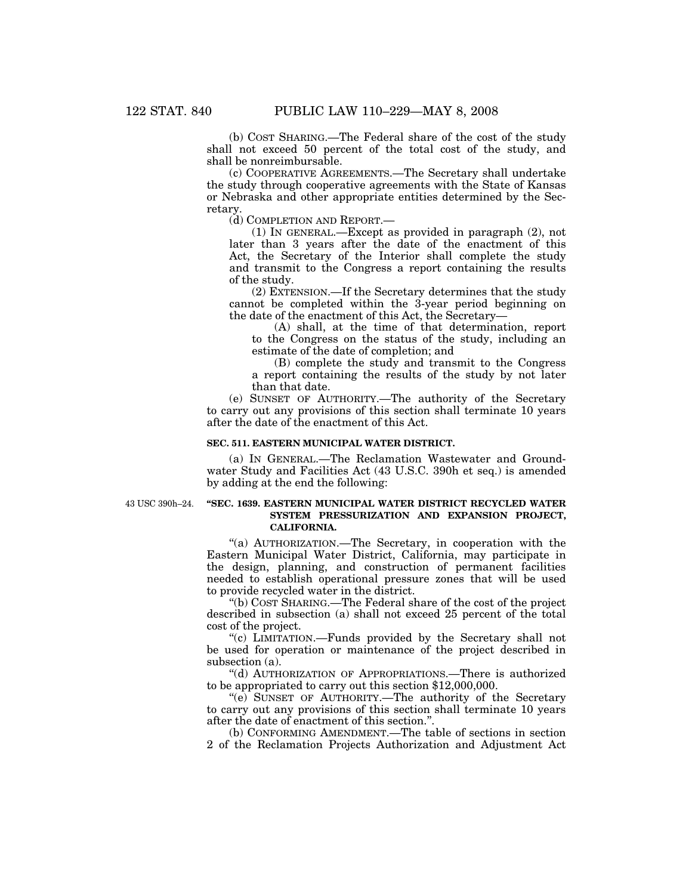(b) COST SHARING.—The Federal share of the cost of the study shall not exceed 50 percent of the total cost of the study, and shall be nonreimbursable.

(c) COOPERATIVE AGREEMENTS.—The Secretary shall undertake the study through cooperative agreements with the State of Kansas or Nebraska and other appropriate entities determined by the Secretary.

(d) COMPLETION AND REPORT.—

(1) IN GENERAL.—Except as provided in paragraph (2), not later than 3 years after the date of the enactment of this Act, the Secretary of the Interior shall complete the study and transmit to the Congress a report containing the results of the study.

(2) EXTENSION.—If the Secretary determines that the study cannot be completed within the 3-year period beginning on the date of the enactment of this Act, the Secretary—

(A) shall, at the time of that determination, report to the Congress on the status of the study, including an estimate of the date of completion; and

(B) complete the study and transmit to the Congress a report containing the results of the study by not later than that date.

(e) SUNSET OF AUTHORITY.—The authority of the Secretary to carry out any provisions of this section shall terminate 10 years after the date of the enactment of this Act.

**SEC. 511. EASTERN MUNICIPAL WATER DISTRICT.**

(a) IN GENERAL.—The Reclamation Wastewater and Groundwater Study and Facilities Act (43 U.S.C. 390h et seq.) is amended by adding at the end the following:

43 USC 390h–24.

**"SEC. 1639. EASTERN MUNICIPAL WATER DISTRICT RECYCLED WATER SYSTEM PRESSURIZATION AND EXPANSION PROJECT, CALIFORNIA.**

"(a) AUTHORIZATION.—The Secretary, in cooperation with the Eastern Municipal Water District, California, may participate in the design, planning, and construction of permanent facilities needed to establish operational pressure zones that will be used to provide recycled water in the district.

"(b) COST SHARING.—The Federal share of the cost of the project described in subsection (a) shall not exceed 25 percent of the total cost of the project.

"(c) LIMITATION.—Funds provided by the Secretary shall not be used for operation or maintenance of the project described in subsection (a).

"(d) AUTHORIZATION OF APPROPRIATIONS.—There is authorized to be appropriated to carry out this section $12,000,000.

"(e) SUNSET OF AUTHORITY.—The authority of the Secretary to carry out any provisions of this section shall terminate 10 years after the date of enactment of this section.".

(b) CONFORMING AMENDMENT.—The table of sections in section 2 of the Reclamation Projects Authorization and Adjustment Act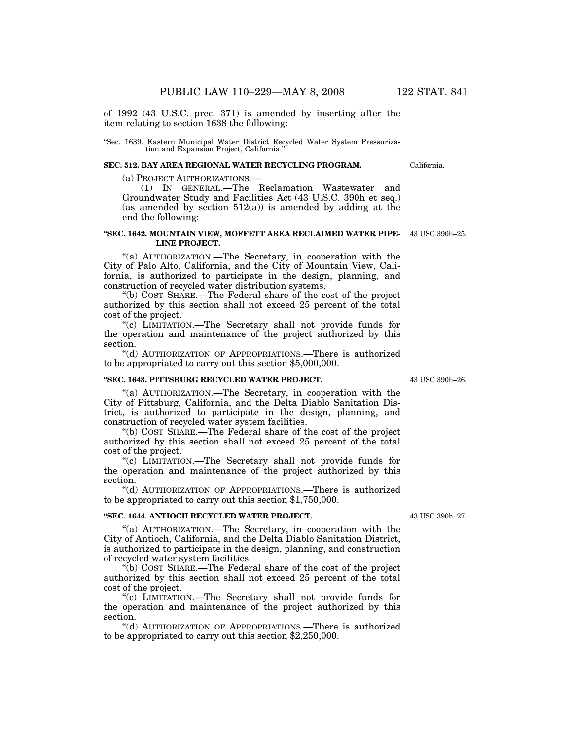of 1992 (43 U.S.C. prec. 371) is amended by inserting after the item relating to section 1638 the following:

"Sec. 1639. Eastern Municipal Water District Recycled Water System Pressurization and Expansion Project, California.".

**SEC. 512. BAY AREA REGIONAL WATER RECYCLING PROGRAM.**

California.

(a) PROJECT AUTHORIZATIONS.—

(1) IN GENERAL.—The Reclamation Wastewater and Groundwater Study and Facilities Act (43 U.S.C. 390h et seq.) (as amended by section 512(a)) is amended by adding at the end the following:

**"SEC. 1642. MOUNTAIN VIEW, MOFFETT AREA RECLAIMED WATER PIPELINE PROJECT.**

43 USC 390h–25.

"(a) AUTHORIZATION.—The Secretary, in cooperation with the City of Palo Alto, California, and the City of Mountain View, California, is authorized to participate in the design, planning, and construction of recycled water distribution systems.

"(b) COST SHARE.—The Federal share of the cost of the project authorized by this section shall not exceed 25 percent of the total cost of the project.

"(c) LIMITATION.—The Secretary shall not provide funds for the operation and maintenance of the project authorized by this section.

"(d) AUTHORIZATION OF APPROPRIATIONS.—There is authorized to be appropriated to carry out this section $5,000,000.

**"SEC. 1643. PITTSBURG RECYCLED WATER PROJECT.**

43 USC 390h–26.

"(a) AUTHORIZATION.—The Secretary, in cooperation with the City of Pittsburg, California, and the Delta Diablo Sanitation District, is authorized to participate in the design, planning, and construction of recycled water system facilities.

"(b) COST SHARE.—The Federal share of the cost of the project authorized by this section shall not exceed 25 percent of the total cost of the project.

"(c) LIMITATION.—The Secretary shall not provide funds for the operation and maintenance of the project authorized by this section.

"(d) AUTHORIZATION OF APPROPRIATIONS.—There is authorized to be appropriated to carry out this section $1,750,000.

**"SEC. 1644. ANTIOCH RECYCLED WATER PROJECT.**

43 USC 390h–27.

"(a) AUTHORIZATION.—The Secretary, in cooperation with the City of Antioch, California, and the Delta Diablo Sanitation District, is authorized to participate in the design, planning, and construction of recycled water system facilities.

"(b) COST SHARE.—The Federal share of the cost of the project authorized by this section shall not exceed 25 percent of the total cost of the project.

"(c) LIMITATION.—The Secretary shall not provide funds for the operation and maintenance of the project authorized by this section.

"(d) AUTHORIZATION OF APPROPRIATIONS.—There is authorized to be appropriated to carry out this section $2,250,000.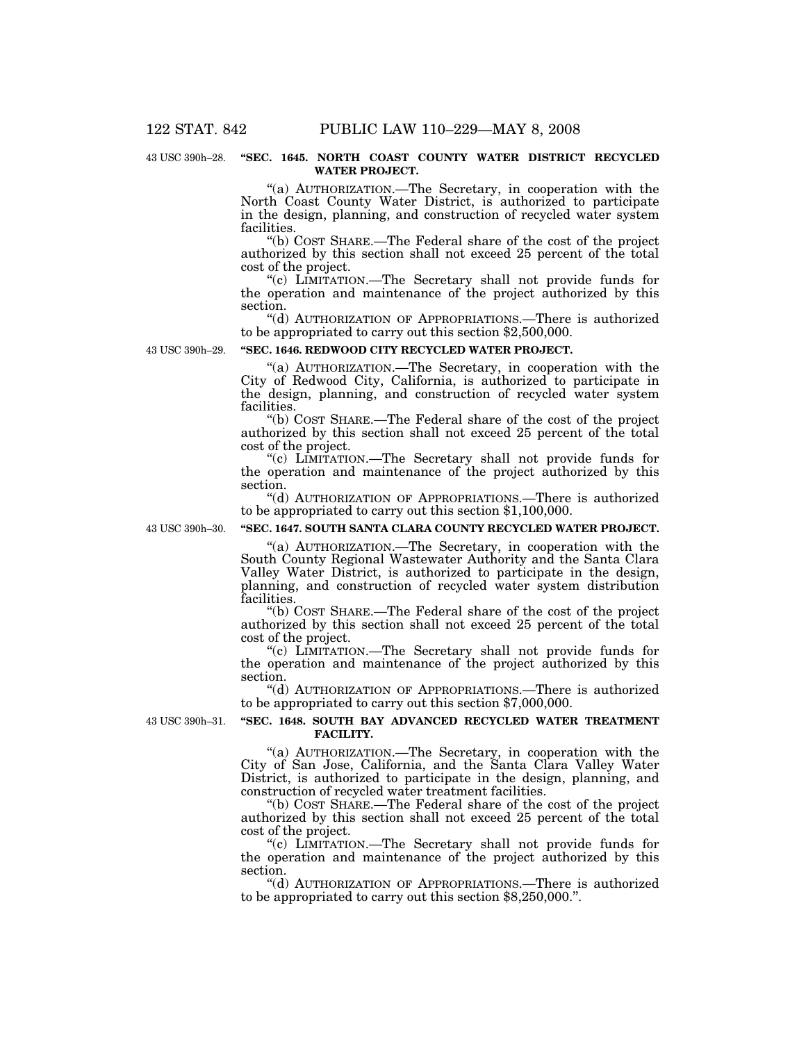43 USC 390h–28.

**"SEC. 1645. NORTH COAST COUNTY WATER DISTRICT RECYCLED WATER PROJECT.**

"(a) AUTHORIZATION.—The Secretary, in cooperation with the North Coast County Water District, is authorized to participate in the design, planning, and construction of recycled water system facilities.

"(b) COST SHARE.—The Federal share of the cost of the project authorized by this section shall not exceed 25 percent of the total cost of the project.

"(c) LIMITATION.—The Secretary shall not provide funds for the operation and maintenance of the project authorized by this section.

"(d) AUTHORIZATION OF APPROPRIATIONS.—There is authorized to be appropriated to carry out this section $2,500,000.

43 USC 390h–29.

**"SEC. 1646. REDWOOD CITY RECYCLED WATER PROJECT.**

"(a) AUTHORIZATION.—The Secretary, in cooperation with the City of Redwood City, California, is authorized to participate in the design, planning, and construction of recycled water system facilities.

"(b) COST SHARE.—The Federal share of the cost of the project authorized by this section shall not exceed 25 percent of the total cost of the project.

"(c) LIMITATION.—The Secretary shall not provide funds for the operation and maintenance of the project authorized by this section.

"(d) AUTHORIZATION OF APPROPRIATIONS.—There is authorized to be appropriated to carry out this section $1,100,000.

43 USC 390h–30.

**"SEC. 1647. SOUTH SANTA CLARA COUNTY RECYCLED WATER PROJECT.**

"(a) AUTHORIZATION.—The Secretary, in cooperation with the South County Regional Wastewater Authority and the Santa Clara Valley Water District, is authorized to participate in the design, planning, and construction of recycled water system distribution facilities.

"(b) COST SHARE.—The Federal share of the cost of the project authorized by this section shall not exceed 25 percent of the total cost of the project.

"(c) LIMITATION.—The Secretary shall not provide funds for the operation and maintenance of the project authorized by this section.

"(d) AUTHORIZATION OF APPROPRIATIONS.—There is authorized to be appropriated to carry out this section $7,000,000.

43 USC 390h–31.

**"SEC. 1648. SOUTH BAY ADVANCED RECYCLED WATER TREATMENT FACILITY.**

"(a) AUTHORIZATION.—The Secretary, in cooperation with the City of San Jose, California, and the Santa Clara Valley Water District, is authorized to participate in the design, planning, and construction of recycled water treatment facilities.

"(b) COST SHARE.—The Federal share of the cost of the project authorized by this section shall not exceed 25 percent of the total cost of the project.

"(c) LIMITATION.—The Secretary shall not provide funds for the operation and maintenance of the project authorized by this section.

"(d) AUTHORIZATION OF APPROPRIATIONS.—There is authorized to be appropriated to carry out this section $8,250,000.".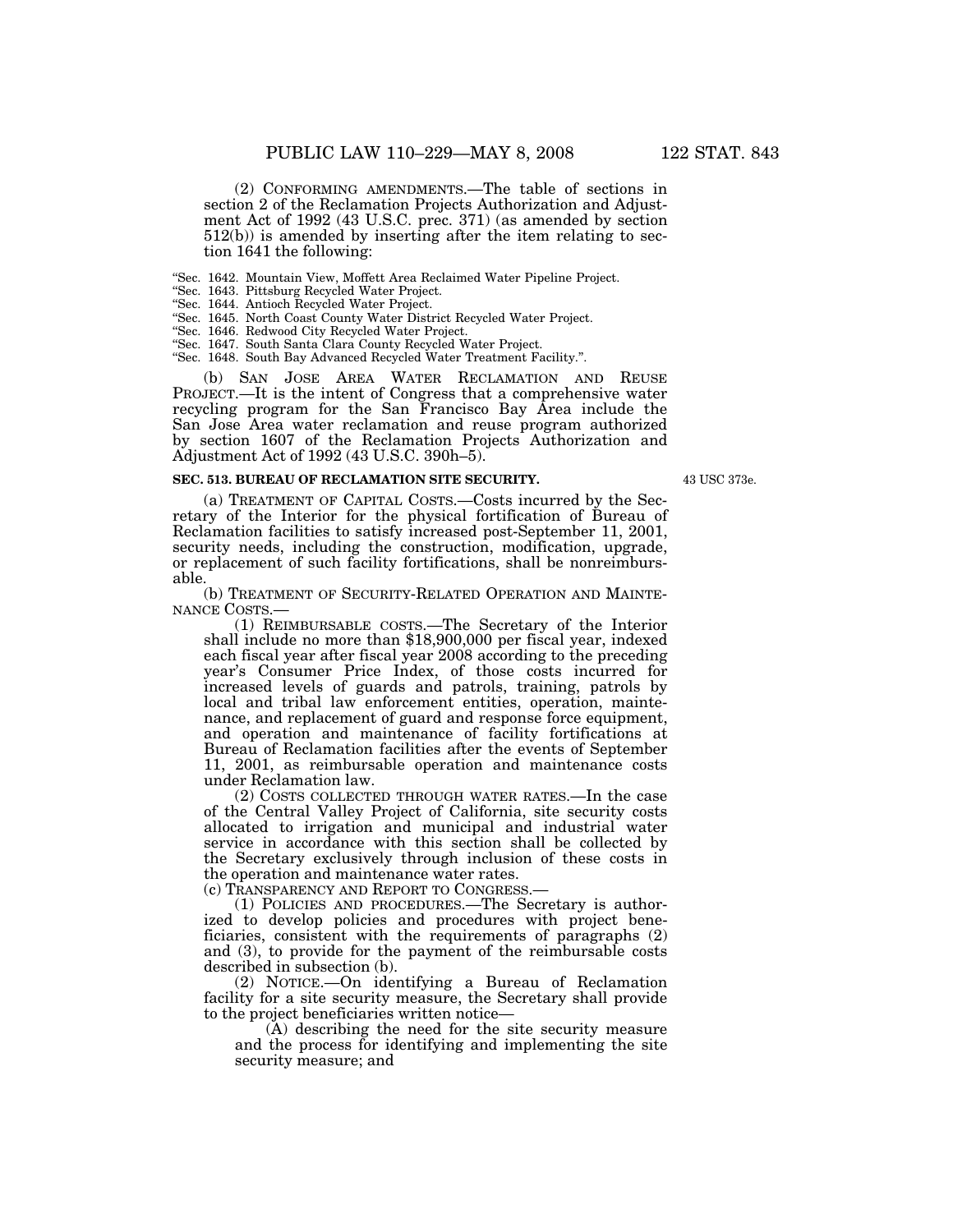(2) CONFORMING AMENDMENTS.—The table of sections in section 2 of the Reclamation Projects Authorization and Adjustment Act of 1992 (43 U.S.C. prec. 371) (as amended by section 512(b)) is amended by inserting after the item relating to section 1641 the following:

"Sec. 1642. Mountain View, Moffett Area Reclaimed Water Pipeline Project.
"Sec. 1643. Pittsburg Recycled Water Project.
"Sec. 1644. Antioch Recycled Water Project.
"Sec. 1645. North Coast County Water District Recycled Water Project.
"Sec. 1646. Redwood City Recycled Water Project.
"Sec. 1647. South Santa Clara County Recycled Water Project.
"Sec. 1648. South Bay Advanced Recycled Water Treatment Facility.".

(b) SAN JOSE AREA WATER RECLAMATION AND REUSE PROJECT.—It is the intent of Congress that a comprehensive water recycling program for the San Francisco Bay Area include the San Jose Area water reclamation and reuse program authorized by section 1607 of the Reclamation Projects Authorization and Adjustment Act of 1992 (43 U.S.C. 390h–5).

### SEC. 513. BUREAU OF RECLAMATION SITE SECURITY.

43 USC 373e.

(a) TREATMENT OF CAPITAL COSTS.—Costs incurred by the Secretary of the Interior for the physical fortification of Bureau of Reclamation facilities to satisfy increased post-September 11, 2001, security needs, including the construction, modification, upgrade, or replacement of such facility fortifications, shall be nonreimbursable.

(b) TREATMENT OF SECURITY-RELATED OPERATION AND MAINTENANCE COSTS.—

(1) REIMBURSABLE COSTS.—The Secretary of the Interior shall include no more than $18,900,000 per fiscal year, indexed each fiscal year after fiscal year 2008 according to the preceding year's Consumer Price Index, of those costs incurred for increased levels of guards and patrols, training, patrols by local and tribal law enforcement entities, operation, maintenance, and replacement of guard and response force equipment, and operation and maintenance of facility fortifications at Bureau of Reclamation facilities after the events of September 11, 2001, as reimbursable operation and maintenance costs under Reclamation law.

(2) COSTS COLLECTED THROUGH WATER RATES.—In the case of the Central Valley Project of California, site security costs allocated to irrigation and municipal and industrial water service in accordance with this section shall be collected by the Secretary exclusively through inclusion of these costs in the operation and maintenance water rates.

(c) TRANSPARENCY AND REPORT TO CONGRESS.—

(1) POLICIES AND PROCEDURES.—The Secretary is authorized to develop policies and procedures with project beneficiaries, consistent with the requirements of paragraphs (2) and (3), to provide for the payment of the reimbursable costs described in subsection (b).

(2) NOTICE.—On identifying a Bureau of Reclamation facility for a site security measure, the Secretary shall provide to the project beneficiaries written notice—

(A) describing the need for the site security measure and the process for identifying and implementing the site security measure; and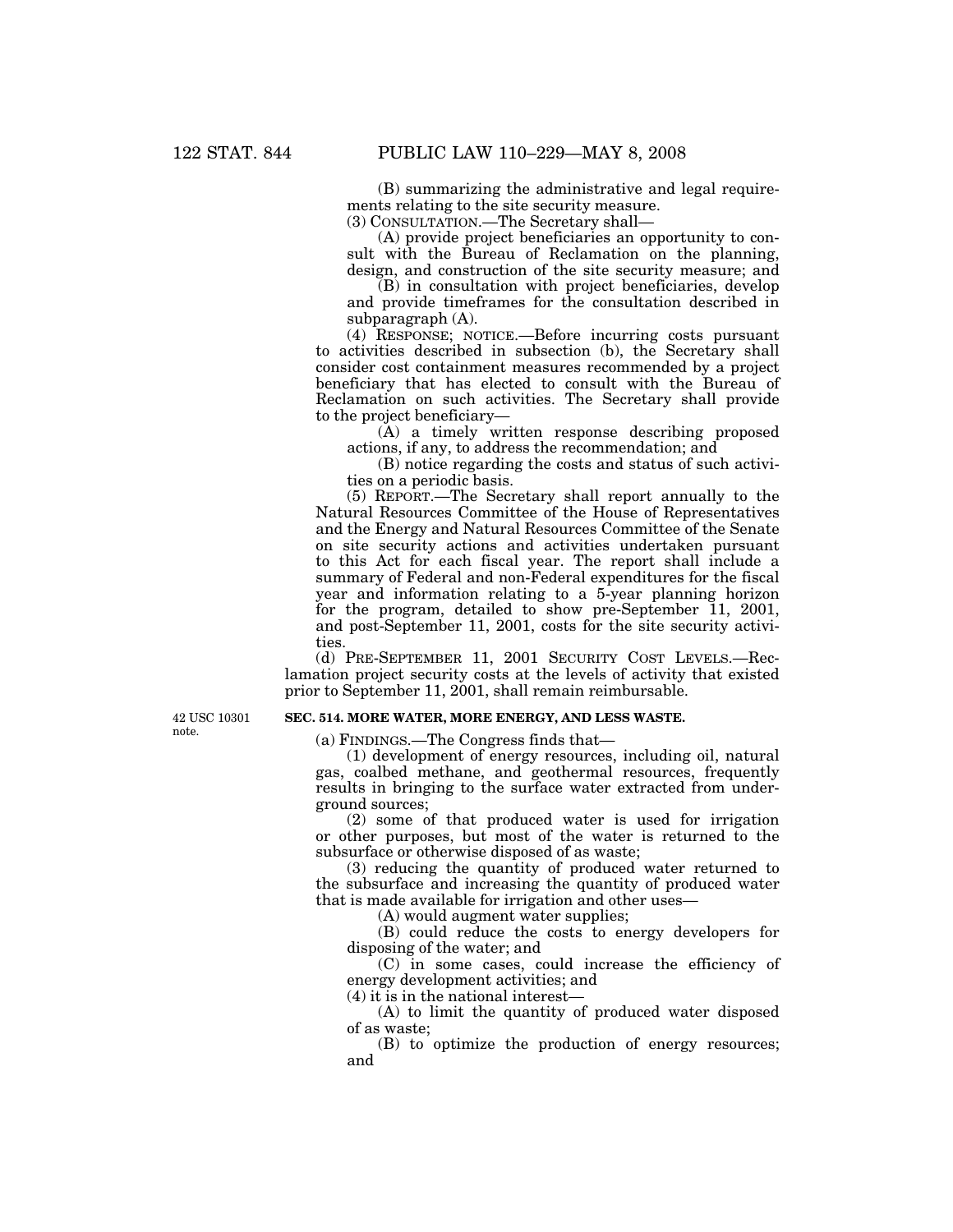(B) summarizing the administrative and legal requirements relating to the site security measure.

(3) CONSULTATION.—The Secretary shall—

(A) provide project beneficiaries an opportunity to consult with the Bureau of Reclamation on the planning, design, and construction of the site security measure; and

(B) in consultation with project beneficiaries, develop and provide timeframes for the consultation described in subparagraph (A).

(4) RESPONSE; NOTICE.—Before incurring costs pursuant to activities described in subsection (b), the Secretary shall consider cost containment measures recommended by a project beneficiary that has elected to consult with the Bureau of Reclamation on such activities. The Secretary shall provide to the project beneficiary—

(A) a timely written response describing proposed actions, if any, to address the recommendation; and

(B) notice regarding the costs and status of such activities on a periodic basis.

(5) REPORT.—The Secretary shall report annually to the Natural Resources Committee of the House of Representatives and the Energy and Natural Resources Committee of the Senate on site security actions and activities undertaken pursuant to this Act for each fiscal year. The report shall include a summary of Federal and non-Federal expenditures for the fiscal year and information relating to a 5-year planning horizon for the program, detailed to show pre-September 11, 2001, and post-September 11, 2001, costs for the site security activities.

(d) PRE-SEPTEMBER 11, 2001 SECURITY COST LEVELS.—Reclamation project security costs at the levels of activity that existed prior to September 11, 2001, shall remain reimbursable.

42 USC 10301 note.

**SEC. 514. MORE WATER, MORE ENERGY, AND LESS WASTE.**

(a) FINDINGS.—The Congress finds that—

(1) development of energy resources, including oil, natural gas, coalbed methane, and geothermal resources, frequently results in bringing to the surface water extracted from underground sources;

(2) some of that produced water is used for irrigation or other purposes, but most of the water is returned to the subsurface or otherwise disposed of as waste;

(3) reducing the quantity of produced water returned to the subsurface and increasing the quantity of produced water that is made available for irrigation and other uses—

(A) would augment water supplies;

(B) could reduce the costs to energy developers for disposing of the water; and

(C) in some cases, could increase the efficiency of energy development activities; and

(4) it is in the national interest—

(A) to limit the quantity of produced water disposed of as waste;

(B) to optimize the production of energy resources; and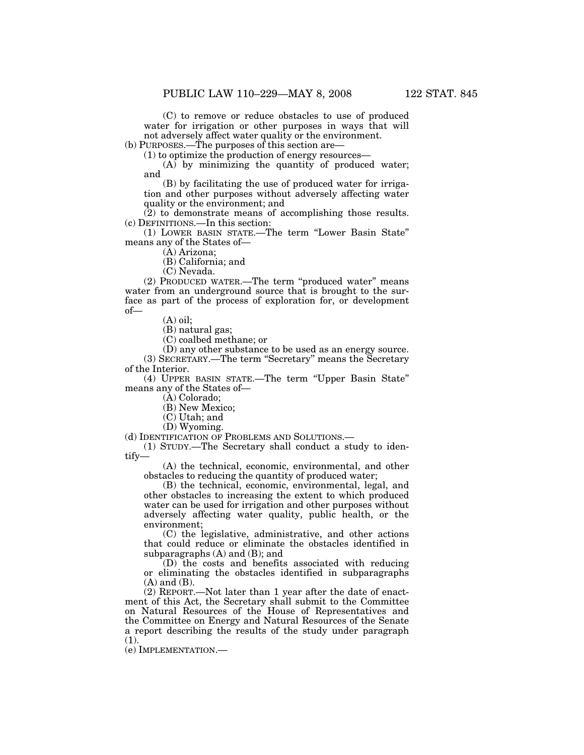(C) to remove or reduce obstacles to use of produced water for irrigation or other purposes in ways that will not adversely affect water quality or the environment.

(b) PURPOSES.—The purposes of this section are—

(1) to optimize the production of energy resources—

(A) by minimizing the quantity of produced water; and

(B) by facilitating the use of produced water for irrigation and other purposes without adversely affecting water quality or the environment; and

(2) to demonstrate means of accomplishing those results.

(c) DEFINITIONS.—In this section:

(1) LOWER BASIN STATE.—The term "Lower Basin State" means any of the States of—

(A) Arizona;

(B) California; and

(C) Nevada.

(2) PRODUCED WATER.—The term "produced water" means water from an underground source that is brought to the surface as part of the process of exploration for, or development of—

(A) oil;

(B) natural gas;

(C) coalbed methane; or

(D) any other substance to be used as an energy source.

(3) SECRETARY.—The term "Secretary" means the Secretary of the Interior.

(4) UPPER BASIN STATE.—The term "Upper Basin State" means any of the States of—

(A) Colorado;

(B) New Mexico;

(C) Utah; and

(D) Wyoming.

(d) IDENTIFICATION OF PROBLEMS AND SOLUTIONS.—

(1) STUDY.—The Secretary shall conduct a study to identify—

(A) the technical, economic, environmental, and other obstacles to reducing the quantity of produced water;

(B) the technical, economic, environmental, legal, and other obstacles to increasing the extent to which produced water can be used for irrigation and other purposes without adversely affecting water quality, public health, or the environment;

(C) the legislative, administrative, and other actions that could reduce or eliminate the obstacles identified in subparagraphs (A) and (B); and

(D) the costs and benefits associated with reducing or eliminating the obstacles identified in subparagraphs (A) and (B).

(2) REPORT.—Not later than 1 year after the date of enactment of this Act, the Secretary shall submit to the Committee on Natural Resources of the House of Representatives and the Committee on Energy and Natural Resources of the Senate a report describing the results of the study under paragraph (1).

(e) IMPLEMENTATION.—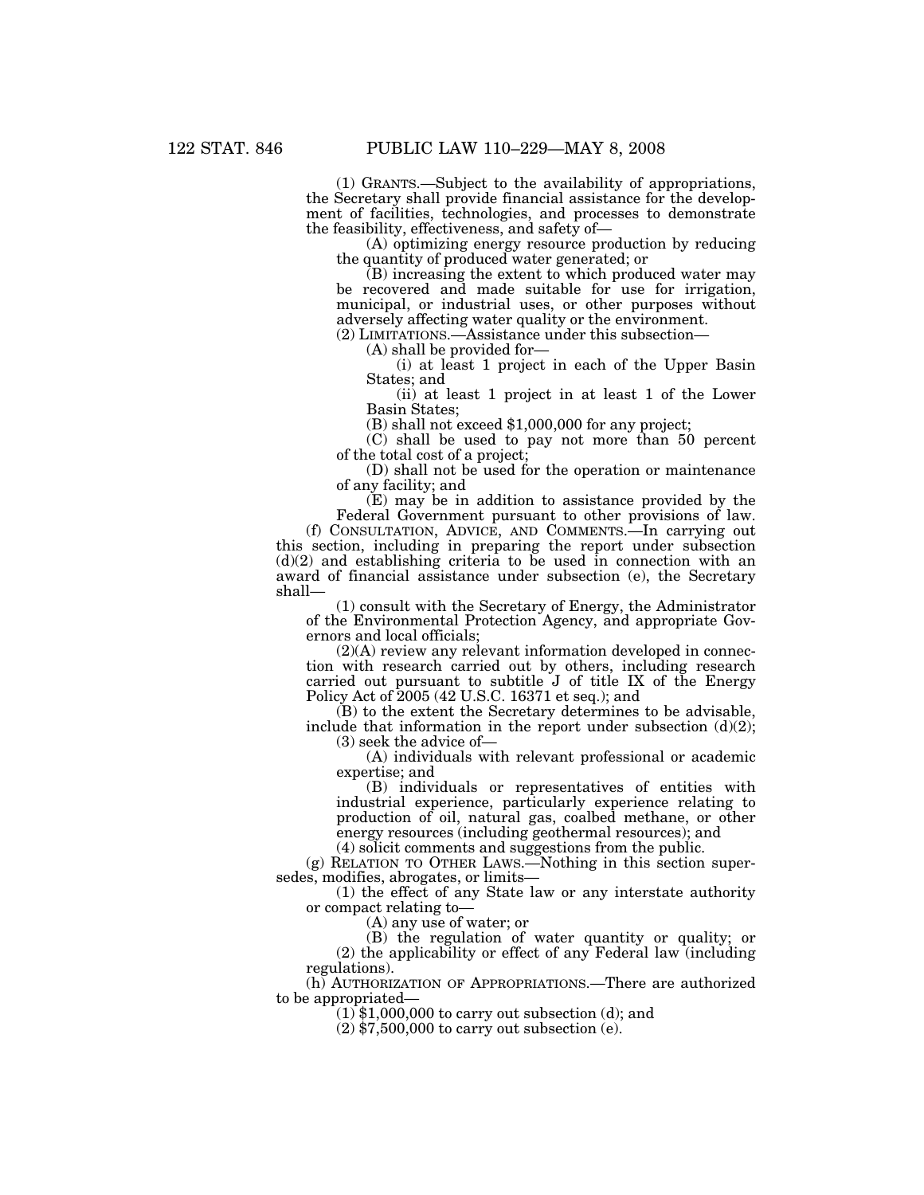(1) GRANTS.—Subject to the availability of appropriations, the Secretary shall provide financial assistance for the development of facilities, technologies, and processes to demonstrate the feasibility, effectiveness, and safety of—

(A) optimizing energy resource production by reducing the quantity of produced water generated; or

(B) increasing the extent to which produced water may be recovered and made suitable for use for irrigation, municipal, or industrial uses, or other purposes without adversely affecting water quality or the environment.

(2) LIMITATIONS.—Assistance under this subsection—

(A) shall be provided for—

(i) at least 1 project in each of the Upper Basin States; and

(ii) at least 1 project in at least 1 of the Lower Basin States;

(B) shall not exceed $1,000,000 for any project;

(C) shall be used to pay not more than 50 percent of the total cost of a project;

(D) shall not be used for the operation or maintenance of any facility; and

(E) may be in addition to assistance provided by the Federal Government pursuant to other provisions of law.

(f) CONSULTATION, ADVICE, AND COMMENTS.—In carrying out this section, including in preparing the report under subsection (d)(2) and establishing criteria to be used in connection with an award of financial assistance under subsection (e), the Secretary shall—

(1) consult with the Secretary of Energy, the Administrator of the Environmental Protection Agency, and appropriate Governors and local officials;

(2)(A) review any relevant information developed in connection with research carried out by others, including research carried out pursuant to subtitle J of title IX of the Energy Policy Act of 2005 (42 U.S.C. 16371 et seq.); and

(B) to the extent the Secretary determines to be advisable, include that information in the report under subsection (d)(2);

(3) seek the advice of—

(A) individuals with relevant professional or academic expertise; and

(B) individuals or representatives of entities with industrial experience, particularly experience relating to production of oil, natural gas, coalbed methane, or other energy resources (including geothermal resources); and

(4) solicit comments and suggestions from the public.

(g) RELATION TO OTHER LAWS.—Nothing in this section supersedes, modifies, abrogates, or limits—

(1) the effect of any State law or any interstate authority or compact relating to—

(A) any use of water; or

(B) the regulation of water quantity or quality; or

(2) the applicability or effect of any Federal law (including regulations).

(h) AUTHORIZATION OF APPROPRIATIONS.—There are authorized to be appropriated—

(1) $1,000,000 to carry out subsection (d); and

(2) $7,500,000 to carry out subsection (e).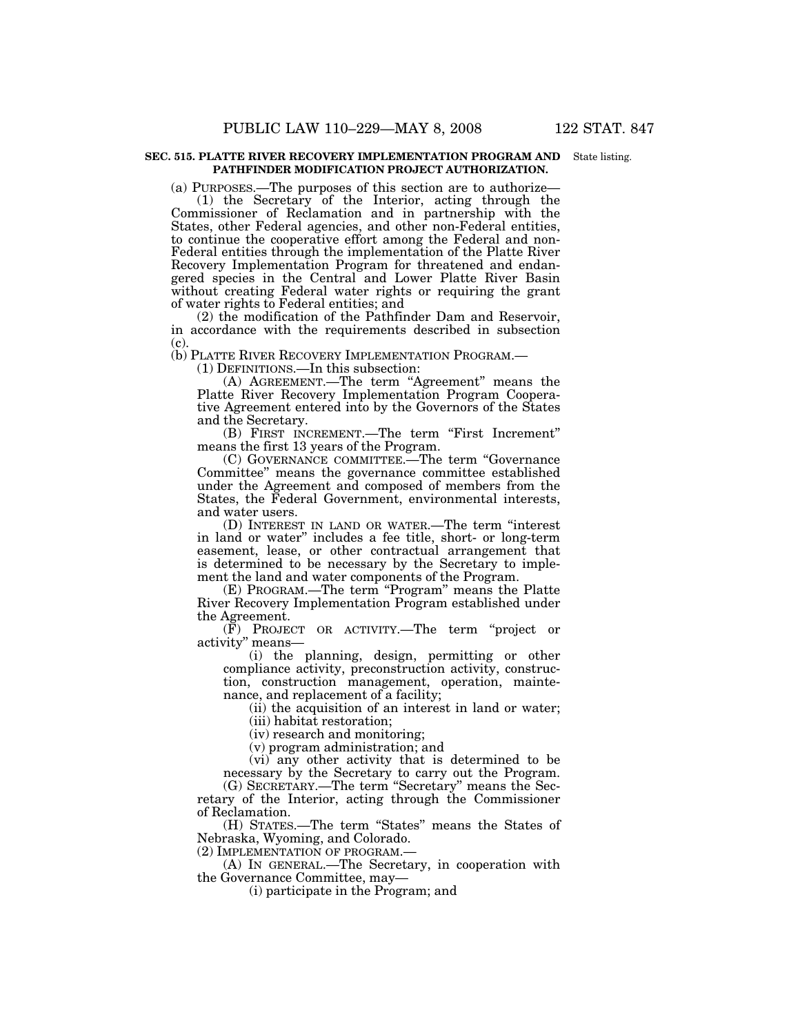**SEC. 515. PLATTE RIVER RECOVERY IMPLEMENTATION PROGRAM AND PATHFINDER MODIFICATION PROJECT AUTHORIZATION.**

State listing.

(a) PURPOSES.—The purposes of this section are to authorize—

(1) the Secretary of the Interior, acting through the Commissioner of Reclamation and in partnership with the States, other Federal agencies, and other non-Federal entities, to continue the cooperative effort among the Federal and non-Federal entities through the implementation of the Platte River Recovery Implementation Program for threatened and endangered species in the Central and Lower Platte River Basin without creating Federal water rights or requiring the grant of water rights to Federal entities; and

(2) the modification of the Pathfinder Dam and Reservoir, in accordance with the requirements described in subsection (c).

(b) PLATTE RIVER RECOVERY IMPLEMENTATION PROGRAM.—

(1) DEFINITIONS.—In this subsection:

(A) AGREEMENT.—The term "Agreement" means the Platte River Recovery Implementation Program Cooperative Agreement entered into by the Governors of the States and the Secretary.

(B) FIRST INCREMENT.—The term "First Increment" means the first 13 years of the Program.

(C) GOVERNANCE COMMITTEE.—The term "Governance Committee" means the governance committee established under the Agreement and composed of members from the States, the Federal Government, environmental interests, and water users.

(D) INTEREST IN LAND OR WATER.—The term "interest in land or water" includes a fee title, short- or long-term easement, lease, or other contractual arrangement that is determined to be necessary by the Secretary to implement the land and water components of the Program.

(E) PROGRAM.—The term "Program" means the Platte River Recovery Implementation Program established under the Agreement.

(F) PROJECT OR ACTIVITY.—The term "project or activity" means—

(i) the planning, design, permitting or other compliance activity, preconstruction activity, construction, construction management, operation, maintenance, and replacement of a facility;

(ii) the acquisition of an interest in land or water;

(iii) habitat restoration;

(iv) research and monitoring;

(v) program administration; and

(vi) any other activity that is determined to be necessary by the Secretary to carry out the Program.

(G) SECRETARY.—The term "Secretary" means the Secretary of the Interior, acting through the Commissioner of Reclamation.

(H) STATES.—The term "States" means the States of Nebraska, Wyoming, and Colorado.

(2) IMPLEMENTATION OF PROGRAM.—

(A) IN GENERAL.—The Secretary, in cooperation with the Governance Committee, may—

(i) participate in the Program; and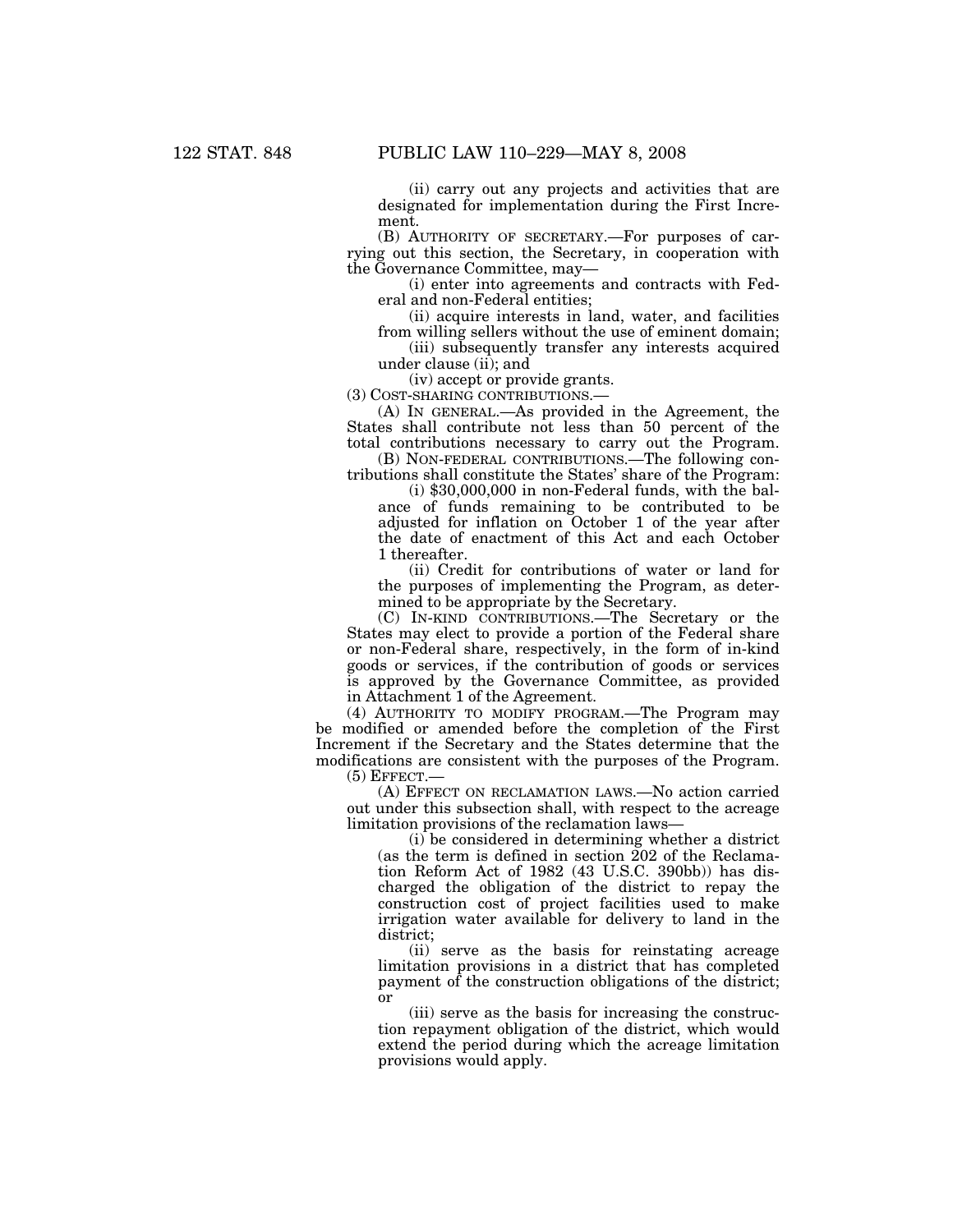(ii) carry out any projects and activities that are designated for implementation during the First Increment.

(B) AUTHORITY OF SECRETARY.—For purposes of carrying out this section, the Secretary, in cooperation with the Governance Committee, may—

(i) enter into agreements and contracts with Federal and non-Federal entities;

(ii) acquire interests in land, water, and facilities from willing sellers without the use of eminent domain;

(iii) subsequently transfer any interests acquired under clause (ii); and

(iv) accept or provide grants.

(3) COST-SHARING CONTRIBUTIONS.—

(A) IN GENERAL.—As provided in the Agreement, the States shall contribute not less than 50 percent of the total contributions necessary to carry out the Program.

(B) NON-FEDERAL CONTRIBUTIONS.—The following contributions shall constitute the States' share of the Program:

(i) $30,000,000 in non-Federal funds, with the balance of funds remaining to be contributed to be adjusted for inflation on October 1 of the year after the date of enactment of this Act and each October 1 thereafter.

(ii) Credit for contributions of water or land for the purposes of implementing the Program, as determined to be appropriate by the Secretary.

(C) IN-KIND CONTRIBUTIONS.—The Secretary or the States may elect to provide a portion of the Federal share or non-Federal share, respectively, in the form of in-kind goods or services, if the contribution of goods or services is approved by the Governance Committee, as provided in Attachment 1 of the Agreement.

(4) AUTHORITY TO MODIFY PROGRAM.—The Program may be modified or amended before the completion of the First Increment if the Secretary and the States determine that the modifications are consistent with the purposes of the Program.

(5) EFFECT.—

(A) EFFECT ON RECLAMATION LAWS.—No action carried out under this subsection shall, with respect to the acreage limitation provisions of the reclamation laws—

(i) be considered in determining whether a district (as the term is defined in section 202 of the Reclamation Reform Act of 1982 (43 U.S.C. 390bb)) has discharged the obligation of the district to repay the construction cost of project facilities used to make irrigation water available for delivery to land in the district;

(ii) serve as the basis for reinstating acreage limitation provisions in a district that has completed payment of the construction obligations of the district; or

(iii) serve as the basis for increasing the construction repayment obligation of the district, which would extend the period during which the acreage limitation provisions would apply.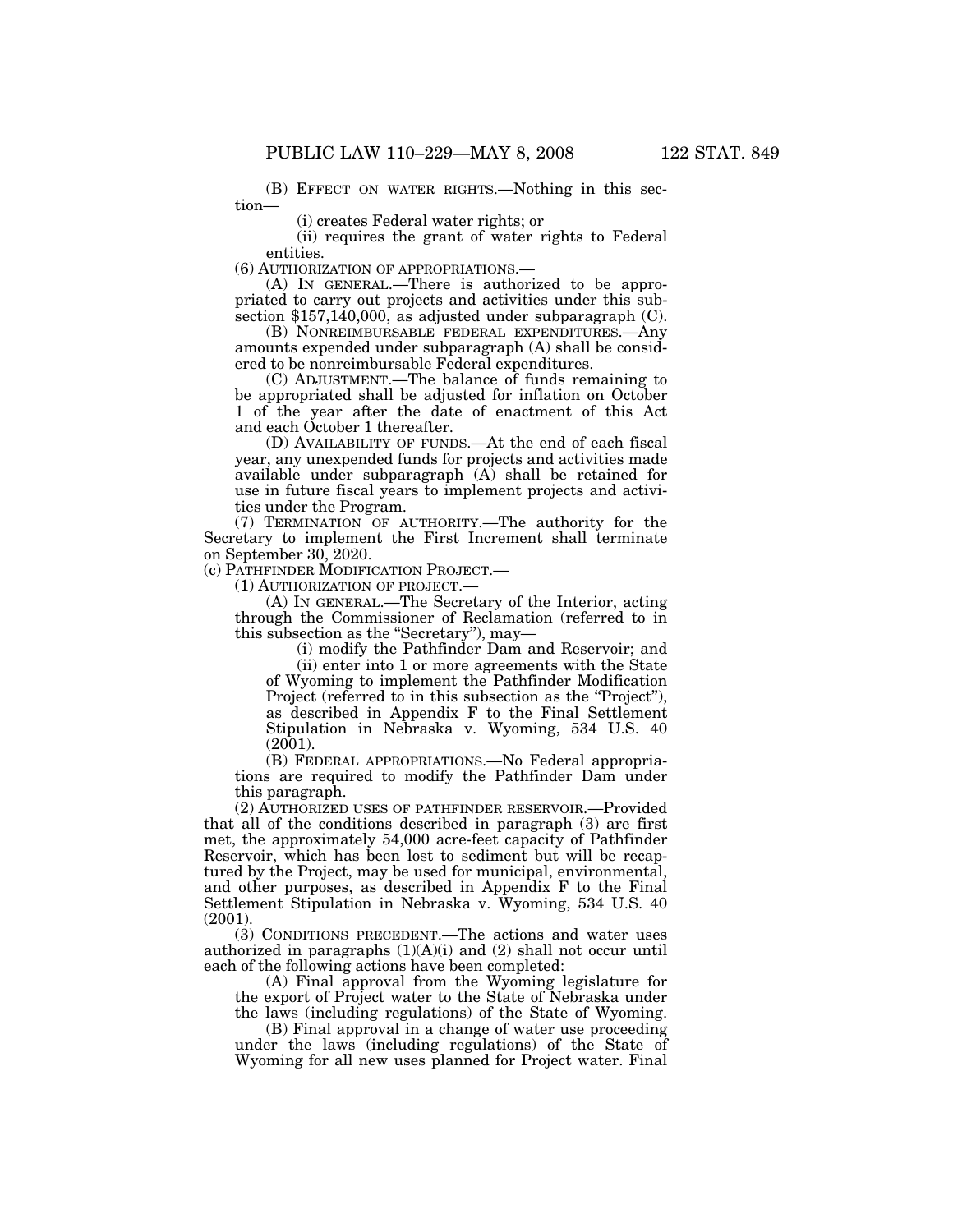(B) EFFECT ON WATER RIGHTS.—Nothing in this section—

(i) creates Federal water rights; or

(ii) requires the grant of water rights to Federal entities.

(6) AUTHORIZATION OF APPROPRIATIONS.—

(A) IN GENERAL.—There is authorized to be appropriated to carry out projects and activities under this subsection $157,140,000, as adjusted under subparagraph (C).

(B) NONREIMBURSABLE FEDERAL EXPENDITURES.—Any amounts expended under subparagraph (A) shall be considered to be nonreimbursable Federal expenditures.

(C) ADJUSTMENT.—The balance of funds remaining to be appropriated shall be adjusted for inflation on October 1 of the year after the date of enactment of this Act and each October 1 thereafter.

(D) AVAILABILITY OF FUNDS.—At the end of each fiscal year, any unexpended funds for projects and activities made available under subparagraph (A) shall be retained for use in future fiscal years to implement projects and activities under the Program.

(7) TERMINATION OF AUTHORITY.—The authority for the Secretary to implement the First Increment shall terminate on September 30, 2020.

(c) PATHFINDER MODIFICATION PROJECT.—

(1) AUTHORIZATION OF PROJECT.—

(A) IN GENERAL.—The Secretary of the Interior, acting through the Commissioner of Reclamation (referred to in this subsection as the "Secretary"), may—

(i) modify the Pathfinder Dam and Reservoir; and

(ii) enter into 1 or more agreements with the State of Wyoming to implement the Pathfinder Modification Project (referred to in this subsection as the "Project"), as described in Appendix F to the Final Settlement Stipulation in Nebraska v. Wyoming, 534 U.S. 40 (2001).

(B) FEDERAL APPROPRIATIONS.—No Federal appropriations are required to modify the Pathfinder Dam under this paragraph.

(2) AUTHORIZED USES OF PATHFINDER RESERVOIR.—Provided that all of the conditions described in paragraph (3) are first met, the approximately 54,000 acre-feet capacity of Pathfinder Reservoir, which has been lost to sediment but will be recaptured by the Project, may be used for municipal, environmental, and other purposes, as described in Appendix F to the Final Settlement Stipulation in Nebraska v. Wyoming, 534 U.S. 40 (2001).

(3) CONDITIONS PRECEDENT.—The actions and water uses authorized in paragraphs (1)(A)(i) and (2) shall not occur until each of the following actions have been completed:

(A) Final approval from the Wyoming legislature for the export of Project water to the State of Nebraska under the laws (including regulations) of the State of Wyoming.

(B) Final approval in a change of water use proceeding under the laws (including regulations) of the State of Wyoming for all new uses planned for Project water. Final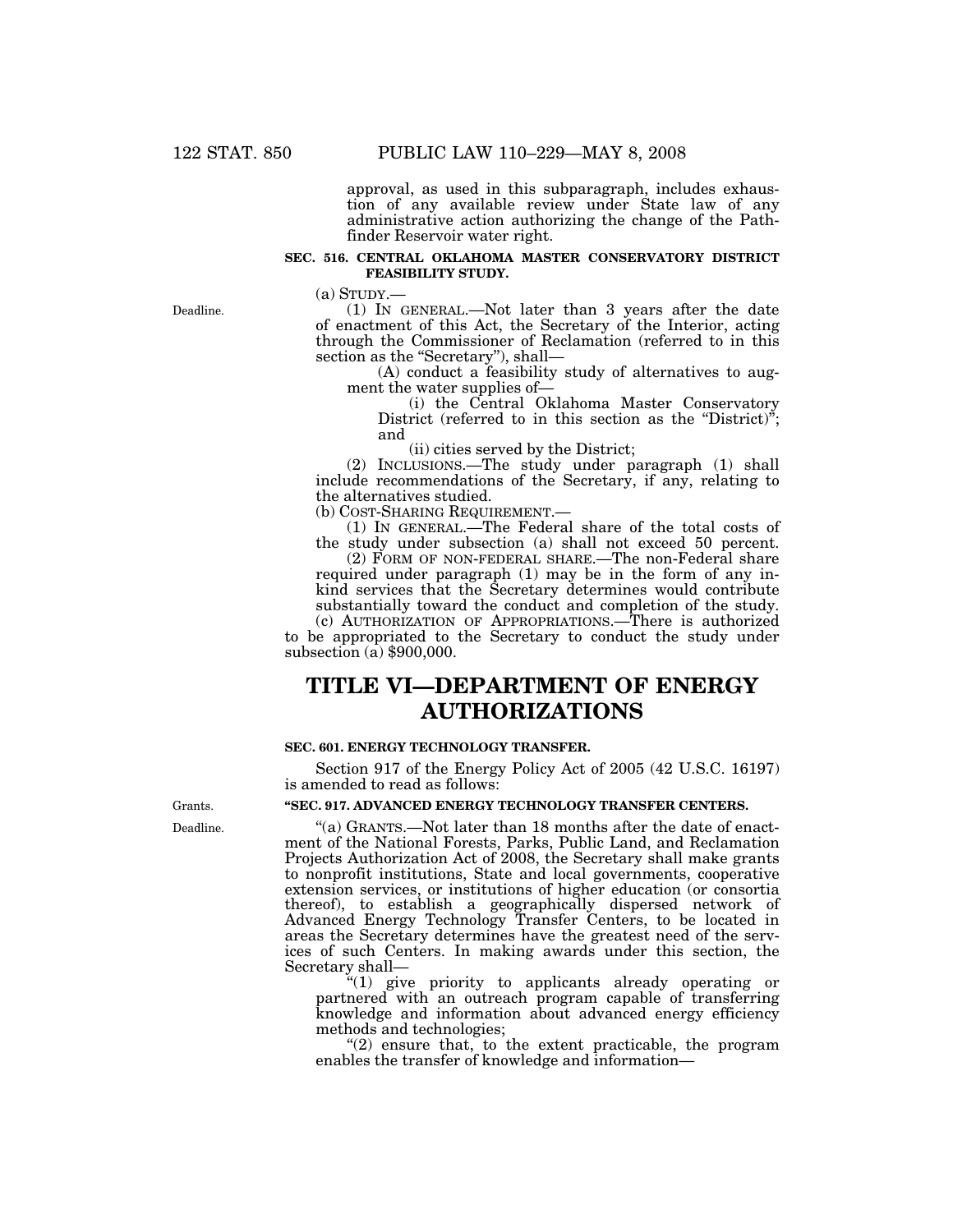approval, as used in this subparagraph, includes exhaustion of any available review under State law of any administrative action authorizing the change of the Pathfinder Reservoir water right.

**SEC. 516. CENTRAL OKLAHOMA MASTER CONSERVATORY DISTRICT FEASIBILITY STUDY.**

(a) STUDY.—

Deadline.

(1) IN GENERAL.—Not later than 3 years after the date of enactment of this Act, the Secretary of the Interior, acting through the Commissioner of Reclamation (referred to in this section as the "Secretary"), shall—

(A) conduct a feasibility study of alternatives to augment the water supplies of—

(i) the Central Oklahoma Master Conservatory District (referred to in this section as the "District)"; and

(ii) cities served by the District;

(2) INCLUSIONS.—The study under paragraph (1) shall include recommendations of the Secretary, if any, relating to the alternatives studied.

(b) COST-SHARING REQUIREMENT.—

(1) IN GENERAL.—The Federal share of the total costs of the study under subsection (a) shall not exceed 50 percent.

(2) FORM OF NON-FEDERAL SHARE.—The non-Federal share required under paragraph (1) may be in the form of any in-kind services that the Secretary determines would contribute substantially toward the conduct and completion of the study.

(c) AUTHORIZATION OF APPROPRIATIONS.—There is authorized to be appropriated to the Secretary to conduct the study under subsection (a) $900,000.

# TITLE VI—DEPARTMENT OF ENERGY AUTHORIZATIONS

**SEC. 601. ENERGY TECHNOLOGY TRANSFER.**

Section 917 of the Energy Policy Act of 2005 (42 U.S.C. 16197) is amended to read as follows:

Grants.

**"SEC. 917. ADVANCED ENERGY TECHNOLOGY TRANSFER CENTERS.**

Deadline.

"(a) GRANTS.—Not later than 18 months after the date of enactment of the National Forests, Parks, Public Land, and Reclamation Projects Authorization Act of 2008, the Secretary shall make grants to nonprofit institutions, State and local governments, cooperative extension services, or institutions of higher education (or consortia thereof), to establish a geographically dispersed network of Advanced Energy Technology Transfer Centers, to be located in areas the Secretary determines have the greatest need of the services of such Centers. In making awards under this section, the Secretary shall—

"(1) give priority to applicants already operating or partnered with an outreach program capable of transferring knowledge and information about advanced energy efficiency methods and technologies;

"(2) ensure that, to the extent practicable, the program enables the transfer of knowledge and information—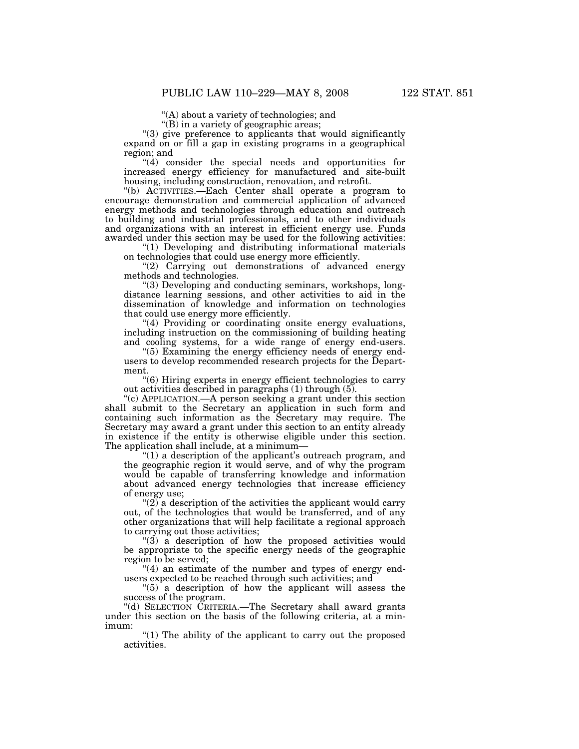"(A) about a variety of technologies; and

"(B) in a variety of geographic areas;

"(3) give preference to applicants that would significantly expand on or fill a gap in existing programs in a geographical region; and

"(4) consider the special needs and opportunities for increased energy efficiency for manufactured and site-built housing, including construction, renovation, and retrofit.

"(b) ACTIVITIES.—Each Center shall operate a program to encourage demonstration and commercial application of advanced energy methods and technologies through education and outreach to building and industrial professionals, and to other individuals and organizations with an interest in efficient energy use. Funds awarded under this section may be used for the following activities:

"(1) Developing and distributing informational materials on technologies that could use energy more efficiently.

"(2) Carrying out demonstrations of advanced energy methods and technologies.

"(3) Developing and conducting seminars, workshops, long-distance learning sessions, and other activities to aid in the dissemination of knowledge and information on technologies that could use energy more efficiently.

"(4) Providing or coordinating onsite energy evaluations, including instruction on the commissioning of building heating and cooling systems, for a wide range of energy end-users.

"(5) Examining the energy efficiency needs of energy end-users to develop recommended research projects for the Department.

"(6) Hiring experts in energy efficient technologies to carry out activities described in paragraphs (1) through (5).

"(c) APPLICATION.—A person seeking a grant under this section shall submit to the Secretary an application in such form and containing such information as the Secretary may require. The Secretary may award a grant under this section to an entity already in existence if the entity is otherwise eligible under this section. The application shall include, at a minimum—

"(1) a description of the applicant's outreach program, and the geographic region it would serve, and of why the program would be capable of transferring knowledge and information about advanced energy technologies that increase efficiency of energy use;

"(2) a description of the activities the applicant would carry out, of the technologies that would be transferred, and of any other organizations that will help facilitate a regional approach to carrying out those activities;

"(3) a description of how the proposed activities would be appropriate to the specific energy needs of the geographic region to be served;

"(4) an estimate of the number and types of energy end-users expected to be reached through such activities; and

"(5) a description of how the applicant will assess the success of the program.

"(d) SELECTION CRITERIA.—The Secretary shall award grants under this section on the basis of the following criteria, at a minimum:

"(1) The ability of the applicant to carry out the proposed activities.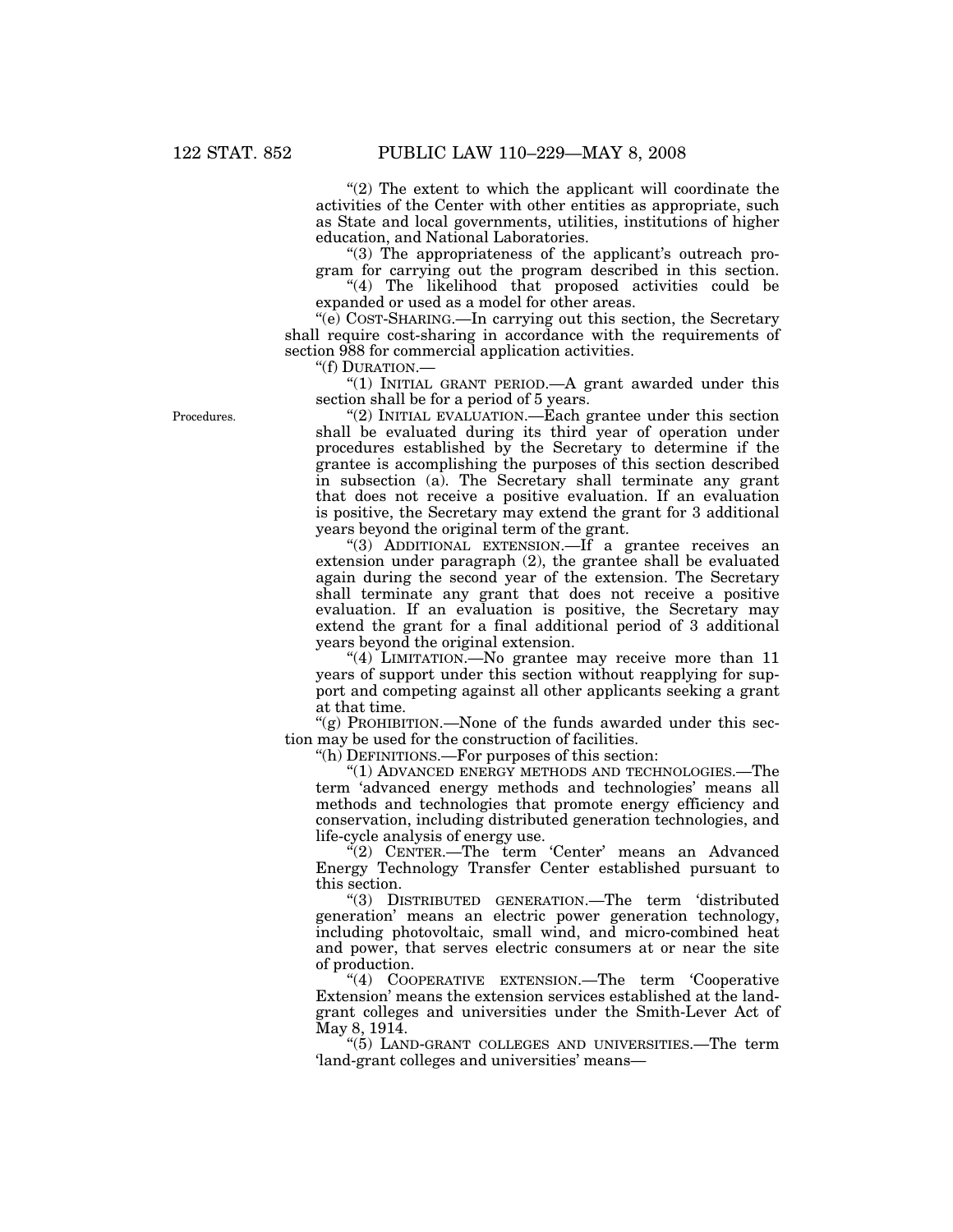"(2) The extent to which the applicant will coordinate the activities of the Center with other entities as appropriate, such as State and local governments, utilities, institutions of higher education, and National Laboratories.

"(3) The appropriateness of the applicant's outreach program for carrying out the program described in this section.

"(4) The likelihood that proposed activities could be expanded or used as a model for other areas.

"(e) COST-SHARING.—In carrying out this section, the Secretary shall require cost-sharing in accordance with the requirements of section 988 for commercial application activities.

"(f) DURATION.—

"(1) INITIAL GRANT PERIOD.—A grant awarded under this section shall be for a period of 5 years.

Procedures.

"(2) INITIAL EVALUATION.—Each grantee under this section shall be evaluated during its third year of operation under procedures established by the Secretary to determine if the grantee is accomplishing the purposes of this section described in subsection (a). The Secretary shall terminate any grant that does not receive a positive evaluation. If an evaluation is positive, the Secretary may extend the grant for 3 additional years beyond the original term of the grant.

"(3) ADDITIONAL EXTENSION.—If a grantee receives an extension under paragraph (2), the grantee shall be evaluated again during the second year of the extension. The Secretary shall terminate any grant that does not receive a positive evaluation. If an evaluation is positive, the Secretary may extend the grant for a final additional period of 3 additional years beyond the original extension.

"(4) LIMITATION.—No grantee may receive more than 11 years of support under this section without reapplying for support and competing against all other applicants seeking a grant at that time.

"(g) PROHIBITION.—None of the funds awarded under this section may be used for the construction of facilities.

"(h) DEFINITIONS.—For purposes of this section:

"(1) ADVANCED ENERGY METHODS AND TECHNOLOGIES.—The term 'advanced energy methods and technologies' means all methods and technologies that promote energy efficiency and conservation, including distributed generation technologies, and life-cycle analysis of energy use.

"(2) CENTER.—The term 'Center' means an Advanced Energy Technology Transfer Center established pursuant to this section.

"(3) DISTRIBUTED GENERATION.—The term 'distributed generation' means an electric power generation technology, including photovoltaic, small wind, and micro-combined heat and power, that serves electric consumers at or near the site of production.

"(4) COOPERATIVE EXTENSION.—The term 'Cooperative Extension' means the extension services established at the land-grant colleges and universities under the Smith-Lever Act of May 8, 1914.

"(5) LAND-GRANT COLLEGES AND UNIVERSITIES.—The term 'land-grant colleges and universities' means—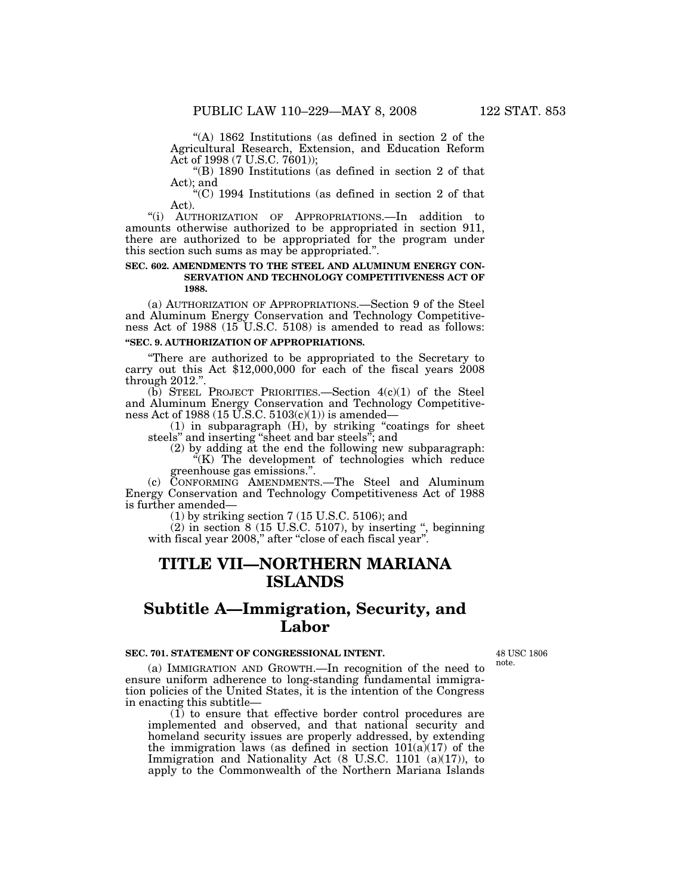"(A) 1862 Institutions (as defined in section 2 of the Agricultural Research, Extension, and Education Reform Act of 1998 (7 U.S.C. 7601));

"(B) 1890 Institutions (as defined in section 2 of that Act); and

"(C) 1994 Institutions (as defined in section 2 of that Act).

"(i) AUTHORIZATION OF APPROPRIATIONS.—In addition to amounts otherwise authorized to be appropriated in section 911, there are authorized to be appropriated for the program under this section such sums as may be appropriated.".

**SEC. 602. AMENDMENTS TO THE STEEL AND ALUMINUM ENERGY CONSERVATION AND TECHNOLOGY COMPETITIVENESS ACT OF 1988.**

(a) AUTHORIZATION OF APPROPRIATIONS.—Section 9 of the Steel and Aluminum Energy Conservation and Technology Competitiveness Act of 1988 (15 U.S.C. 5108) is amended to read as follows:

**"SEC. 9. AUTHORIZATION OF APPROPRIATIONS.**

"There are authorized to be appropriated to the Secretary to carry out this Act $12,000,000 for each of the fiscal years 2008 through 2012.".

(b) STEEL PROJECT PRIORITIES.—Section 4(c)(1) of the Steel and Aluminum Energy Conservation and Technology Competitiveness Act of 1988 (15 U.S.C. 5103(c)(1)) is amended—

(1) in subparagraph (H), by striking "coatings for sheet steels" and inserting "sheet and bar steels"; and

(2) by adding at the end the following new subparagraph:

"(K) The development of technologies which reduce greenhouse gas emissions.".

(c) CONFORMING AMENDMENTS.—The Steel and Aluminum Energy Conservation and Technology Competitiveness Act of 1988 is further amended—

(1) by striking section 7 (15 U.S.C. 5106); and

(2) in section 8 (15 U.S.C. 5107), by inserting ", beginning with fiscal year 2008," after "close of each fiscal year".

# TITLE VII—NORTHERN MARIANA ISLANDS

## Subtitle A—Immigration, Security, and Labor

**SEC. 701. STATEMENT OF CONGRESSIONAL INTENT.**

48 USC 1806 note.

(a) IMMIGRATION AND GROWTH.—In recognition of the need to ensure uniform adherence to long-standing fundamental immigration policies of the United States, it is the intention of the Congress in enacting this subtitle—

(1) to ensure that effective border control procedures are implemented and observed, and that national security and homeland security issues are properly addressed, by extending the immigration laws (as defined in section 101(a)(17) of the Immigration and Nationality Act (8 U.S.C. 1101 (a)(17)), to apply to the Commonwealth of the Northern Mariana Islands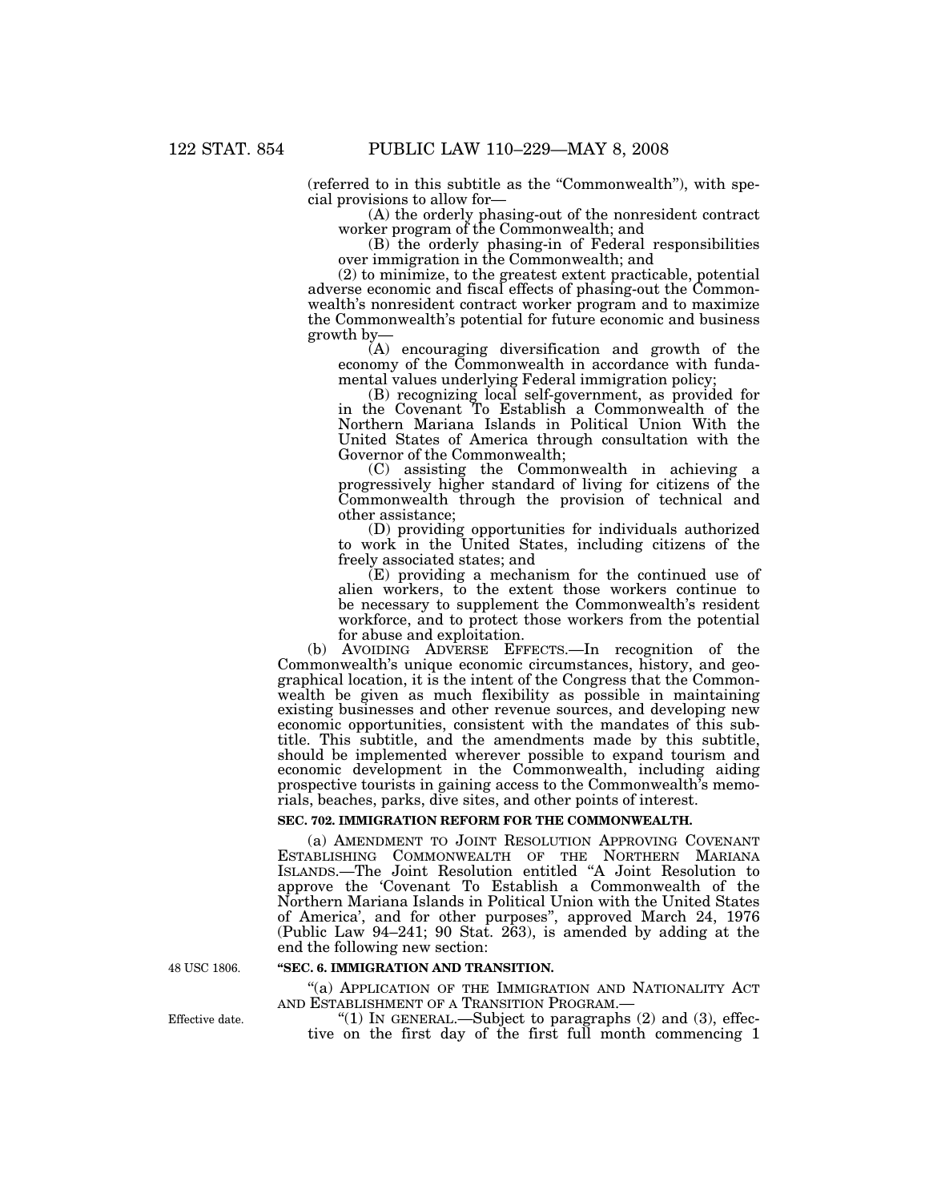(referred to in this subtitle as the "Commonwealth"), with special provisions to allow for—

(A) the orderly phasing-out of the nonresident contract worker program of the Commonwealth; and

(B) the orderly phasing-in of Federal responsibilities over immigration in the Commonwealth; and

(2) to minimize, to the greatest extent practicable, potential adverse economic and fiscal effects of phasing-out the Commonwealth's nonresident contract worker program and to maximize the Commonwealth's potential for future economic and business growth by—

(A) encouraging diversification and growth of the economy of the Commonwealth in accordance with fundamental values underlying Federal immigration policy;

(B) recognizing local self-government, as provided for in the Covenant To Establish a Commonwealth of the Northern Mariana Islands in Political Union With the United States of America through consultation with the Governor of the Commonwealth;

(C) assisting the Commonwealth in achieving a progressively higher standard of living for citizens of the Commonwealth through the provision of technical and other assistance;

(D) providing opportunities for individuals authorized to work in the United States, including citizens of the freely associated states; and

(E) providing a mechanism for the continued use of alien workers, to the extent those workers continue to be necessary to supplement the Commonwealth's resident workforce, and to protect those workers from the potential for abuse and exploitation.

(b) AVOIDING ADVERSE EFFECTS.—In recognition of the Commonwealth's unique economic circumstances, history, and geographical location, it is the intent of the Congress that the Commonwealth be given as much flexibility as possible in maintaining existing businesses and other revenue sources, and developing new economic opportunities, consistent with the mandates of this subtitle. This subtitle, and the amendments made by this subtitle, should be implemented wherever possible to expand tourism and economic development in the Commonwealth, including aiding prospective tourists in gaining access to the Commonwealth's memorials, beaches, parks, dive sites, and other points of interest.

**SEC. 702. IMMIGRATION REFORM FOR THE COMMONWEALTH.**

(a) AMENDMENT TO JOINT RESOLUTION APPROVING COVENANT ESTABLISHING COMMONWEALTH OF THE NORTHERN MARIANA ISLANDS.—The Joint Resolution entitled "A Joint Resolution to approve the 'Covenant To Establish a Commonwealth of the Northern Mariana Islands in Political Union with the United States of America', and for other purposes", approved March 24, 1976 (Public Law 94–241; 90 Stat. 263), is amended by adding at the end the following new section:

48 USC 1806.

**"SEC. 6. IMMIGRATION AND TRANSITION.**

"(a) APPLICATION OF THE IMMIGRATION AND NATIONALITY ACT AND ESTABLISHMENT OF A TRANSITION PROGRAM.—

Effective date.

"(1) IN GENERAL.—Subject to paragraphs (2) and (3), effective on the first day of the first full month commencing 1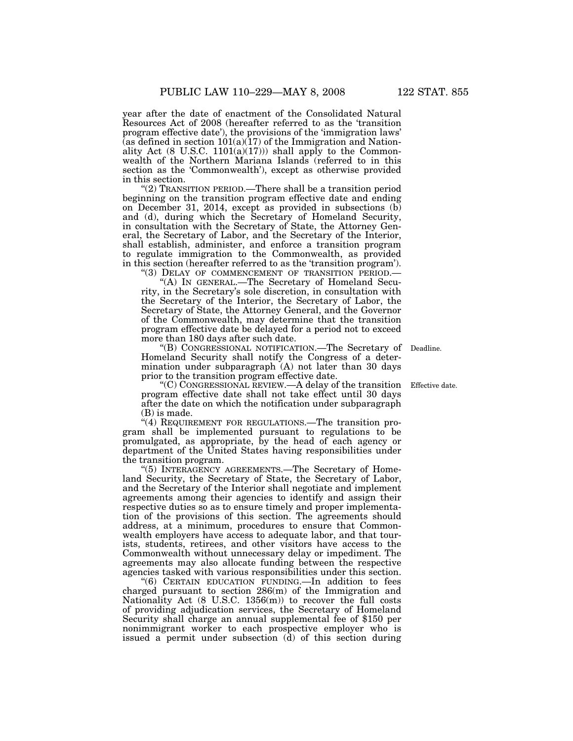year after the date of enactment of the Consolidated Natural Resources Act of 2008 (hereafter referred to as the 'transition program effective date'), the provisions of the 'immigration laws' (as defined in section 101(a)(17) of the Immigration and Nationality Act (8 U.S.C. 1101(a)(17))) shall apply to the Commonwealth of the Northern Mariana Islands (referred to in this section as the 'Commonwealth'), except as otherwise provided in this section.

"(2) TRANSITION PERIOD.—There shall be a transition period beginning on the transition program effective date and ending on December 31, 2014, except as provided in subsections (b) and (d), during which the Secretary of Homeland Security, in consultation with the Secretary of State, the Attorney General, the Secretary of Labor, and the Secretary of the Interior, shall establish, administer, and enforce a transition program to regulate immigration to the Commonwealth, as provided in this section (hereafter referred to as the 'transition program').

"(3) DELAY OF COMMENCEMENT OF TRANSITION PERIOD.—

"(A) IN GENERAL.—The Secretary of Homeland Security, in the Secretary's sole discretion, in consultation with the Secretary of the Interior, the Secretary of Labor, the Secretary of State, the Attorney General, and the Governor of the Commonwealth, may determine that the transition program effective date be delayed for a period not to exceed more than 180 days after such date.

"(B) CONGRESSIONAL NOTIFICATION.—The Secretary of Homeland Security shall notify the Congress of a determination under subparagraph (A) not later than 30 days prior to the transition program effective date.

Deadline.

"(C) CONGRESSIONAL REVIEW.—A delay of the transition program effective date shall not take effect until 30 days after the date on which the notification under subparagraph (B) is made.

Effective date.

"(4) REQUIREMENT FOR REGULATIONS.—The transition program shall be implemented pursuant to regulations to be promulgated, as appropriate, by the head of each agency or department of the United States having responsibilities under the transition program.

"(5) INTERAGENCY AGREEMENTS.—The Secretary of Homeland Security, the Secretary of State, the Secretary of Labor, and the Secretary of the Interior shall negotiate and implement agreements among their agencies to identify and assign their respective duties so as to ensure timely and proper implementation of the provisions of this section. The agreements should address, at a minimum, procedures to ensure that Commonwealth employers have access to adequate labor, and that tourists, students, retirees, and other visitors have access to the Commonwealth without unnecessary delay or impediment. The agreements may also allocate funding between the respective agencies tasked with various responsibilities under this section.

"(6) CERTAIN EDUCATION FUNDING.—In addition to fees charged pursuant to section 286(m) of the Immigration and Nationality Act (8 U.S.C. 1356(m)) to recover the full costs of providing adjudication services, the Secretary of Homeland Security shall charge an annual supplemental fee of $150 per nonimmigrant worker to each prospective employer who is issued a permit under subsection (d) of this section during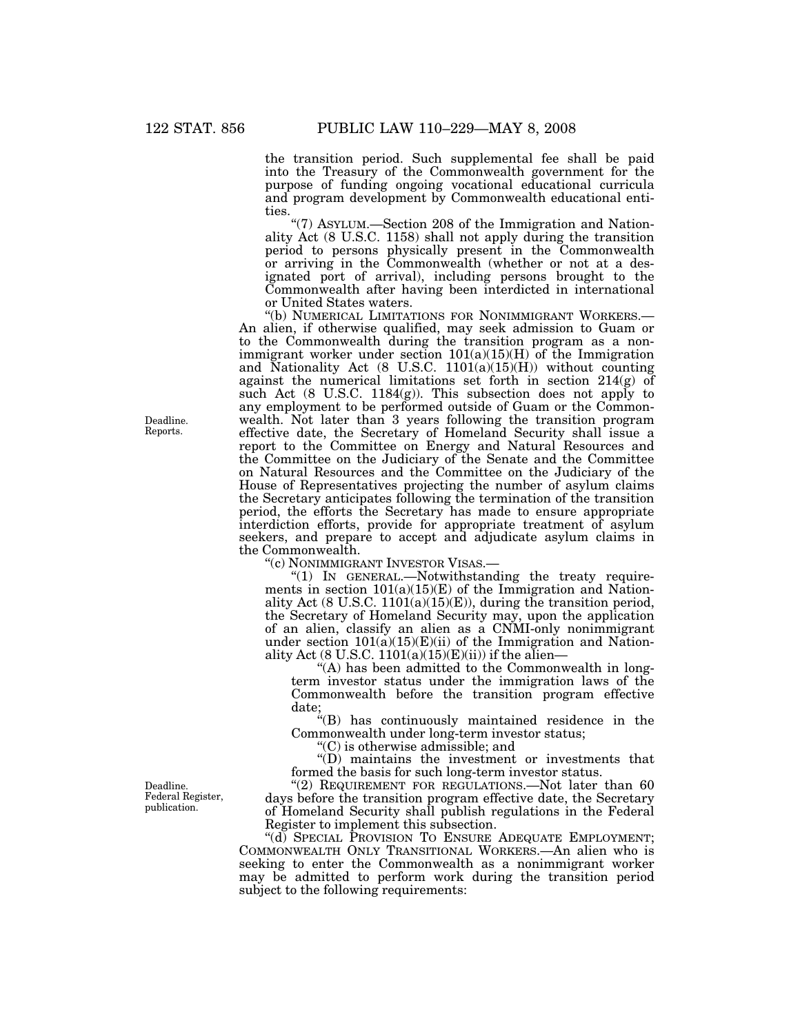the transition period. Such supplemental fee shall be paid into the Treasury of the Commonwealth government for the purpose of funding ongoing vocational educational curricula and program development by Commonwealth educational entities.

"(7) ASYLUM.—Section 208 of the Immigration and Nationality Act (8 U.S.C. 1158) shall not apply during the transition period to persons physically present in the Commonwealth or arriving in the Commonwealth (whether or not at a designated port of arrival), including persons brought to the Commonwealth after having been interdicted in international or United States waters.

"(b) NUMERICAL LIMITATIONS FOR NONIMMIGRANT WORKERS.—An alien, if otherwise qualified, may seek admission to Guam or to the Commonwealth during the transition program as a nonimmigrant worker under section 101(a)(15)(H) of the Immigration and Nationality Act (8 U.S.C. 1101(a)(15)(H)) without counting against the numerical limitations set forth in section 214(g) of such Act (8 U.S.C. 1184(g)). This subsection does not apply to any employment to be performed outside of Guam or the Commonwealth. Not later than 3 years following the transition program effective date, the Secretary of Homeland Security shall issue a report to the Committee on Energy and Natural Resources and the Committee on the Judiciary of the Senate and the Committee on Natural Resources and the Committee on the Judiciary of the House of Representatives projecting the number of asylum claims the Secretary anticipates following the termination of the transition period, the efforts the Secretary has made to ensure appropriate interdiction efforts, provide for appropriate treatment of asylum seekers, and prepare to accept and adjudicate asylum claims in the Commonwealth.

Deadline. Reports.

"(c) NONIMMIGRANT INVESTOR VISAS.—

"(1) IN GENERAL.—Notwithstanding the treaty requirements in section 101(a)(15)(E) of the Immigration and Nationality Act (8 U.S.C. 1101(a)(15)(E)), during the transition period, the Secretary of Homeland Security may, upon the application of an alien, classify an alien as a CNMI-only nonimmigrant under section 101(a)(15)(E)(ii) of the Immigration and Nationality Act (8 U.S.C. 1101(a)(15)(E)(ii)) if the alien—

"(A) has been admitted to the Commonwealth in long-term investor status under the immigration laws of the Commonwealth before the transition program effective date;

"(B) has continuously maintained residence in the Commonwealth under long-term investor status;

"(C) is otherwise admissible; and

"(D) maintains the investment or investments that formed the basis for such long-term investor status.

Deadline. Federal Register, publication.

"(2) REQUIREMENT FOR REGULATIONS.—Not later than 60 days before the transition program effective date, the Secretary of Homeland Security shall publish regulations in the Federal Register to implement this subsection.

"(d) SPECIAL PROVISION TO ENSURE ADEQUATE EMPLOYMENT; COMMONWEALTH ONLY TRANSITIONAL WORKERS.—An alien who is seeking to enter the Commonwealth as a nonimmigrant worker may be admitted to perform work during the transition period subject to the following requirements: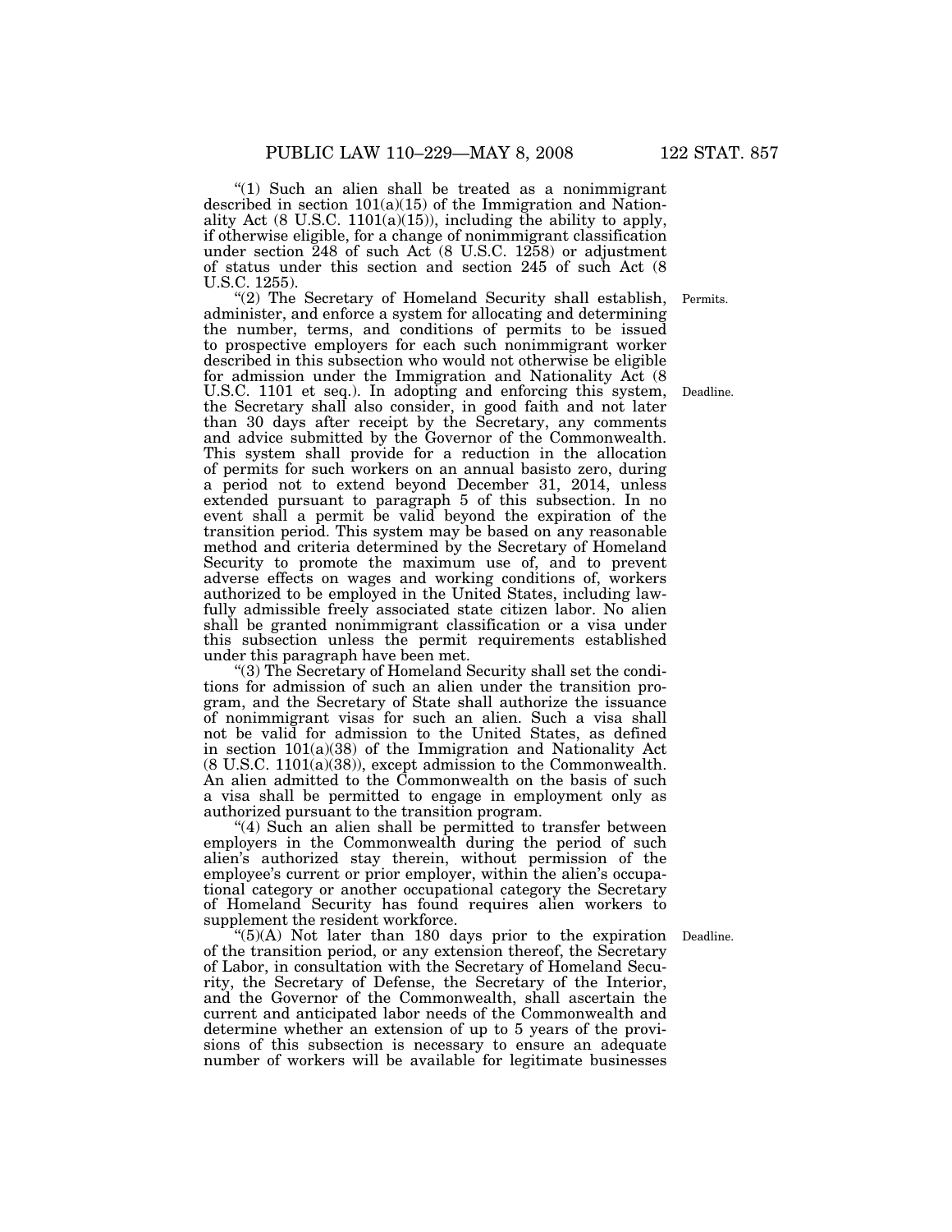"(1) Such an alien shall be treated as a nonimmigrant described in section 101(a)(15) of the Immigration and Nationality Act (8 U.S.C. 1101(a)(15)), including the ability to apply, if otherwise eligible, for a change of nonimmigrant classification under section 248 of such Act (8 U.S.C. 1258) or adjustment of status under this section and section 245 of such Act (8 U.S.C. 1255).

Permits.

"(2) The Secretary of Homeland Security shall establish, administer, and enforce a system for allocating and determining the number, terms, and conditions of permits to be issued to prospective employers for each such nonimmigrant worker described in this subsection who would not otherwise be eligible for admission under the Immigration and Nationality Act (8 U.S.C. 1101 et seq.). In adopting and enforcing this system, the Secretary shall also consider, in good faith and not later than 30 days after receipt by the Secretary, any comments and advice submitted by the Governor of the Commonwealth. This system shall provide for a reduction in the allocation of permits for such workers on an annual basisto zero, during a period not to extend beyond December 31, 2014, unless extended pursuant to paragraph 5 of this subsection. In no event shall a permit be valid beyond the expiration of the transition period. This system may be based on any reasonable method and criteria determined by the Secretary of Homeland Security to promote the maximum use of, and to prevent adverse effects on wages and working conditions of, workers authorized to be employed in the United States, including lawfully admissible freely associated state citizen labor. No alien shall be granted nonimmigrant classification or a visa under this subsection unless the permit requirements established under this paragraph have been met.

Deadline.

"(3) The Secretary of Homeland Security shall set the conditions for admission of such an alien under the transition program, and the Secretary of State shall authorize the issuance of nonimmigrant visas for such an alien. Such a visa shall not be valid for admission to the United States, as defined in section 101(a)(38) of the Immigration and Nationality Act (8 U.S.C. 1101(a)(38)), except admission to the Commonwealth. An alien admitted to the Commonwealth on the basis of such a visa shall be permitted to engage in employment only as authorized pursuant to the transition program.

"(4) Such an alien shall be permitted to transfer between employers in the Commonwealth during the period of such alien's authorized stay therein, without permission of the employee's current or prior employer, within the alien's occupational category or another occupational category the Secretary of Homeland Security has found requires alien workers to supplement the resident workforce.

Deadline.

"(5)(A) Not later than 180 days prior to the expiration of the transition period, or any extension thereof, the Secretary of Labor, in consultation with the Secretary of Homeland Security, the Secretary of Defense, the Secretary of the Interior, and the Governor of the Commonwealth, shall ascertain the current and anticipated labor needs of the Commonwealth and determine whether an extension of up to 5 years of the provisions of this subsection is necessary to ensure an adequate number of workers will be available for legitimate businesses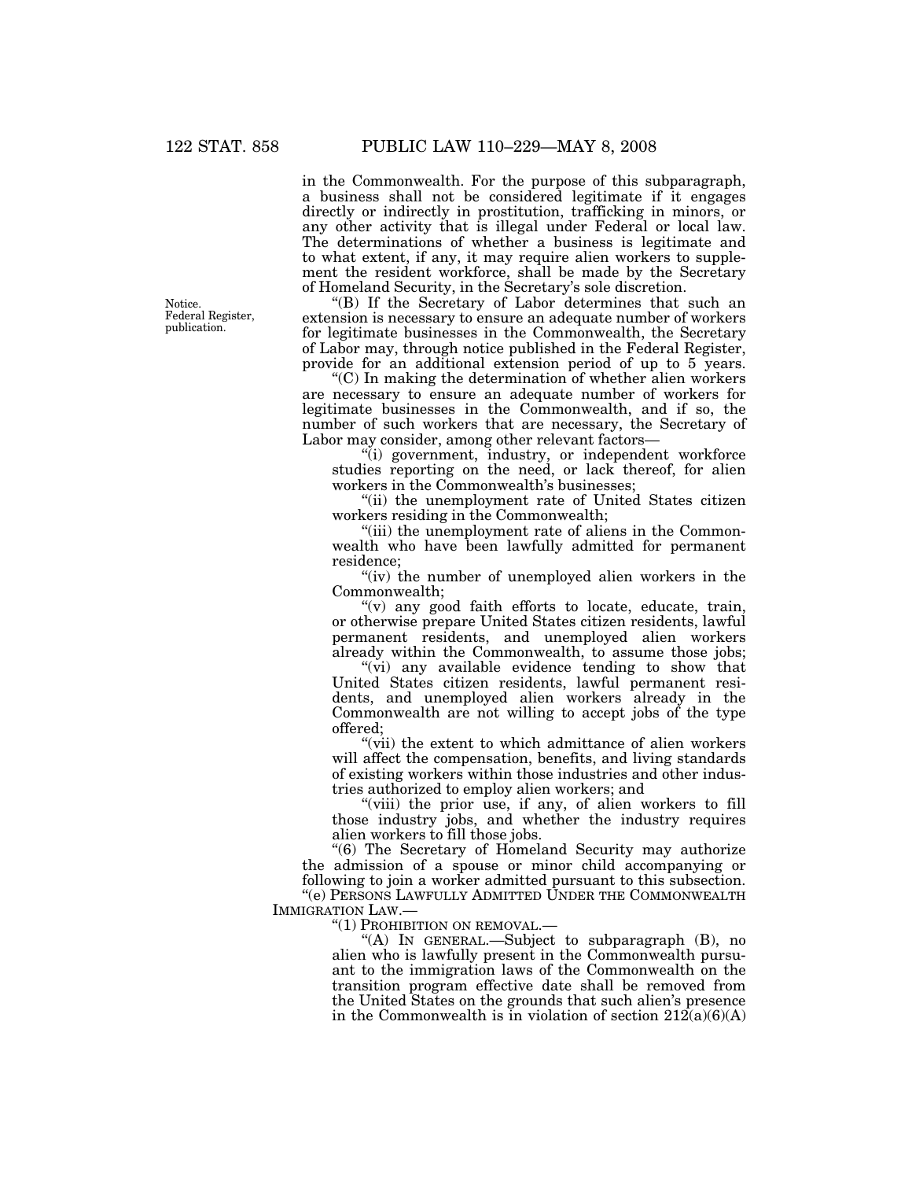in the Commonwealth. For the purpose of this subparagraph, a business shall not be considered legitimate if it engages directly or indirectly in prostitution, trafficking in minors, or any other activity that is illegal under Federal or local law. The determinations of whether a business is legitimate and to what extent, if any, it may require alien workers to supplement the resident workforce, shall be made by the Secretary of Homeland Security, in the Secretary's sole discretion.

Notice. Federal Register, publication.

"(B) If the Secretary of Labor determines that such an extension is necessary to ensure an adequate number of workers for legitimate businesses in the Commonwealth, the Secretary of Labor may, through notice published in the Federal Register, provide for an additional extension period of up to 5 years.

"(C) In making the determination of whether alien workers are necessary to ensure an adequate number of workers for legitimate businesses in the Commonwealth, and if so, the number of such workers that are necessary, the Secretary of Labor may consider, among other relevant factors—

"(i) government, industry, or independent workforce studies reporting on the need, or lack thereof, for alien workers in the Commonwealth's businesses;

"(ii) the unemployment rate of United States citizen workers residing in the Commonwealth;

"(iii) the unemployment rate of aliens in the Commonwealth who have been lawfully admitted for permanent residence;

"(iv) the number of unemployed alien workers in the Commonwealth;

"(v) any good faith efforts to locate, educate, train, or otherwise prepare United States citizen residents, lawful permanent residents, and unemployed alien workers already within the Commonwealth, to assume those jobs;

"(vi) any available evidence tending to show that United States citizen residents, lawful permanent residents, and unemployed alien workers already in the Commonwealth are not willing to accept jobs of the type offered;

"(vii) the extent to which admittance of alien workers will affect the compensation, benefits, and living standards of existing workers within those industries and other industries authorized to employ alien workers; and

"(viii) the prior use, if any, of alien workers to fill those industry jobs, and whether the industry requires alien workers to fill those jobs.

"(6) The Secretary of Homeland Security may authorize the admission of a spouse or minor child accompanying or following to join a worker admitted pursuant to this subsection.

"(e) PERSONS LAWFULLY ADMITTED UNDER THE COMMONWEALTH IMMIGRATION LAW.—

"(1) PROHIBITION ON REMOVAL.—

"(A) IN GENERAL.—Subject to subparagraph (B), no alien who is lawfully present in the Commonwealth pursuant to the immigration laws of the Commonwealth on the transition program effective date shall be removed from the United States on the grounds that such alien's presence in the Commonwealth is in violation of section 212(a)(6)(A)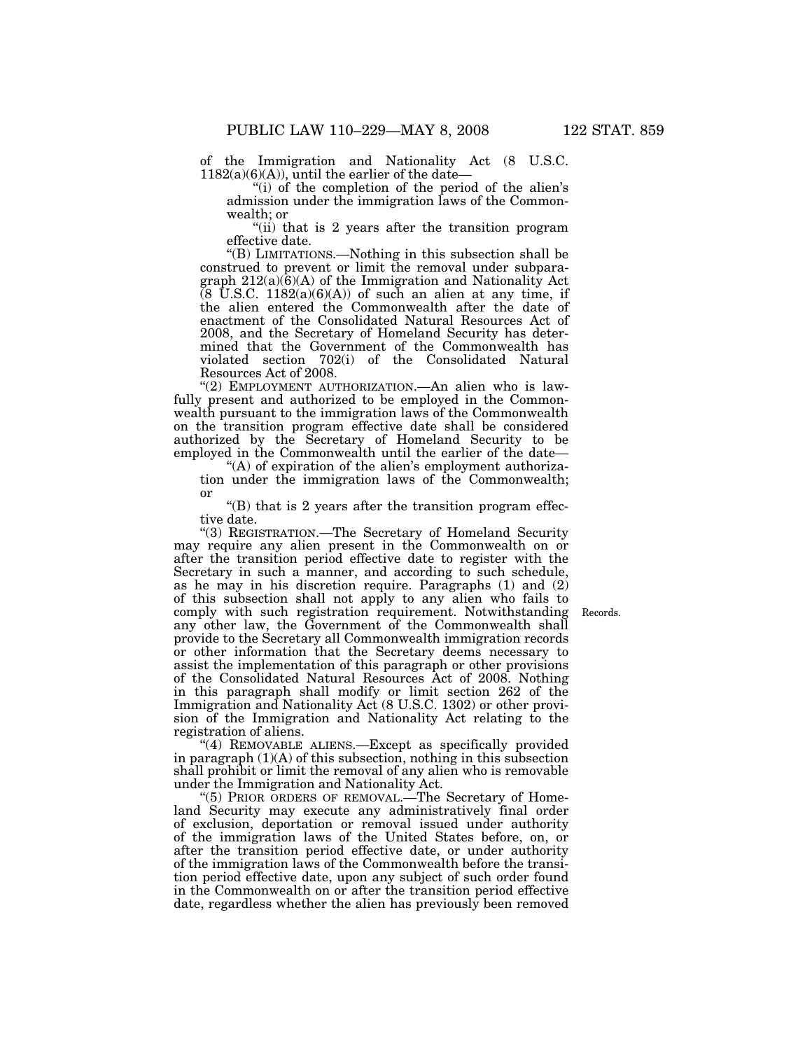of the Immigration and Nationality Act (8 U.S.C. 1182(a)(6)(A)), until the earlier of the date—

"(i) of the completion of the period of the alien's admission under the immigration laws of the Commonwealth; or

"(ii) that is 2 years after the transition program effective date.

"(B) LIMITATIONS.—Nothing in this subsection shall be construed to prevent or limit the removal under subparagraph 212(a)(6)(A) of the Immigration and Nationality Act (8 U.S.C. 1182(a)(6)(A)) of such an alien at any time, if the alien entered the Commonwealth after the date of enactment of the Consolidated Natural Resources Act of 2008, and the Secretary of Homeland Security has determined that the Government of the Commonwealth has violated section 702(i) of the Consolidated Natural Resources Act of 2008.

"(2) EMPLOYMENT AUTHORIZATION.—An alien who is lawfully present and authorized to be employed in the Commonwealth pursuant to the immigration laws of the Commonwealth on the transition program effective date shall be considered authorized by the Secretary of Homeland Security to be employed in the Commonwealth until the earlier of the date—

"(A) of expiration of the alien's employment authorization under the immigration laws of the Commonwealth; or

"(B) that is 2 years after the transition program effective date.

"(3) REGISTRATION.—The Secretary of Homeland Security may require any alien present in the Commonwealth on or after the transition period effective date to register with the Secretary in such a manner, and according to such schedule, as he may in his discretion require. Paragraphs (1) and (2) of this subsection shall not apply to any alien who fails to comply with such registration requirement. Notwithstanding any other law, the Government of the Commonwealth shall provide to the Secretary all Commonwealth immigration records or other information that the Secretary deems necessary to assist the implementation of this paragraph or other provisions of the Consolidated Natural Resources Act of 2008. Nothing in this paragraph shall modify or limit section 262 of the Immigration and Nationality Act (8 U.S.C. 1302) or other provision of the Immigration and Nationality Act relating to the registration of aliens.

Records.

"(4) REMOVABLE ALIENS.—Except as specifically provided in paragraph (1)(A) of this subsection, nothing in this subsection shall prohibit or limit the removal of any alien who is removable under the Immigration and Nationality Act.

"(5) PRIOR ORDERS OF REMOVAL.—The Secretary of Homeland Security may execute any administratively final order of exclusion, deportation or removal issued under authority of the immigration laws of the United States before, on, or after the transition period effective date, or under authority of the immigration laws of the Commonwealth before the transition period effective date, upon any subject of such order found in the Commonwealth on or after the transition period effective date, regardless whether the alien has previously been removed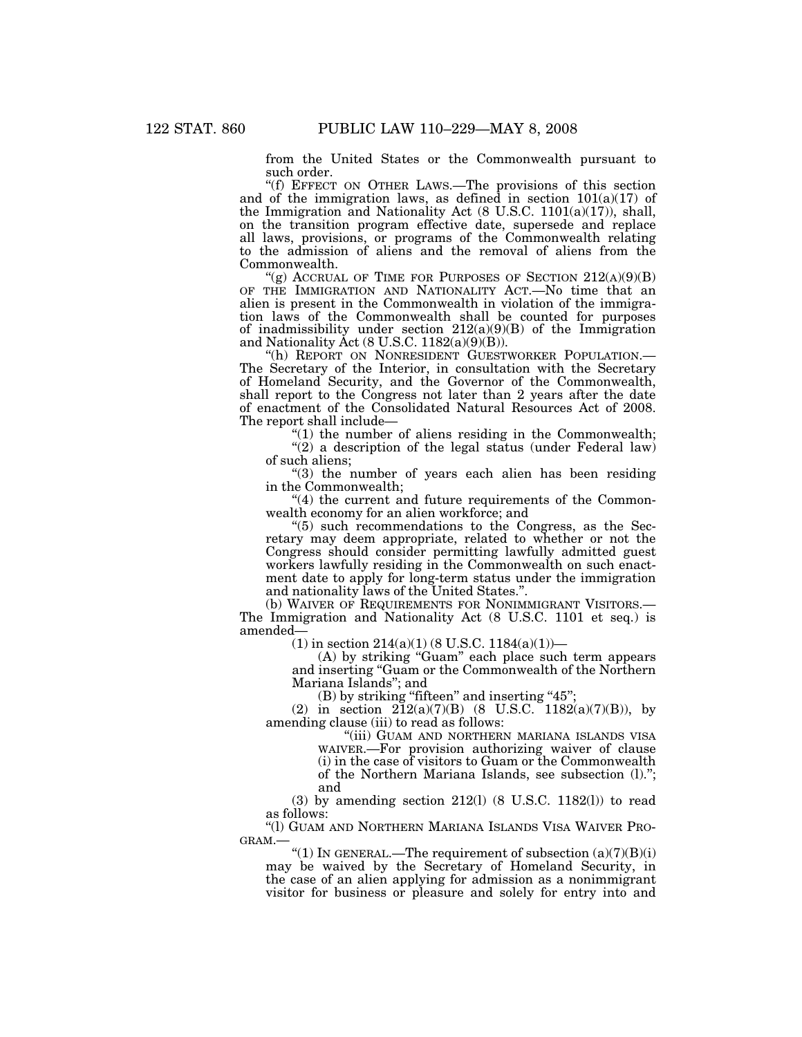from the United States or the Commonwealth pursuant to such order.

"(f) EFFECT ON OTHER LAWS.—The provisions of this section and of the immigration laws, as defined in section 101(a)(17) of the Immigration and Nationality Act (8 U.S.C. 1101(a)(17)), shall, on the transition program effective date, supersede and replace all laws, provisions, or programs of the Commonwealth relating to the admission of aliens and the removal of aliens from the Commonwealth.

"(g) ACCRUAL OF TIME FOR PURPOSES OF SECTION 212(A)(9)(B) OF THE IMMIGRATION AND NATIONALITY ACT.—No time that an alien is present in the Commonwealth in violation of the immigration laws of the Commonwealth shall be counted for purposes of inadmissibility under section 212(a)(9)(B) of the Immigration and Nationality Act (8 U.S.C. 1182(a)(9)(B)).

"(h) REPORT ON NONRESIDENT GUESTWORKER POPULATION.—The Secretary of the Interior, in consultation with the Secretary of Homeland Security, and the Governor of the Commonwealth, shall report to the Congress not later than 2 years after the date of enactment of the Consolidated Natural Resources Act of 2008. The report shall include—

"(1) the number of aliens residing in the Commonwealth;

"(2) a description of the legal status (under Federal law) of such aliens;

"(3) the number of years each alien has been residing in the Commonwealth;

"(4) the current and future requirements of the Commonwealth economy for an alien workforce; and

"(5) such recommendations to the Congress, as the Secretary may deem appropriate, related to whether or not the Congress should consider permitting lawfully admitted guest workers lawfully residing in the Commonwealth on such enactment date to apply for long-term status under the immigration and nationality laws of the United States.".

(b) WAIVER OF REQUIREMENTS FOR NONIMMIGRANT VISITORS.—The Immigration and Nationality Act (8 U.S.C. 1101 et seq.) is amended—

(1) in section 214(a)(1) (8 U.S.C. 1184(a)(1))—

(A) by striking "Guam" each place such term appears and inserting "Guam or the Commonwealth of the Northern Mariana Islands"; and

(B) by striking "fifteen" and inserting "45";

(2) in section 212(a)(7)(B) (8 U.S.C. 1182(a)(7)(B)), by amending clause (iii) to read as follows:

"(iii) GUAM AND NORTHERN MARIANA ISLANDS VISA WAIVER.—For provision authorizing waiver of clause (i) in the case of visitors to Guam or the Commonwealth of the Northern Mariana Islands, see subsection (l)."; and

(3) by amending section 212(l) (8 U.S.C. 1182(l)) to read as follows:

"(l) GUAM AND NORTHERN MARIANA ISLANDS VISA WAIVER PROGRAM.—

"(1) IN GENERAL.—The requirement of subsection (a)(7)(B)(i) may be waived by the Secretary of Homeland Security, in the case of an alien applying for admission as a nonimmigrant visitor for business or pleasure and solely for entry into and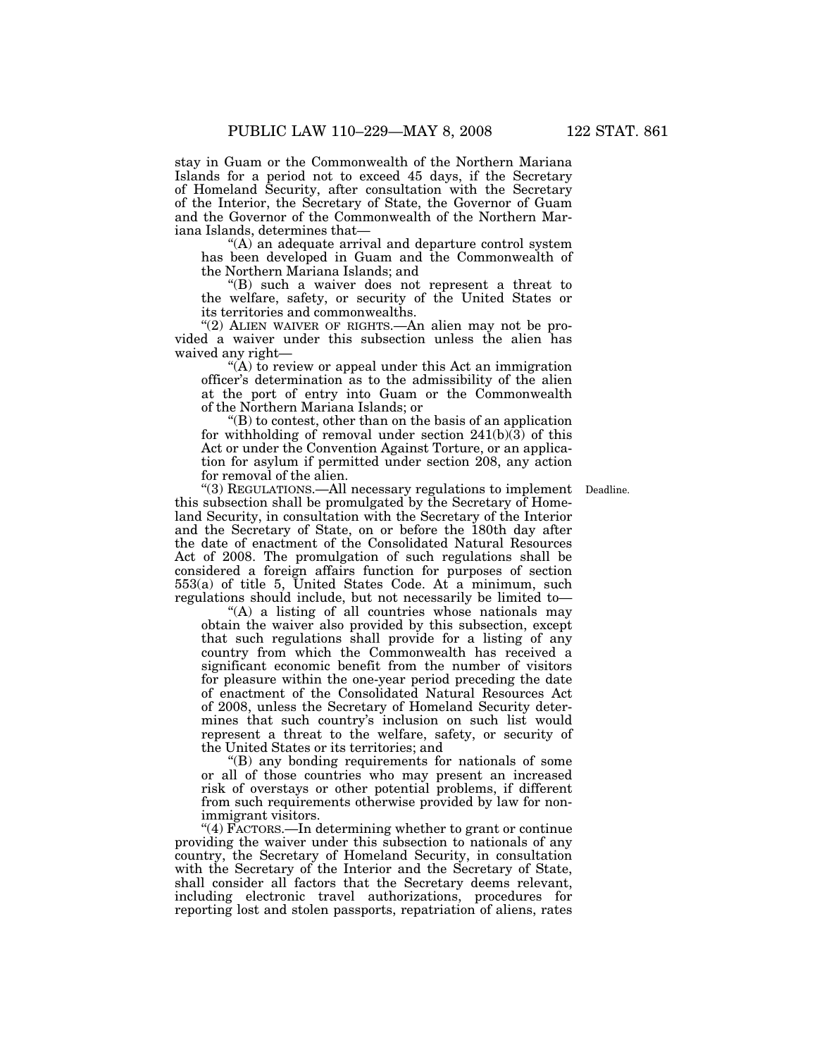stay in Guam or the Commonwealth of the Northern Mariana Islands for a period not to exceed 45 days, if the Secretary of Homeland Security, after consultation with the Secretary of the Interior, the Secretary of State, the Governor of Guam and the Governor of the Commonwealth of the Northern Mariana Islands, determines that—

"(A) an adequate arrival and departure control system has been developed in Guam and the Commonwealth of the Northern Mariana Islands; and

"(B) such a waiver does not represent a threat to the welfare, safety, or security of the United States or its territories and commonwealths.

"(2) ALIEN WAIVER OF RIGHTS.—An alien may not be provided a waiver under this subsection unless the alien has waived any right—

"(A) to review or appeal under this Act an immigration officer's determination as to the admissibility of the alien at the port of entry into Guam or the Commonwealth of the Northern Mariana Islands; or

"(B) to contest, other than on the basis of an application for withholding of removal under section 241(b)(3) of this Act or under the Convention Against Torture, or an application for asylum if permitted under section 208, any action for removal of the alien.

Deadline.

"(3) REGULATIONS.—All necessary regulations to implement this subsection shall be promulgated by the Secretary of Homeland Security, in consultation with the Secretary of the Interior and the Secretary of State, on or before the 180th day after the date of enactment of the Consolidated Natural Resources Act of 2008. The promulgation of such regulations shall be considered a foreign affairs function for purposes of section 553(a) of title 5, United States Code. At a minimum, such regulations should include, but not necessarily be limited to—

"(A) a listing of all countries whose nationals may obtain the waiver also provided by this subsection, except that such regulations shall provide for a listing of any country from which the Commonwealth has received a significant economic benefit from the number of visitors for pleasure within the one-year period preceding the date of enactment of the Consolidated Natural Resources Act of 2008, unless the Secretary of Homeland Security determines that such country's inclusion on such list would represent a threat to the welfare, safety, or security of the United States or its territories; and

"(B) any bonding requirements for nationals of some or all of those countries who may present an increased risk of overstays or other potential problems, if different from such requirements otherwise provided by law for nonimmigrant visitors.

"(4) FACTORS.—In determining whether to grant or continue providing the waiver under this subsection to nationals of any country, the Secretary of Homeland Security, in consultation with the Secretary of the Interior and the Secretary of State, shall consider all factors that the Secretary deems relevant, including electronic travel authorizations, procedures for reporting lost and stolen passports, repatriation of aliens, rates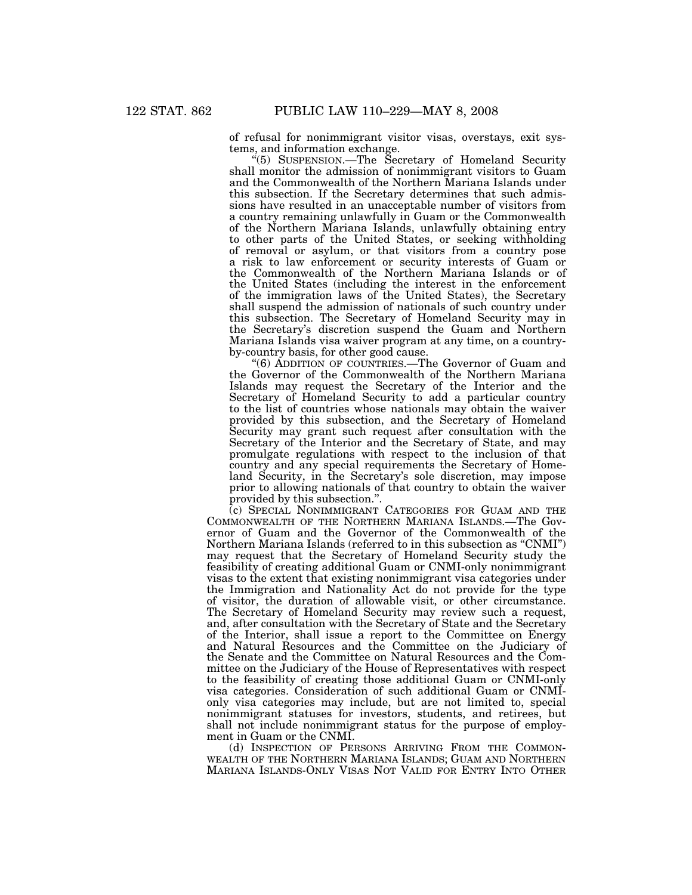of refusal for nonimmigrant visitor visas, overstays, exit systems, and information exchange.

"(5) SUSPENSION.—The Secretary of Homeland Security shall monitor the admission of nonimmigrant visitors to Guam and the Commonwealth of the Northern Mariana Islands under this subsection. If the Secretary determines that such admissions have resulted in an unacceptable number of visitors from a country remaining unlawfully in Guam or the Commonwealth of the Northern Mariana Islands, unlawfully obtaining entry to other parts of the United States, or seeking withholding of removal or asylum, or that visitors from a country pose a risk to law enforcement or security interests of Guam or the Commonwealth of the Northern Mariana Islands or of the United States (including the interest in the enforcement of the immigration laws of the United States), the Secretary shall suspend the admission of nationals of such country under this subsection. The Secretary of Homeland Security may in the Secretary's discretion suspend the Guam and Northern Mariana Islands visa waiver program at any time, on a country-by-country basis, for other good cause.

"(6) ADDITION OF COUNTRIES.—The Governor of Guam and the Governor of the Commonwealth of the Northern Mariana Islands may request the Secretary of the Interior and the Secretary of Homeland Security to add a particular country to the list of countries whose nationals may obtain the waiver provided by this subsection, and the Secretary of Homeland Security may grant such request after consultation with the Secretary of the Interior and the Secretary of State, and may promulgate regulations with respect to the inclusion of that country and any special requirements the Secretary of Homeland Security, in the Secretary's sole discretion, may impose prior to allowing nationals of that country to obtain the waiver provided by this subsection.".

(c) SPECIAL NONIMMIGRANT CATEGORIES FOR GUAM AND THE COMMONWEALTH OF THE NORTHERN MARIANA ISLANDS.—The Governor of Guam and the Governor of the Commonwealth of the Northern Mariana Islands (referred to in this subsection as "CNMI") may request that the Secretary of Homeland Security study the feasibility of creating additional Guam or CNMI-only nonimmigrant visas to the extent that existing nonimmigrant visa categories under the Immigration and Nationality Act do not provide for the type of visitor, the duration of allowable visit, or other circumstance. The Secretary of Homeland Security may review such a request, and, after consultation with the Secretary of State and the Secretary of the Interior, shall issue a report to the Committee on Energy and Natural Resources and the Committee on the Judiciary of the Senate and the Committee on Natural Resources and the Committee on the Judiciary of the House of Representatives with respect to the feasibility of creating those additional Guam or CNMI-only visa categories. Consideration of such additional Guam or CNMI-only visa categories may include, but are not limited to, special nonimmigrant statuses for investors, students, and retirees, but shall not include nonimmigrant status for the purpose of employment in Guam or the CNMI.

(d) INSPECTION OF PERSONS ARRIVING FROM THE COMMONWEALTH OF THE NORTHERN MARIANA ISLANDS; GUAM AND NORTHERN MARIANA ISLANDS-ONLY VISAS NOT VALID FOR ENTRY INTO OTHER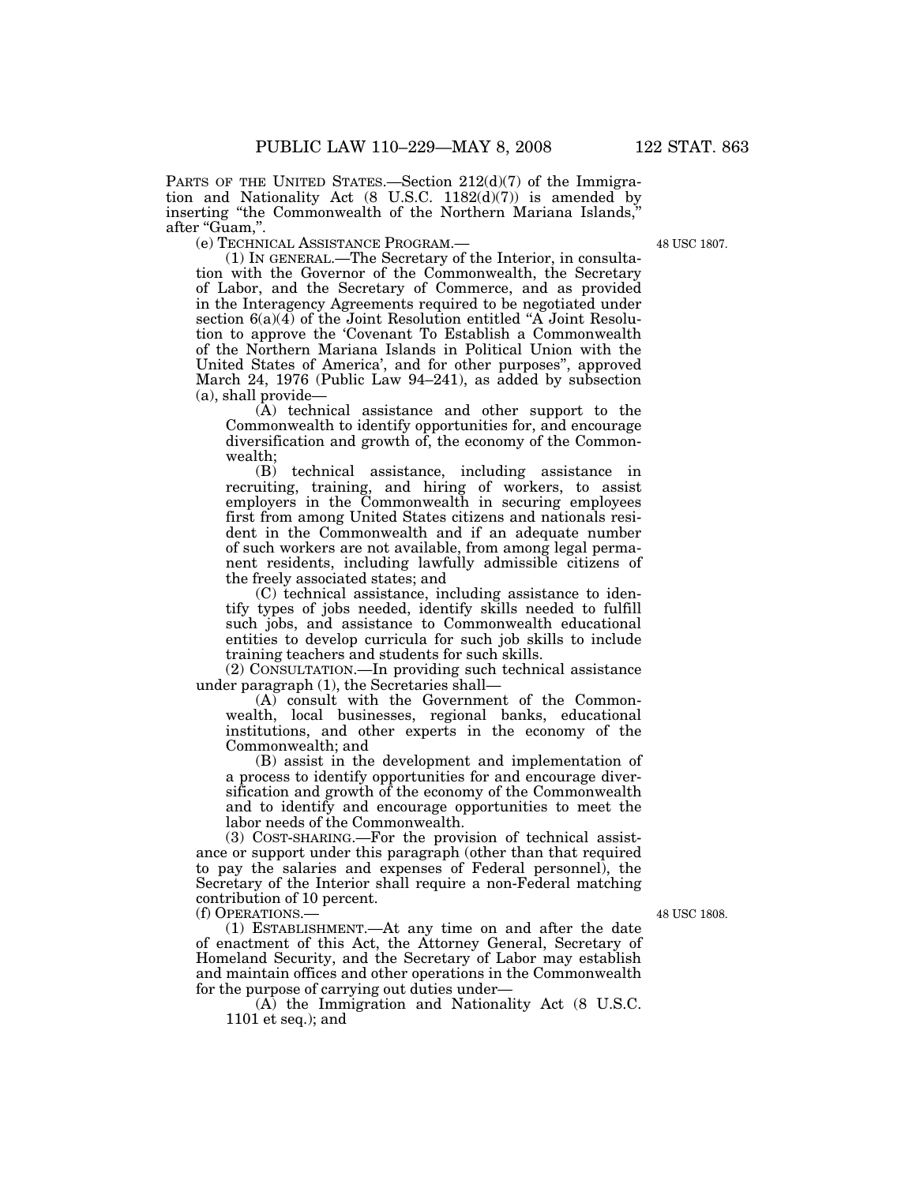PARTS OF THE UNITED STATES.—Section 212(d)(7) of the Immigration and Nationality Act (8 U.S.C. 1182(d)(7)) is amended by inserting "the Commonwealth of the Northern Mariana Islands," after "Guam,".

(e) TECHNICAL ASSISTANCE PROGRAM.—

48 USC 1807.

(1) IN GENERAL.—The Secretary of the Interior, in consultation with the Governor of the Commonwealth, the Secretary of Labor, and the Secretary of Commerce, and as provided in the Interagency Agreements required to be negotiated under section 6(a)(4) of the Joint Resolution entitled "A Joint Resolution to approve the 'Covenant To Establish a Commonwealth of the Northern Mariana Islands in Political Union with the United States of America', and for other purposes", approved March 24, 1976 (Public Law 94–241), as added by subsection (a), shall provide—

(A) technical assistance and other support to the Commonwealth to identify opportunities for, and encourage diversification and growth of, the economy of the Commonwealth;

(B) technical assistance, including assistance in recruiting, training, and hiring of workers, to assist employers in the Commonwealth in securing employees first from among United States citizens and nationals resident in the Commonwealth and if an adequate number of such workers are not available, from among legal permanent residents, including lawfully admissible citizens of the freely associated states; and

(C) technical assistance, including assistance to identify types of jobs needed, identify skills needed to fulfill such jobs, and assistance to Commonwealth educational entities to develop curricula for such job skills to include training teachers and students for such skills.

(2) CONSULTATION.—In providing such technical assistance under paragraph (1), the Secretaries shall—

(A) consult with the Government of the Commonwealth, local businesses, regional banks, educational institutions, and other experts in the economy of the Commonwealth; and

(B) assist in the development and implementation of a process to identify opportunities for and encourage diversification and growth of the economy of the Commonwealth and to identify and encourage opportunities to meet the labor needs of the Commonwealth.

(3) COST-SHARING.—For the provision of technical assistance or support under this paragraph (other than that required to pay the salaries and expenses of Federal personnel), the Secretary of the Interior shall require a non-Federal matching contribution of 10 percent.

(f) OPERATIONS.—

48 USC 1808.

(1) ESTABLISHMENT.—At any time on and after the date of enactment of this Act, the Attorney General, Secretary of Homeland Security, and the Secretary of Labor may establish and maintain offices and other operations in the Commonwealth for the purpose of carrying out duties under—

(A) the Immigration and Nationality Act (8 U.S.C. 1101 et seq.); and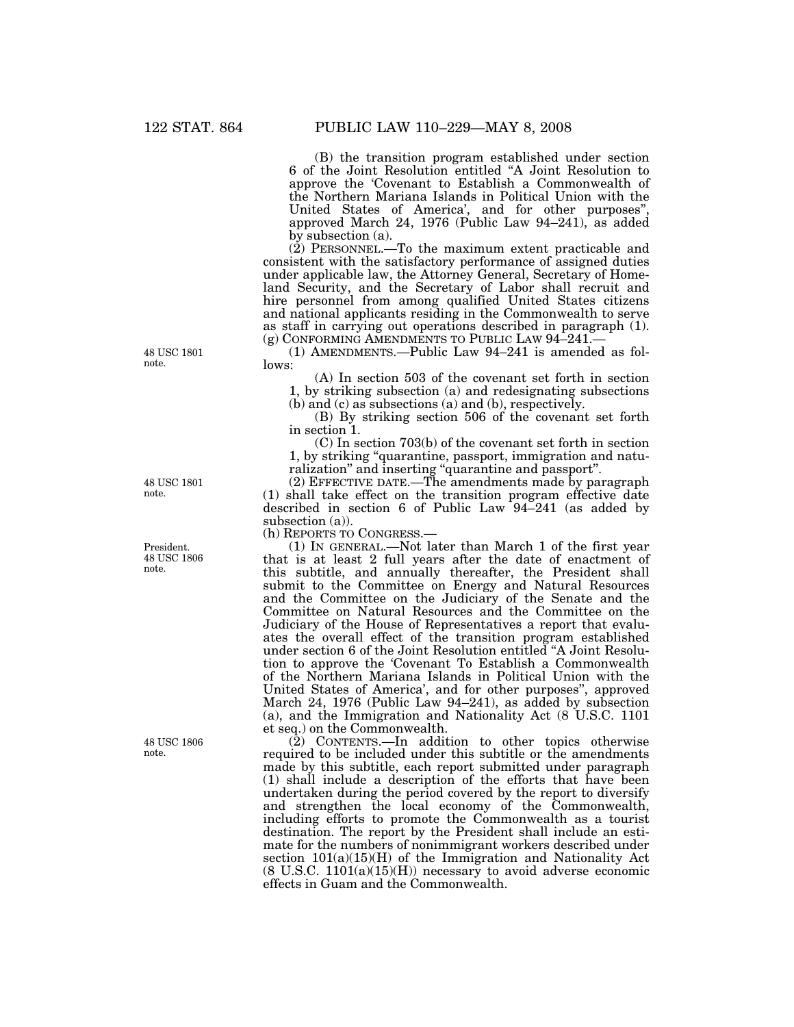(B) the transition program established under section 6 of the Joint Resolution entitled "A Joint Resolution to approve the 'Covenant to Establish a Commonwealth of the Northern Mariana Islands in Political Union with the United States of America', and for other purposes", approved March 24, 1976 (Public Law 94–241), as added by subsection (a).

(2) PERSONNEL.—To the maximum extent practicable and consistent with the satisfactory performance of assigned duties under applicable law, the Attorney General, Secretary of Homeland Security, and the Secretary of Labor shall recruit and hire personnel from among qualified United States citizens and national applicants residing in the Commonwealth to serve as staff in carrying out operations described in paragraph (1).

(g) CONFORMING AMENDMENTS TO PUBLIC LAW 94–241.—

48 USC 1801 note.

(1) AMENDMENTS.—Public Law 94–241 is amended as follows:

(A) In section 503 of the covenant set forth in section 1, by striking subsection (a) and redesignating subsections (b) and (c) as subsections (a) and (b), respectively.

(B) By striking section 506 of the covenant set forth in section 1.

(C) In section 703(b) of the covenant set forth in section 1, by striking "quarantine, passport, immigration and naturalization" and inserting "quarantine and passport".

48 USC 1801 note.

(2) EFFECTIVE DATE.—The amendments made by paragraph (1) shall take effect on the transition program effective date described in section 6 of Public Law 94–241 (as added by subsection (a)).

(h) REPORTS TO CONGRESS.—

President. 48 USC 1806 note.

(1) IN GENERAL.—Not later than March 1 of the first year that is at least 2 full years after the date of enactment of this subtitle, and annually thereafter, the President shall submit to the Committee on Energy and Natural Resources and the Committee on the Judiciary of the Senate and the Committee on Natural Resources and the Committee on the Judiciary of the House of Representatives a report that evaluates the overall effect of the transition program established under section 6 of the Joint Resolution entitled "A Joint Resolution to approve the 'Covenant To Establish a Commonwealth of the Northern Mariana Islands in Political Union with the United States of America', and for other purposes", approved March 24, 1976 (Public Law 94–241), as added by subsection (a), and the Immigration and Nationality Act (8 U.S.C. 1101 et seq.) on the Commonwealth.

48 USC 1806 note.

(2) CONTENTS.—In addition to other topics otherwise required to be included under this subtitle or the amendments made by this subtitle, each report submitted under paragraph (1) shall include a description of the efforts that have been undertaken during the period covered by the report to diversify and strengthen the local economy of the Commonwealth, including efforts to promote the Commonwealth as a tourist destination. The report by the President shall include an estimate for the numbers of nonimmigrant workers described under section 101(a)(15)(H) of the Immigration and Nationality Act (8 U.S.C. 1101(a)(15)(H)) necessary to avoid adverse economic effects in Guam and the Commonwealth.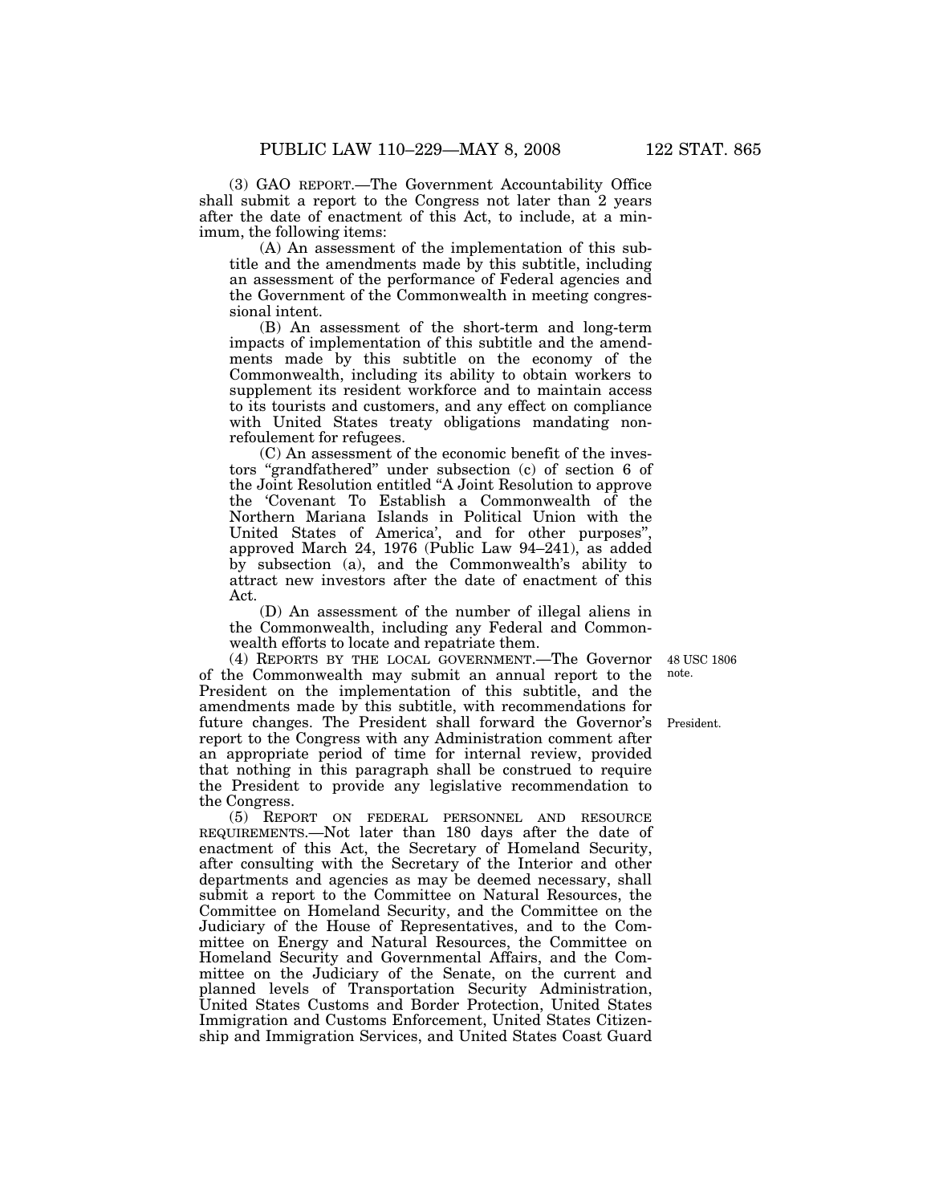(3) GAO REPORT.—The Government Accountability Office shall submit a report to the Congress not later than 2 years after the date of enactment of this Act, to include, at a minimum, the following items:

(A) An assessment of the implementation of this subtitle and the amendments made by this subtitle, including an assessment of the performance of Federal agencies and the Government of the Commonwealth in meeting congressional intent.

(B) An assessment of the short-term and long-term impacts of implementation of this subtitle and the amendments made by this subtitle on the economy of the Commonwealth, including its ability to obtain workers to supplement its resident workforce and to maintain access to its tourists and customers, and any effect on compliance with United States treaty obligations mandating nonrefoulement for refugees.

(C) An assessment of the economic benefit of the investors "grandfathered" under subsection (c) of section 6 of the Joint Resolution entitled "A Joint Resolution to approve the 'Covenant To Establish a Commonwealth of the Northern Mariana Islands in Political Union with the United States of America', and for other purposes", approved March 24, 1976 (Public Law 94–241), as added by subsection (a), and the Commonwealth's ability to attract new investors after the date of enactment of this Act.

(D) An assessment of the number of illegal aliens in the Commonwealth, including any Federal and Commonwealth efforts to locate and repatriate them.

48 USC 1806 note.

(4) REPORTS BY THE LOCAL GOVERNMENT.—The Governor of the Commonwealth may submit an annual report to the President on the implementation of this subtitle, and the amendments made by this subtitle, with recommendations for future changes. The President shall forward the Governor's report to the Congress with any Administration comment after an appropriate period of time for internal review, provided that nothing in this paragraph shall be construed to require the President to provide any legislative recommendation to the Congress.

President.

(5) REPORT ON FEDERAL PERSONNEL AND RESOURCE REQUIREMENTS.—Not later than 180 days after the date of enactment of this Act, the Secretary of Homeland Security, after consulting with the Secretary of the Interior and other departments and agencies as may be deemed necessary, shall submit a report to the Committee on Natural Resources, the Committee on Homeland Security, and the Committee on the Judiciary of the House of Representatives, and to the Committee on Energy and Natural Resources, the Committee on Homeland Security and Governmental Affairs, and the Committee on the Judiciary of the Senate, on the current and planned levels of Transportation Security Administration, United States Customs and Border Protection, United States Immigration and Customs Enforcement, United States Citizenship and Immigration Services, and United States Coast Guard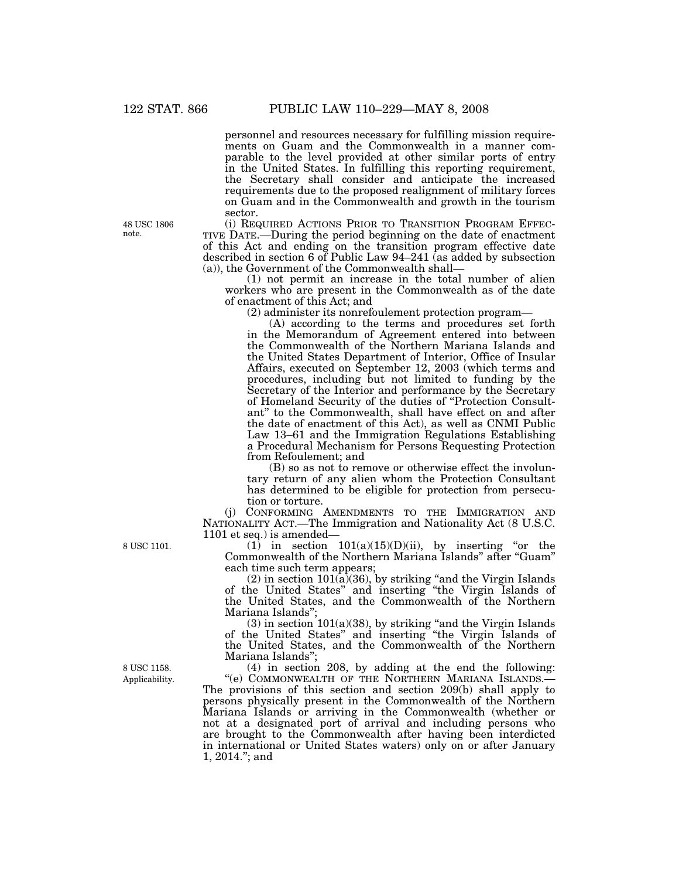personnel and resources necessary for fulfilling mission requirements on Guam and the Commonwealth in a manner comparable to the level provided at other similar ports of entry in the United States. In fulfilling this reporting requirement, the Secretary shall consider and anticipate the increased requirements due to the proposed realignment of military forces on Guam and in the Commonwealth and growth in the tourism sector.

48 USC 1806 note.

(i) REQUIRED ACTIONS PRIOR TO TRANSITION PROGRAM EFFECTIVE DATE.—During the period beginning on the date of enactment of this Act and ending on the transition program effective date described in section 6 of Public Law 94–241 (as added by subsection (a)), the Government of the Commonwealth shall—

(1) not permit an increase in the total number of alien workers who are present in the Commonwealth as of the date of enactment of this Act; and

(2) administer its nonrefoulement protection program—

(A) according to the terms and procedures set forth in the Memorandum of Agreement entered into between the Commonwealth of the Northern Mariana Islands and the United States Department of Interior, Office of Insular Affairs, executed on September 12, 2003 (which terms and procedures, including but not limited to funding by the Secretary of the Interior and performance by the Secretary of Homeland Security of the duties of "Protection Consultant" to the Commonwealth, shall have effect on and after the date of enactment of this Act), as well as CNMI Public Law 13–61 and the Immigration Regulations Establishing a Procedural Mechanism for Persons Requesting Protection from Refoulement; and

(B) so as not to remove or otherwise effect the involuntary return of any alien whom the Protection Consultant has determined to be eligible for protection from persecution or torture.

(j) CONFORMING AMENDMENTS TO THE IMMIGRATION AND NATIONALITY ACT.—The Immigration and Nationality Act (8 U.S.C. 1101 et seq.) is amended—

8 USC 1101.

(1) in section 101(a)(15)(D)(ii), by inserting "or the Commonwealth of the Northern Mariana Islands" after "Guam" each time such term appears;

(2) in section 101(a)(36), by striking "and the Virgin Islands of the United States" and inserting "the Virgin Islands of the United States, and the Commonwealth of the Northern Mariana Islands";

(3) in section 101(a)(38), by striking "and the Virgin Islands of the United States" and inserting "the Virgin Islands of the United States, and the Commonwealth of the Northern Mariana Islands";

8 USC 1158. Applicability.

(4) in section 208, by adding at the end the following:

"(e) COMMONWEALTH OF THE NORTHERN MARIANA ISLANDS.—The provisions of this section and section 209(b) shall apply to persons physically present in the Commonwealth of the Northern Mariana Islands or arriving in the Commonwealth (whether or not at a designated port of arrival and including persons who are brought to the Commonwealth after having been interdicted in international or United States waters) only on or after January 1, 2014."; and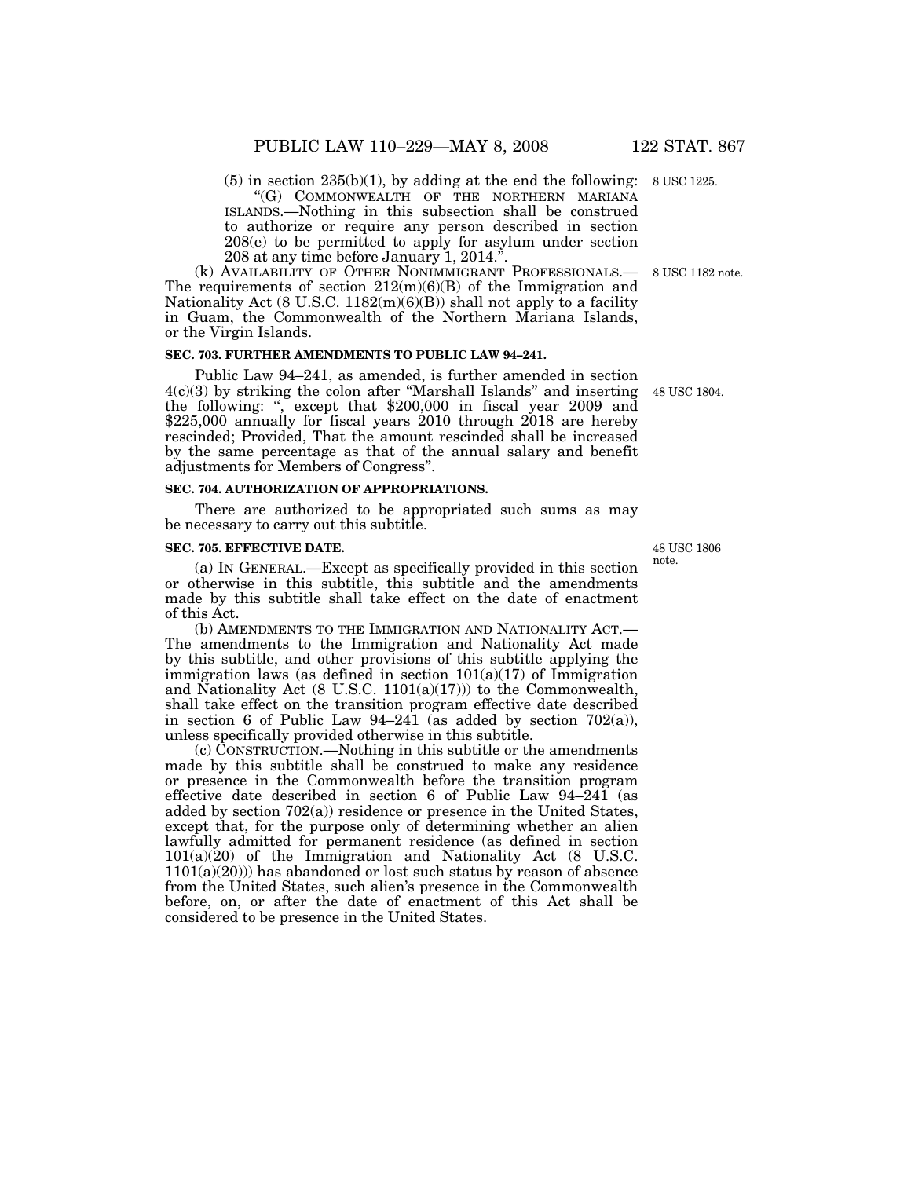(5) in section 235(b)(1), by adding at the end the following:

"(G) COMMONWEALTH OF THE NORTHERN MARIANA ISLANDS.—Nothing in this subsection shall be construed to authorize or require any person described in section 208(e) to be permitted to apply for asylum under section 208 at any time before January 1, 2014.".

8 USC 1225.

(k) AVAILABILITY OF OTHER NONIMMIGRANT PROFESSIONALS.— The requirements of section 212(m)(6)(B) of the Immigration and Nationality Act (8 U.S.C. 1182(m)(6)(B)) shall not apply to a facility in Guam, the Commonwealth of the Northern Mariana Islands, or the Virgin Islands.

8 USC 1182 note.

**SEC. 703. FURTHER AMENDMENTS TO PUBLIC LAW 94–241.**

Public Law 94–241, as amended, is further amended in section 4(c)(3) by striking the colon after "Marshall Islands" and inserting the following: ", except that $200,000 in fiscal year 2009 and $225,000 annually for fiscal years 2010 through 2018 are hereby rescinded; Provided, That the amount rescinded shall be increased by the same percentage as that of the annual salary and benefit adjustments for Members of Congress".

48 USC 1804.

**SEC. 704. AUTHORIZATION OF APPROPRIATIONS.**

There are authorized to be appropriated such sums as may be necessary to carry out this subtitle.

**SEC. 705. EFFECTIVE DATE.**

48 USC 1806 note.

(a) IN GENERAL.—Except as specifically provided in this section or otherwise in this subtitle, this subtitle and the amendments made by this subtitle shall take effect on the date of enactment of this Act.

(b) AMENDMENTS TO THE IMMIGRATION AND NATIONALITY ACT.— The amendments to the Immigration and Nationality Act made by this subtitle, and other provisions of this subtitle applying the immigration laws (as defined in section 101(a)(17) of Immigration and Nationality Act (8 U.S.C. 1101(a)(17))) to the Commonwealth, shall take effect on the transition program effective date described in section 6 of Public Law 94–241 (as added by section 702(a)), unless specifically provided otherwise in this subtitle.

(c) CONSTRUCTION.—Nothing in this subtitle or the amendments made by this subtitle shall be construed to make any residence or presence in the Commonwealth before the transition program effective date described in section 6 of Public Law 94–241 (as added by section 702(a)) residence or presence in the United States, except that, for the purpose only of determining whether an alien lawfully admitted for permanent residence (as defined in section 101(a)(20) of the Immigration and Nationality Act (8 U.S.C. 1101(a)(20))) has abandoned or lost such status by reason of absence from the United States, such alien's presence in the Commonwealth before, on, or after the date of enactment of this Act shall be considered to be presence in the United States.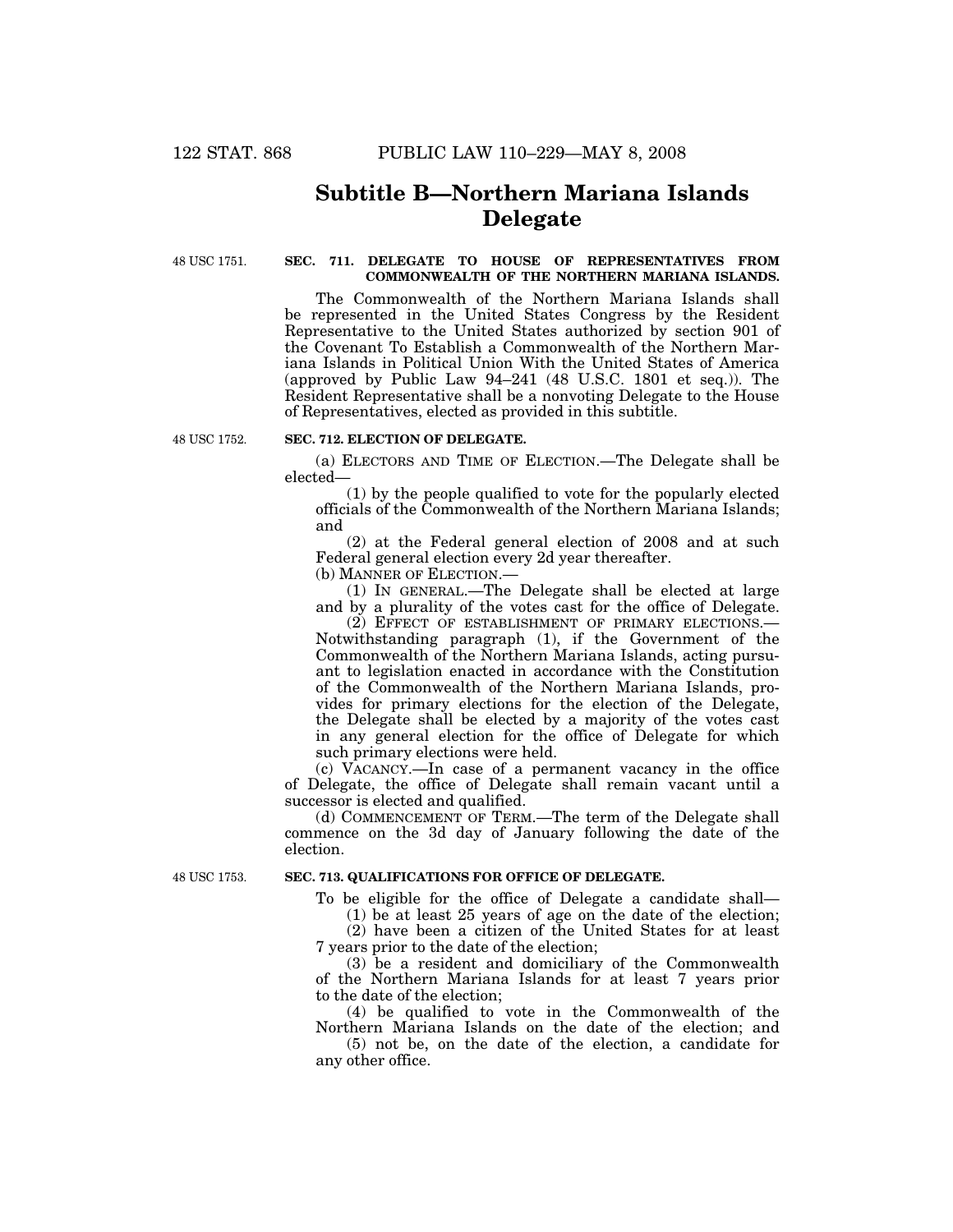## Subtitle B—Northern Mariana Islands Delegate

48 USC 1751.

**SEC. 711. DELEGATE TO HOUSE OF REPRESENTATIVES FROM COMMONWEALTH OF THE NORTHERN MARIANA ISLANDS.**

The Commonwealth of the Northern Mariana Islands shall be represented in the United States Congress by the Resident Representative to the United States authorized by section 901 of the Covenant To Establish a Commonwealth of the Northern Mariana Islands in Political Union With the United States of America (approved by Public Law 94–241 (48 U.S.C. 1801 et seq.)). The Resident Representative shall be a nonvoting Delegate to the House of Representatives, elected as provided in this subtitle.

48 USC 1752.

**SEC. 712. ELECTION OF DELEGATE.**

(a) ELECTORS AND TIME OF ELECTION.—The Delegate shall be elected—

(1) by the people qualified to vote for the popularly elected officials of the Commonwealth of the Northern Mariana Islands; and

(2) at the Federal general election of 2008 and at such Federal general election every 2d year thereafter.

(b) MANNER OF ELECTION.—

(1) IN GENERAL.—The Delegate shall be elected at large and by a plurality of the votes cast for the office of Delegate.

(2) EFFECT OF ESTABLISHMENT OF PRIMARY ELECTIONS.—Notwithstanding paragraph (1), if the Government of the Commonwealth of the Northern Mariana Islands, acting pursuant to legislation enacted in accordance with the Constitution of the Commonwealth of the Northern Mariana Islands, provides for primary elections for the election of the Delegate, the Delegate shall be elected by a majority of the votes cast in any general election for the office of Delegate for which such primary elections were held.

(c) VACANCY.—In case of a permanent vacancy in the office of Delegate, the office of Delegate shall remain vacant until a successor is elected and qualified.

(d) COMMENCEMENT OF TERM.—The term of the Delegate shall commence on the 3d day of January following the date of the election.

48 USC 1753.

**SEC. 713. QUALIFICATIONS FOR OFFICE OF DELEGATE.**

To be eligible for the office of Delegate a candidate shall—

(1) be at least 25 years of age on the date of the election;

(2) have been a citizen of the United States for at least 7 years prior to the date of the election;

(3) be a resident and domiciliary of the Commonwealth of the Northern Mariana Islands for at least 7 years prior to the date of the election;

(4) be qualified to vote in the Commonwealth of the Northern Mariana Islands on the date of the election; and

(5) not be, on the date of the election, a candidate for any other office.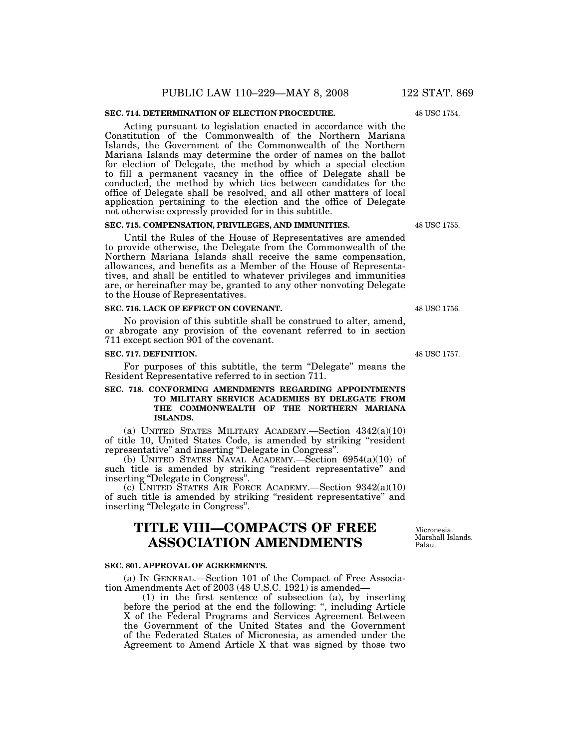**SEC. 714. DETERMINATION OF ELECTION PROCEDURE.**

48 USC 1754.

Acting pursuant to legislation enacted in accordance with the Constitution of the Commonwealth of the Northern Mariana Islands, the Government of the Commonwealth of the Northern Mariana Islands may determine the order of names on the ballot for election of Delegate, the method by which a special election to fill a permanent vacancy in the office of Delegate shall be conducted, the method by which ties between candidates for the office of Delegate shall be resolved, and all other matters of local application pertaining to the election and the office of Delegate not otherwise expressly provided for in this subtitle.

**SEC. 715. COMPENSATION, PRIVILEGES, AND IMMUNITIES.**

48 USC 1755.

Until the Rules of the House of Representatives are amended to provide otherwise, the Delegate from the Commonwealth of the Northern Mariana Islands shall receive the same compensation, allowances, and benefits as a Member of the House of Representatives, and shall be entitled to whatever privileges and immunities are, or hereinafter may be, granted to any other nonvoting Delegate to the House of Representatives.

**SEC. 716. LACK OF EFFECT ON COVENANT.**

48 USC 1756.

No provision of this subtitle shall be construed to alter, amend, or abrogate any provision of the covenant referred to in section 711 except section 901 of the covenant.

**SEC. 717. DEFINITION.**

48 USC 1757.

For purposes of this subtitle, the term "Delegate" means the Resident Representative referred to in section 711.

**SEC. 718. CONFORMING AMENDMENTS REGARDING APPOINTMENTS TO MILITARY SERVICE ACADEMIES BY DELEGATE FROM THE COMMONWEALTH OF THE NORTHERN MARIANA ISLANDS.**

(a) UNITED STATES MILITARY ACADEMY.—Section 4342(a)(10) of title 10, United States Code, is amended by striking "resident representative" and inserting "Delegate in Congress".

(b) UNITED STATES NAVAL ACADEMY.—Section 6954(a)(10) of such title is amended by striking "resident representative" and inserting "Delegate in Congress".

(c) UNITED STATES AIR FORCE ACADEMY.—Section 9342(a)(10) of such title is amended by striking "resident representative" and inserting "Delegate in Congress".

# TITLE VIII—COMPACTS OF FREE ASSOCIATION AMENDMENTS

Micronesia.
Marshall Islands.
Palau.

**SEC. 801. APPROVAL OF AGREEMENTS.**

(a) IN GENERAL.—Section 101 of the Compact of Free Association Amendments Act of 2003 (48 U.S.C. 1921) is amended—

(1) in the first sentence of subsection (a), by inserting before the period at the end the following: ", including Article X of the Federal Programs and Services Agreement Between the Government of the United States and the Government of the Federated States of Micronesia, as amended under the Agreement to Amend Article X that was signed by those two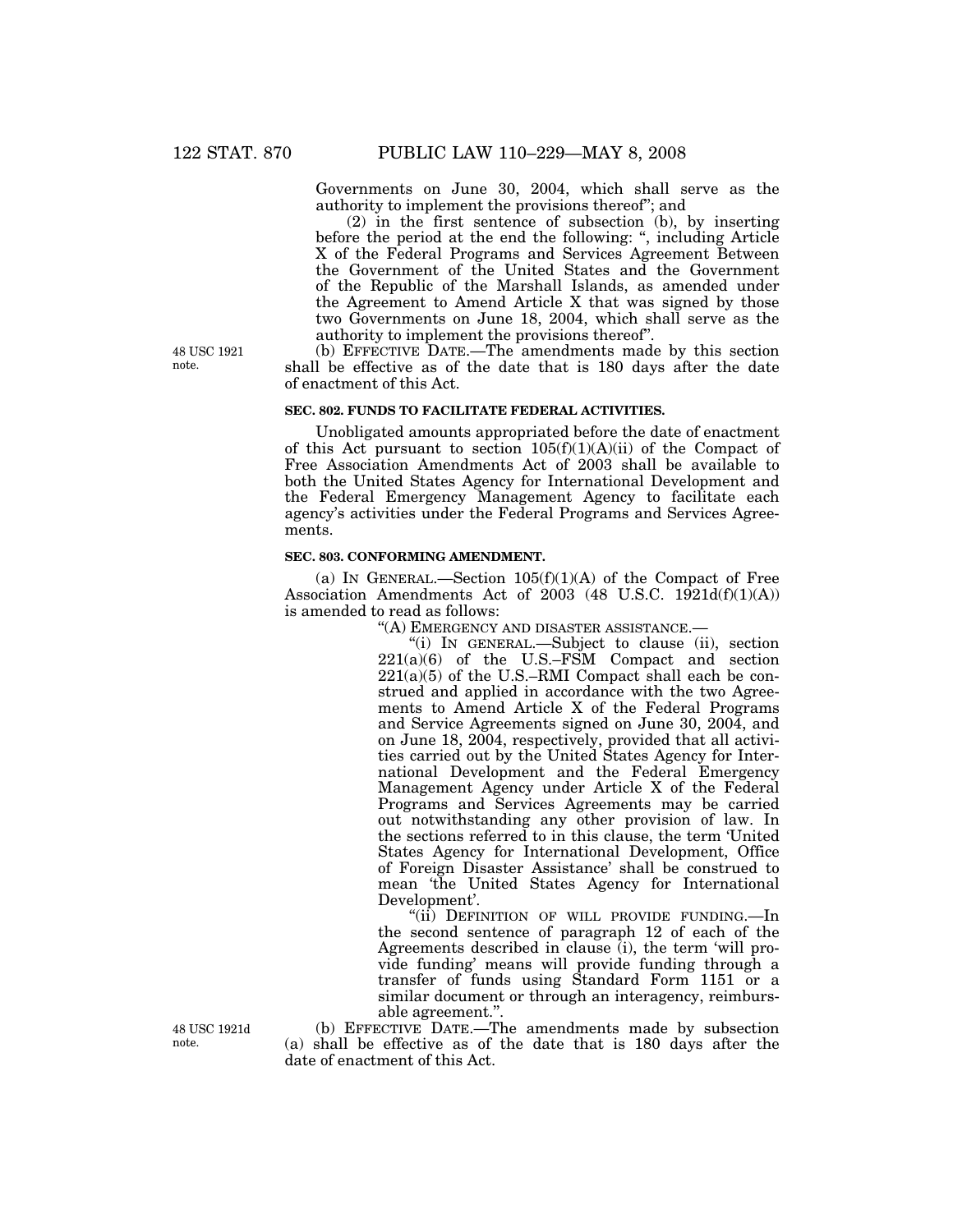Governments on June 30, 2004, which shall serve as the authority to implement the provisions thereof"; and

(2) in the first sentence of subsection (b), by inserting before the period at the end the following: ", including Article X of the Federal Programs and Services Agreement Between the Government of the United States and the Government of the Republic of the Marshall Islands, as amended under the Agreement to Amend Article X that was signed by those two Governments on June 18, 2004, which shall serve as the authority to implement the provisions thereof".

48 USC 1921 note.

(b) EFFECTIVE DATE.—The amendments made by this section shall be effective as of the date that is 180 days after the date of enactment of this Act.

**SEC. 802. FUNDS TO FACILITATE FEDERAL ACTIVITIES.**

Unobligated amounts appropriated before the date of enactment of this Act pursuant to section 105(f)(1)(A)(ii) of the Compact of Free Association Amendments Act of 2003 shall be available to both the United States Agency for International Development and the Federal Emergency Management Agency to facilitate each agency's activities under the Federal Programs and Services Agreements.

**SEC. 803. CONFORMING AMENDMENT.**

(a) IN GENERAL.—Section 105(f)(1)(A) of the Compact of Free Association Amendments Act of 2003 (48 U.S.C. 1921d(f)(1)(A)) is amended to read as follows:

"(A) EMERGENCY AND DISASTER ASSISTANCE.—

"(i) IN GENERAL.—Subject to clause (ii), section 221(a)(6) of the U.S.–FSM Compact and section 221(a)(5) of the U.S.–RMI Compact shall each be construed and applied in accordance with the two Agreements to Amend Article X of the Federal Programs and Service Agreements signed on June 30, 2004, and on June 18, 2004, respectively, provided that all activities carried out by the United States Agency for International Development and the Federal Emergency Management Agency under Article X of the Federal Programs and Services Agreements may be carried out notwithstanding any other provision of law. In the sections referred to in this clause, the term 'United States Agency for International Development, Office of Foreign Disaster Assistance' shall be construed to mean 'the United States Agency for International Development'.

"(ii) DEFINITION OF WILL PROVIDE FUNDING.—In the second sentence of paragraph 12 of each of the Agreements described in clause (i), the term 'will provide funding' means will provide funding through a transfer of funds using Standard Form 1151 or a similar document or through an interagency, reimbursable agreement.".

48 USC 1921d note.

(b) EFFECTIVE DATE.—The amendments made by subsection (a) shall be effective as of the date that is 180 days after the date of enactment of this Act.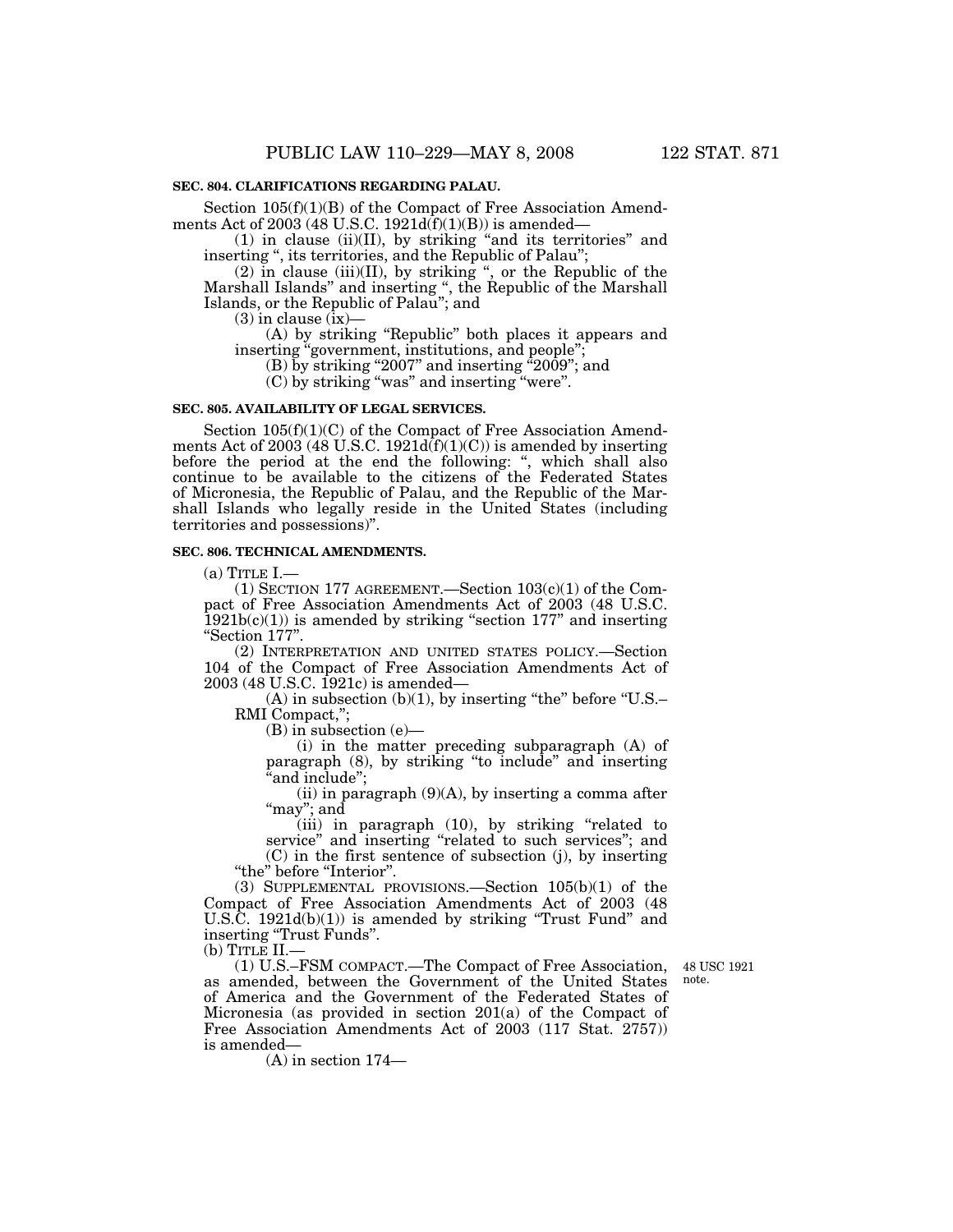**SEC. 804. CLARIFICATIONS REGARDING PALAU.**

Section 105(f)(1)(B) of the Compact of Free Association Amendments Act of 2003 (48 U.S.C. 1921d(f)(1)(B)) is amended—

(1) in clause (ii)(II), by striking "and its territories" and inserting ", its territories, and the Republic of Palau";

(2) in clause (iii)(II), by striking ", or the Republic of the Marshall Islands" and inserting ", the Republic of the Marshall Islands, or the Republic of Palau"; and

(3) in clause (ix)—

(A) by striking "Republic" both places it appears and inserting "government, institutions, and people";

(B) by striking "2007" and inserting "2009"; and

(C) by striking "was" and inserting "were".

**SEC. 805. AVAILABILITY OF LEGAL SERVICES.**

Section 105(f)(1)(C) of the Compact of Free Association Amendments Act of 2003 (48 U.S.C. 1921d(f)(1)(C)) is amended by inserting before the period at the end the following: ", which shall also continue to be available to the citizens of the Federated States of Micronesia, the Republic of Palau, and the Republic of the Marshall Islands who legally reside in the United States (including territories and possessions)".

**SEC. 806. TECHNICAL AMENDMENTS.**

(a) TITLE I.—

(1) SECTION 177 AGREEMENT.—Section 103(c)(1) of the Compact of Free Association Amendments Act of 2003 (48 U.S.C. 1921b(c)(1)) is amended by striking "section 177" and inserting "Section 177".

(2) INTERPRETATION AND UNITED STATES POLICY.—Section 104 of the Compact of Free Association Amendments Act of 2003 (48 U.S.C. 1921c) is amended—

(A) in subsection (b)(1), by inserting "the" before "U.S.–RMI Compact,";

(B) in subsection (e)—

(i) in the matter preceding subparagraph (A) of paragraph (8), by striking "to include" and inserting "and include";

(ii) in paragraph (9)(A), by inserting a comma after "may"; and

(iii) in paragraph (10), by striking "related to service" and inserting "related to such services"; and

(C) in the first sentence of subsection (j), by inserting "the" before "Interior".

(3) SUPPLEMENTAL PROVISIONS.—Section 105(b)(1) of the Compact of Free Association Amendments Act of 2003 (48 U.S.C. 1921d(b)(1)) is amended by striking "Trust Fund" and inserting "Trust Funds".

(b) TITLE II.—

(1) U.S.–FSM COMPACT.—The Compact of Free Association, as amended, between the Government of the United States of America and the Government of the Federated States of Micronesia (as provided in section 201(a) of the Compact of Free Association Amendments Act of 2003 (117 Stat. 2757)) is amended—

48 USC 1921 note.

(A) in section 174—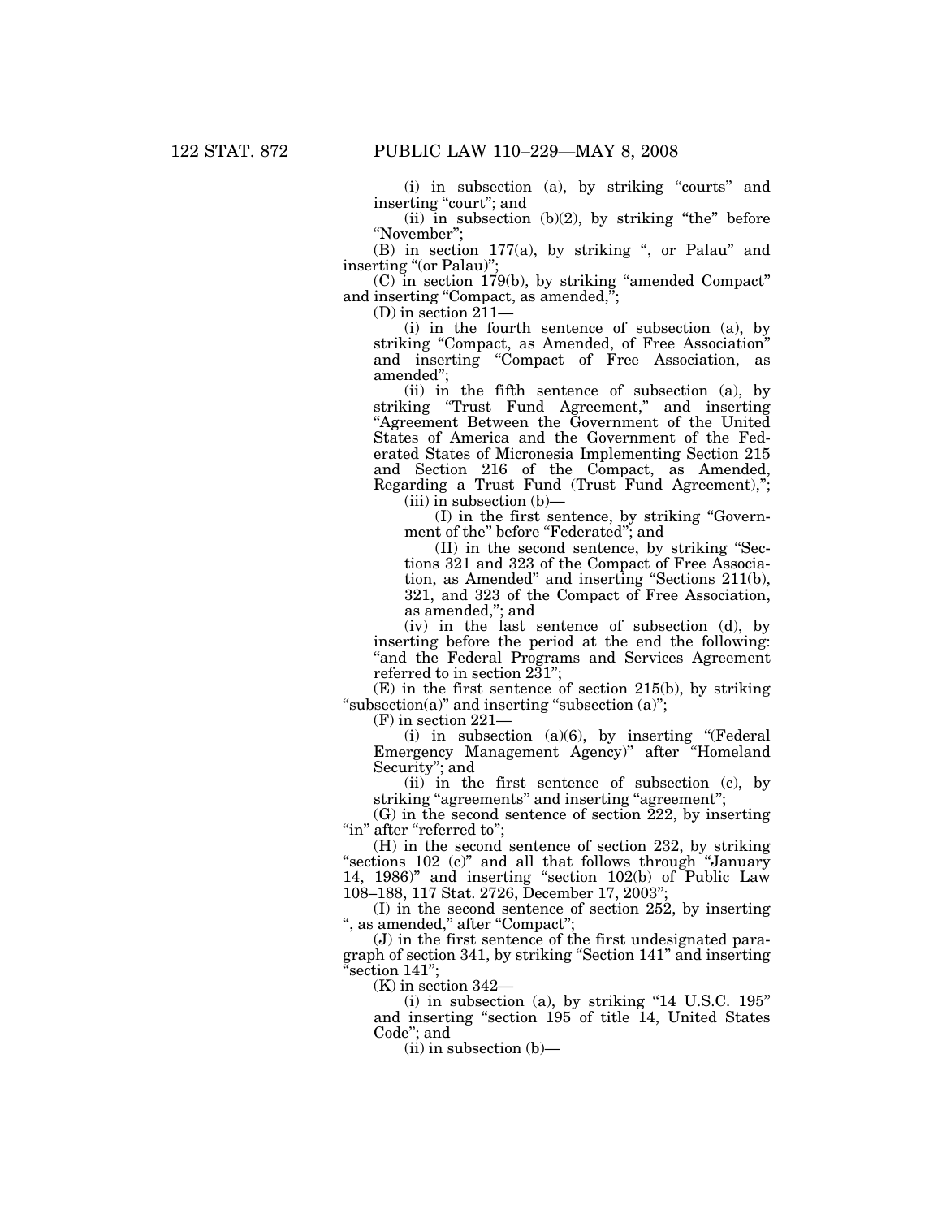(i) in subsection (a), by striking "courts" and inserting "court"; and

(ii) in subsection (b)(2), by striking "the" before "November";

(B) in section 177(a), by striking ", or Palau" and inserting "(or Palau)";

(C) in section 179(b), by striking "amended Compact" and inserting "Compact, as amended,";

(D) in section 211—

(i) in the fourth sentence of subsection (a), by striking "Compact, as Amended, of Free Association" and inserting "Compact of Free Association, as amended";

(ii) in the fifth sentence of subsection (a), by striking "Trust Fund Agreement," and inserting "Agreement Between the Government of the United States of America and the Government of the Federated States of Micronesia Implementing Section 215 and Section 216 of the Compact, as Amended, Regarding a Trust Fund (Trust Fund Agreement),";

(iii) in subsection (b)—

(I) in the first sentence, by striking "Government of the" before "Federated"; and

(II) in the second sentence, by striking "Sections 321 and 323 of the Compact of Free Association, as Amended" and inserting "Sections 211(b), 321, and 323 of the Compact of Free Association, as amended,"; and

(iv) in the last sentence of subsection (d), by inserting before the period at the end the following: "and the Federal Programs and Services Agreement referred to in section 231";

(E) in the first sentence of section 215(b), by striking "subsection(a)" and inserting "subsection (a)";

(F) in section 221—

(i) in subsection (a)(6), by inserting "(Federal Emergency Management Agency)" after "Homeland Security"; and

(ii) in the first sentence of subsection (c), by striking "agreements" and inserting "agreement";

(G) in the second sentence of section 222, by inserting "in" after "referred to";

(H) in the second sentence of section 232, by striking "sections 102 (c)" and all that follows through "January 14, 1986)" and inserting "section 102(b) of Public Law 108–188, 117 Stat. 2726, December 17, 2003";

(I) in the second sentence of section 252, by inserting ", as amended," after "Compact";

(J) in the first sentence of the first undesignated paragraph of section 341, by striking "Section 141" and inserting "section 141";

(K) in section 342—

(i) in subsection (a), by striking "14 U.S.C. 195" and inserting "section 195 of title 14, United States Code"; and

(ii) in subsection (b)—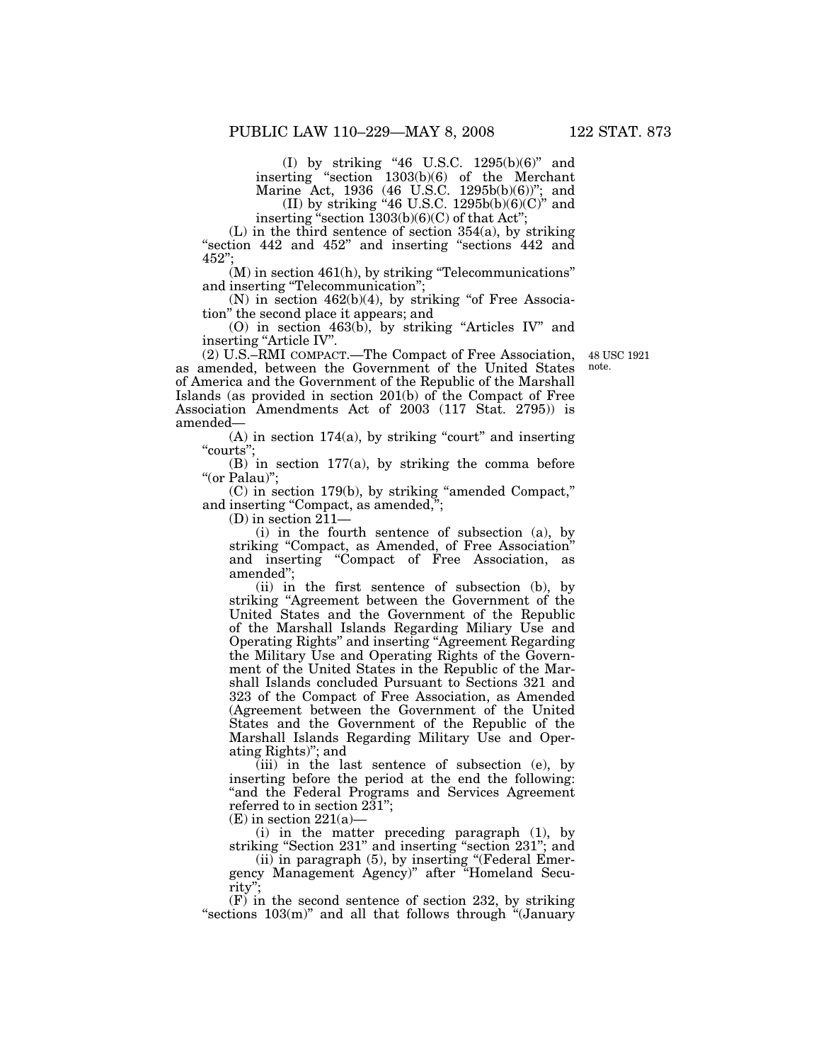(I) by striking "46 U.S.C. 1295(b)(6)" and inserting "section 1303(b)(6) of the Merchant Marine Act, 1936 (46 U.S.C. 1295b(b)(6))"; and

(II) by striking "46 U.S.C. 1295b(b)(6)(C)" and inserting "section 1303(b)(6)(C) of that Act";

(L) in the third sentence of section 354(a), by striking "section 442 and 452" and inserting "sections 442 and 452";

(M) in section 461(h), by striking "Telecommunications" and inserting "Telecommunication";

(N) in section 462(b)(4), by striking "of Free Association" the second place it appears; and

(O) in section 463(b), by striking "Articles IV" and inserting "Article IV".

(2) U.S.–RMI COMPACT.—The Compact of Free Association, as amended, between the Government of the United States of America and the Government of the Republic of the Marshall Islands (as provided in section 201(b) of the Compact of Free Association Amendments Act of 2003 (117 Stat. 2795)) is amended—

48 USC 1921 note.

(A) in section 174(a), by striking "court" and inserting "courts";

(B) in section 177(a), by striking the comma before "(or Palau)";

(C) in section 179(b), by striking "amended Compact," and inserting "Compact, as amended,";

(D) in section 211—

(i) in the fourth sentence of subsection (a), by striking "Compact, as Amended, of Free Association" and inserting "Compact of Free Association, as amended";

(ii) in the first sentence of subsection (b), by striking "Agreement between the Government of the United States and the Government of the Republic of the Marshall Islands Regarding Miliary Use and Operating Rights" and inserting "Agreement Regarding the Military Use and Operating Rights of the Government of the United States in the Republic of the Marshall Islands concluded Pursuant to Sections 321 and 323 of the Compact of Free Association, as Amended (Agreement between the Government of the United States and the Government of the Republic of the Marshall Islands Regarding Military Use and Operating Rights)"; and

(iii) in the last sentence of subsection (e), by inserting before the period at the end the following: "and the Federal Programs and Services Agreement referred to in section 231";

(E) in section 221(a)—

(i) in the matter preceding paragraph (1), by striking "Section 231" and inserting "section 231"; and

(ii) in paragraph (5), by inserting "(Federal Emergency Management Agency)" after "Homeland Security";

(F) in the second sentence of section 232, by striking "sections 103(m)" and all that follows through "(January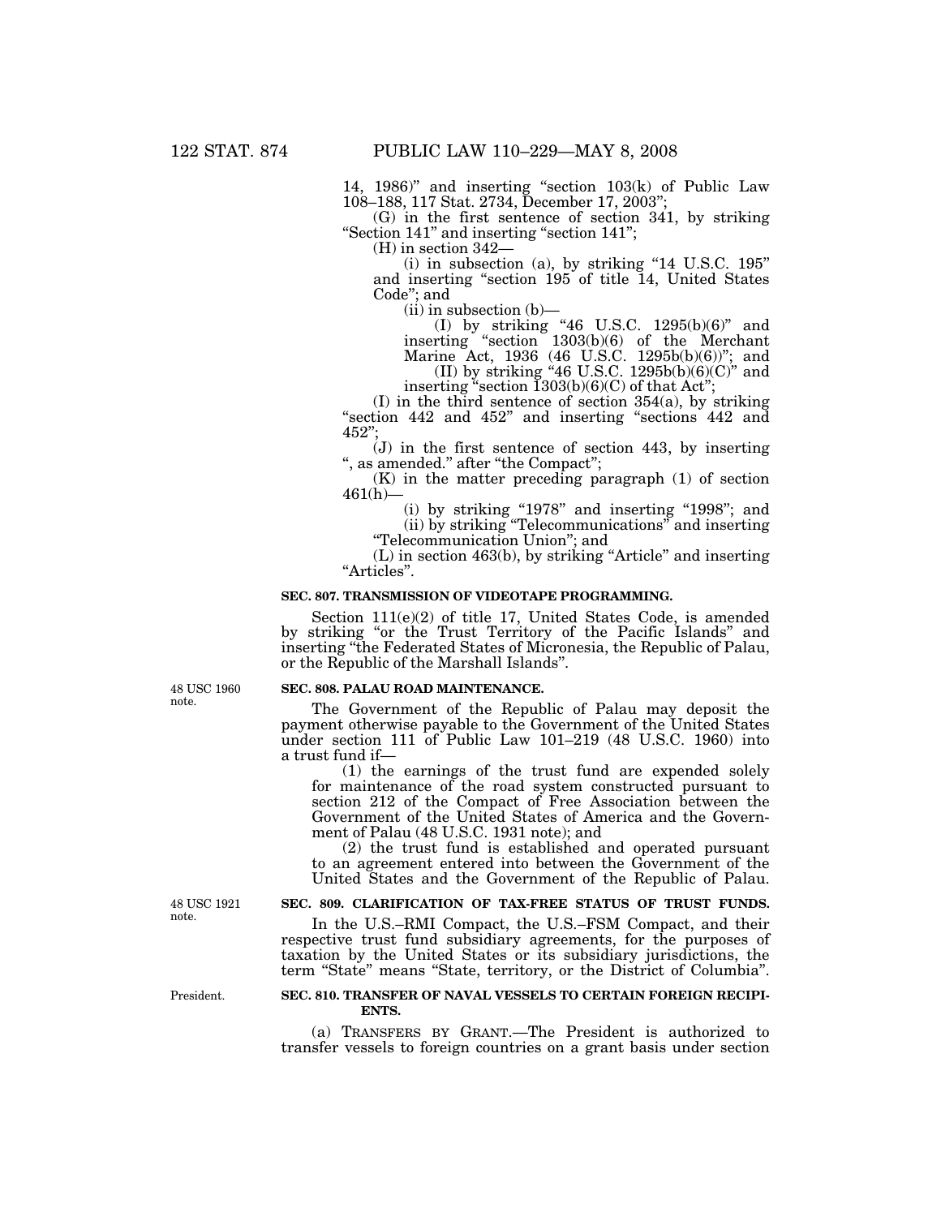14, 1986)" and inserting "section 103(k) of Public Law 108–188, 117 Stat. 2734, December 17, 2003";

(G) in the first sentence of section 341, by striking "Section 141" and inserting "section 141";

(H) in section 342—

(i) in subsection (a), by striking "14 U.S.C. 195" and inserting "section 195 of title 14, United States Code"; and

(ii) in subsection (b)—

(I) by striking "46 U.S.C. 1295(b)(6)" and inserting "section 1303(b)(6) of the Merchant Marine Act, 1936 (46 U.S.C. 1295b(b)(6))"; and

(II) by striking "46 U.S.C. 1295b(b)(6)(C)" and inserting "section 1303(b)(6)(C) of that Act";

(I) in the third sentence of section 354(a), by striking "section 442 and 452" and inserting "sections 442 and 452";

(J) in the first sentence of section 443, by inserting ", as amended." after "the Compact";

(K) in the matter preceding paragraph (1) of section 461(h)—

(i) by striking "1978" and inserting "1998"; and

(ii) by striking "Telecommunications" and inserting "Telecommunication Union"; and

(L) in section 463(b), by striking "Article" and inserting "Articles".

**SEC. 807. TRANSMISSION OF VIDEOTAPE PROGRAMMING.**

Section 111(e)(2) of title 17, United States Code, is amended by striking "or the Trust Territory of the Pacific Islands" and inserting "the Federated States of Micronesia, the Republic of Palau, or the Republic of the Marshall Islands".

48 USC 1960 note.

**SEC. 808. PALAU ROAD MAINTENANCE.**

The Government of the Republic of Palau may deposit the payment otherwise payable to the Government of the United States under section 111 of Public Law 101–219 (48 U.S.C. 1960) into a trust fund if—

(1) the earnings of the trust fund are expended solely for maintenance of the road system constructed pursuant to section 212 of the Compact of Free Association between the Government of the United States of America and the Government of Palau (48 U.S.C. 1931 note); and

(2) the trust fund is established and operated pursuant to an agreement entered into between the Government of the United States and the Government of the Republic of Palau.

48 USC 1921 note.

**SEC. 809. CLARIFICATION OF TAX-FREE STATUS OF TRUST FUNDS.**

In the U.S.–RMI Compact, the U.S.–FSM Compact, and their respective trust fund subsidiary agreements, for the purposes of taxation by the United States or its subsidiary jurisdictions, the term "State" means "State, territory, or the District of Columbia".

President.

**SEC. 810. TRANSFER OF NAVAL VESSELS TO CERTAIN FOREIGN RECIPIENTS.**

(a) TRANSFERS BY GRANT.—The President is authorized to transfer vessels to foreign countries on a grant basis under section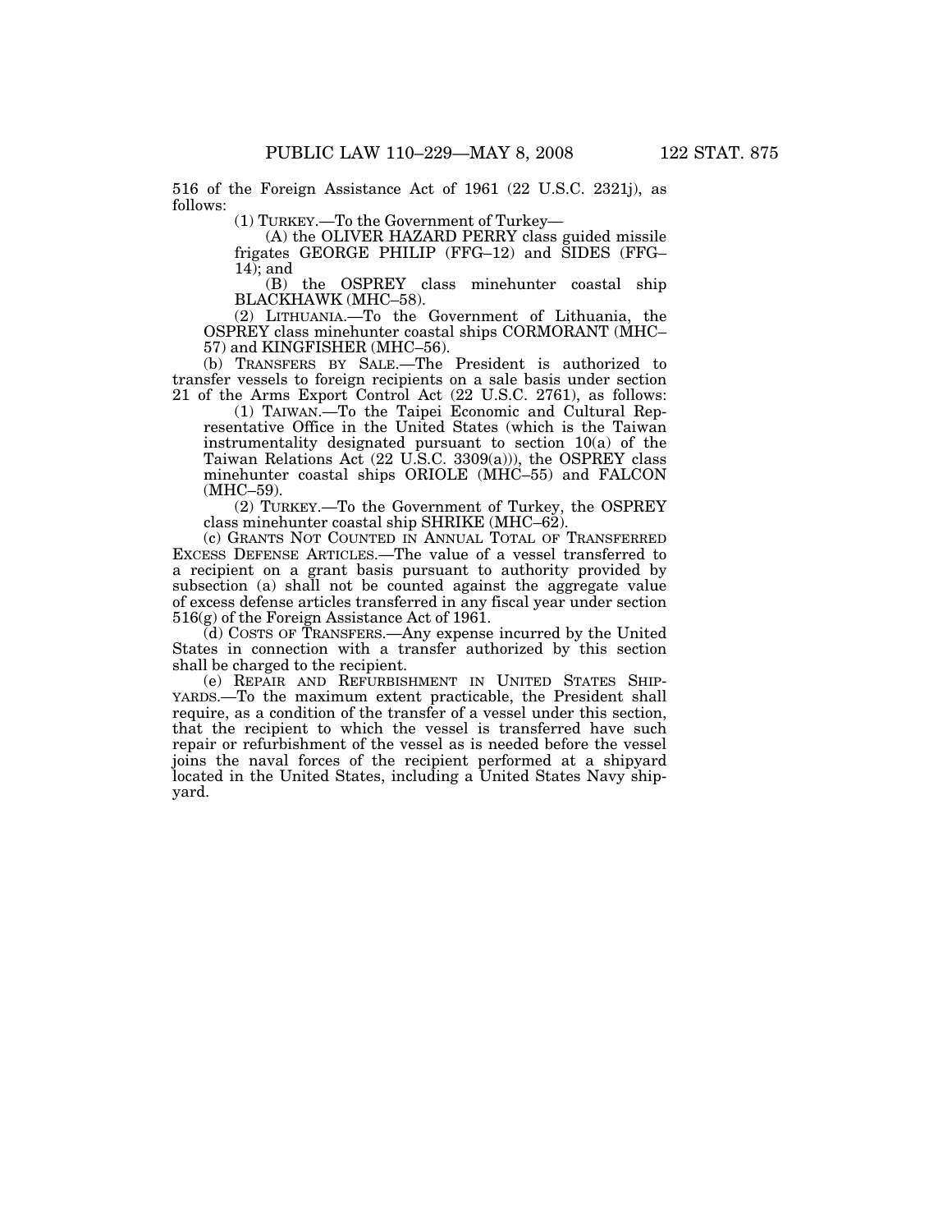516 of the Foreign Assistance Act of 1961 (22 U.S.C. 2321j), as follows:

(1) TURKEY.—To the Government of Turkey—

(A) the OLIVER HAZARD PERRY class guided missile frigates GEORGE PHILIP (FFG–12) and SIDES (FFG–14); and

(B) the OSPREY class minehunter coastal ship BLACKHAWK (MHC–58).

(2) LITHUANIA.—To the Government of Lithuania, the OSPREY class minehunter coastal ships CORMORANT (MHC–57) and KINGFISHER (MHC–56).

(b) TRANSFERS BY SALE.—The President is authorized to transfer vessels to foreign recipients on a sale basis under section 21 of the Arms Export Control Act (22 U.S.C. 2761), as follows:

(1) TAIWAN.—To the Taipei Economic and Cultural Representative Office in the United States (which is the Taiwan instrumentality designated pursuant to section 10(a) of the Taiwan Relations Act (22 U.S.C. 3309(a))), the OSPREY class minehunter coastal ships ORIOLE (MHC–55) and FALCON (MHC–59).

(2) TURKEY.—To the Government of Turkey, the OSPREY class minehunter coastal ship SHRIKE (MHC–62).

(c) GRANTS NOT COUNTED IN ANNUAL TOTAL OF TRANSFERRED EXCESS DEFENSE ARTICLES.—The value of a vessel transferred to a recipient on a grant basis pursuant to authority provided by subsection (a) shall not be counted against the aggregate value of excess defense articles transferred in any fiscal year under section 516(g) of the Foreign Assistance Act of 1961.

(d) COSTS OF TRANSFERS.—Any expense incurred by the United States in connection with a transfer authorized by this section shall be charged to the recipient.

(e) REPAIR AND REFURBISHMENT IN UNITED STATES SHIPYARDS.—To the maximum extent practicable, the President shall require, as a condition of the transfer of a vessel under this section, that the recipient to which the vessel is transferred have such repair or refurbishment of the vessel as is needed before the vessel joins the naval forces of the recipient performed at a shipyard located in the United States, including a United States Navy shipyard.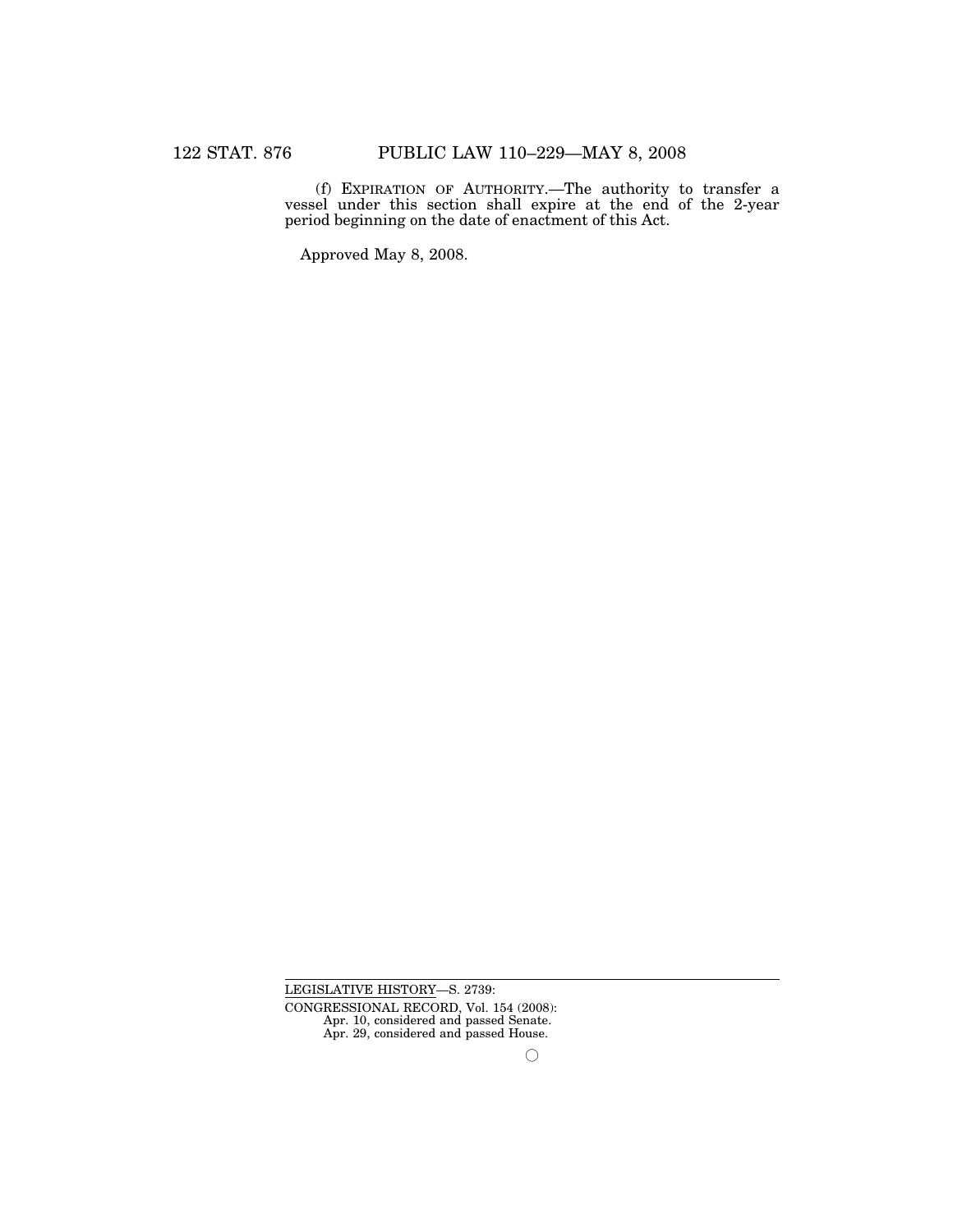(f) EXPIRATION OF AUTHORITY.—The authority to transfer a vessel under this section shall expire at the end of the 2-year period beginning on the date of enactment of this Act.

Approved May 8, 2008.

---

LEGISLATIVE HISTORY—S. 2739:

CONGRESSIONAL RECORD, Vol. 154 (2008):
- Apr. 10, considered and passed Senate.
- Apr. 29, considered and passed House.